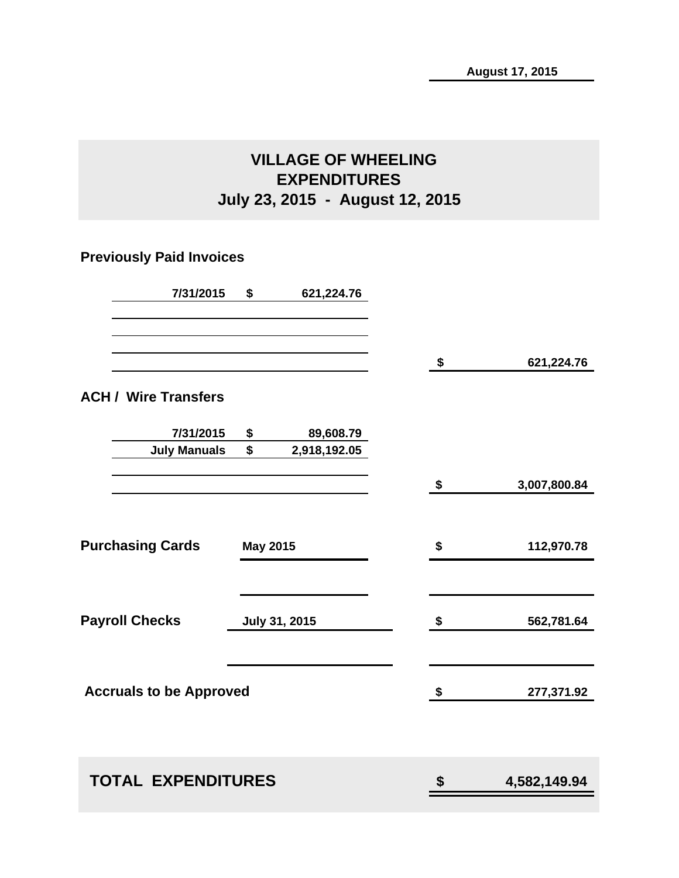August 17, 2015

# VILLAGE OF WHEELING
## EXPENDITURES
## July 23, 2015 - August 12, 2015

### Previously Paid Invoices

| | | |
|---|---|---|
| 7/31/2015 | $ | 621,224.76 |

**$ 621,224.76**

### ACH / Wire Transfers

| | | |
|---|---|---|
| 7/31/2015 | $ | 89,608.79 |
| July Manuals | $ | 2,918,192.05 |

**$ 3,007,800.84**

| | | |
|---|---|---|
| **Purchasing Cards** | May 2015 | $ 112,970.78 |
| **Payroll Checks** | July 31, 2015 | $ 562,781.64 |
| **Accruals to be Approved** | | $ 277,371.92 |

## TOTAL EXPENDITURES $ 4,582,149.94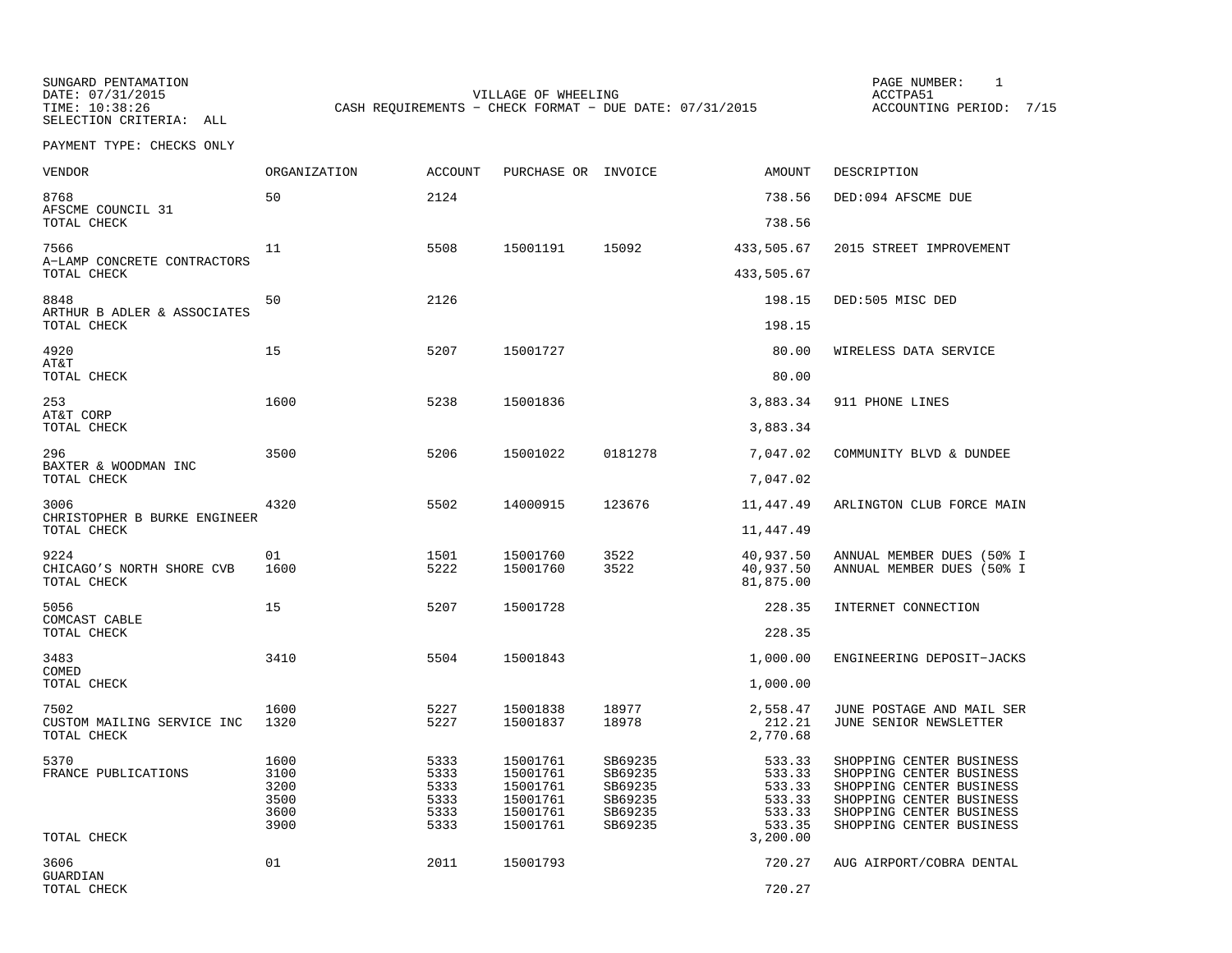SUNGARD PENTAMATION
DATE: 07/31/2015
TIME: 10:38:26
SELECTION CRITERIA: ALL

VILLAGE OF WHEELING
CASH REQUIREMENTS - CHECK FORMAT - DUE DATE: 07/31/2015

PAGE NUMBER: 1
ACCTPA51
ACCOUNTING PERIOD: 7/15

PAYMENT TYPE: CHECKS ONLY

| VENDOR | ORGANIZATION | ACCOUNT | PURCHASE OR | INVOICE | AMOUNT | DESCRIPTION |
|---|---|---|---|---|---|---|
| 8768 | 50 | 2124 | | | 738.56 | DED:094 AFSCME DUE |
| AFSCME COUNCIL 31 | | | | | | |
| TOTAL CHECK | | | | | 738.56 | |
| 7566 | 11 | 5508 | 15001191 | 15092 | 433,505.67 | 2015 STREET IMPROVEMENT |
| A-LAMP CONCRETE CONTRACTORS | | | | | | |
| TOTAL CHECK | | | | | 433,505.67 | |
| 8848 | 50 | 2126 | | | 198.15 | DED:505 MISC DED |
| ARTHUR B ADLER & ASSOCIATES | | | | | | |
| TOTAL CHECK | | | | | 198.15 | |
| 4920 | 15 | 5207 | 15001727 | | 80.00 | WIRELESS DATA SERVICE |
| AT&T | | | | | | |
| TOTAL CHECK | | | | | 80.00 | |
| 253 | 1600 | 5238 | 15001836 | | 3,883.34 | 911 PHONE LINES |
| AT&T CORP | | | | | | |
| TOTAL CHECK | | | | | 3,883.34 | |
| 296 | 3500 | 5206 | 15001022 | 0181278 | 7,047.02 | COMMUNITY BLVD & DUNDEE |
| BAXTER & WOODMAN INC | | | | | | |
| TOTAL CHECK | | | | | 7,047.02 | |
| 3006 | 4320 | 5502 | 14000915 | 123676 | 11,447.49 | ARLINGTON CLUB FORCE MAIN |
| CHRISTOPHER B BURKE ENGINEER | | | | | | |
| TOTAL CHECK | | | | | 11,447.49 | |
| 9224 | 01 | 1501 | 15001760 | 3522 | 40,937.50 | ANNUAL MEMBER DUES (50% I |
| CHICAGO'S NORTH SHORE CVB | 1600 | 5222 | 15001760 | 3522 | 40,937.50 | ANNUAL MEMBER DUES (50% I |
| TOTAL CHECK | | | | | 81,875.00 | |
| 5056 | 15 | 5207 | 15001728 | | 228.35 | INTERNET CONNECTION |
| COMCAST CABLE | | | | | | |
| TOTAL CHECK | | | | | 228.35 | |
| 3483 | 3410 | 5504 | 15001843 | | 1,000.00 | ENGINEERING DEPOSIT-JACKS |
| COMED | | | | | | |
| TOTAL CHECK | | | | | 1,000.00 | |
| 7502 | 1600 | 5227 | 15001838 | 18977 | 2,558.47 | JUNE POSTAGE AND MAIL SER |
| CUSTOM MAILING SERVICE INC | 1320 | 5227 | 15001837 | 18978 | 212.21 | JUNE SENIOR NEWSLETTER |
| TOTAL CHECK | | | | | 2,770.68 | |
| 5370 | 1600 | 5333 | 15001761 | SB69235 | 533.33 | SHOPPING CENTER BUSINESS |
| FRANCE PUBLICATIONS | 3100 | 5333 | 15001761 | SB69235 | 533.33 | SHOPPING CENTER BUSINESS |
| | 3200 | 5333 | 15001761 | SB69235 | 533.33 | SHOPPING CENTER BUSINESS |
| | 3500 | 5333 | 15001761 | SB69235 | 533.33 | SHOPPING CENTER BUSINESS |
| | 3600 | 5333 | 15001761 | SB69235 | 533.33 | SHOPPING CENTER BUSINESS |
| | 3900 | 5333 | 15001761 | SB69235 | 533.35 | SHOPPING CENTER BUSINESS |
| TOTAL CHECK | | | | | 3,200.00 | |
| 3606 | 01 | 2011 | 15001793 | | 720.27 | AUG AIRPORT/COBRA DENTAL |
| GUARDIAN | | | | | | |
| TOTAL CHECK | | | | | 720.27 | |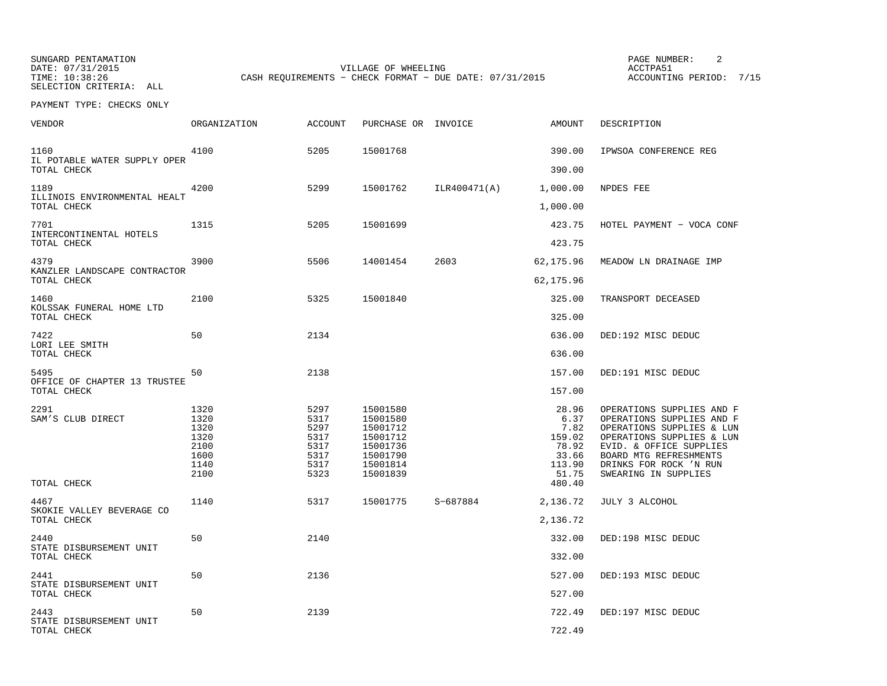SUNGARD PENTAMATION
DATE: 07/31/2015
TIME: 10:38:26
SELECTION CRITERIA: ALL

VILLAGE OF WHEELING
CASH REQUIREMENTS - CHECK FORMAT - DUE DATE: 07/31/2015

ACCTPA51
ACCOUNTING PERIOD: 7/15

PAYMENT TYPE: CHECKS ONLY

| VENDOR | ORGANIZATION | ACCOUNT | PURCHASE OR | INVOICE | AMOUNT | DESCRIPTION |
|---|---|---|---|---|---|---|
| 1160 | 4100 | 5205 | 15001768 | | 390.00 | IPWSOA CONFERENCE REG |
| IL POTABLE WATER SUPPLY OPER | | | | | | |
| TOTAL CHECK | | | | | 390.00 | |
| 1189 | 4200 | 5299 | 15001762 | ILR400471(A) | 1,000.00 | NPDES FEE |
| ILLINOIS ENVIRONMENTAL HEALT | | | | | | |
| TOTAL CHECK | | | | | 1,000.00 | |
| 7701 | 1315 | 5205 | 15001699 | | 423.75 | HOTEL PAYMENT - VOCA CONF |
| INTERCONTINENTAL HOTELS | | | | | | |
| TOTAL CHECK | | | | | 423.75 | |
| 4379 | 3900 | 5506 | 14001454 | 2603 | 62,175.96 | MEADOW LN DRAINAGE IMP |
| KANZLER LANDSCAPE CONTRACTOR | | | | | | |
| TOTAL CHECK | | | | | 62,175.96 | |
| 1460 | 2100 | 5325 | 15001840 | | 325.00 | TRANSPORT DECEASED |
| KOLSSAK FUNERAL HOME LTD | | | | | | |
| TOTAL CHECK | | | | | 325.00 | |
| 7422 | 50 | 2134 | | | 636.00 | DED:192 MISC DEDUC |
| LORI LEE SMITH | | | | | | |
| TOTAL CHECK | | | | | 636.00 | |
| 5495 | 50 | 2138 | | | 157.00 | DED:191 MISC DEDUC |
| OFFICE OF CHAPTER 13 TRUSTEE | | | | | | |
| TOTAL CHECK | | | | | 157.00 | |
| 2291 | 1320 | 5297 | 15001580 | | 28.96 | OPERATIONS SUPPLIES AND F |
| SAM'S CLUB DIRECT | 1320 | 5317 | 15001580 | | 6.37 | OPERATIONS SUPPLIES AND F |
| | 1320 | 5297 | 15001712 | | 7.82 | OPERATIONS SUPPLIES & LUN |
| | 1320 | 5317 | 15001712 | | 159.02 | OPERATIONS SUPPLIES & LUN |
| | 2100 | 5317 | 15001736 | | 78.92 | EVID. & OFFICE SUPPLIES |
| | 1600 | 5317 | 15001790 | | 33.66 | BOARD MTG REFRESHMENTS |
| | 1140 | 5317 | 15001814 | | 113.90 | DRINKS FOR ROCK 'N RUN |
| | 2100 | 5323 | 15001839 | | 51.75 | SWEARING IN SUPPLIES |
| TOTAL CHECK | | | | | 480.40 | |
| 4467 | 1140 | 5317 | 15001775 | S-687884 | 2,136.72 | JULY 3 ALCOHOL |
| SKOKIE VALLEY BEVERAGE CO | | | | | | |
| TOTAL CHECK | | | | | 2,136.72 | |
| 2440 | 50 | 2140 | | | 332.00 | DED:198 MISC DEDUC |
| STATE DISBURSEMENT UNIT | | | | | | |
| TOTAL CHECK | | | | | 332.00 | |
| 2441 | 50 | 2136 | | | 527.00 | DED:193 MISC DEDUC |
| STATE DISBURSEMENT UNIT | | | | | | |
| TOTAL CHECK | | | | | 527.00 | |
| 2443 | 50 | 2139 | | | 722.49 | DED:197 MISC DEDUC |
| STATE DISBURSEMENT UNIT | | | | | | |
| TOTAL CHECK | | | | | 722.49 | |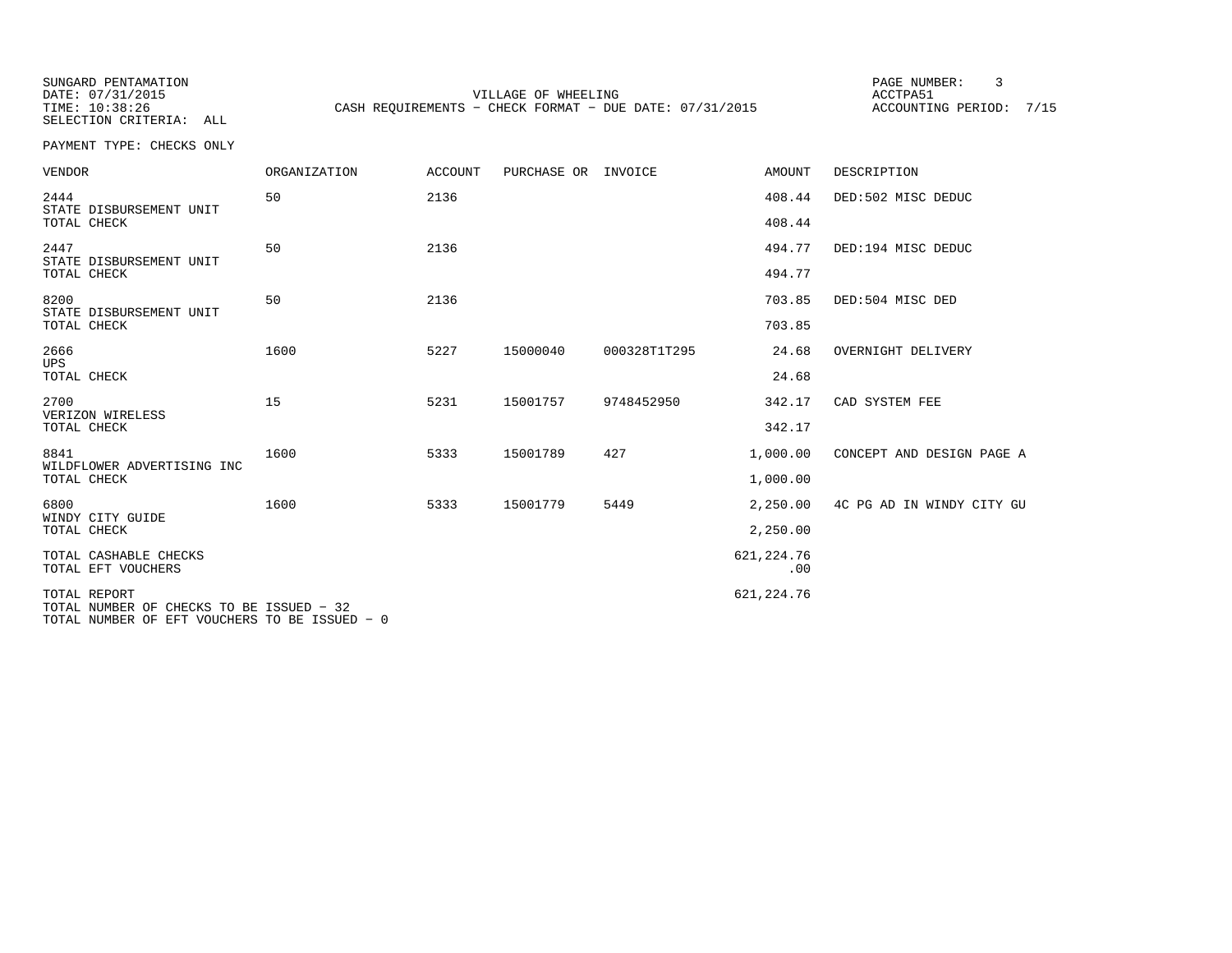SUNGARD PENTAMATION
DATE: 07/31/2015
TIME: 10:38:26
SELECTION CRITERIA: ALL

VILLAGE OF WHEELING
CASH REQUIREMENTS - CHECK FORMAT - DUE DATE: 07/31/2015

PAGE NUMBER: 3
ACCTPA51
ACCOUNTING PERIOD: 7/15

PAYMENT TYPE: CHECKS ONLY

| VENDOR | ORGANIZATION | ACCOUNT | PURCHASE OR | INVOICE | AMOUNT | DESCRIPTION |
|---|---|---|---|---|---|---|
| 2444<br>STATE DISBURSEMENT UNIT | 50 | 2136 | | | 408.44 | DED:502 MISC DEDUC |
| TOTAL CHECK | | | | | 408.44 | |
| 2447<br>STATE DISBURSEMENT UNIT | 50 | 2136 | | | 494.77 | DED:194 MISC DEDUC |
| TOTAL CHECK | | | | | 494.77 | |
| 8200<br>STATE DISBURSEMENT UNIT | 50 | 2136 | | | 703.85 | DED:504 MISC DED |
| TOTAL CHECK | | | | | 703.85 | |
| 2666<br>UPS | 1600 | 5227 | 15000040 | 000328T1T295 | 24.68 | OVERNIGHT DELIVERY |
| TOTAL CHECK | | | | | 24.68 | |
| 2700<br>VERIZON WIRELESS | 15 | 5231 | 15001757 | 9748452950 | 342.17 | CAD SYSTEM FEE |
| TOTAL CHECK | | | | | 342.17 | |
| 8841<br>WILDFLOWER ADVERTISING INC | 1600 | 5333 | 15001789 | 427 | 1,000.00 | CONCEPT AND DESIGN PAGE A |
| TOTAL CHECK | | | | | 1,000.00 | |
| 6800<br>WINDY CITY GUIDE | 1600 | 5333 | 15001779 | 5449 | 2,250.00 | 4C PG AD IN WINDY CITY GU |
| TOTAL CHECK | | | | | 2,250.00 | |
| TOTAL CASHABLE CHECKS | | | | | 621,224.76 | |
| TOTAL EFT VOUCHERS | | | | | .00 | |
| TOTAL REPORT | | | | | 621,224.76 | |

TOTAL NUMBER OF CHECKS TO BE ISSUED - 32
TOTAL NUMBER OF EFT VOUCHERS TO BE ISSUED - 0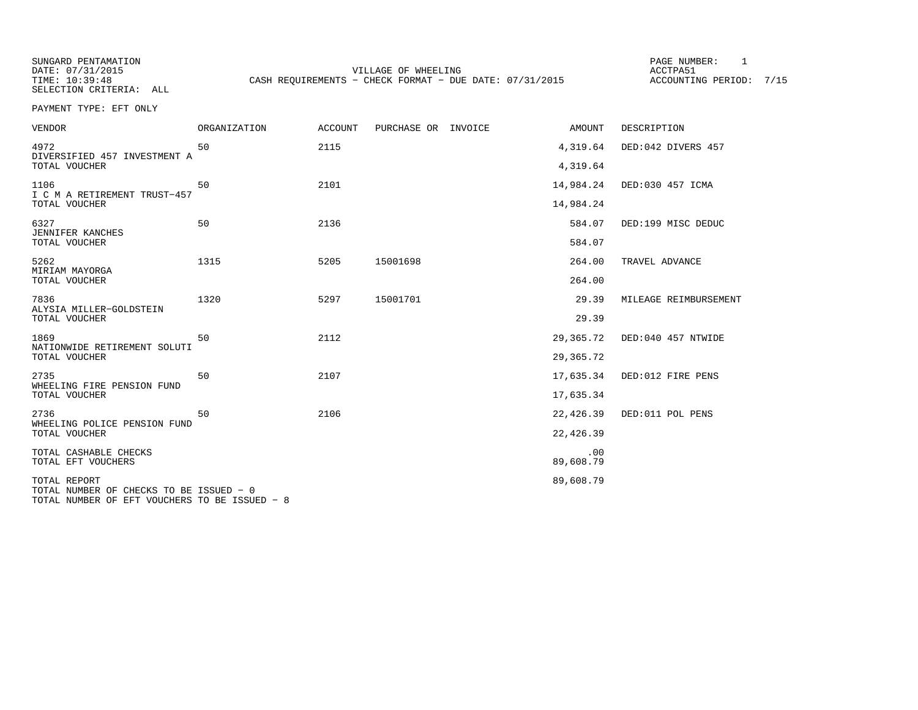SUNGARD PENTAMATION
DATE: 07/31/2015
TIME: 10:39:48
SELECTION CRITERIA: ALL

VILLAGE OF WHEELING
CASH REQUIREMENTS - CHECK FORMAT - DUE DATE: 07/31/2015

PAGE NUMBER: 1
ACCTPA51
ACCOUNTING PERIOD: 7/15

PAYMENT TYPE: EFT ONLY

| VENDOR | ORGANIZATION | ACCOUNT | PURCHASE OR | INVOICE | AMOUNT | DESCRIPTION |
|---|---|---|---|---|---|---|
| 4972<br>DIVERSIFIED 457 INVESTMENT A | 50 | 2115 | | | 4,319.64 | DED:042 DIVERS 457 |
| TOTAL VOUCHER | | | | | 4,319.64 | |
| 1106<br>I C M A RETIREMENT TRUST-457 | 50 | 2101 | | | 14,984.24 | DED:030 457 ICMA |
| TOTAL VOUCHER | | | | | 14,984.24 | |
| 6327<br>JENNIFER KANCHES | 50 | 2136 | | | 584.07 | DED:199 MISC DEDUC |
| TOTAL VOUCHER | | | | | 584.07 | |
| 5262<br>MIRIAM MAYORGA | 1315 | 5205 | 15001698 | | 264.00 | TRAVEL ADVANCE |
| TOTAL VOUCHER | | | | | 264.00 | |
| 7836<br>ALYSIA MILLER-GOLDSTEIN | 1320 | 5297 | 15001701 | | 29.39 | MILEAGE REIMBURSEMENT |
| TOTAL VOUCHER | | | | | 29.39 | |
| 1869<br>NATIONWIDE RETIREMENT SOLUTI | 50 | 2112 | | | 29,365.72 | DED:040 457 NTWIDE |
| TOTAL VOUCHER | | | | | 29,365.72 | |
| 2735<br>WHEELING FIRE PENSION FUND | 50 | 2107 | | | 17,635.34 | DED:012 FIRE PENS |
| TOTAL VOUCHER | | | | | 17,635.34 | |
| 2736<br>WHEELING POLICE PENSION FUND | 50 | 2106 | | | 22,426.39 | DED:011 POL PENS |
| TOTAL VOUCHER | | | | | 22,426.39 | |
| TOTAL CASHABLE CHECKS | | | | | .00 | |
| TOTAL EFT VOUCHERS | | | | | 89,608.79 | |
| TOTAL REPORT | | | | | 89,608.79 | |

TOTAL NUMBER OF CHECKS TO BE ISSUED - 0
TOTAL NUMBER OF EFT VOUCHERS TO BE ISSUED - 8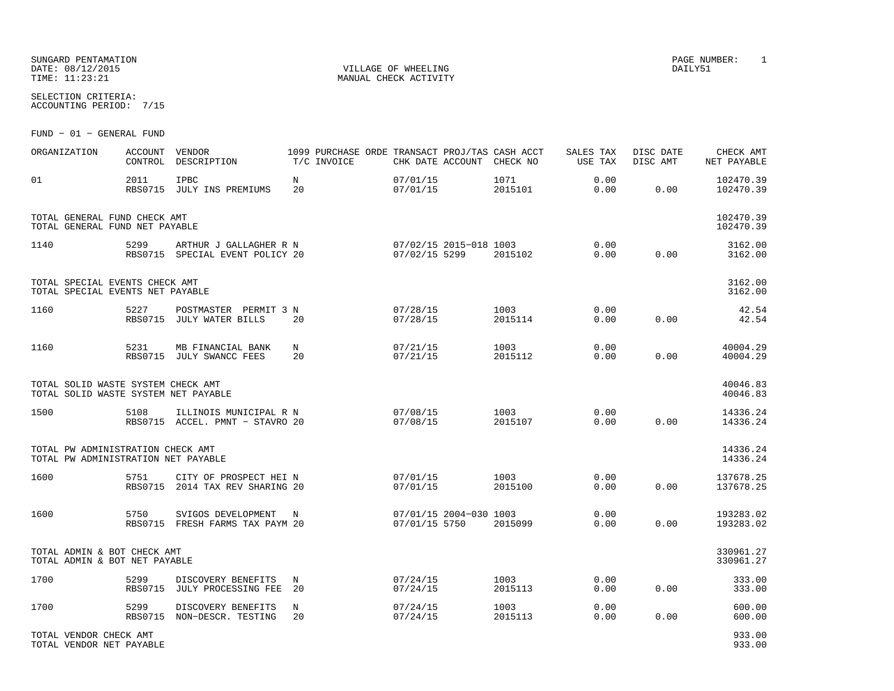SUNGARD PENTAMATION
DATE: 08/12/2015
TIME: 11:23:21

VILLAGE OF WHEELING
MANUAL CHECK ACTIVITY

PAGE NUMBER: 1
DAILY51

SELECTION CRITERIA:
ACCOUNTING PERIOD: 7/15

FUND - 01 - GENERAL FUND

| ORGANIZATION | ACCOUNT CONTROL | VENDOR DESCRIPTION | 1099 T/C | PURCHASE ORDE INVOICE | TRANSACT CHK DATE | PROJ/TAS ACCOUNT | CASH ACCT CHECK NO | SALES TAX USE TAX | DISC DATE DISC AMT | CHECK AMT NET PAYABLE |
|---|---|---|---|---|---|---|---|---|---|---|
| 01 | 2011 | IPBC | N | | 07/01/15 | | 1071 | 0.00 | | 102470.39 |
| | RBS0715 | JULY INS PREMIUMS | 20 | | 07/01/15 | | 2015101 | 0.00 | 0.00 | 102470.39 |
| TOTAL GENERAL FUND CHECK AMT | | | | | | | | | | 102470.39 |
| TOTAL GENERAL FUND NET PAYABLE | | | | | | | | | | 102470.39 |
| 1140 | 5299 | ARTHUR J GALLAGHER R | N | | 07/02/15 | 2015-018 | 1003 | 0.00 | | 3162.00 |
| | RBS0715 | SPECIAL EVENT POLICY | 20 | | 07/02/15 | 5299 | 2015102 | 0.00 | 0.00 | 3162.00 |
| TOTAL SPECIAL EVENTS CHECK AMT | | | | | | | | | | 3162.00 |
| TOTAL SPECIAL EVENTS NET PAYABLE | | | | | | | | | | 3162.00 |
| 1160 | 5227 | POSTMASTER PERMIT 3 | N | | 07/28/15 | | 1003 | 0.00 | | 42.54 |
| | RBS0715 | JULY WATER BILLS | 20 | | 07/28/15 | | 2015114 | 0.00 | 0.00 | 42.54 |
| 1160 | 5231 | MB FINANCIAL BANK | N | | 07/21/15 | | 1003 | 0.00 | | 40004.29 |
| | RBS0715 | JULY SWANCC FEES | 20 | | 07/21/15 | | 2015112 | 0.00 | 0.00 | 40004.29 |
| TOTAL SOLID WASTE SYSTEM CHECK AMT | | | | | | | | | | 40046.83 |
| TOTAL SOLID WASTE SYSTEM NET PAYABLE | | | | | | | | | | 40046.83 |
| 1500 | 5108 | ILLINOIS MUNICIPAL R | N | | 07/08/15 | | 1003 | 0.00 | | 14336.24 |
| | RBS0715 | ACCEL. PMNT - STAVRO | 20 | | 07/08/15 | | 2015107 | 0.00 | 0.00 | 14336.24 |
| TOTAL PW ADMINISTRATION CHECK AMT | | | | | | | | | | 14336.24 |
| TOTAL PW ADMINISTRATION NET PAYABLE | | | | | | | | | | 14336.24 |
| 1600 | 5751 | CITY OF PROSPECT HEI | N | | 07/01/15 | | 1003 | 0.00 | | 137678.25 |
| | RBS0715 | 2014 TAX REV SHARING | 20 | | 07/01/15 | | 2015100 | 0.00 | 0.00 | 137678.25 |
| 1600 | 5750 | SVIGOS DEVELOPMENT | N | | 07/01/15 | 2004-030 | 1003 | 0.00 | | 193283.02 |
| | RBS0715 | FRESH FARMS TAX PAYM | 20 | | 07/01/15 | 5750 | 2015099 | 0.00 | 0.00 | 193283.02 |
| TOTAL ADMIN & BOT CHECK AMT | | | | | | | | | | 330961.27 |
| TOTAL ADMIN & BOT NET PAYABLE | | | | | | | | | | 330961.27 |
| 1700 | 5299 | DISCOVERY BENEFITS | N | | 07/24/15 | | 1003 | 0.00 | | 333.00 |
| | RBS0715 | JULY PROCESSING FEE | 20 | | 07/24/15 | | 2015113 | 0.00 | 0.00 | 333.00 |
| 1700 | 5299 | DISCOVERY BENEFITS | N | | 07/24/15 | | 1003 | 0.00 | | 600.00 |
| | RBS0715 | NON-DESCR. TESTING | 20 | | 07/24/15 | | 2015113 | 0.00 | 0.00 | 600.00 |
| TOTAL VENDOR CHECK AMT | | | | | | | | | | 933.00 |
| TOTAL VENDOR NET PAYABLE | | | | | | | | | | 933.00 |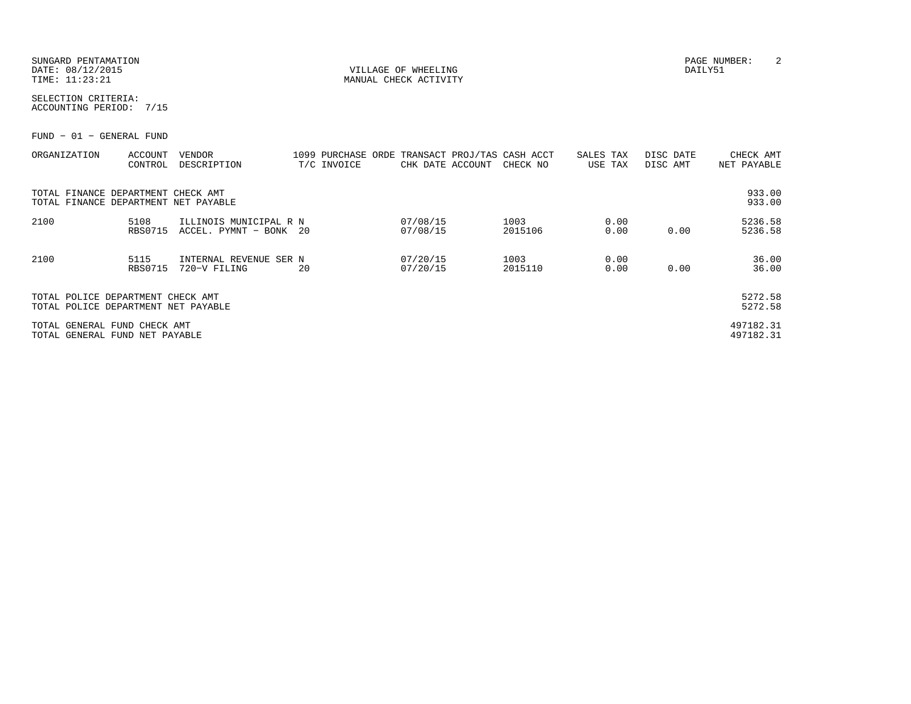SUNGARD PENTAMATION
DATE: 08/12/2015
TIME: 11:23:21

VILLAGE OF WHEELING
MANUAL CHECK ACTIVITY

DAILY51

SELECTION CRITERIA:
ACCOUNTING PERIOD: 7/15

FUND - 01 - GENERAL FUND

| ORGANIZATION | ACCOUNT CONTROL | VENDOR DESCRIPTION | 1099 T/C | PURCHASE ORDE INVOICE | TRANSACT CHK DATE | PROJ/TAS ACCOUNT | CASH ACCT CHECK NO | SALES TAX USE TAX | DISC DATE DISC AMT | CHECK AMT NET PAYABLE |
|---|---|---|---|---|---|---|---|---|---|---|
| TOTAL FINANCE DEPARTMENT CHECK AMT | | | | | | | | | | 933.00 |
| TOTAL FINANCE DEPARTMENT NET PAYABLE | | | | | | | | | | 933.00 |
| 2100 | 5108 | ILLINOIS MUNICIPAL R | N | | 07/08/15 | | 1003 | 0.00 | | 5236.58 |
| | RBS0715 | ACCEL. PYMNT - BONK | 20 | | 07/08/15 | | 2015106 | 0.00 | 0.00 | 5236.58 |
| 2100 | 5115 | INTERNAL REVENUE SER | N | | 07/20/15 | | 1003 | 0.00 | | 36.00 |
| | RBS0715 | 720-V FILING | 20 | | 07/20/15 | | 2015110 | 0.00 | 0.00 | 36.00 |
| TOTAL POLICE DEPARTMENT CHECK AMT | | | | | | | | | | 5272.58 |
| TOTAL POLICE DEPARTMENT NET PAYABLE | | | | | | | | | | 5272.58 |
| TOTAL GENERAL FUND CHECK AMT | | | | | | | | | | 497182.31 |
| TOTAL GENERAL FUND NET PAYABLE | | | | | | | | | | 497182.31 |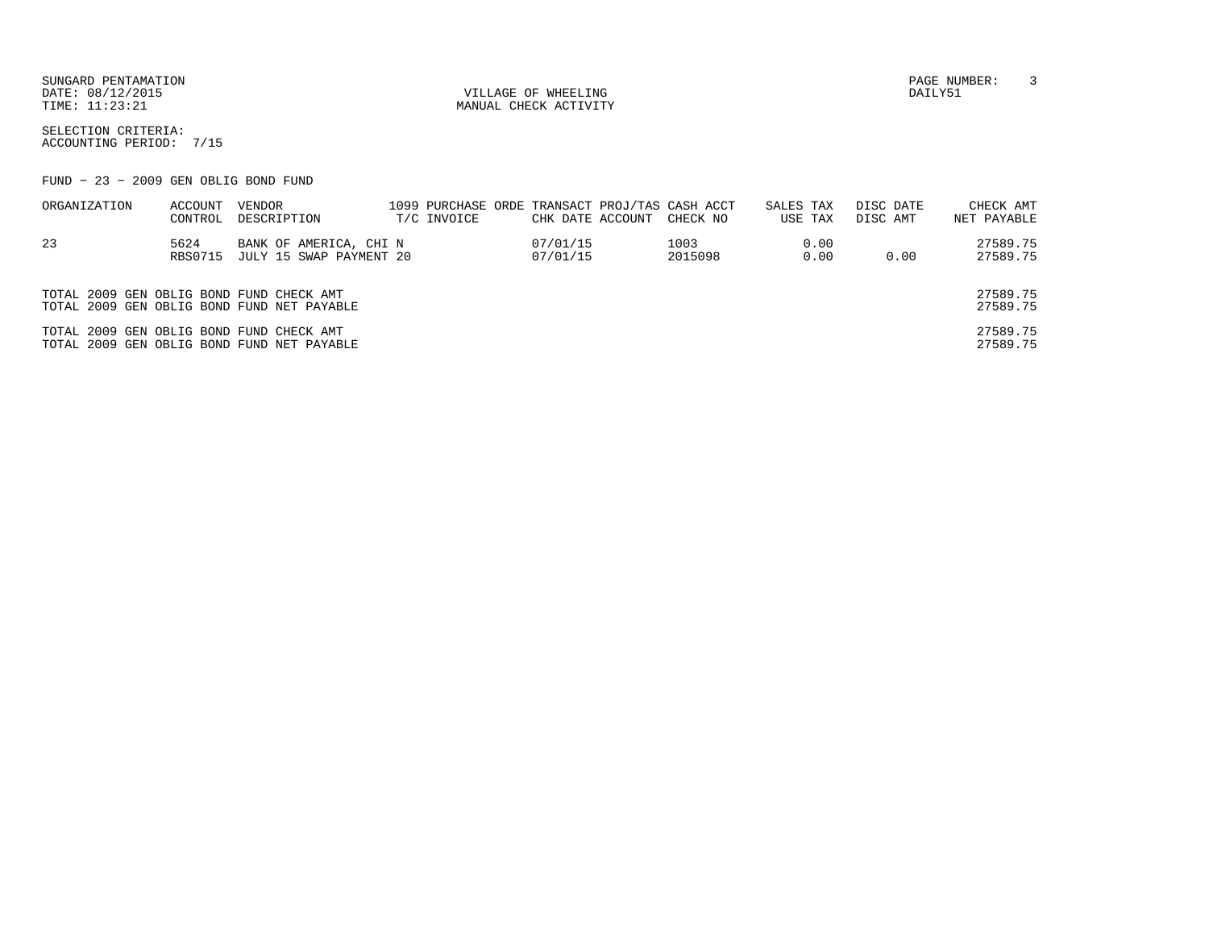SUNGARD PENTAMATION
DATE: 08/12/2015
TIME: 11:23:21

VILLAGE OF WHEELING
MANUAL CHECK ACTIVITY

PAGE NUMBER: 3
DAILY51

SELECTION CRITERIA:
ACCOUNTING PERIOD: 7/15

FUND - 23 - 2009 GEN OBLIG BOND FUND

| ORGANIZATION | ACCOUNT CONTROL | VENDOR DESCRIPTION | 1099 PURCHASE ORDE T/C INVOICE | TRANSACT CHK DATE | PROJ/TAS ACCOUNT | CASH ACCT CHECK NO | SALES TAX USE TAX | DISC DATE DISC AMT | CHECK AMT NET PAYABLE |
|---|---|---|---|---|---|---|---|---|---|
| 23 | 5624 | BANK OF AMERICA, CHI N | | 07/01/15 | | 1003 | 0.00 | | 27589.75 |
| | RBS0715 | JULY 15 SWAP PAYMENT 20 | | 07/01/15 | | 2015098 | 0.00 | 0.00 | 27589.75 |

TOTAL 2009 GEN OBLIG BOND FUND CHECK AMT 27589.75
TOTAL 2009 GEN OBLIG BOND FUND NET PAYABLE 27589.75

TOTAL 2009 GEN OBLIG BOND FUND CHECK AMT 27589.75
TOTAL 2009 GEN OBLIG BOND FUND NET PAYABLE 27589.75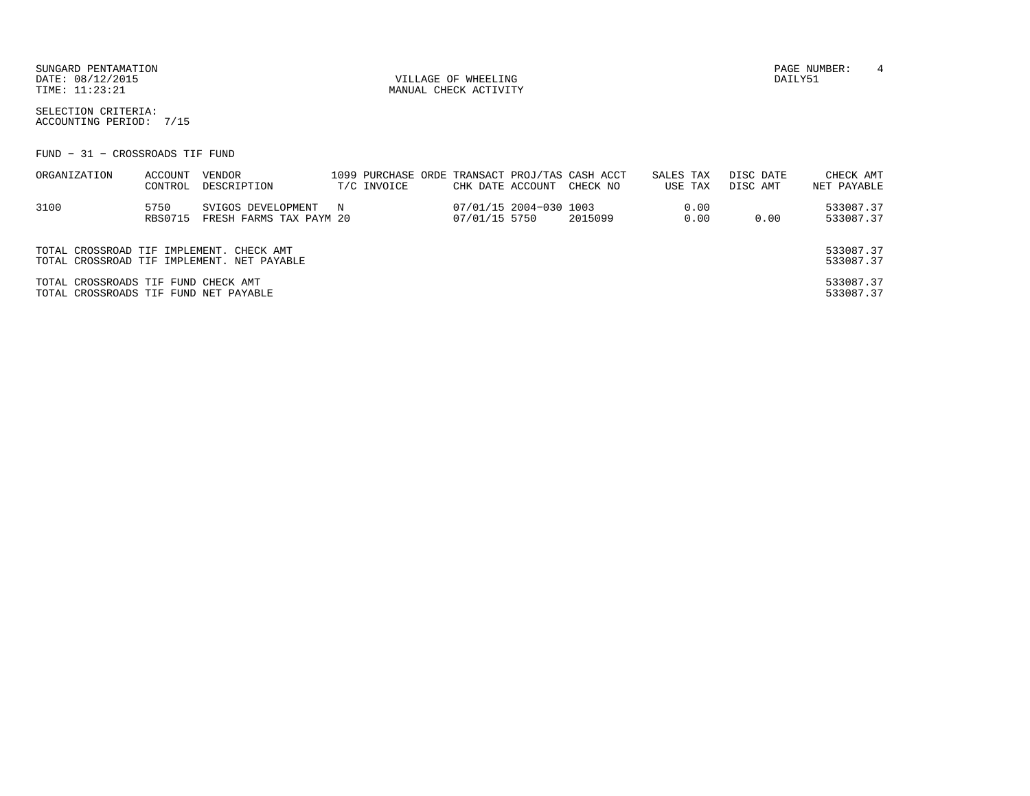SUNGARD PENTAMATION
DATE: 08/12/2015
TIME: 11:23:21

VILLAGE OF WHEELING
MANUAL CHECK ACTIVITY

PAGE NUMBER: 4
DAILY51

SELECTION CRITERIA:
ACCOUNTING PERIOD: 7/15

FUND - 31 - CROSSROADS TIF FUND

| ORGANIZATION | ACCOUNT CONTROL | VENDOR DESCRIPTION | 1099 T/C | PURCHASE ORDE INVOICE | TRANSACT CHK DATE | PROJ/TAS ACCOUNT | CASH ACCT CHECK NO | SALES TAX USE TAX | DISC DATE DISC AMT | CHECK AMT NET PAYABLE |
|---|---|---|---|---|---|---|---|---|---|---|
| 3100 | 5750 | SVIGOS DEVELOPMENT | N | | 07/01/15 | 2004-030 | 1003 | 0.00 | | 533087.37 |
| | RBS0715 | FRESH FARMS TAX PAYM 20 | | | 07/01/15 | 5750 | 2015099 | 0.00 | 0.00 | 533087.37 |

TOTAL CROSSROAD TIF IMPLEMENT. CHECK AMT 533087.37
TOTAL CROSSROAD TIF IMPLEMENT. NET PAYABLE 533087.37

TOTAL CROSSROADS TIF FUND CHECK AMT 533087.37
TOTAL CROSSROADS TIF FUND NET PAYABLE 533087.37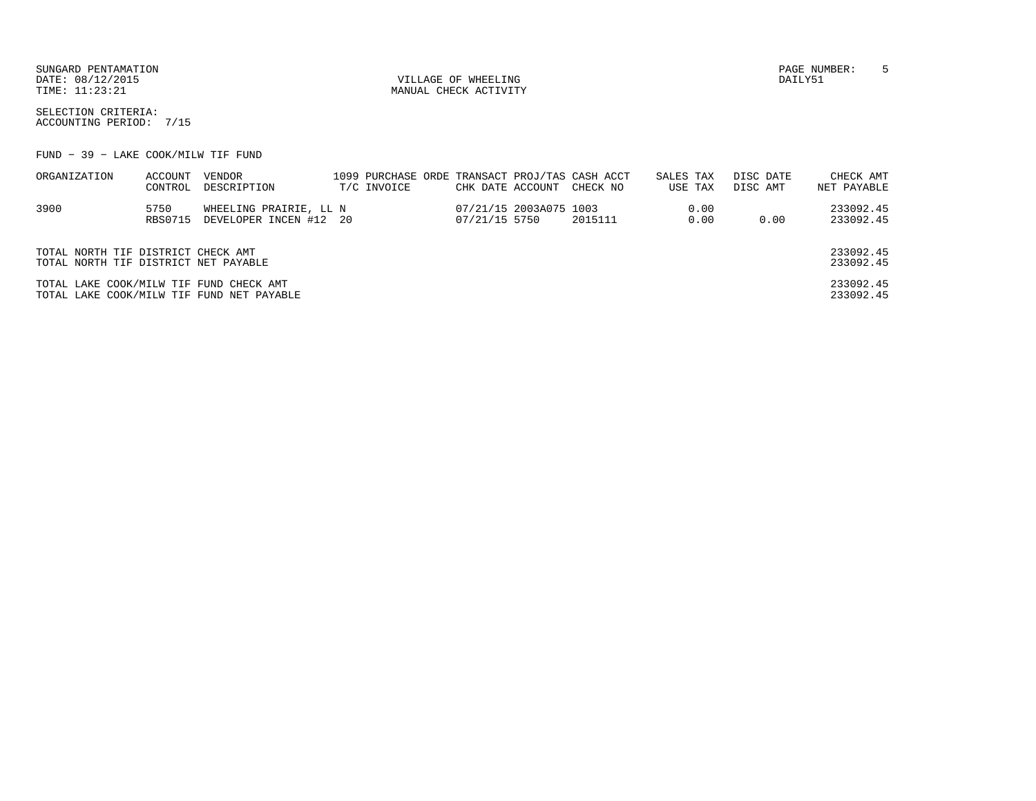SUNGARD PENTAMATION
DATE: 08/12/2015
TIME: 11:23:21

VILLAGE OF WHEELING
MANUAL CHECK ACTIVITY

DAILY51

SELECTION CRITERIA:
ACCOUNTING PERIOD: 7/15

FUND - 39 - LAKE COOK/MILW TIF FUND

| ORGANIZATION | ACCOUNT<br>CONTROL | VENDOR<br>DESCRIPTION | 1099<br>T/C | PURCHASE ORDE<br>INVOICE | TRANSACT<br>CHK DATE | PROJ/TAS<br>ACCOUNT | CASH ACCT<br>CHECK NO | SALES TAX<br>USE TAX | DISC DATE<br>DISC AMT | CHECK AMT<br>NET PAYABLE |
|---|---|---|---|---|---|---|---|---|---|---|
| 3900 | 5750<br>RBS0715 | WHEELING PRAIRIE, LL<br>DEVELOPER INCEN #12 | N<br>20 | | 07/21/15<br>07/21/15 | 2003A075<br>5750 | 1003<br>2015111 | 0.00<br>0.00 | <br>0.00 | 233092.45<br>233092.45 |

| | |
|---|---|
| TOTAL NORTH TIF DISTRICT CHECK AMT | 233092.45 |
| TOTAL NORTH TIF DISTRICT NET PAYABLE | 233092.45 |
| TOTAL LAKE COOK/MILW TIF FUND CHECK AMT | 233092.45 |
| TOTAL LAKE COOK/MILW TIF FUND NET PAYABLE | 233092.45 |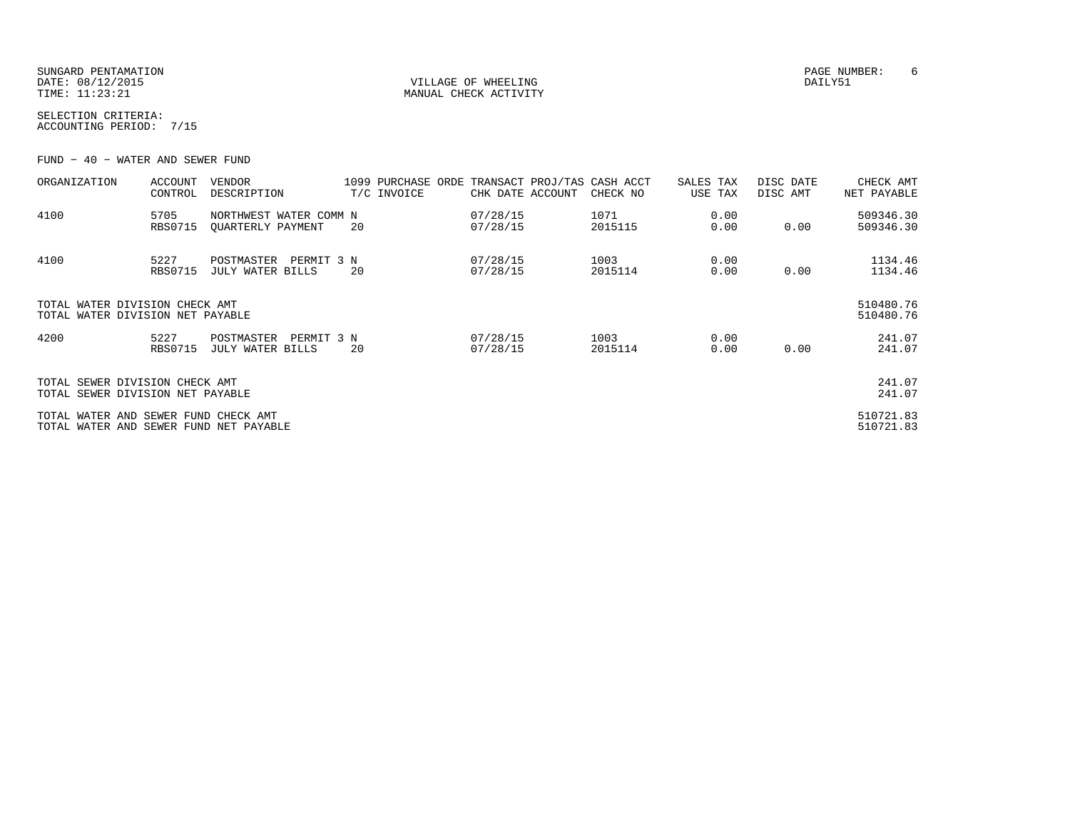SUNGARD PENTAMATION
DATE: 08/12/2015
TIME: 11:23:21

VILLAGE OF WHEELING
MANUAL CHECK ACTIVITY

DAILY51

SELECTION CRITERIA:
ACCOUNTING PERIOD: 7/15

FUND - 40 - WATER AND SEWER FUND

| ORGANIZATION | ACCOUNT CONTROL | VENDOR DESCRIPTION | 1099 T/C | PURCHASE ORDE INVOICE | TRANSACT CHK DATE | PROJ/TAS ACCOUNT | CASH ACCT CHECK NO | SALES TAX USE TAX | DISC DATE DISC AMT | CHECK AMT NET PAYABLE |
|---|---|---|---|---|---|---|---|---|---|---|
| 4100 | 5705<br>RBS0715 | NORTHWEST WATER COMM<br>QUARTERLY PAYMENT | N<br>20 | | 07/28/15<br>07/28/15 | | 1071<br>2015115 | 0.00<br>0.00 | <br>0.00 | 509346.30<br>509346.30 |
| 4100 | 5227<br>RBS0715 | POSTMASTER PERMIT 3<br>JULY WATER BILLS | N<br>20 | | 07/28/15<br>07/28/15 | | 1003<br>2015114 | 0.00<br>0.00 | <br>0.00 | 1134.46<br>1134.46 |
| TOTAL WATER DIVISION CHECK AMT<br>TOTAL WATER DIVISION NET PAYABLE | | | | | | | | | | 510480.76<br>510480.76 |
| 4200 | 5227<br>RBS0715 | POSTMASTER PERMIT 3<br>JULY WATER BILLS | N<br>20 | | 07/28/15<br>07/28/15 | | 1003<br>2015114 | 0.00<br>0.00 | <br>0.00 | 241.07<br>241.07 |
| TOTAL SEWER DIVISION CHECK AMT<br>TOTAL SEWER DIVISION NET PAYABLE | | | | | | | | | | 241.07<br>241.07 |
| TOTAL WATER AND SEWER FUND CHECK AMT<br>TOTAL WATER AND SEWER FUND NET PAYABLE | | | | | | | | | | 510721.83<br>510721.83 |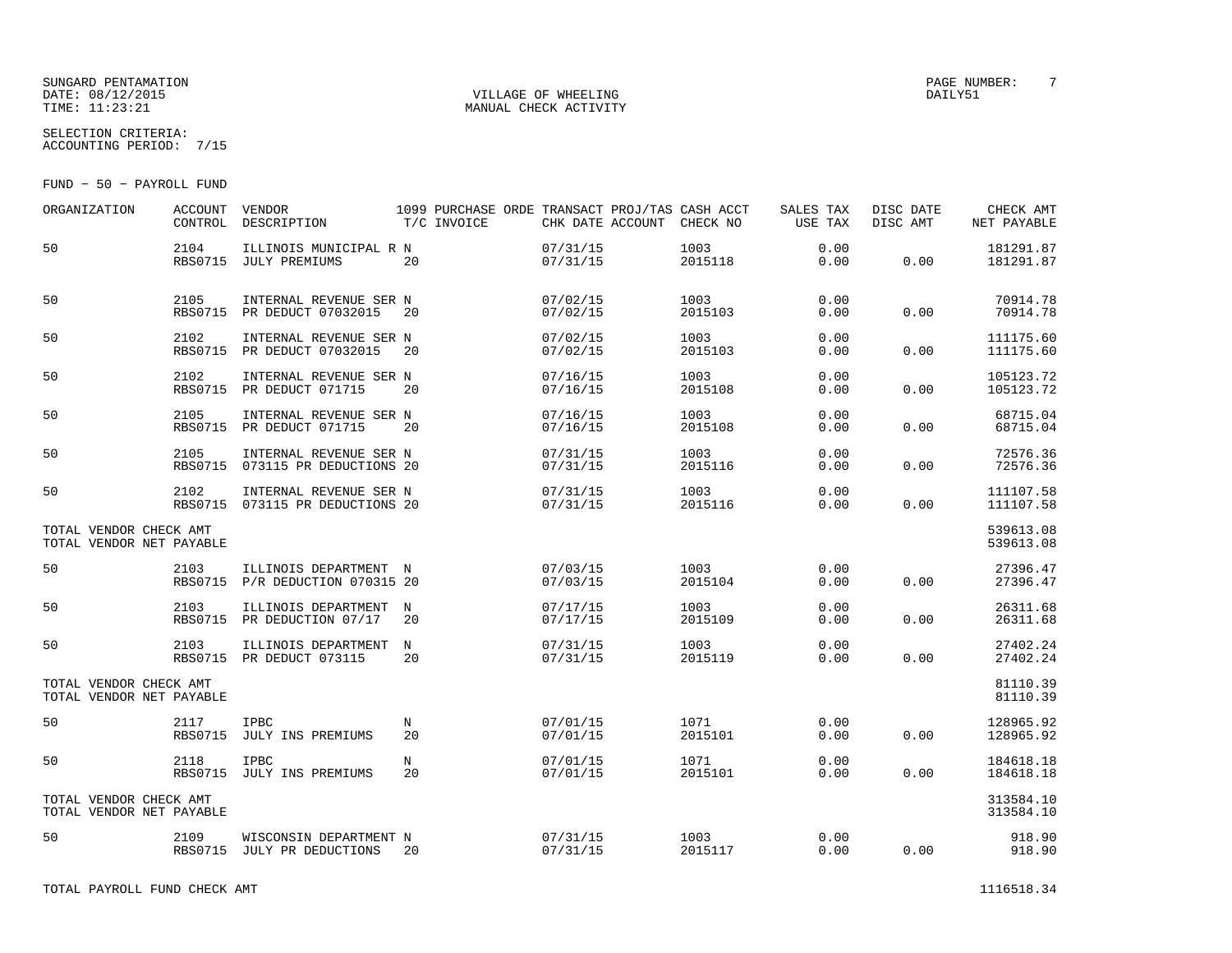SUNGARD PENTAMATION
DATE: 08/12/2015
TIME: 11:23:21

VILLAGE OF WHEELING
MANUAL CHECK ACTIVITY

PAGE NUMBER: 7
DAILY51

SELECTION CRITERIA:
ACCOUNTING PERIOD: 7/15

FUND − 50 − PAYROLL FUND

| ORGANIZATION | ACCOUNT CONTROL | VENDOR DESCRIPTION | 1099 T/C | PURCHASE ORDE INVOICE | TRANSACT CHK DATE | PROJ/TAS ACCOUNT | CASH ACCT CHECK NO | SALES TAX USE TAX | DISC DATE DISC AMT | CHECK AMT NET PAYABLE |
|---|---|---|---|---|---|---|---|---|---|---|
| 50 | 2104 RBS0715 | ILLINOIS MUNICIPAL R JULY PREMIUMS | N 20 | | 07/31/15 07/31/15 | | 1003 2015118 | 0.00 0.00 | 0.00 | 181291.87 181291.87 |
| 50 | 2105 RBS0715 | INTERNAL REVENUE SER PR DEDUCT 07032015 | N 20 | | 07/02/15 07/02/15 | | 1003 2015103 | 0.00 0.00 | 0.00 | 70914.78 70914.78 |
| 50 | 2102 RBS0715 | INTERNAL REVENUE SER PR DEDUCT 07032015 | N 20 | | 07/02/15 07/02/15 | | 1003 2015103 | 0.00 0.00 | 0.00 | 111175.60 111175.60 |
| 50 | 2102 RBS0715 | INTERNAL REVENUE SER PR DEDUCT 071715 | N 20 | | 07/16/15 07/16/15 | | 1003 2015108 | 0.00 0.00 | 0.00 | 105123.72 105123.72 |
| 50 | 2105 RBS0715 | INTERNAL REVENUE SER PR DEDUCT 071715 | N 20 | | 07/16/15 07/16/15 | | 1003 2015108 | 0.00 0.00 | 0.00 | 68715.04 68715.04 |
| 50 | 2105 RBS0715 | INTERNAL REVENUE SER 073115 PR DEDUCTIONS | N 20 | | 07/31/15 07/31/15 | | 1003 2015116 | 0.00 0.00 | 0.00 | 72576.36 72576.36 |
| 50 | 2102 RBS0715 | INTERNAL REVENUE SER 073115 PR DEDUCTIONS | N 20 | | 07/31/15 07/31/15 | | 1003 2015116 | 0.00 0.00 | 0.00 | 111107.58 111107.58 |
| TOTAL VENDOR CHECK AMT TOTAL VENDOR NET PAYABLE | | | | | | | | | | 539613.08 539613.08 |
| 50 | 2103 RBS0715 | ILLINOIS DEPARTMENT P/R DEDUCTION 070315 | N 20 | | 07/03/15 07/03/15 | | 1003 2015104 | 0.00 0.00 | 0.00 | 27396.47 27396.47 |
| 50 | 2103 RBS0715 | ILLINOIS DEPARTMENT PR DEDUCTION 07/17 | N 20 | | 07/17/15 07/17/15 | | 1003 2015109 | 0.00 0.00 | 0.00 | 26311.68 26311.68 |
| 50 | 2103 RBS0715 | ILLINOIS DEPARTMENT PR DEDUCT 073115 | N 20 | | 07/31/15 07/31/15 | | 1003 2015119 | 0.00 0.00 | 0.00 | 27402.24 27402.24 |
| TOTAL VENDOR CHECK AMT TOTAL VENDOR NET PAYABLE | | | | | | | | | | 81110.39 81110.39 |
| 50 | 2117 RBS0715 | IPBC JULY INS PREMIUMS | N 20 | | 07/01/15 07/01/15 | | 1071 2015101 | 0.00 0.00 | 0.00 | 128965.92 128965.92 |
| 50 | 2118 RBS0715 | IPBC JULY INS PREMIUMS | N 20 | | 07/01/15 07/01/15 | | 1071 2015101 | 0.00 0.00 | 0.00 | 184618.18 184618.18 |
| TOTAL VENDOR CHECK AMT TOTAL VENDOR NET PAYABLE | | | | | | | | | | 313584.10 313584.10 |
| 50 | 2109 RBS0715 | WISCONSIN DEPARTMENT JULY PR DEDUCTIONS | N 20 | | 07/31/15 07/31/15 | | 1003 2015117 | 0.00 0.00 | 0.00 | 918.90 918.90 |

TOTAL PAYROLL FUND CHECK AMT 1116518.34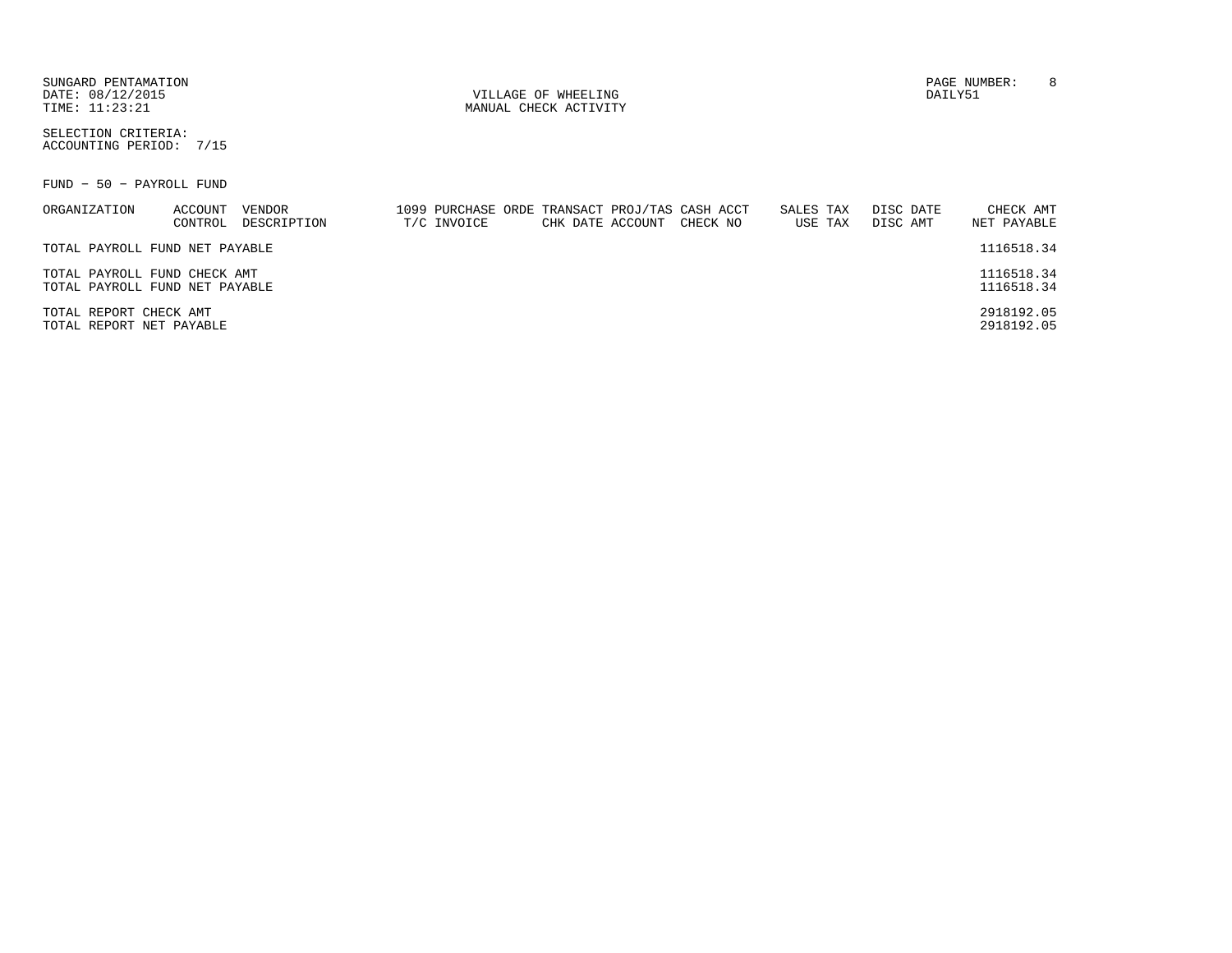VILLAGE OF WHEELING
MANUAL CHECK ACTIVITY

SELECTION CRITERIA:
ACCOUNTING PERIOD: 7/15

FUND - 50 - PAYROLL FUND

| ORGANIZATION | ACCOUNT CONTROL | VENDOR DESCRIPTION | 1099 PURCHASE ORDE T/C INVOICE | TRANSACT CHK DATE | PROJ/TAS ACCOUNT | CASH ACCT CHECK NO | SALES TAX USE TAX | DISC DATE DISC AMT | CHECK AMT NET PAYABLE |
|---|---|---|---|---|---|---|---|---|---|
| TOTAL PAYROLL FUND NET PAYABLE | | | | | | | | | 1116518.34 |
| TOTAL PAYROLL FUND CHECK AMT | | | | | | | | | 1116518.34 |
| TOTAL PAYROLL FUND NET PAYABLE | | | | | | | | | 1116518.34 |
| TOTAL REPORT CHECK AMT | | | | | | | | | 2918192.05 |
| TOTAL REPORT NET PAYABLE | | | | | | | | | 2918192.05 |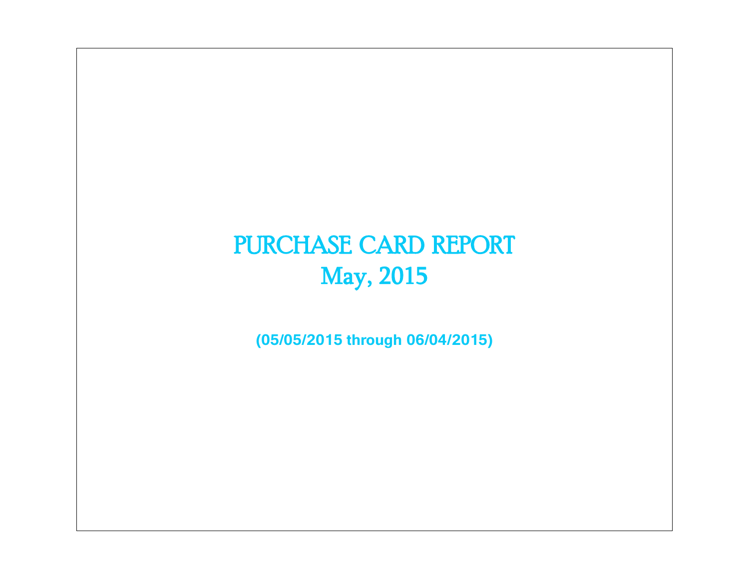# PURCHASE CARD REPORT
## May, 2015

**(05/05/2015 through 06/04/2015)**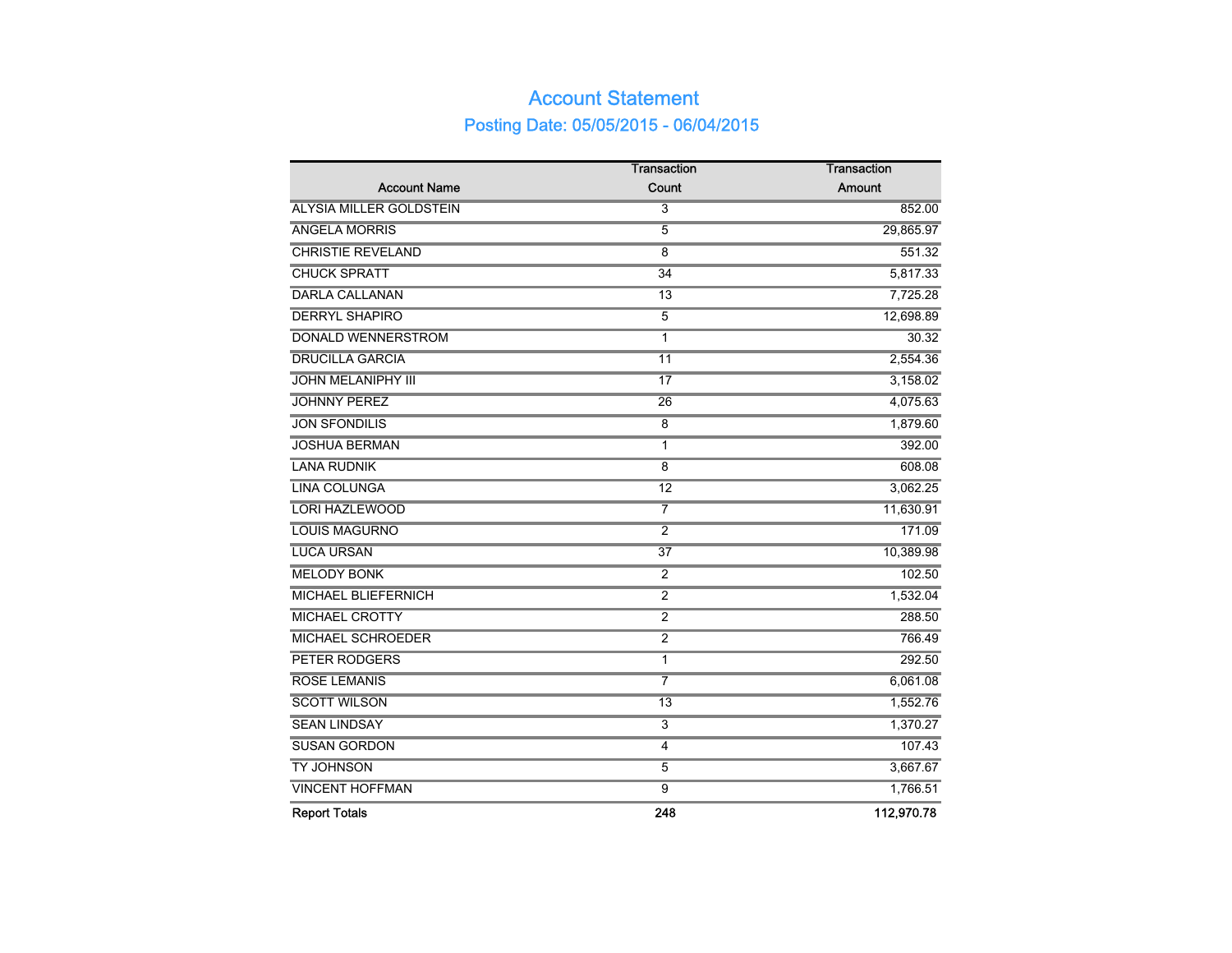# Account Statement

## Posting Date: 05/05/2015 - 06/04/2015

| Account Name | Transaction Count | Transaction Amount |
|---|---|---|
| ALYSIA MILLER GOLDSTEIN | 3 | 852.00 |
| ANGELA MORRIS | 5 | 29,865.97 |
| CHRISTIE REVELAND | 8 | 551.32 |
| CHUCK SPRATT | 34 | 5,817.33 |
| DARLA CALLANAN | 13 | 7,725.28 |
| DERRYL SHAPIRO | 5 | 12,698.89 |
| DONALD WENNERSTROM | 1 | 30.32 |
| DRUCILLA GARCIA | 11 | 2,554.36 |
| JOHN MELANIPHY III | 17 | 3,158.02 |
| JOHNNY PEREZ | 26 | 4,075.63 |
| JON SFONDILIS | 8 | 1,879.60 |
| JOSHUA BERMAN | 1 | 392.00 |
| LANA RUDNIK | 8 | 608.08 |
| LINA COLUNGA | 12 | 3,062.25 |
| LORI HAZLEWOOD | 7 | 11,630.91 |
| LOUIS MAGURNO | 2 | 171.09 |
| LUCA URSAN | 37 | 10,389.98 |
| MELODY BONK | 2 | 102.50 |
| MICHAEL BLIEFERNICH | 2 | 1,532.04 |
| MICHAEL CROTTY | 2 | 288.50 |
| MICHAEL SCHROEDER | 2 | 766.49 |
| PETER RODGERS | 1 | 292.50 |
| ROSE LEMANIS | 7 | 6,061.08 |
| SCOTT WILSON | 13 | 1,552.76 |
| SEAN LINDSAY | 3 | 1,370.27 |
| SUSAN GORDON | 4 | 107.43 |
| TY JOHNSON | 5 | 3,667.67 |
| VINCENT HOFFMAN | 9 | 1,766.51 |
| **Report Totals** | **248** | **112,970.78** |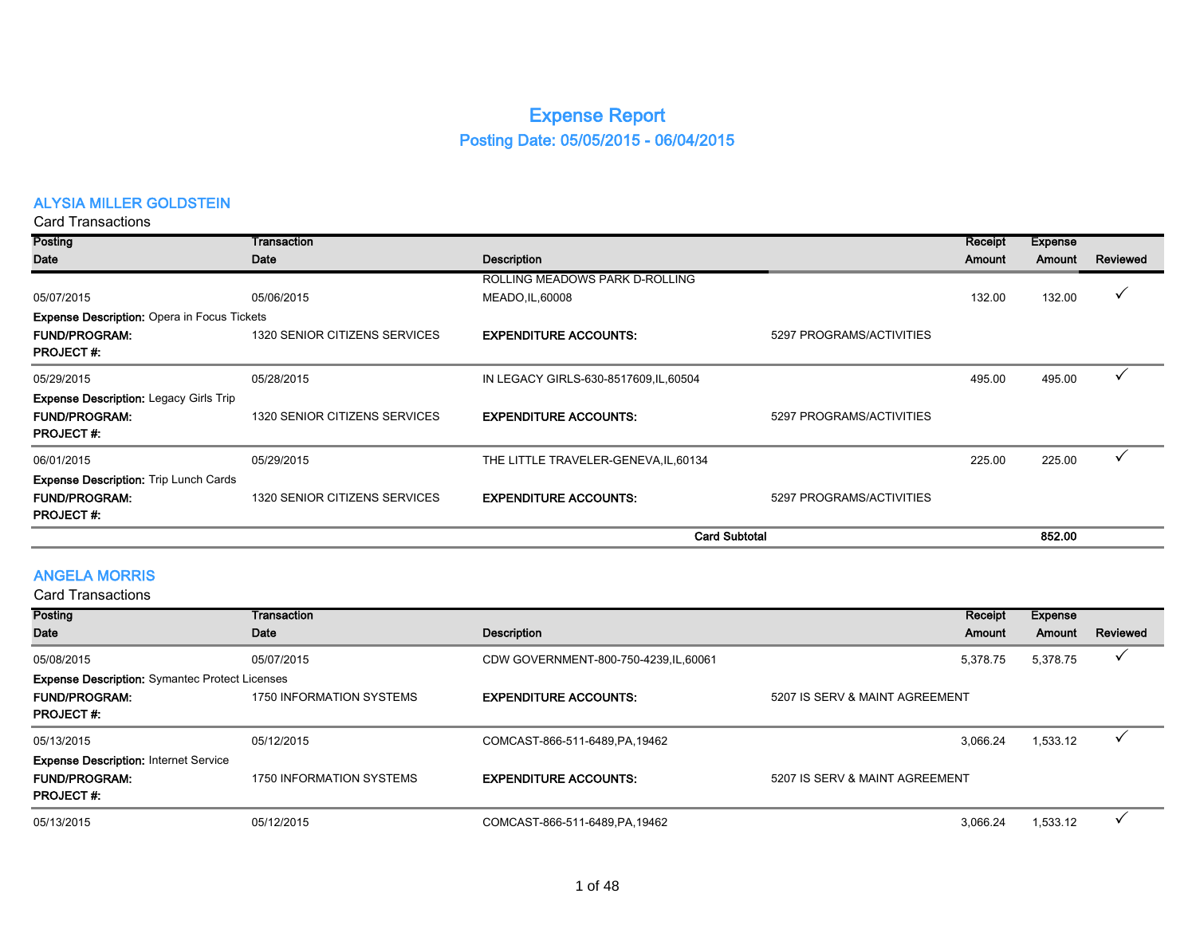# Expense Report

## Posting Date: 05/05/2015 - 06/04/2015

### ALYSIA MILLER GOLDSTEIN

Card Transactions

| Posting Date | Transaction Date | Description | | Receipt Amount | Expense Amount | Reviewed |
|---|---|---|---|---|---|---|
| 05/07/2015 | 05/06/2015 | ROLLING MEADOWS PARK D-ROLLING MEADO,IL,60008 | | 132.00 | 132.00 | ✓ |
| **Expense Description:** Opera in Focus Tickets | | | | | | |
| **FUND/PROGRAM:** | 1320 SENIOR CITIZENS SERVICES | **EXPENDITURE ACCOUNTS:** | 5297 PROGRAMS/ACTIVITIES | | | |
| **PROJECT #:** | | | | | | |
| 05/29/2015 | 05/28/2015 | IN LEGACY GIRLS-630-8517609,IL,60504 | | 495.00 | 495.00 | ✓ |
| **Expense Description:** Legacy Girls Trip | | | | | | |
| **FUND/PROGRAM:** | 1320 SENIOR CITIZENS SERVICES | **EXPENDITURE ACCOUNTS:** | 5297 PROGRAMS/ACTIVITIES | | | |
| **PROJECT #:** | | | | | | |
| 06/01/2015 | 05/29/2015 | THE LITTLE TRAVELER-GENEVA,IL,60134 | | 225.00 | 225.00 | ✓ |
| **Expense Description:** Trip Lunch Cards | | | | | | |
| **FUND/PROGRAM:** | 1320 SENIOR CITIZENS SERVICES | **EXPENDITURE ACCOUNTS:** | 5297 PROGRAMS/ACTIVITIES | | | |
| **PROJECT #:** | | | | | | |
| | | **Card Subtotal** | | | **852.00** | |

### ANGELA MORRIS

Card Transactions

| Posting Date | Transaction Date | Description | | Receipt Amount | Expense Amount | Reviewed |
|---|---|---|---|---|---|---|
| 05/08/2015 | 05/07/2015 | CDW GOVERNMENT-800-750-4239,IL,60061 | | 5,378.75 | 5,378.75 | ✓ |
| **Expense Description:** Symantec Protect Licenses | | | | | | |
| **FUND/PROGRAM:** | 1750 INFORMATION SYSTEMS | **EXPENDITURE ACCOUNTS:** | 5207 IS SERV & MAINT AGREEMENT | | | |
| **PROJECT #:** | | | | | | |
| 05/13/2015 | 05/12/2015 | COMCAST-866-511-6489,PA,19462 | | 3,066.24 | 1,533.12 | ✓ |
| **Expense Description:** Internet Service | | | | | | |
| **FUND/PROGRAM:** | 1750 INFORMATION SYSTEMS | **EXPENDITURE ACCOUNTS:** | 5207 IS SERV & MAINT AGREEMENT | | | |
| **PROJECT #:** | | | | | | |
| 05/13/2015 | 05/12/2015 | COMCAST-866-511-6489,PA,19462 | | 3,066.24 | 1,533.12 | ✓ |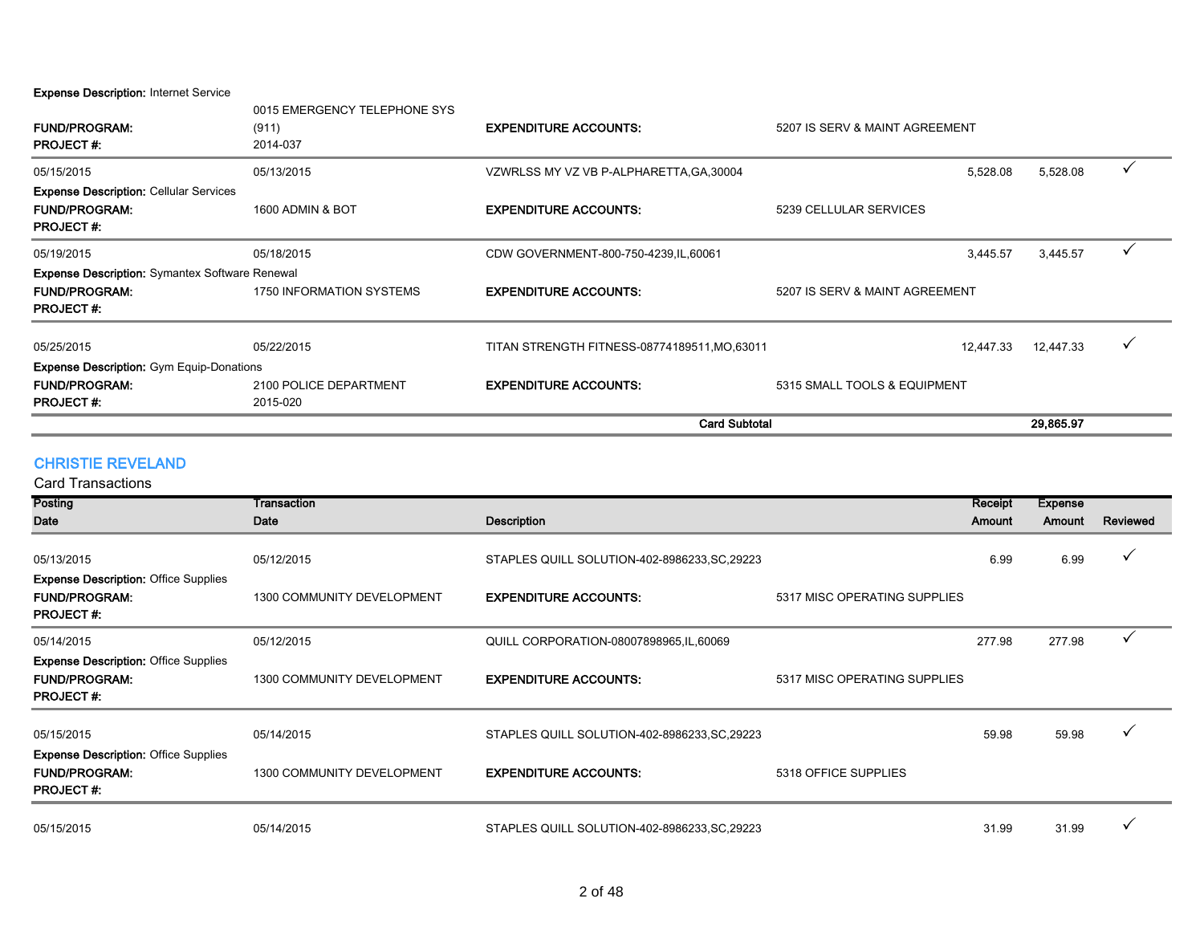**Expense Description:** Internet Service

| | | | | | | |
|---|---|---|---|---|---|---|
| **FUND/PROGRAM:** | 0015 EMERGENCY TELEPHONE SYS (911) | **EXPENDITURE ACCOUNTS:** | 5207 IS SERV & MAINT AGREEMENT | | | |
| **PROJECT #:** | 2014-037 | | | | | |
| 05/15/2015 | 05/13/2015 | VZWRLSS MY VZ VB P-ALPHARETTA,GA,30004 | | 5,528.08 | 5,528.08 | ✓ |
| **Expense Description:** Cellular Services | | | | | | |
| **FUND/PROGRAM:** | 1600 ADMIN & BOT | **EXPENDITURE ACCOUNTS:** | 5239 CELLULAR SERVICES | | | |
| **PROJECT #:** | | | | | | |
| 05/19/2015 | 05/18/2015 | CDW GOVERNMENT-800-750-4239,IL,60061 | | 3,445.57 | 3,445.57 | ✓ |
| **Expense Description:** Symantex Software Renewal | | | | | | |
| **FUND/PROGRAM:** | 1750 INFORMATION SYSTEMS | **EXPENDITURE ACCOUNTS:** | 5207 IS SERV & MAINT AGREEMENT | | | |
| **PROJECT #:** | | | | | | |
| 05/25/2015 | 05/22/2015 | TITAN STRENGTH FITNESS-08774189511,MO,63011 | | 12,447.33 | 12,447.33 | ✓ |
| **Expense Description:** Gym Equip-Donations | | | | | | |
| **FUND/PROGRAM:** | 2100 POLICE DEPARTMENT | **EXPENDITURE ACCOUNTS:** | 5315 SMALL TOOLS & EQUIPMENT | | | |
| **PROJECT #:** | 2015-020 | | | | | |
| | | **Card Subtotal** | | | **29,865.97** | |

## CHRISTIE REVELAND

Card Transactions

| Posting Date | Transaction Date | Description | | Receipt Amount | Expense Amount | Reviewed |
|---|---|---|---|---|---|---|
| 05/13/2015 | 05/12/2015 | STAPLES QUILL SOLUTION-402-8986233,SC,29223 | | 6.99 | 6.99 | ✓ |
| **Expense Description:** Office Supplies | | | | | | |
| **FUND/PROGRAM:** | 1300 COMMUNITY DEVELOPMENT | **EXPENDITURE ACCOUNTS:** | 5317 MISC OPERATING SUPPLIES | | | |
| **PROJECT #:** | | | | | | |
| 05/14/2015 | 05/12/2015 | QUILL CORPORATION-08007898965,IL,60069 | | 277.98 | 277.98 | ✓ |
| **Expense Description:** Office Supplies | | | | | | |
| **FUND/PROGRAM:** | 1300 COMMUNITY DEVELOPMENT | **EXPENDITURE ACCOUNTS:** | 5317 MISC OPERATING SUPPLIES | | | |
| **PROJECT #:** | | | | | | |
| 05/15/2015 | 05/14/2015 | STAPLES QUILL SOLUTION-402-8986233,SC,29223 | | 59.98 | 59.98 | ✓ |
| **Expense Description:** Office Supplies | | | | | | |
| **FUND/PROGRAM:** | 1300 COMMUNITY DEVELOPMENT | **EXPENDITURE ACCOUNTS:** | 5318 OFFICE SUPPLIES | | | |
| **PROJECT #:** | | | | | | |
| 05/15/2015 | 05/14/2015 | STAPLES QUILL SOLUTION-402-8986233,SC,29223 | | 31.99 | 31.99 | ✓ |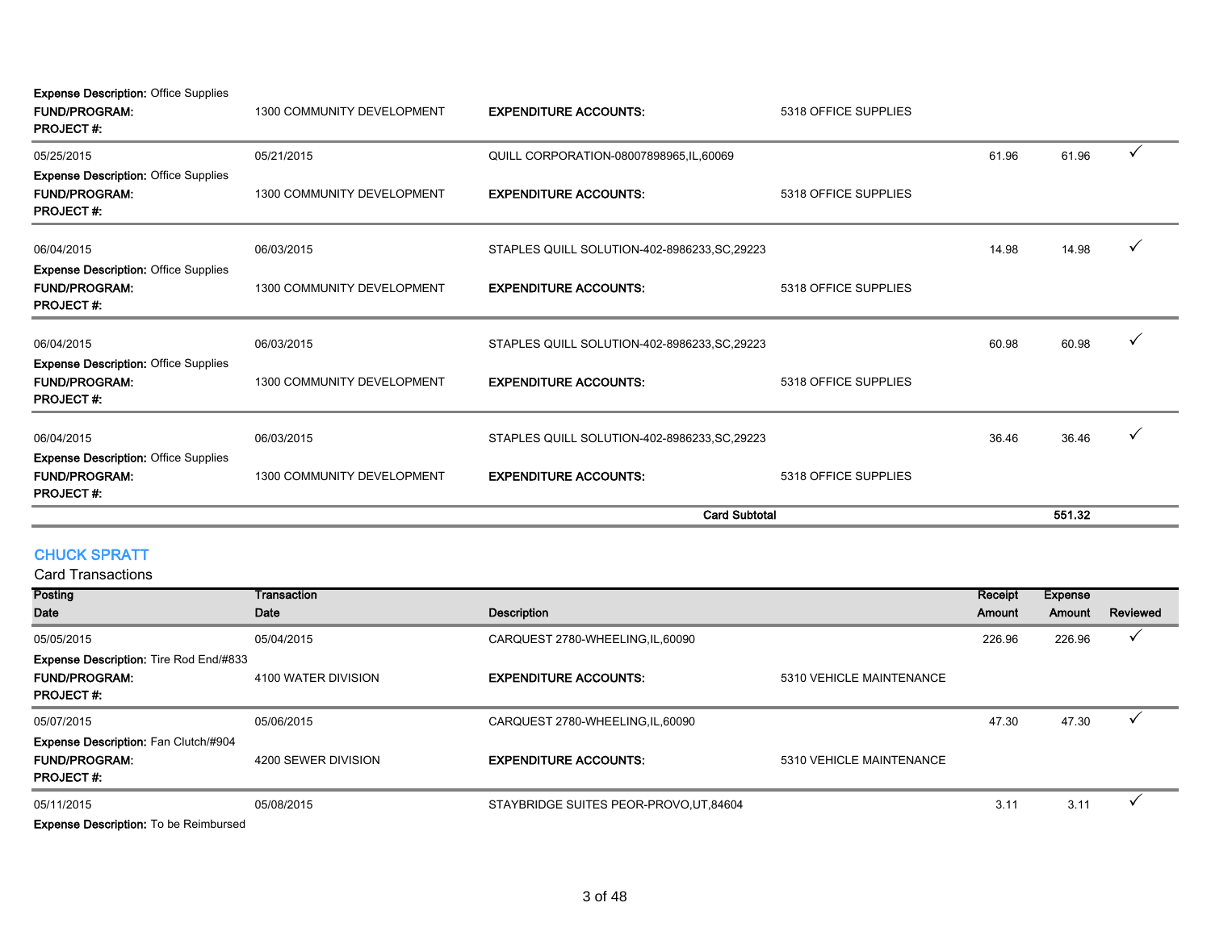**Expense Description:** Office Supplies

**FUND/PROGRAM:** 1300 COMMUNITY DEVELOPMENT **EXPENDITURE ACCOUNTS:** 5318 OFFICE SUPPLIES

**PROJECT #:**

| Posting Date | Transaction Date | Description | Receipt Amount | Expense Amount | Reviewed |
|---|---|---|---|---|---|
| 05/25/2015 | 05/21/2015 | QUILL CORPORATION-08007898965,IL,60069 | 61.96 | 61.96 | ✓ |
| **Expense Description:** Office Supplies | | | | | |
| **FUND/PROGRAM:** | 1300 COMMUNITY DEVELOPMENT | **EXPENDITURE ACCOUNTS:** 5318 OFFICE SUPPLIES | | | |
| **PROJECT #:** | | | | | |
| 06/04/2015 | 06/03/2015 | STAPLES QUILL SOLUTION-402-8986233,SC,29223 | 14.98 | 14.98 | ✓ |
| **Expense Description:** Office Supplies | | | | | |
| **FUND/PROGRAM:** | 1300 COMMUNITY DEVELOPMENT | **EXPENDITURE ACCOUNTS:** 5318 OFFICE SUPPLIES | | | |
| **PROJECT #:** | | | | | |
| 06/04/2015 | 06/03/2015 | STAPLES QUILL SOLUTION-402-8986233,SC,29223 | 60.98 | 60.98 | ✓ |
| **Expense Description:** Office Supplies | | | | | |
| **FUND/PROGRAM:** | 1300 COMMUNITY DEVELOPMENT | **EXPENDITURE ACCOUNTS:** 5318 OFFICE SUPPLIES | | | |
| **PROJECT #:** | | | | | |
| 06/04/2015 | 06/03/2015 | STAPLES QUILL SOLUTION-402-8986233,SC,29223 | 36.46 | 36.46 | ✓ |
| **Expense Description:** Office Supplies | | | | | |
| **FUND/PROGRAM:** | 1300 COMMUNITY DEVELOPMENT | **EXPENDITURE ACCOUNTS:** 5318 OFFICE SUPPLIES | | | |
| **PROJECT #:** | | | | | |
| | | **Card Subtotal** | | **551.32** | |

## CHUCK SPRATT

Card Transactions

| Posting Date | Transaction Date | Description | Receipt Amount | Expense Amount | Reviewed |
|---|---|---|---|---|---|
| 05/05/2015 | 05/04/2015 | CARQUEST 2780-WHEELING,IL,60090 | 226.96 | 226.96 | ✓ |
| **Expense Description:** Tire Rod End/#833 | | | | | |
| **FUND/PROGRAM:** | 4100 WATER DIVISION | **EXPENDITURE ACCOUNTS:** 5310 VEHICLE MAINTENANCE | | | |
| **PROJECT #:** | | | | | |
| 05/07/2015 | 05/06/2015 | CARQUEST 2780-WHEELING,IL,60090 | 47.30 | 47.30 | ✓ |
| **Expense Description:** Fan Clutch/#904 | | | | | |
| **FUND/PROGRAM:** | 4200 SEWER DIVISION | **EXPENDITURE ACCOUNTS:** 5310 VEHICLE MAINTENANCE | | | |
| **PROJECT #:** | | | | | |
| 05/11/2015 | 05/08/2015 | STAYBRIDGE SUITES PEOR-PROVO,UT,84604 | 3.11 | 3.11 | ✓ |
| **Expense Description:** To be Reimbursed | | | | | |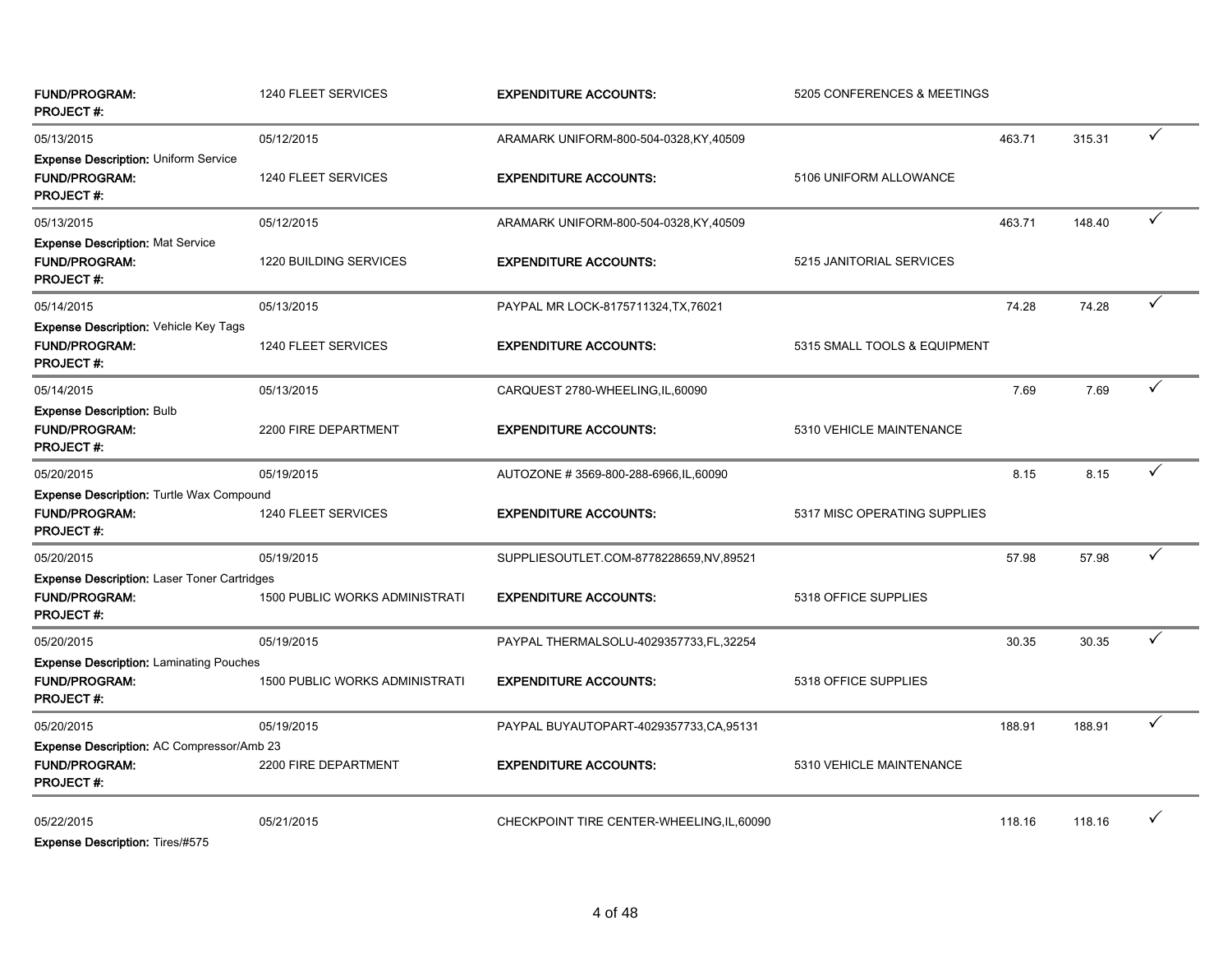| | | | | | | |
|---|---|---|---|---|---|---|
| **FUND/PROGRAM:** **PROJECT #:** | 1240 FLEET SERVICES | **EXPENDITURE ACCOUNTS:** | 5205 CONFERENCES & MEETINGS | | | |
| 05/13/2015 | 05/12/2015 | ARAMARK UNIFORM-800-504-0328,KY,40509 | | 463.71 | 315.31 | ✓ |
| **Expense Description:** Uniform Service | | | | | | |
| **FUND/PROGRAM:** **PROJECT #:** | 1240 FLEET SERVICES | **EXPENDITURE ACCOUNTS:** | 5106 UNIFORM ALLOWANCE | | | |
| 05/13/2015 | 05/12/2015 | ARAMARK UNIFORM-800-504-0328,KY,40509 | | 463.71 | 148.40 | ✓ |
| **Expense Description:** Mat Service | | | | | | |
| **FUND/PROGRAM:** **PROJECT #:** | 1220 BUILDING SERVICES | **EXPENDITURE ACCOUNTS:** | 5215 JANITORIAL SERVICES | | | |
| 05/14/2015 | 05/13/2015 | PAYPAL MR LOCK-8175711324,TX,76021 | | 74.28 | 74.28 | ✓ |
| **Expense Description:** Vehicle Key Tags | | | | | | |
| **FUND/PROGRAM:** **PROJECT #:** | 1240 FLEET SERVICES | **EXPENDITURE ACCOUNTS:** | 5315 SMALL TOOLS & EQUIPMENT | | | |
| 05/14/2015 | 05/13/2015 | CARQUEST 2780-WHEELING,IL,60090 | | 7.69 | 7.69 | ✓ |
| **Expense Description:** Bulb | | | | | | |
| **FUND/PROGRAM:** **PROJECT #:** | 2200 FIRE DEPARTMENT | **EXPENDITURE ACCOUNTS:** | 5310 VEHICLE MAINTENANCE | | | |
| 05/20/2015 | 05/19/2015 | AUTOZONE # 3569-800-288-6966,IL,60090 | | 8.15 | 8.15 | ✓ |
| **Expense Description:** Turtle Wax Compound | | | | | | |
| **FUND/PROGRAM:** **PROJECT #:** | 1240 FLEET SERVICES | **EXPENDITURE ACCOUNTS:** | 5317 MISC OPERATING SUPPLIES | | | |
| 05/20/2015 | 05/19/2015 | SUPPLIESOUTLET.COM-8778228659,NV,89521 | | 57.98 | 57.98 | ✓ |
| **Expense Description:** Laser Toner Cartridges | | | | | | |
| **FUND/PROGRAM:** **PROJECT #:** | 1500 PUBLIC WORKS ADMINISTRATI | **EXPENDITURE ACCOUNTS:** | 5318 OFFICE SUPPLIES | | | |
| 05/20/2015 | 05/19/2015 | PAYPAL THERMALSOLU-4029357733,FL,32254 | | 30.35 | 30.35 | ✓ |
| **Expense Description:** Laminating Pouches | | | | | | |
| **FUND/PROGRAM:** **PROJECT #:** | 1500 PUBLIC WORKS ADMINISTRATI | **EXPENDITURE ACCOUNTS:** | 5318 OFFICE SUPPLIES | | | |
| 05/20/2015 | 05/19/2015 | PAYPAL BUYAUTOPART-4029357733,CA,95131 | | 188.91 | 188.91 | ✓ |
| **Expense Description:** AC Compressor/Amb 23 | | | | | | |
| **FUND/PROGRAM:** **PROJECT #:** | 2200 FIRE DEPARTMENT | **EXPENDITURE ACCOUNTS:** | 5310 VEHICLE MAINTENANCE | | | |
| 05/22/2015 | 05/21/2015 | CHECKPOINT TIRE CENTER-WHEELING,IL,60090 | | 118.16 | 118.16 | ✓ |
| **Expense Description:** Tires/#575 | | | | | | |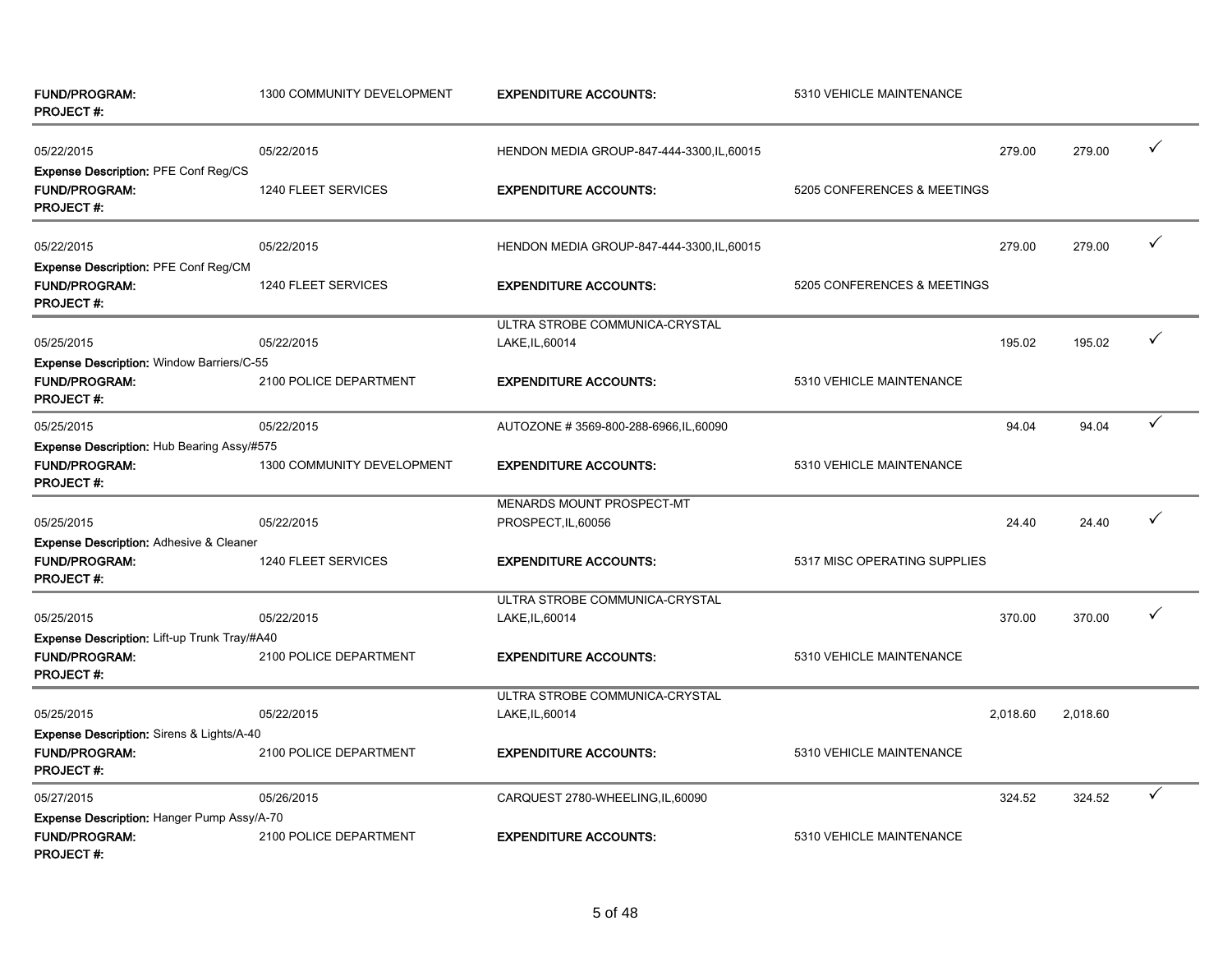| | | | | | | |
|---|---|---|---|---|---|---|
| **FUND/PROGRAM:** | 1300 COMMUNITY DEVELOPMENT | **EXPENDITURE ACCOUNTS:** | 5310 VEHICLE MAINTENANCE | | | |
| **PROJECT #:** | | | | | | |
| 05/22/2015 | 05/22/2015 | HENDON MEDIA GROUP-847-444-3300,IL,60015 | | 279.00 | 279.00 | ✓ |
| **Expense Description:** PFE Conf Reg/CS | | | | | | |
| **FUND/PROGRAM:** | 1240 FLEET SERVICES | **EXPENDITURE ACCOUNTS:** | 5205 CONFERENCES & MEETINGS | | | |
| **PROJECT #:** | | | | | | |
| 05/22/2015 | 05/22/2015 | HENDON MEDIA GROUP-847-444-3300,IL,60015 | | 279.00 | 279.00 | ✓ |
| **Expense Description:** PFE Conf Reg/CM | | | | | | |
| **FUND/PROGRAM:** | 1240 FLEET SERVICES | **EXPENDITURE ACCOUNTS:** | 5205 CONFERENCES & MEETINGS | | | |
| **PROJECT #:** | | | | | | |
| 05/25/2015 | 05/22/2015 | ULTRA STROBE COMMUNICA-CRYSTAL LAKE,IL,60014 | | 195.02 | 195.02 | ✓ |
| **Expense Description:** Window Barriers/C-55 | | | | | | |
| **FUND/PROGRAM:** | 2100 POLICE DEPARTMENT | **EXPENDITURE ACCOUNTS:** | 5310 VEHICLE MAINTENANCE | | | |
| **PROJECT #:** | | | | | | |
| 05/25/2015 | 05/22/2015 | AUTOZONE # 3569-800-288-6966,IL,60090 | | 94.04 | 94.04 | ✓ |
| **Expense Description:** Hub Bearing Assy/#575 | | | | | | |
| **FUND/PROGRAM:** | 1300 COMMUNITY DEVELOPMENT | **EXPENDITURE ACCOUNTS:** | 5310 VEHICLE MAINTENANCE | | | |
| **PROJECT #:** | | | | | | |
| 05/25/2015 | 05/22/2015 | MENARDS MOUNT PROSPECT-MT PROSPECT,IL,60056 | | 24.40 | 24.40 | ✓ |
| **Expense Description:** Adhesive & Cleaner | | | | | | |
| **FUND/PROGRAM:** | 1240 FLEET SERVICES | **EXPENDITURE ACCOUNTS:** | 5317 MISC OPERATING SUPPLIES | | | |
| **PROJECT #:** | | | | | | |
| 05/25/2015 | 05/22/2015 | ULTRA STROBE COMMUNICA-CRYSTAL LAKE,IL,60014 | | 370.00 | 370.00 | ✓ |
| **Expense Description:** Lift-up Trunk Tray/#A40 | | | | | | |
| **FUND/PROGRAM:** | 2100 POLICE DEPARTMENT | **EXPENDITURE ACCOUNTS:** | 5310 VEHICLE MAINTENANCE | | | |
| **PROJECT #:** | | | | | | |
| 05/25/2015 | 05/22/2015 | ULTRA STROBE COMMUNICA-CRYSTAL LAKE,IL,60014 | | 2,018.60 | 2,018.60 | |
| **Expense Description:** Sirens & Lights/A-40 | | | | | | |
| **FUND/PROGRAM:** | 2100 POLICE DEPARTMENT | **EXPENDITURE ACCOUNTS:** | 5310 VEHICLE MAINTENANCE | | | |
| **PROJECT #:** | | | | | | |
| 05/27/2015 | 05/26/2015 | CARQUEST 2780-WHEELING,IL,60090 | | 324.52 | 324.52 | ✓ |
| **Expense Description:** Hanger Pump Assy/A-70 | | | | | | |
| **FUND/PROGRAM:** | 2100 POLICE DEPARTMENT | **EXPENDITURE ACCOUNTS:** | 5310 VEHICLE MAINTENANCE | | | |
| **PROJECT #:** | | | | | | |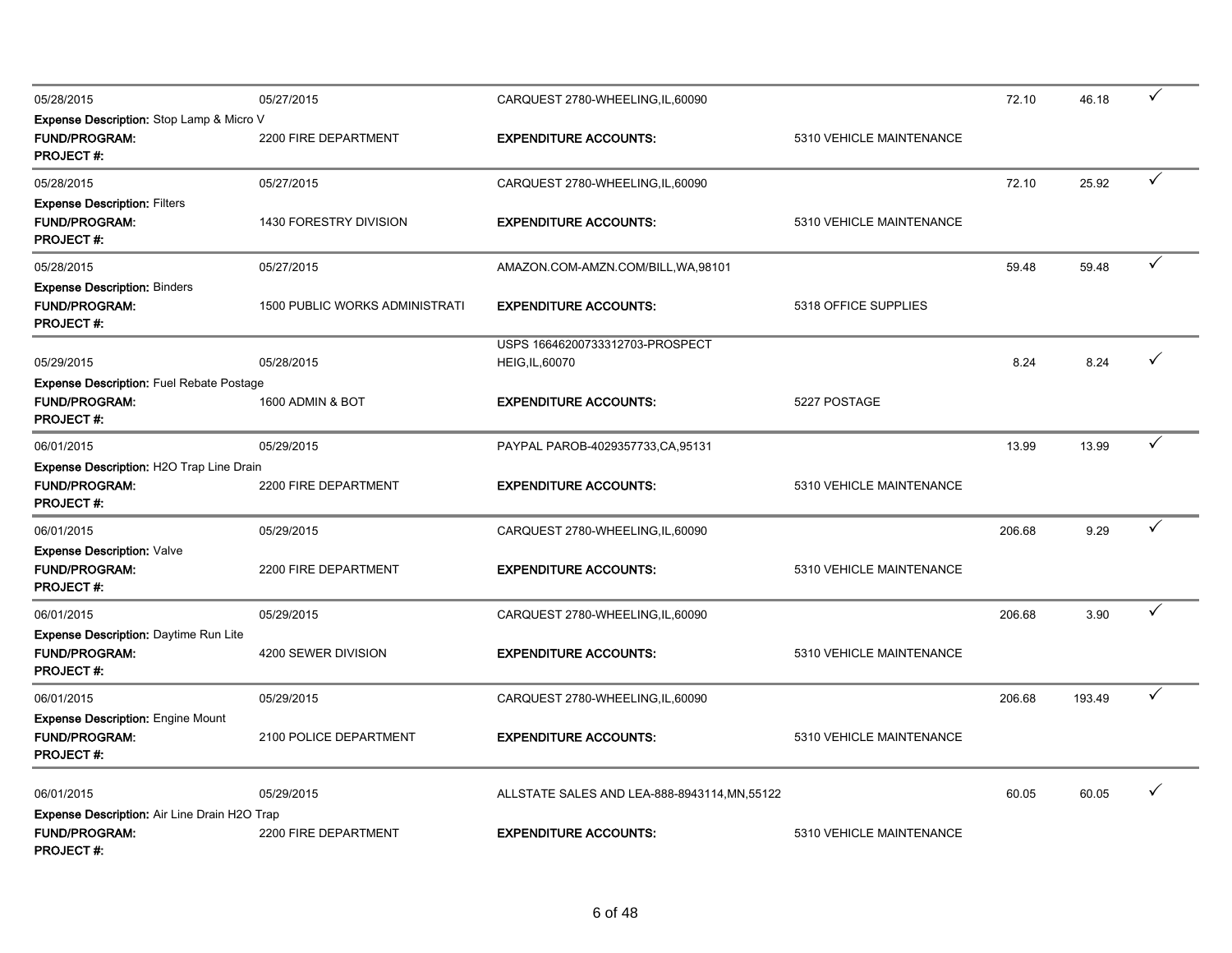| | | | | | | |
|---|---|---|---|---|---|---|
| 05/28/2015 | 05/27/2015 | CARQUEST 2780-WHEELING,IL,60090 | | 72.10 | 46.18 | ✓ |
| **Expense Description:** Stop Lamp & Micro V | | | | | | |
| **FUND/PROGRAM:** | 2200 FIRE DEPARTMENT | **EXPENDITURE ACCOUNTS:** | 5310 VEHICLE MAINTENANCE | | | |
| **PROJECT #:** | | | | | | |
| 05/28/2015 | 05/27/2015 | CARQUEST 2780-WHEELING,IL,60090 | | 72.10 | 25.92 | ✓ |
| **Expense Description:** Filters | | | | | | |
| **FUND/PROGRAM:** | 1430 FORESTRY DIVISION | **EXPENDITURE ACCOUNTS:** | 5310 VEHICLE MAINTENANCE | | | |
| **PROJECT #:** | | | | | | |
| 05/28/2015 | 05/27/2015 | AMAZON.COM-AMZN.COM/BILL,WA,98101 | | 59.48 | 59.48 | ✓ |
| **Expense Description:** Binders | | | | | | |
| **FUND/PROGRAM:** | 1500 PUBLIC WORKS ADMINISTRATI | **EXPENDITURE ACCOUNTS:** | 5318 OFFICE SUPPLIES | | | |
| **PROJECT #:** | | | | | | |
| 05/29/2015 | 05/28/2015 | USPS 16646200733312703-PROSPECT HEIG,IL,60070 | | 8.24 | 8.24 | ✓ |
| **Expense Description:** Fuel Rebate Postage | | | | | | |
| **FUND/PROGRAM:** | 1600 ADMIN & BOT | **EXPENDITURE ACCOUNTS:** | 5227 POSTAGE | | | |
| **PROJECT #:** | | | | | | |
| 06/01/2015 | 05/29/2015 | PAYPAL PAROB-4029357733,CA,95131 | | 13.99 | 13.99 | ✓ |
| **Expense Description:** H2O Trap Line Drain | | | | | | |
| **FUND/PROGRAM:** | 2200 FIRE DEPARTMENT | **EXPENDITURE ACCOUNTS:** | 5310 VEHICLE MAINTENANCE | | | |
| **PROJECT #:** | | | | | | |
| 06/01/2015 | 05/29/2015 | CARQUEST 2780-WHEELING,IL,60090 | | 206.68 | 9.29 | ✓ |
| **Expense Description:** Valve | | | | | | |
| **FUND/PROGRAM:** | 2200 FIRE DEPARTMENT | **EXPENDITURE ACCOUNTS:** | 5310 VEHICLE MAINTENANCE | | | |
| **PROJECT #:** | | | | | | |
| 06/01/2015 | 05/29/2015 | CARQUEST 2780-WHEELING,IL,60090 | | 206.68 | 3.90 | ✓ |
| **Expense Description:** Daytime Run Lite | | | | | | |
| **FUND/PROGRAM:** | 4200 SEWER DIVISION | **EXPENDITURE ACCOUNTS:** | 5310 VEHICLE MAINTENANCE | | | |
| **PROJECT #:** | | | | | | |
| 06/01/2015 | 05/29/2015 | CARQUEST 2780-WHEELING,IL,60090 | | 206.68 | 193.49 | ✓ |
| **Expense Description:** Engine Mount | | | | | | |
| **FUND/PROGRAM:** | 2100 POLICE DEPARTMENT | **EXPENDITURE ACCOUNTS:** | 5310 VEHICLE MAINTENANCE | | | |
| **PROJECT #:** | | | | | | |
| 06/01/2015 | 05/29/2015 | ALLSTATE SALES AND LEA-888-8943114,MN,55122 | | 60.05 | 60.05 | ✓ |
| **Expense Description:** Air Line Drain H2O Trap | | | | | | |
| **FUND/PROGRAM:** | 2200 FIRE DEPARTMENT | **EXPENDITURE ACCOUNTS:** | 5310 VEHICLE MAINTENANCE | | | |
| **PROJECT #:** | | | | | | |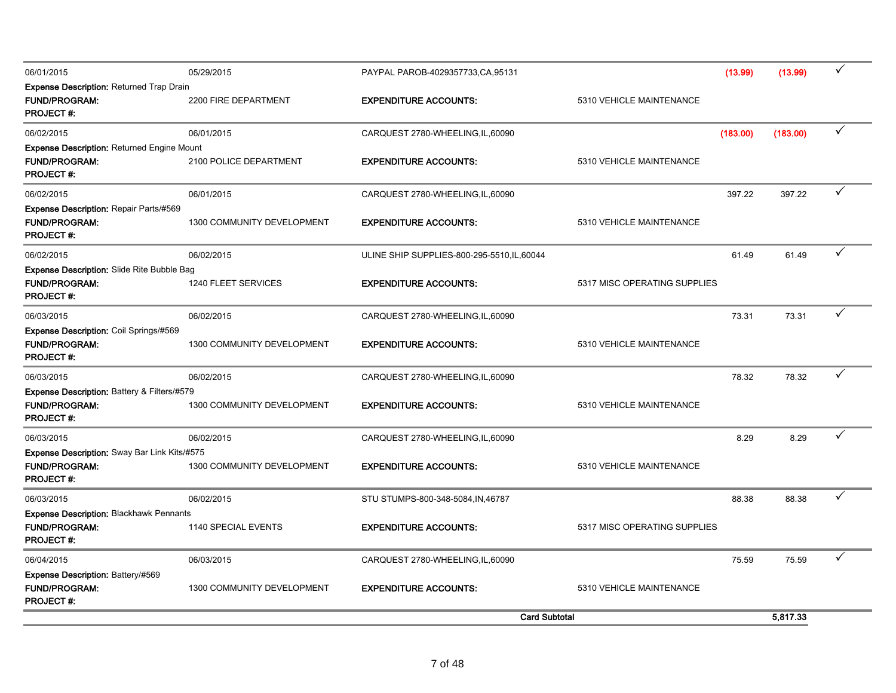| Post Date | Transaction Date | Merchant | | Amount | Amount | |
|---|---|---|---|---|---|---|
| 06/01/2015 | 05/29/2015 | PAYPAL PAROB-4029357733,CA,95131 | | (13.99) | (13.99) | ✓ |
| **Expense Description:** Returned Trap Drain | | | | | | |
| **FUND/PROGRAM:** | 2200 FIRE DEPARTMENT | **EXPENDITURE ACCOUNTS:** | 5310 VEHICLE MAINTENANCE | | | |
| **PROJECT #:** | | | | | | |
| 06/02/2015 | 06/01/2015 | CARQUEST 2780-WHEELING,IL,60090 | | (183.00) | (183.00) | ✓ |
| **Expense Description:** Returned Engine Mount | | | | | | |
| **FUND/PROGRAM:** | 2100 POLICE DEPARTMENT | **EXPENDITURE ACCOUNTS:** | 5310 VEHICLE MAINTENANCE | | | |
| **PROJECT #:** | | | | | | |
| 06/02/2015 | 06/01/2015 | CARQUEST 2780-WHEELING,IL,60090 | | 397.22 | 397.22 | ✓ |
| **Expense Description:** Repair Parts/#569 | | | | | | |
| **FUND/PROGRAM:** | 1300 COMMUNITY DEVELOPMENT | **EXPENDITURE ACCOUNTS:** | 5310 VEHICLE MAINTENANCE | | | |
| **PROJECT #:** | | | | | | |
| 06/02/2015 | 06/02/2015 | ULINE SHIP SUPPLIES-800-295-5510,IL,60044 | | 61.49 | 61.49 | ✓ |
| **Expense Description:** Slide Rite Bubble Bag | | | | | | |
| **FUND/PROGRAM:** | 1240 FLEET SERVICES | **EXPENDITURE ACCOUNTS:** | 5317 MISC OPERATING SUPPLIES | | | |
| **PROJECT #:** | | | | | | |
| 06/03/2015 | 06/02/2015 | CARQUEST 2780-WHEELING,IL,60090 | | 73.31 | 73.31 | ✓ |
| **Expense Description:** Coil Springs/#569 | | | | | | |
| **FUND/PROGRAM:** | 1300 COMMUNITY DEVELOPMENT | **EXPENDITURE ACCOUNTS:** | 5310 VEHICLE MAINTENANCE | | | |
| **PROJECT #:** | | | | | | |
| 06/03/2015 | 06/02/2015 | CARQUEST 2780-WHEELING,IL,60090 | | 78.32 | 78.32 | ✓ |
| **Expense Description:** Battery & Filters/#579 | | | | | | |
| **FUND/PROGRAM:** | 1300 COMMUNITY DEVELOPMENT | **EXPENDITURE ACCOUNTS:** | 5310 VEHICLE MAINTENANCE | | | |
| **PROJECT #:** | | | | | | |
| 06/03/2015 | 06/02/2015 | CARQUEST 2780-WHEELING,IL,60090 | | 8.29 | 8.29 | ✓ |
| **Expense Description:** Sway Bar Link Kits/#575 | | | | | | |
| **FUND/PROGRAM:** | 1300 COMMUNITY DEVELOPMENT | **EXPENDITURE ACCOUNTS:** | 5310 VEHICLE MAINTENANCE | | | |
| **PROJECT #:** | | | | | | |
| 06/03/2015 | 06/02/2015 | STU STUMPS-800-348-5084,IN,46787 | | 88.38 | 88.38 | ✓ |
| **Expense Description:** Blackhawk Pennants | | | | | | |
| **FUND/PROGRAM:** | 1140 SPECIAL EVENTS | **EXPENDITURE ACCOUNTS:** | 5317 MISC OPERATING SUPPLIES | | | |
| **PROJECT #:** | | | | | | |
| 06/04/2015 | 06/03/2015 | CARQUEST 2780-WHEELING,IL,60090 | | 75.59 | 75.59 | ✓ |
| **Expense Description:** Battery/#569 | | | | | | |
| **FUND/PROGRAM:** | 1300 COMMUNITY DEVELOPMENT | **EXPENDITURE ACCOUNTS:** | 5310 VEHICLE MAINTENANCE | | | |
| **PROJECT #:** | | | | | | |
| | | | **Card Subtotal** | | **5,817.33** | |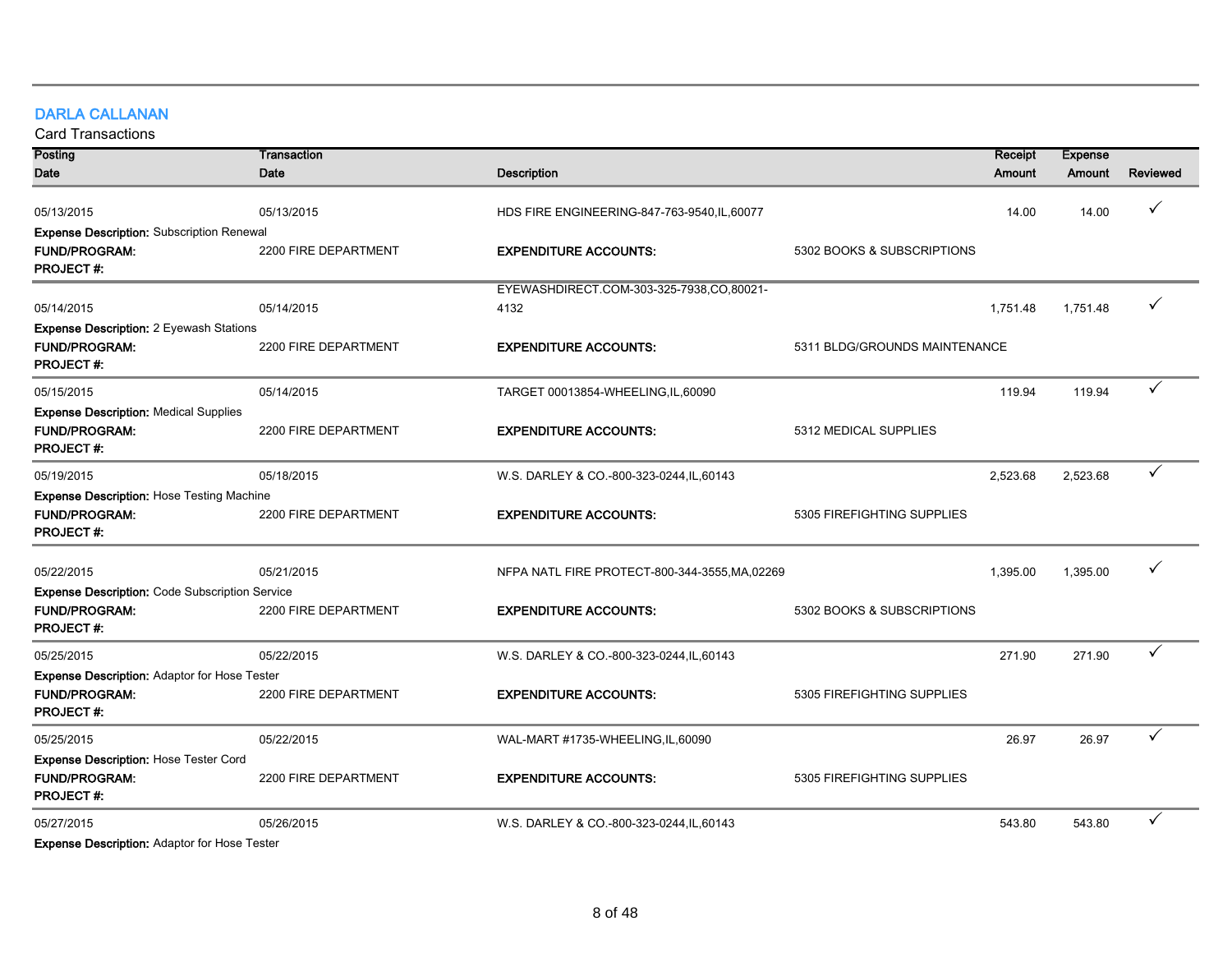## DARLA CALLANAN

Card Transactions

| Posting Date | Transaction Date | Description | | Receipt Amount | Expense Amount | Reviewed |
|---|---|---|---|---|---|---|
| 05/13/2015 | 05/13/2015 | HDS FIRE ENGINEERING-847-763-9540,IL,60077 | | 14.00 | 14.00 | ✓ |
| **Expense Description:** Subscription Renewal | | | | | | |
| **FUND/PROGRAM:** | 2200 FIRE DEPARTMENT | **EXPENDITURE ACCOUNTS:** | 5302 BOOKS & SUBSCRIPTIONS | | | |
| **PROJECT #:** | | | | | | |
| 05/14/2015 | 05/14/2015 | EYEWASHDIRECT.COM-303-325-7938,CO,80021-4132 | | 1,751.48 | 1,751.48 | ✓ |
| **Expense Description:** 2 Eyewash Stations | | | | | | |
| **FUND/PROGRAM:** | 2200 FIRE DEPARTMENT | **EXPENDITURE ACCOUNTS:** | 5311 BLDG/GROUNDS MAINTENANCE | | | |
| **PROJECT #:** | | | | | | |
| 05/15/2015 | 05/14/2015 | TARGET 00013854-WHEELING,IL,60090 | | 119.94 | 119.94 | ✓ |
| **Expense Description:** Medical Supplies | | | | | | |
| **FUND/PROGRAM:** | 2200 FIRE DEPARTMENT | **EXPENDITURE ACCOUNTS:** | 5312 MEDICAL SUPPLIES | | | |
| **PROJECT #:** | | | | | | |
| 05/19/2015 | 05/18/2015 | W.S. DARLEY & CO.-800-323-0244,IL,60143 | | 2,523.68 | 2,523.68 | ✓ |
| **Expense Description:** Hose Testing Machine | | | | | | |
| **FUND/PROGRAM:** | 2200 FIRE DEPARTMENT | **EXPENDITURE ACCOUNTS:** | 5305 FIREFIGHTING SUPPLIES | | | |
| **PROJECT #:** | | | | | | |
| 05/22/2015 | 05/21/2015 | NFPA NATL FIRE PROTECT-800-344-3555,MA,02269 | | 1,395.00 | 1,395.00 | ✓ |
| **Expense Description:** Code Subscription Service | | | | | | |
| **FUND/PROGRAM:** | 2200 FIRE DEPARTMENT | **EXPENDITURE ACCOUNTS:** | 5302 BOOKS & SUBSCRIPTIONS | | | |
| **PROJECT #:** | | | | | | |
| 05/25/2015 | 05/22/2015 | W.S. DARLEY & CO.-800-323-0244,IL,60143 | | 271.90 | 271.90 | ✓ |
| **Expense Description:** Adaptor for Hose Tester | | | | | | |
| **FUND/PROGRAM:** | 2200 FIRE DEPARTMENT | **EXPENDITURE ACCOUNTS:** | 5305 FIREFIGHTING SUPPLIES | | | |
| **PROJECT #:** | | | | | | |
| 05/25/2015 | 05/22/2015 | WAL-MART #1735-WHEELING,IL,60090 | | 26.97 | 26.97 | ✓ |
| **Expense Description:** Hose Tester Cord | | | | | | |
| **FUND/PROGRAM:** | 2200 FIRE DEPARTMENT | **EXPENDITURE ACCOUNTS:** | 5305 FIREFIGHTING SUPPLIES | | | |
| **PROJECT #:** | | | | | | |
| 05/27/2015 | 05/26/2015 | W.S. DARLEY & CO.-800-323-0244,IL,60143 | | 543.80 | 543.80 | ✓ |
| **Expense Description:** Adaptor for Hose Tester | | | | | | |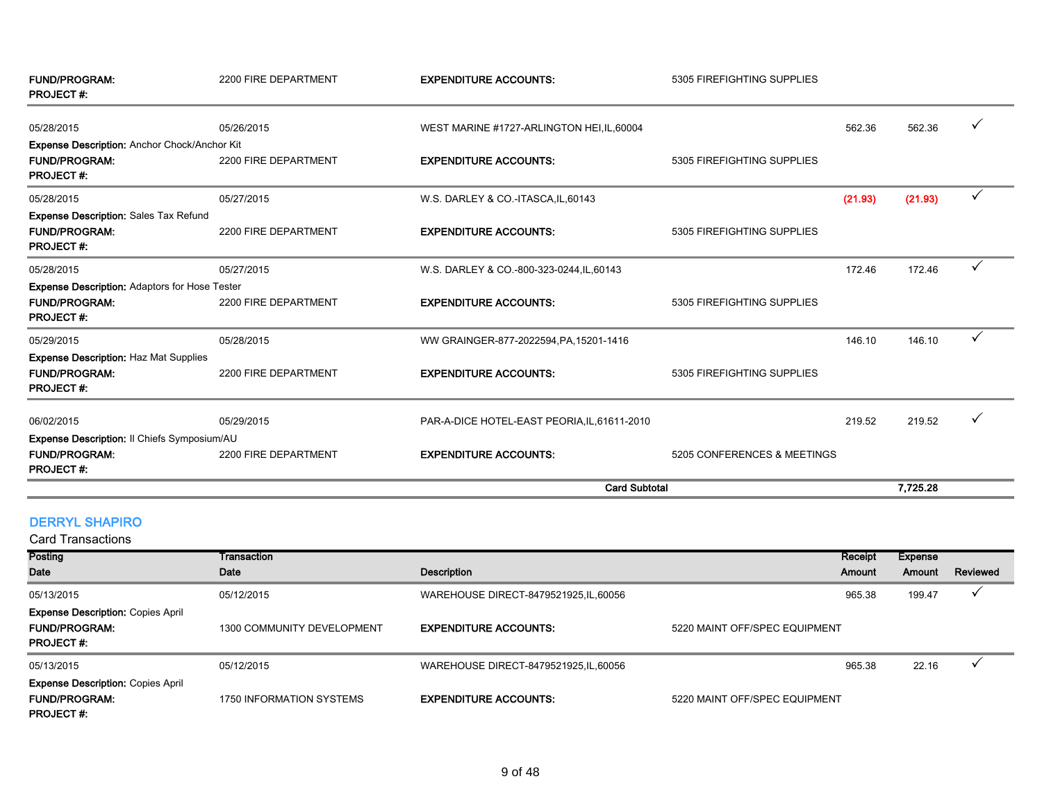| | | | | | | |
|---|---|---|---|---|---|---|
| **FUND/PROGRAM:** | 2200 FIRE DEPARTMENT | **EXPENDITURE ACCOUNTS:** | 5305 FIREFIGHTING SUPPLIES | | | |
| **PROJECT #:** | | | | | | |
| 05/28/2015 | 05/26/2015 | WEST MARINE #1727-ARLINGTON HEI,IL,60004 | | 562.36 | 562.36 | ✓ |
| **Expense Description:** Anchor Chock/Anchor Kit | | | | | | |
| **FUND/PROGRAM:** | 2200 FIRE DEPARTMENT | **EXPENDITURE ACCOUNTS:** | 5305 FIREFIGHTING SUPPLIES | | | |
| **PROJECT #:** | | | | | | |
| 05/28/2015 | 05/27/2015 | W.S. DARLEY & CO.-ITASCA,IL,60143 | | (21.93) | (21.93) | ✓ |
| **Expense Description:** Sales Tax Refund | | | | | | |
| **FUND/PROGRAM:** | 2200 FIRE DEPARTMENT | **EXPENDITURE ACCOUNTS:** | 5305 FIREFIGHTING SUPPLIES | | | |
| **PROJECT #:** | | | | | | |
| 05/28/2015 | 05/27/2015 | W.S. DARLEY & CO.-800-323-0244,IL,60143 | | 172.46 | 172.46 | ✓ |
| **Expense Description:** Adaptors for Hose Tester | | | | | | |
| **FUND/PROGRAM:** | 2200 FIRE DEPARTMENT | **EXPENDITURE ACCOUNTS:** | 5305 FIREFIGHTING SUPPLIES | | | |
| **PROJECT #:** | | | | | | |
| 05/29/2015 | 05/28/2015 | WW GRAINGER-877-2022594,PA,15201-1416 | | 146.10 | 146.10 | ✓ |
| **Expense Description:** Haz Mat Supplies | | | | | | |
| **FUND/PROGRAM:** | 2200 FIRE DEPARTMENT | **EXPENDITURE ACCOUNTS:** | 5305 FIREFIGHTING SUPPLIES | | | |
| **PROJECT #:** | | | | | | |
| 06/02/2015 | 05/29/2015 | PAR-A-DICE HOTEL-EAST PEORIA,IL,61611-2010 | | 219.52 | 219.52 | ✓ |
| **Expense Description:** Il Chiefs Symposium/AU | | | | | | |
| **FUND/PROGRAM:** | 2200 FIRE DEPARTMENT | **EXPENDITURE ACCOUNTS:** | 5205 CONFERENCES & MEETINGS | | | |
| **PROJECT #:** | | | | | | |
| | | | **Card Subtotal** | | **7,725.28** | |

## DERRYL SHAPIRO

Card Transactions

| Posting Date | Transaction Date | Description | | Receipt Amount | Expense Amount | Reviewed |
|---|---|---|---|---|---|---|
| 05/13/2015 | 05/12/2015 | WAREHOUSE DIRECT-8479521925,IL,60056 | | 965.38 | 199.47 | ✓ |
| **Expense Description:** Copies April | | | | | | |
| **FUND/PROGRAM:** | 1300 COMMUNITY DEVELOPMENT | **EXPENDITURE ACCOUNTS:** | 5220 MAINT OFF/SPEC EQUIPMENT | | | |
| **PROJECT #:** | | | | | | |
| 05/13/2015 | 05/12/2015 | WAREHOUSE DIRECT-8479521925,IL,60056 | | 965.38 | 22.16 | ✓ |
| **Expense Description:** Copies April | | | | | | |
| **FUND/PROGRAM:** | 1750 INFORMATION SYSTEMS | **EXPENDITURE ACCOUNTS:** | 5220 MAINT OFF/SPEC EQUIPMENT | | | |
| **PROJECT #:** | | | | | | |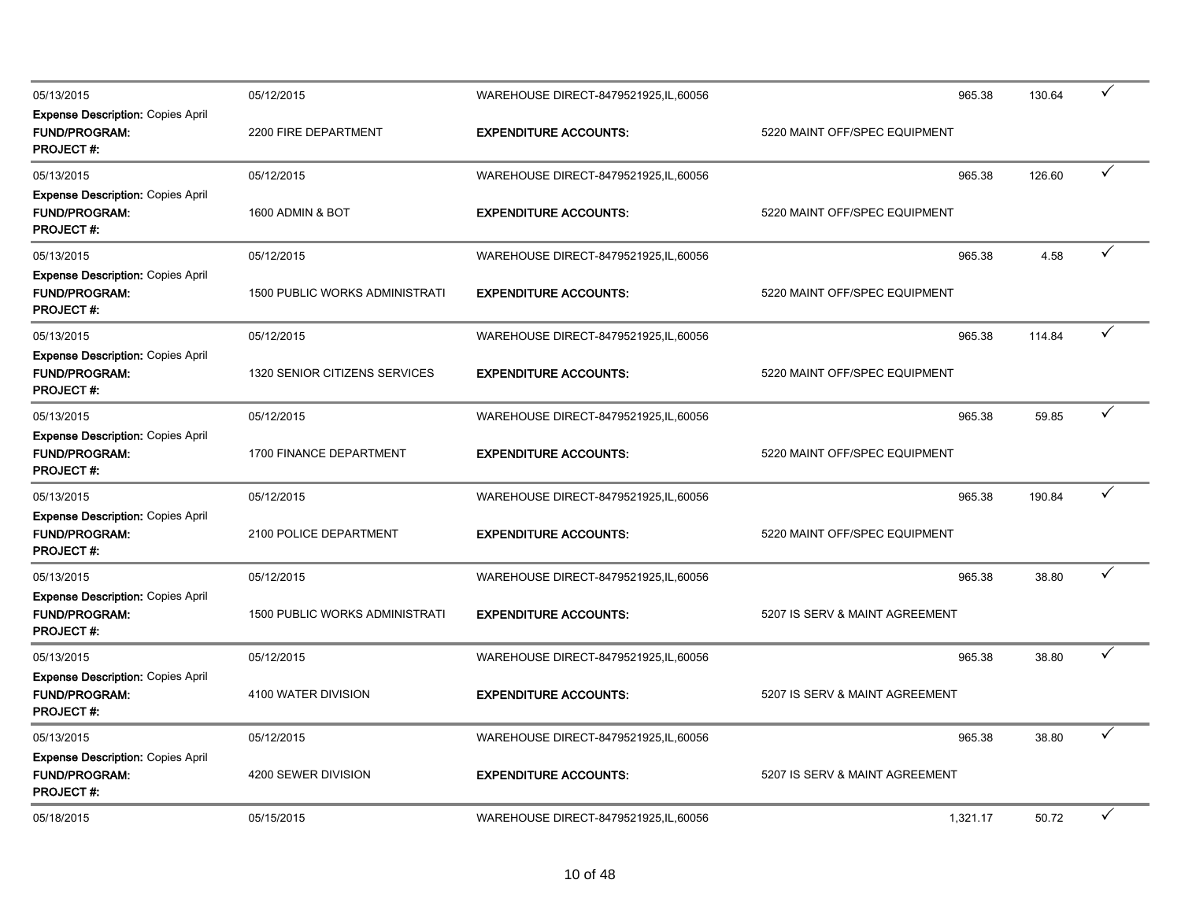| | | | | | | |
|---|---|---|---|---|---|---|
| 05/13/2015 | 05/12/2015 | WAREHOUSE DIRECT-8479521925,IL,60056 | | 965.38 | 130.64 | ✓ |
| **Expense Description:** Copies April | | | | | | |
| **FUND/PROGRAM:** | 2200 FIRE DEPARTMENT | **EXPENDITURE ACCOUNTS:** | 5220 MAINT OFF/SPEC EQUIPMENT | | | |
| **PROJECT #:** | | | | | | |
| 05/13/2015 | 05/12/2015 | WAREHOUSE DIRECT-8479521925,IL,60056 | | 965.38 | 126.60 | ✓ |
| **Expense Description:** Copies April | | | | | | |
| **FUND/PROGRAM:** | 1600 ADMIN & BOT | **EXPENDITURE ACCOUNTS:** | 5220 MAINT OFF/SPEC EQUIPMENT | | | |
| **PROJECT #:** | | | | | | |
| 05/13/2015 | 05/12/2015 | WAREHOUSE DIRECT-8479521925,IL,60056 | | 965.38 | 4.58 | ✓ |
| **Expense Description:** Copies April | | | | | | |
| **FUND/PROGRAM:** | 1500 PUBLIC WORKS ADMINISTRATI | **EXPENDITURE ACCOUNTS:** | 5220 MAINT OFF/SPEC EQUIPMENT | | | |
| **PROJECT #:** | | | | | | |
| 05/13/2015 | 05/12/2015 | WAREHOUSE DIRECT-8479521925,IL,60056 | | 965.38 | 114.84 | ✓ |
| **Expense Description:** Copies April | | | | | | |
| **FUND/PROGRAM:** | 1320 SENIOR CITIZENS SERVICES | **EXPENDITURE ACCOUNTS:** | 5220 MAINT OFF/SPEC EQUIPMENT | | | |
| **PROJECT #:** | | | | | | |
| 05/13/2015 | 05/12/2015 | WAREHOUSE DIRECT-8479521925,IL,60056 | | 965.38 | 59.85 | ✓ |
| **Expense Description:** Copies April | | | | | | |
| **FUND/PROGRAM:** | 1700 FINANCE DEPARTMENT | **EXPENDITURE ACCOUNTS:** | 5220 MAINT OFF/SPEC EQUIPMENT | | | |
| **PROJECT #:** | | | | | | |
| 05/13/2015 | 05/12/2015 | WAREHOUSE DIRECT-8479521925,IL,60056 | | 965.38 | 190.84 | ✓ |
| **Expense Description:** Copies April | | | | | | |
| **FUND/PROGRAM:** | 2100 POLICE DEPARTMENT | **EXPENDITURE ACCOUNTS:** | 5220 MAINT OFF/SPEC EQUIPMENT | | | |
| **PROJECT #:** | | | | | | |
| 05/13/2015 | 05/12/2015 | WAREHOUSE DIRECT-8479521925,IL,60056 | | 965.38 | 38.80 | ✓ |
| **Expense Description:** Copies April | | | | | | |
| **FUND/PROGRAM:** | 1500 PUBLIC WORKS ADMINISTRATI | **EXPENDITURE ACCOUNTS:** | 5207 IS SERV & MAINT AGREEMENT | | | |
| **PROJECT #:** | | | | | | |
| 05/13/2015 | 05/12/2015 | WAREHOUSE DIRECT-8479521925,IL,60056 | | 965.38 | 38.80 | ✓ |
| **Expense Description:** Copies April | | | | | | |
| **FUND/PROGRAM:** | 4100 WATER DIVISION | **EXPENDITURE ACCOUNTS:** | 5207 IS SERV & MAINT AGREEMENT | | | |
| **PROJECT #:** | | | | | | |
| 05/13/2015 | 05/12/2015 | WAREHOUSE DIRECT-8479521925,IL,60056 | | 965.38 | 38.80 | ✓ |
| **Expense Description:** Copies April | | | | | | |
| **FUND/PROGRAM:** | 4200 SEWER DIVISION | **EXPENDITURE ACCOUNTS:** | 5207 IS SERV & MAINT AGREEMENT | | | |
| **PROJECT #:** | | | | | | |
| 05/18/2015 | 05/15/2015 | WAREHOUSE DIRECT-8479521925,IL,60056 | | 1,321.17 | 50.72 | ✓ |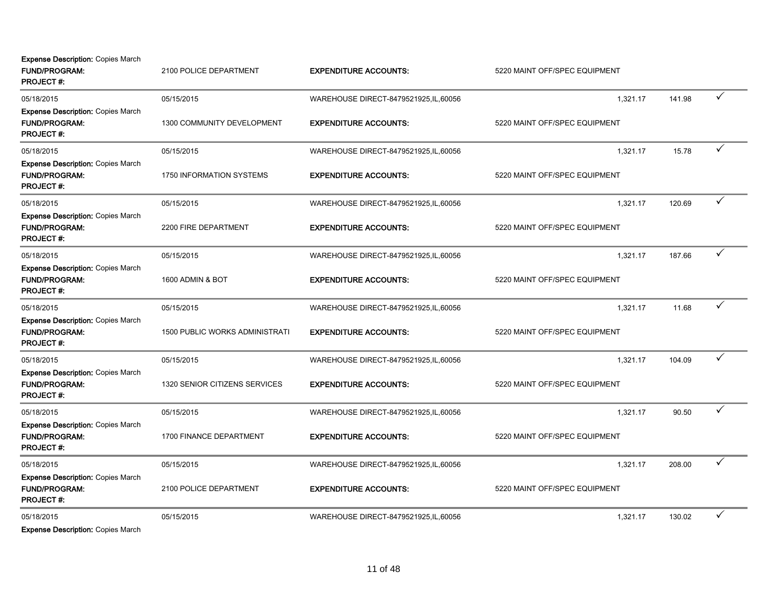**Expense Description:** Copies March
**FUND/PROGRAM:** 2100 POLICE DEPARTMENT **EXPENDITURE ACCOUNTS:** 5220 MAINT OFF/SPEC EQUIPMENT
**PROJECT #:**

---

05/18/2015 | 05/15/2015 | WAREHOUSE DIRECT-8479521925,IL,60056 | 1,321.17 | 141.98 | ✓

**Expense Description:** Copies March
**FUND/PROGRAM:** 1300 COMMUNITY DEVELOPMENT **EXPENDITURE ACCOUNTS:** 5220 MAINT OFF/SPEC EQUIPMENT
**PROJECT #:**

---

05/18/2015 | 05/15/2015 | WAREHOUSE DIRECT-8479521925,IL,60056 | 1,321.17 | 15.78 | ✓

**Expense Description:** Copies March
**FUND/PROGRAM:** 1750 INFORMATION SYSTEMS **EXPENDITURE ACCOUNTS:** 5220 MAINT OFF/SPEC EQUIPMENT
**PROJECT #:**

---

05/18/2015 | 05/15/2015 | WAREHOUSE DIRECT-8479521925,IL,60056 | 1,321.17 | 120.69 | ✓

**Expense Description:** Copies March
**FUND/PROGRAM:** 2200 FIRE DEPARTMENT **EXPENDITURE ACCOUNTS:** 5220 MAINT OFF/SPEC EQUIPMENT
**PROJECT #:**

---

05/18/2015 | 05/15/2015 | WAREHOUSE DIRECT-8479521925,IL,60056 | 1,321.17 | 187.66 | ✓

**Expense Description:** Copies March
**FUND/PROGRAM:** 1600 ADMIN & BOT **EXPENDITURE ACCOUNTS:** 5220 MAINT OFF/SPEC EQUIPMENT
**PROJECT #:**

---

05/18/2015 | 05/15/2015 | WAREHOUSE DIRECT-8479521925,IL,60056 | 1,321.17 | 11.68 | ✓

**Expense Description:** Copies March
**FUND/PROGRAM:** 1500 PUBLIC WORKS ADMINISTRATI **EXPENDITURE ACCOUNTS:** 5220 MAINT OFF/SPEC EQUIPMENT
**PROJECT #:**

---

05/18/2015 | 05/15/2015 | WAREHOUSE DIRECT-8479521925,IL,60056 | 1,321.17 | 104.09 | ✓

**Expense Description:** Copies March
**FUND/PROGRAM:** 1320 SENIOR CITIZENS SERVICES **EXPENDITURE ACCOUNTS:** 5220 MAINT OFF/SPEC EQUIPMENT
**PROJECT #:**

---

05/18/2015 | 05/15/2015 | WAREHOUSE DIRECT-8479521925,IL,60056 | 1,321.17 | 90.50 | ✓

**Expense Description:** Copies March
**FUND/PROGRAM:** 1700 FINANCE DEPARTMENT **EXPENDITURE ACCOUNTS:** 5220 MAINT OFF/SPEC EQUIPMENT
**PROJECT #:**

---

05/18/2015 | 05/15/2015 | WAREHOUSE DIRECT-8479521925,IL,60056 | 1,321.17 | 208.00 | ✓

**Expense Description:** Copies March
**FUND/PROGRAM:** 2100 POLICE DEPARTMENT **EXPENDITURE ACCOUNTS:** 5220 MAINT OFF/SPEC EQUIPMENT
**PROJECT #:**

---

05/18/2015 | 05/15/2015 | WAREHOUSE DIRECT-8479521925,IL,60056 | 1,321.17 | 130.02 | ✓

**Expense Description:** Copies March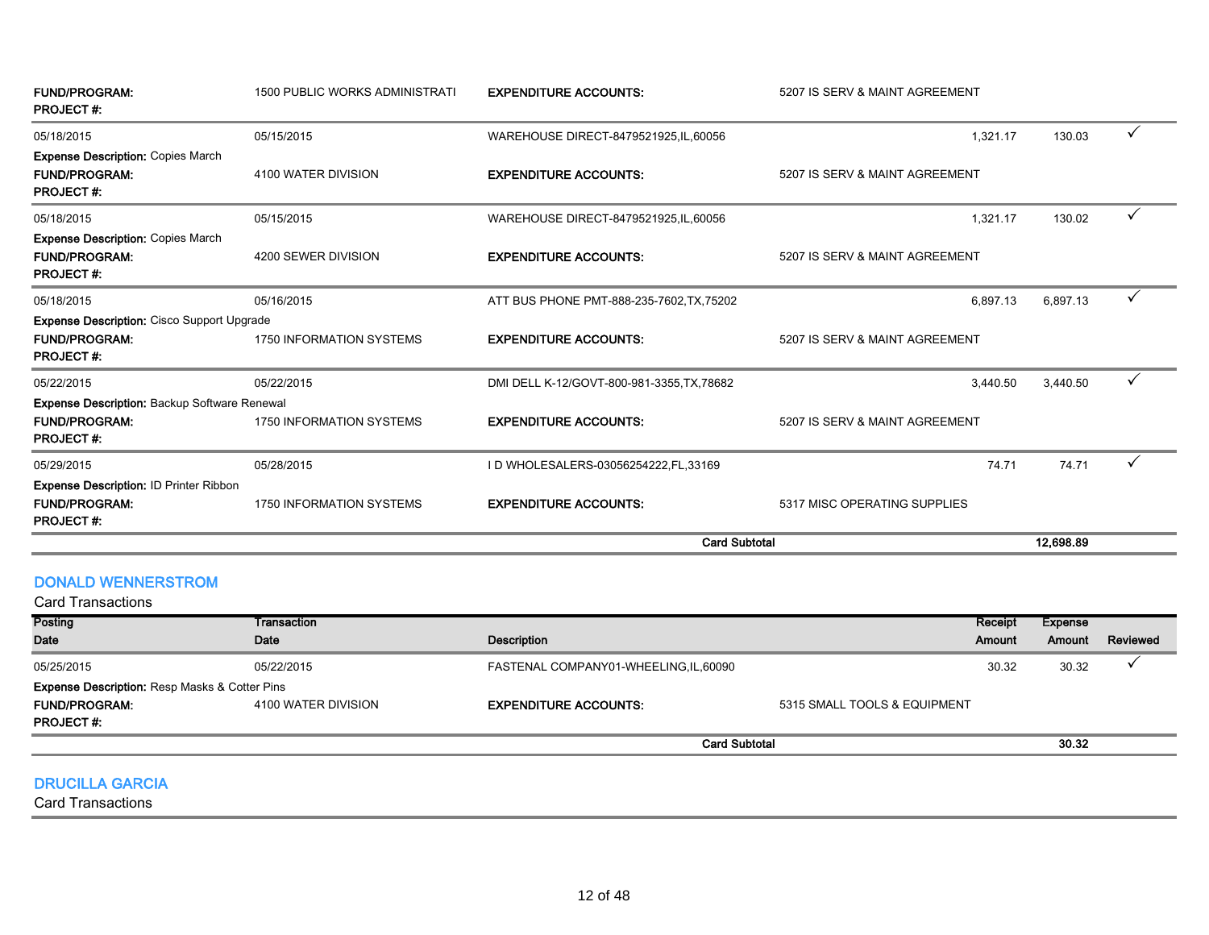| | | | | | | |
|---|---|---|---|---|---|---|
| **FUND/PROGRAM:** | 1500 PUBLIC WORKS ADMINISTRATI | **EXPENDITURE ACCOUNTS:** | 5207 IS SERV & MAINT AGREEMENT | | | |
| **PROJECT #:** | | | | | | |
| 05/18/2015 | 05/15/2015 | WAREHOUSE DIRECT-8479521925,IL,60056 | | 1,321.17 | 130.03 | ✓ |
| **Expense Description:** Copies March | | | | | | |
| **FUND/PROGRAM:** | 4100 WATER DIVISION | **EXPENDITURE ACCOUNTS:** | 5207 IS SERV & MAINT AGREEMENT | | | |
| **PROJECT #:** | | | | | | |
| 05/18/2015 | 05/15/2015 | WAREHOUSE DIRECT-8479521925,IL,60056 | | 1,321.17 | 130.02 | ✓ |
| **Expense Description:** Copies March | | | | | | |
| **FUND/PROGRAM:** | 4200 SEWER DIVISION | **EXPENDITURE ACCOUNTS:** | 5207 IS SERV & MAINT AGREEMENT | | | |
| **PROJECT #:** | | | | | | |
| 05/18/2015 | 05/16/2015 | ATT BUS PHONE PMT-888-235-7602,TX,75202 | | 6,897.13 | 6,897.13 | ✓ |
| **Expense Description:** Cisco Support Upgrade | | | | | | |
| **FUND/PROGRAM:** | 1750 INFORMATION SYSTEMS | **EXPENDITURE ACCOUNTS:** | 5207 IS SERV & MAINT AGREEMENT | | | |
| **PROJECT #:** | | | | | | |
| 05/22/2015 | 05/22/2015 | DMI DELL K-12/GOVT-800-981-3355,TX,78682 | | 3,440.50 | 3,440.50 | ✓ |
| **Expense Description:** Backup Software Renewal | | | | | | |
| **FUND/PROGRAM:** | 1750 INFORMATION SYSTEMS | **EXPENDITURE ACCOUNTS:** | 5207 IS SERV & MAINT AGREEMENT | | | |
| **PROJECT #:** | | | | | | |
| 05/29/2015 | 05/28/2015 | I D WHOLESALERS-03056254222,FL,33169 | | 74.71 | 74.71 | ✓ |
| **Expense Description:** ID Printer Ribbon | | | | | | |
| **FUND/PROGRAM:** | 1750 INFORMATION SYSTEMS | **EXPENDITURE ACCOUNTS:** | 5317 MISC OPERATING SUPPLIES | | | |
| **PROJECT #:** | | | | | | |
| | | | **Card Subtotal** | | **12,698.89** | |

## DONALD WENNERSTROM

Card Transactions

| Posting Date | Transaction Date | Description | | Receipt Amount | Expense Amount | Reviewed |
|---|---|---|---|---|---|---|
| 05/25/2015 | 05/22/2015 | FASTENAL COMPANY01-WHEELING,IL,60090 | | 30.32 | 30.32 | ✓ |
| **Expense Description:** Resp Masks & Cotter Pins | | | | | | |
| **FUND/PROGRAM:** | 4100 WATER DIVISION | **EXPENDITURE ACCOUNTS:** | 5315 SMALL TOOLS & EQUIPMENT | | | |
| **PROJECT #:** | | | | | | |
| | | | **Card Subtotal** | | **30.32** | |

## DRUCILLA GARCIA

Card Transactions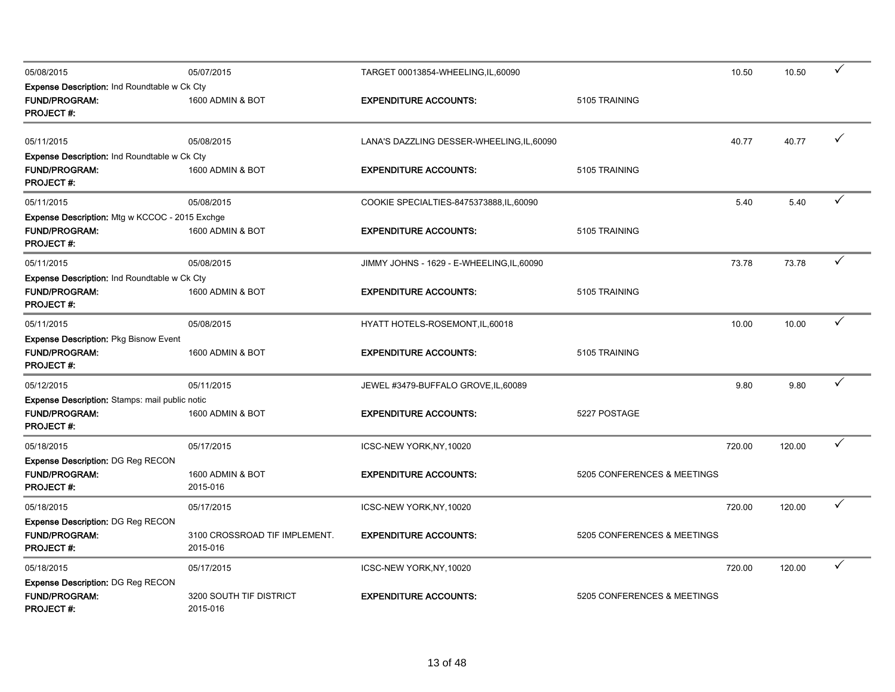| Posting Date | Transaction Date | Merchant | | Amount | Allocated Amount | |
|---|---|---|---|---|---|---|
| 05/08/2015 | 05/07/2015 | TARGET 00013854-WHEELING,IL,60090 | | 10.50 | 10.50 | ✓ |
| **Expense Description:** Ind Roundtable w Ck Cty | | | | | | |
| **FUND/PROGRAM:** | 1600 ADMIN & BOT | **EXPENDITURE ACCOUNTS:** | 5105 TRAINING | | | |
| **PROJECT #:** | | | | | | |
| 05/11/2015 | 05/08/2015 | LANA'S DAZZLING DESSER-WHEELING,IL,60090 | | 40.77 | 40.77 | ✓ |
| **Expense Description:** Ind Roundtable w Ck Cty | | | | | | |
| **FUND/PROGRAM:** | 1600 ADMIN & BOT | **EXPENDITURE ACCOUNTS:** | 5105 TRAINING | | | |
| **PROJECT #:** | | | | | | |
| 05/11/2015 | 05/08/2015 | COOKIE SPECIALTIES-8475373888,IL,60090 | | 5.40 | 5.40 | ✓ |
| **Expense Description:** Mtg w KCCOC - 2015 Exchge | | | | | | |
| **FUND/PROGRAM:** | 1600 ADMIN & BOT | **EXPENDITURE ACCOUNTS:** | 5105 TRAINING | | | |
| **PROJECT #:** | | | | | | |
| 05/11/2015 | 05/08/2015 | JIMMY JOHNS - 1629 - E-WHEELING,IL,60090 | | 73.78 | 73.78 | ✓ |
| **Expense Description:** Ind Roundtable w Ck Cty | | | | | | |
| **FUND/PROGRAM:** | 1600 ADMIN & BOT | **EXPENDITURE ACCOUNTS:** | 5105 TRAINING | | | |
| **PROJECT #:** | | | | | | |
| 05/11/2015 | 05/08/2015 | HYATT HOTELS-ROSEMONT,IL,60018 | | 10.00 | 10.00 | ✓ |
| **Expense Description:** Pkg Bisnow Event | | | | | | |
| **FUND/PROGRAM:** | 1600 ADMIN & BOT | **EXPENDITURE ACCOUNTS:** | 5105 TRAINING | | | |
| **PROJECT #:** | | | | | | |
| 05/12/2015 | 05/11/2015 | JEWEL #3479-BUFFALO GROVE,IL,60089 | | 9.80 | 9.80 | ✓ |
| **Expense Description:** Stamps: mail public notic | | | | | | |
| **FUND/PROGRAM:** | 1600 ADMIN & BOT | **EXPENDITURE ACCOUNTS:** | 5227 POSTAGE | | | |
| **PROJECT #:** | | | | | | |
| 05/18/2015 | 05/17/2015 | ICSC-NEW YORK,NY,10020 | | 720.00 | 120.00 | ✓ |
| **Expense Description:** DG Reg RECON | | | | | | |
| **FUND/PROGRAM:** | 1600 ADMIN & BOT | **EXPENDITURE ACCOUNTS:** | 5205 CONFERENCES & MEETINGS | | | |
| **PROJECT #:** | 2015-016 | | | | | |
| 05/18/2015 | 05/17/2015 | ICSC-NEW YORK,NY,10020 | | 720.00 | 120.00 | ✓ |
| **Expense Description:** DG Reg RECON | | | | | | |
| **FUND/PROGRAM:** | 3100 CROSSROAD TIF IMPLEMENT. | **EXPENDITURE ACCOUNTS:** | 5205 CONFERENCES & MEETINGS | | | |
| **PROJECT #:** | 2015-016 | | | | | |
| 05/18/2015 | 05/17/2015 | ICSC-NEW YORK,NY,10020 | | 720.00 | 120.00 | ✓ |
| **Expense Description:** DG Reg RECON | | | | | | |
| **FUND/PROGRAM:** | 3200 SOUTH TIF DISTRICT | **EXPENDITURE ACCOUNTS:** | 5205 CONFERENCES & MEETINGS | | | |
| **PROJECT #:** | 2015-016 | | | | | |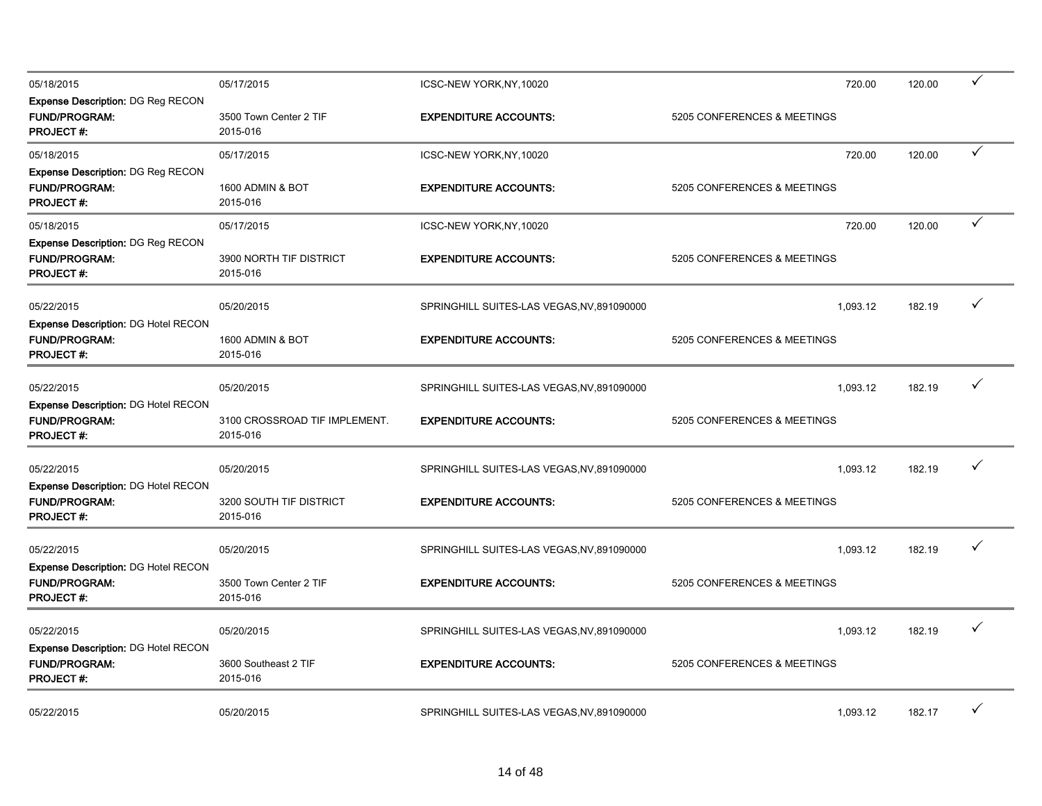| | | | | | | |
|---|---|---|---|---|---|---|
| 05/18/2015 | 05/17/2015 | ICSC-NEW YORK,NY,10020 | | 720.00 | 120.00 | ✓ |
| **Expense Description:** DG Reg RECON | | | | | | |
| **FUND/PROGRAM:** | 3500 Town Center 2 TIF | **EXPENDITURE ACCOUNTS:** | 5205 CONFERENCES & MEETINGS | | | |
| **PROJECT #:** | 2015-016 | | | | | |
| 05/18/2015 | 05/17/2015 | ICSC-NEW YORK,NY,10020 | | 720.00 | 120.00 | ✓ |
| **Expense Description:** DG Reg RECON | | | | | | |
| **FUND/PROGRAM:** | 1600 ADMIN & BOT | **EXPENDITURE ACCOUNTS:** | 5205 CONFERENCES & MEETINGS | | | |
| **PROJECT #:** | 2015-016 | | | | | |
| 05/18/2015 | 05/17/2015 | ICSC-NEW YORK,NY,10020 | | 720.00 | 120.00 | ✓ |
| **Expense Description:** DG Reg RECON | | | | | | |
| **FUND/PROGRAM:** | 3900 NORTH TIF DISTRICT | **EXPENDITURE ACCOUNTS:** | 5205 CONFERENCES & MEETINGS | | | |
| **PROJECT #:** | 2015-016 | | | | | |
| 05/22/2015 | 05/20/2015 | SPRINGHILL SUITES-LAS VEGAS,NV,891090000 | | 1,093.12 | 182.19 | ✓ |
| **Expense Description:** DG Hotel RECON | | | | | | |
| **FUND/PROGRAM:** | 1600 ADMIN & BOT | **EXPENDITURE ACCOUNTS:** | 5205 CONFERENCES & MEETINGS | | | |
| **PROJECT #:** | 2015-016 | | | | | |
| 05/22/2015 | 05/20/2015 | SPRINGHILL SUITES-LAS VEGAS,NV,891090000 | | 1,093.12 | 182.19 | ✓ |
| **Expense Description:** DG Hotel RECON | | | | | | |
| **FUND/PROGRAM:** | 3100 CROSSROAD TIF IMPLEMENT. | **EXPENDITURE ACCOUNTS:** | 5205 CONFERENCES & MEETINGS | | | |
| **PROJECT #:** | 2015-016 | | | | | |
| 05/22/2015 | 05/20/2015 | SPRINGHILL SUITES-LAS VEGAS,NV,891090000 | | 1,093.12 | 182.19 | ✓ |
| **Expense Description:** DG Hotel RECON | | | | | | |
| **FUND/PROGRAM:** | 3200 SOUTH TIF DISTRICT | **EXPENDITURE ACCOUNTS:** | 5205 CONFERENCES & MEETINGS | | | |
| **PROJECT #:** | 2015-016 | | | | | |
| 05/22/2015 | 05/20/2015 | SPRINGHILL SUITES-LAS VEGAS,NV,891090000 | | 1,093.12 | 182.19 | ✓ |
| **Expense Description:** DG Hotel RECON | | | | | | |
| **FUND/PROGRAM:** | 3500 Town Center 2 TIF | **EXPENDITURE ACCOUNTS:** | 5205 CONFERENCES & MEETINGS | | | |
| **PROJECT #:** | 2015-016 | | | | | |
| 05/22/2015 | 05/20/2015 | SPRINGHILL SUITES-LAS VEGAS,NV,891090000 | | 1,093.12 | 182.19 | ✓ |
| **Expense Description:** DG Hotel RECON | | | | | | |
| **FUND/PROGRAM:** | 3600 Southeast 2 TIF | **EXPENDITURE ACCOUNTS:** | 5205 CONFERENCES & MEETINGS | | | |
| **PROJECT #:** | 2015-016 | | | | | |
| 05/22/2015 | 05/20/2015 | SPRINGHILL SUITES-LAS VEGAS,NV,891090000 | | 1,093.12 | 182.17 | ✓ |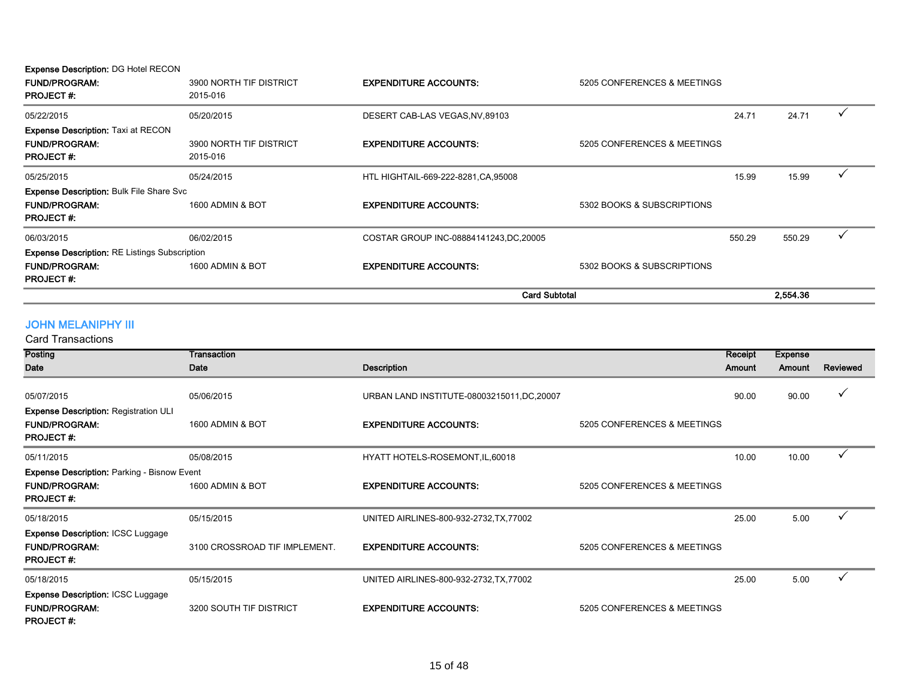**Expense Description:** DG Hotel RECON

| | | | | | | |
|---|---|---|---|---|---|---|
| **FUND/PROGRAM:** | 3900 NORTH TIF DISTRICT | **EXPENDITURE ACCOUNTS:** | 5205 CONFERENCES & MEETINGS | | | |
| **PROJECT #:** | 2015-016 | | | | | |
| 05/22/2015 | 05/20/2015 | DESERT CAB-LAS VEGAS,NV,89103 | | 24.71 | 24.71 | ✓ |
| **Expense Description:** Taxi at RECON | | | | | | |
| **FUND/PROGRAM:** | 3900 NORTH TIF DISTRICT | **EXPENDITURE ACCOUNTS:** | 5205 CONFERENCES & MEETINGS | | | |
| **PROJECT #:** | 2015-016 | | | | | |
| 05/25/2015 | 05/24/2015 | HTL HIGHTAIL-669-222-8281,CA,95008 | | 15.99 | 15.99 | ✓ |
| **Expense Description:** Bulk File Share Svc | | | | | | |
| **FUND/PROGRAM:** | 1600 ADMIN & BOT | **EXPENDITURE ACCOUNTS:** | 5302 BOOKS & SUBSCRIPTIONS | | | |
| **PROJECT #:** | | | | | | |
| 06/03/2015 | 06/02/2015 | COSTAR GROUP INC-08884141243,DC,20005 | | 550.29 | 550.29 | ✓ |
| **Expense Description:** RE Listings Subscription | | | | | | |
| **FUND/PROGRAM:** | 1600 ADMIN & BOT | **EXPENDITURE ACCOUNTS:** | 5302 BOOKS & SUBSCRIPTIONS | | | |
| **PROJECT #:** | | | | | | |
| | | **Card Subtotal** | | | **2,554.36** | |

## JOHN MELANIPHY III

Card Transactions

| Posting Date | Transaction Date | Description | | Receipt Amount | Expense Amount | Reviewed |
|---|---|---|---|---|---|---|
| 05/07/2015 | 05/06/2015 | URBAN LAND INSTITUTE-08003215011,DC,20007 | | 90.00 | 90.00 | ✓ |
| **Expense Description:** Registration ULI | | | | | | |
| **FUND/PROGRAM:** | 1600 ADMIN & BOT | **EXPENDITURE ACCOUNTS:** | 5205 CONFERENCES & MEETINGS | | | |
| **PROJECT #:** | | | | | | |
| 05/11/2015 | 05/08/2015 | HYATT HOTELS-ROSEMONT,IL,60018 | | 10.00 | 10.00 | ✓ |
| **Expense Description:** Parking - Bisnow Event | | | | | | |
| **FUND/PROGRAM:** | 1600 ADMIN & BOT | **EXPENDITURE ACCOUNTS:** | 5205 CONFERENCES & MEETINGS | | | |
| **PROJECT #:** | | | | | | |
| 05/18/2015 | 05/15/2015 | UNITED AIRLINES-800-932-2732,TX,77002 | | 25.00 | 5.00 | ✓ |
| **Expense Description:** ICSC Luggage | | | | | | |
| **FUND/PROGRAM:** | 3100 CROSSROAD TIF IMPLEMENT. | **EXPENDITURE ACCOUNTS:** | 5205 CONFERENCES & MEETINGS | | | |
| **PROJECT #:** | | | | | | |
| 05/18/2015 | 05/15/2015 | UNITED AIRLINES-800-932-2732,TX,77002 | | 25.00 | 5.00 | ✓ |
| **Expense Description:** ICSC Luggage | | | | | | |
| **FUND/PROGRAM:** | 3200 SOUTH TIF DISTRICT | **EXPENDITURE ACCOUNTS:** | 5205 CONFERENCES & MEETINGS | | | |
| **PROJECT #:** | | | | | | |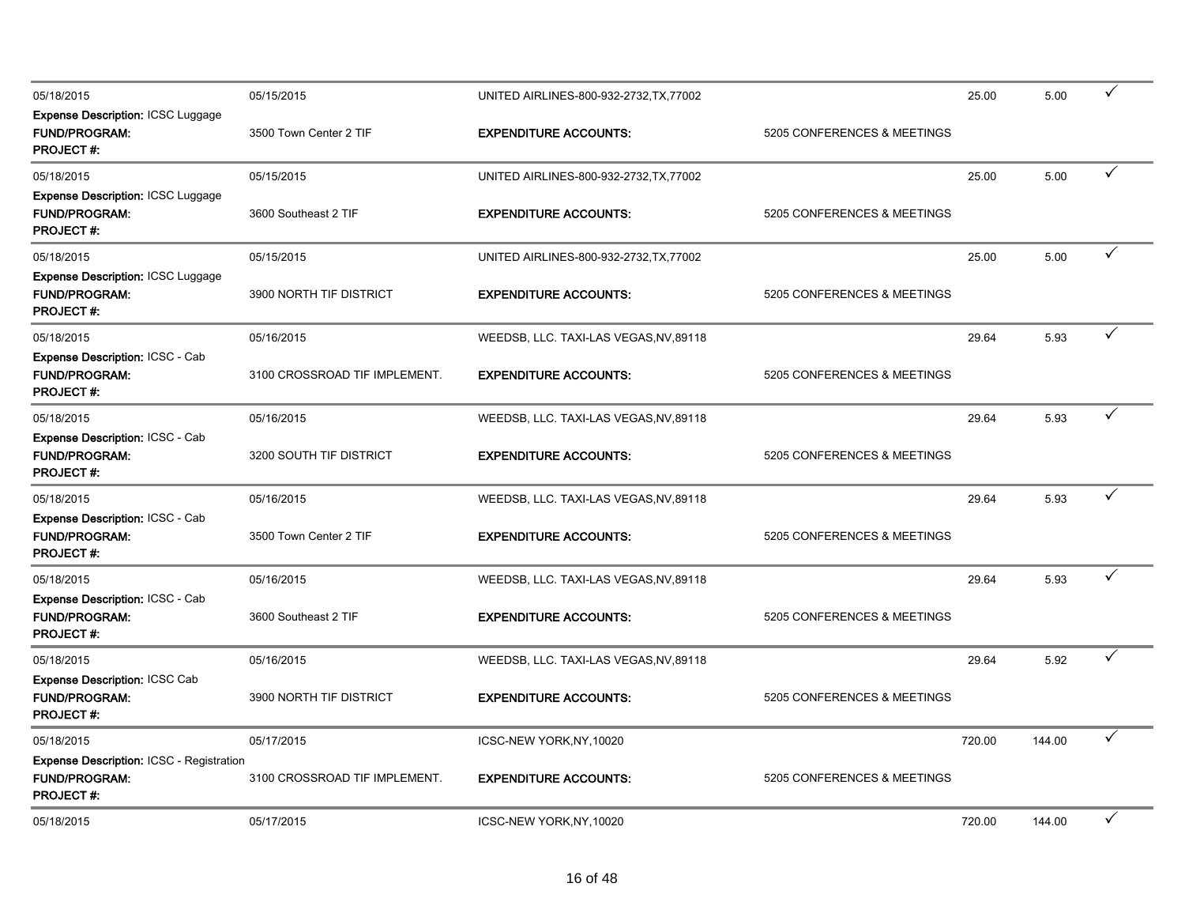| | | | | | | |
|---|---|---|---|---|---|---|
| 05/18/2015 | 05/15/2015 | UNITED AIRLINES-800-932-2732,TX,77002 | | 25.00 | 5.00 | ✓ |
| **Expense Description:** ICSC Luggage | | | | | | |
| **FUND/PROGRAM:** | 3500 Town Center 2 TIF | **EXPENDITURE ACCOUNTS:** | 5205 CONFERENCES & MEETINGS | | | |
| **PROJECT #:** | | | | | | |
| 05/18/2015 | 05/15/2015 | UNITED AIRLINES-800-932-2732,TX,77002 | | 25.00 | 5.00 | ✓ |
| **Expense Description:** ICSC Luggage | | | | | | |
| **FUND/PROGRAM:** | 3600 Southeast 2 TIF | **EXPENDITURE ACCOUNTS:** | 5205 CONFERENCES & MEETINGS | | | |
| **PROJECT #:** | | | | | | |
| 05/18/2015 | 05/15/2015 | UNITED AIRLINES-800-932-2732,TX,77002 | | 25.00 | 5.00 | ✓ |
| **Expense Description:** ICSC Luggage | | | | | | |
| **FUND/PROGRAM:** | 3900 NORTH TIF DISTRICT | **EXPENDITURE ACCOUNTS:** | 5205 CONFERENCES & MEETINGS | | | |
| **PROJECT #:** | | | | | | |
| 05/18/2015 | 05/16/2015 | WEEDSB, LLC. TAXI-LAS VEGAS,NV,89118 | | 29.64 | 5.93 | ✓ |
| **Expense Description:** ICSC - Cab | | | | | | |
| **FUND/PROGRAM:** | 3100 CROSSROAD TIF IMPLEMENT. | **EXPENDITURE ACCOUNTS:** | 5205 CONFERENCES & MEETINGS | | | |
| **PROJECT #:** | | | | | | |
| 05/18/2015 | 05/16/2015 | WEEDSB, LLC. TAXI-LAS VEGAS,NV,89118 | | 29.64 | 5.93 | ✓ |
| **Expense Description:** ICSC - Cab | | | | | | |
| **FUND/PROGRAM:** | 3200 SOUTH TIF DISTRICT | **EXPENDITURE ACCOUNTS:** | 5205 CONFERENCES & MEETINGS | | | |
| **PROJECT #:** | | | | | | |
| 05/18/2015 | 05/16/2015 | WEEDSB, LLC. TAXI-LAS VEGAS,NV,89118 | | 29.64 | 5.93 | ✓ |
| **Expense Description:** ICSC - Cab | | | | | | |
| **FUND/PROGRAM:** | 3500 Town Center 2 TIF | **EXPENDITURE ACCOUNTS:** | 5205 CONFERENCES & MEETINGS | | | |
| **PROJECT #:** | | | | | | |
| 05/18/2015 | 05/16/2015 | WEEDSB, LLC. TAXI-LAS VEGAS,NV,89118 | | 29.64 | 5.93 | ✓ |
| **Expense Description:** ICSC - Cab | | | | | | |
| **FUND/PROGRAM:** | 3600 Southeast 2 TIF | **EXPENDITURE ACCOUNTS:** | 5205 CONFERENCES & MEETINGS | | | |
| **PROJECT #:** | | | | | | |
| 05/18/2015 | 05/16/2015 | WEEDSB, LLC. TAXI-LAS VEGAS,NV,89118 | | 29.64 | 5.92 | ✓ |
| **Expense Description:** ICSC Cab | | | | | | |
| **FUND/PROGRAM:** | 3900 NORTH TIF DISTRICT | **EXPENDITURE ACCOUNTS:** | 5205 CONFERENCES & MEETINGS | | | |
| **PROJECT #:** | | | | | | |
| 05/18/2015 | 05/17/2015 | ICSC-NEW YORK,NY,10020 | | 720.00 | 144.00 | ✓ |
| **Expense Description:** ICSC - Registration | | | | | | |
| **FUND/PROGRAM:** | 3100 CROSSROAD TIF IMPLEMENT. | **EXPENDITURE ACCOUNTS:** | 5205 CONFERENCES & MEETINGS | | | |
| **PROJECT #:** | | | | | | |
| 05/18/2015 | 05/17/2015 | ICSC-NEW YORK,NY,10020 | | 720.00 | 144.00 | ✓ |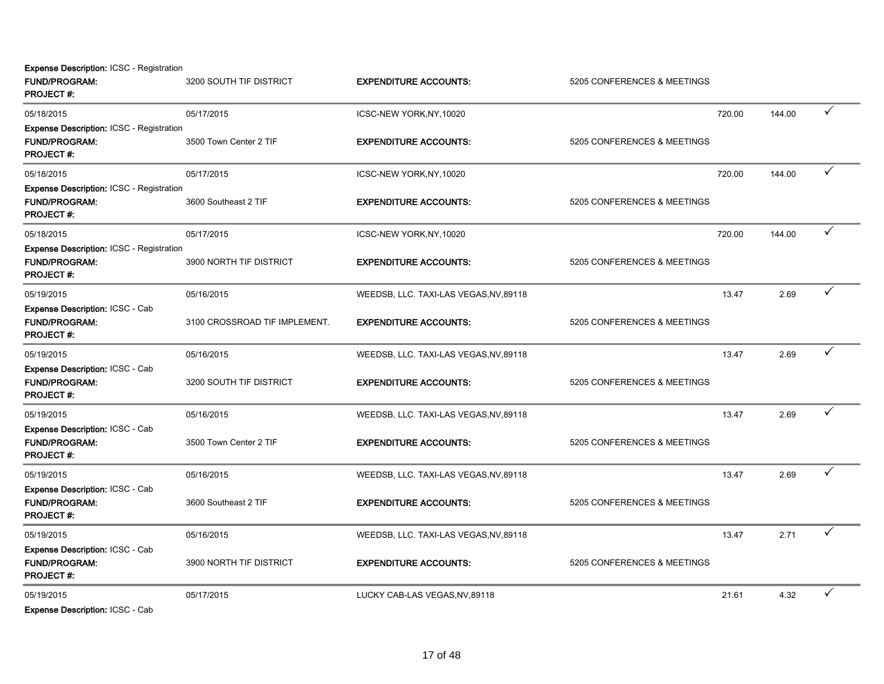**Expense Description:** ICSC - Registration
**FUND/PROGRAM:** 3200 SOUTH TIF DISTRICT **EXPENDITURE ACCOUNTS:** 5205 CONFERENCES & MEETINGS
**PROJECT #:**

| | | | | | |
|---|---|---|---|---|---|
| 05/18/2015 | 05/17/2015 | ICSC-NEW YORK,NY,10020 | 720.00 | 144.00 | ✓ |

**Expense Description:** ICSC - Registration
**FUND/PROGRAM:** 3500 Town Center 2 TIF **EXPENDITURE ACCOUNTS:** 5205 CONFERENCES & MEETINGS
**PROJECT #:**

| | | | | | |
|---|---|---|---|---|---|
| 05/18/2015 | 05/17/2015 | ICSC-NEW YORK,NY,10020 | 720.00 | 144.00 | ✓ |

**Expense Description:** ICSC - Registration
**FUND/PROGRAM:** 3600 Southeast 2 TIF **EXPENDITURE ACCOUNTS:** 5205 CONFERENCES & MEETINGS
**PROJECT #:**

| | | | | | |
|---|---|---|---|---|---|
| 05/18/2015 | 05/17/2015 | ICSC-NEW YORK,NY,10020 | 720.00 | 144.00 | ✓ |

**Expense Description:** ICSC - Registration
**FUND/PROGRAM:** 3900 NORTH TIF DISTRICT **EXPENDITURE ACCOUNTS:** 5205 CONFERENCES & MEETINGS
**PROJECT #:**

| | | | | | |
|---|---|---|---|---|---|
| 05/19/2015 | 05/16/2015 | WEEDSB, LLC. TAXI-LAS VEGAS,NV,89118 | 13.47 | 2.69 | ✓ |

**Expense Description:** ICSC - Cab
**FUND/PROGRAM:** 3100 CROSSROAD TIF IMPLEMENT. **EXPENDITURE ACCOUNTS:** 5205 CONFERENCES & MEETINGS
**PROJECT #:**

| | | | | | |
|---|---|---|---|---|---|
| 05/19/2015 | 05/16/2015 | WEEDSB, LLC. TAXI-LAS VEGAS,NV,89118 | 13.47 | 2.69 | ✓ |

**Expense Description:** ICSC - Cab
**FUND/PROGRAM:** 3200 SOUTH TIF DISTRICT **EXPENDITURE ACCOUNTS:** 5205 CONFERENCES & MEETINGS
**PROJECT #:**

| | | | | | |
|---|---|---|---|---|---|
| 05/19/2015 | 05/16/2015 | WEEDSB, LLC. TAXI-LAS VEGAS,NV,89118 | 13.47 | 2.69 | ✓ |

**Expense Description:** ICSC - Cab
**FUND/PROGRAM:** 3500 Town Center 2 TIF **EXPENDITURE ACCOUNTS:** 5205 CONFERENCES & MEETINGS
**PROJECT #:**

| | | | | | |
|---|---|---|---|---|---|
| 05/19/2015 | 05/16/2015 | WEEDSB, LLC. TAXI-LAS VEGAS,NV,89118 | 13.47 | 2.69 | ✓ |

**Expense Description:** ICSC - Cab
**FUND/PROGRAM:** 3600 Southeast 2 TIF **EXPENDITURE ACCOUNTS:** 5205 CONFERENCES & MEETINGS
**PROJECT #:**

| | | | | | |
|---|---|---|---|---|---|
| 05/19/2015 | 05/16/2015 | WEEDSB, LLC. TAXI-LAS VEGAS,NV,89118 | 13.47 | 2.71 | ✓ |

**Expense Description:** ICSC - Cab
**FUND/PROGRAM:** 3900 NORTH TIF DISTRICT **EXPENDITURE ACCOUNTS:** 5205 CONFERENCES & MEETINGS
**PROJECT #:**

| | | | | | |
|---|---|---|---|---|---|
| 05/19/2015 | 05/17/2015 | LUCKY CAB-LAS VEGAS,NV,89118 | 21.61 | 4.32 | ✓ |

**Expense Description:** ICSC - Cab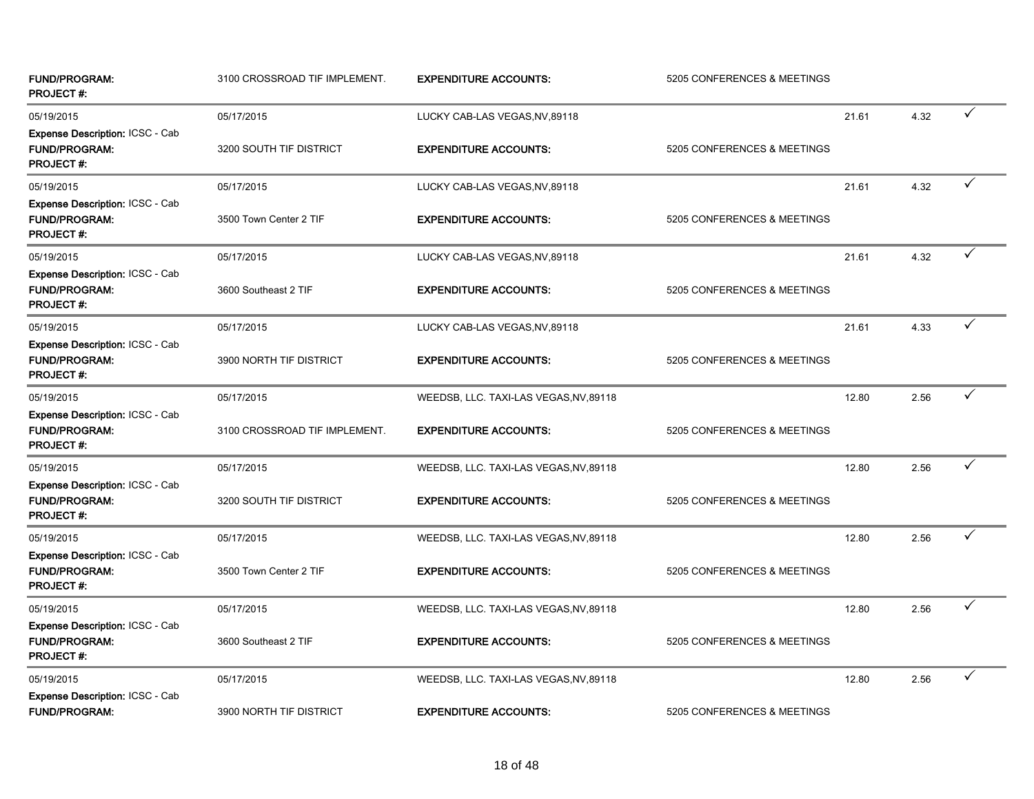| | | | | | | |
|---|---|---|---|---|---|---|
| **FUND/PROGRAM:** | 3100 CROSSROAD TIF IMPLEMENT. | **EXPENDITURE ACCOUNTS:** | 5205 CONFERENCES & MEETINGS | | | |
| **PROJECT #:** | | | | | | |
| 05/19/2015 | 05/17/2015 | LUCKY CAB-LAS VEGAS,NV,89118 | | 21.61 | 4.32 | ✓ |
| **Expense Description:** ICSC - Cab | | | | | | |
| **FUND/PROGRAM:** | 3200 SOUTH TIF DISTRICT | **EXPENDITURE ACCOUNTS:** | 5205 CONFERENCES & MEETINGS | | | |
| **PROJECT #:** | | | | | | |
| 05/19/2015 | 05/17/2015 | LUCKY CAB-LAS VEGAS,NV,89118 | | 21.61 | 4.32 | ✓ |
| **Expense Description:** ICSC - Cab | | | | | | |
| **FUND/PROGRAM:** | 3500 Town Center 2 TIF | **EXPENDITURE ACCOUNTS:** | 5205 CONFERENCES & MEETINGS | | | |
| **PROJECT #:** | | | | | | |
| 05/19/2015 | 05/17/2015 | LUCKY CAB-LAS VEGAS,NV,89118 | | 21.61 | 4.32 | ✓ |
| **Expense Description:** ICSC - Cab | | | | | | |
| **FUND/PROGRAM:** | 3600 Southeast 2 TIF | **EXPENDITURE ACCOUNTS:** | 5205 CONFERENCES & MEETINGS | | | |
| **PROJECT #:** | | | | | | |
| 05/19/2015 | 05/17/2015 | LUCKY CAB-LAS VEGAS,NV,89118 | | 21.61 | 4.33 | ✓ |
| **Expense Description:** ICSC - Cab | | | | | | |
| **FUND/PROGRAM:** | 3900 NORTH TIF DISTRICT | **EXPENDITURE ACCOUNTS:** | 5205 CONFERENCES & MEETINGS | | | |
| **PROJECT #:** | | | | | | |
| 05/19/2015 | 05/17/2015 | WEEDSB, LLC. TAXI-LAS VEGAS,NV,89118 | | 12.80 | 2.56 | ✓ |
| **Expense Description:** ICSC - Cab | | | | | | |
| **FUND/PROGRAM:** | 3100 CROSSROAD TIF IMPLEMENT. | **EXPENDITURE ACCOUNTS:** | 5205 CONFERENCES & MEETINGS | | | |
| **PROJECT #:** | | | | | | |
| 05/19/2015 | 05/17/2015 | WEEDSB, LLC. TAXI-LAS VEGAS,NV,89118 | | 12.80 | 2.56 | ✓ |
| **Expense Description:** ICSC - Cab | | | | | | |
| **FUND/PROGRAM:** | 3200 SOUTH TIF DISTRICT | **EXPENDITURE ACCOUNTS:** | 5205 CONFERENCES & MEETINGS | | | |
| **PROJECT #:** | | | | | | |
| 05/19/2015 | 05/17/2015 | WEEDSB, LLC. TAXI-LAS VEGAS,NV,89118 | | 12.80 | 2.56 | ✓ |
| **Expense Description:** ICSC - Cab | | | | | | |
| **FUND/PROGRAM:** | 3500 Town Center 2 TIF | **EXPENDITURE ACCOUNTS:** | 5205 CONFERENCES & MEETINGS | | | |
| **PROJECT #:** | | | | | | |
| 05/19/2015 | 05/17/2015 | WEEDSB, LLC. TAXI-LAS VEGAS,NV,89118 | | 12.80 | 2.56 | ✓ |
| **Expense Description:** ICSC - Cab | | | | | | |
| **FUND/PROGRAM:** | 3600 Southeast 2 TIF | **EXPENDITURE ACCOUNTS:** | 5205 CONFERENCES & MEETINGS | | | |
| **PROJECT #:** | | | | | | |
| 05/19/2015 | 05/17/2015 | WEEDSB, LLC. TAXI-LAS VEGAS,NV,89118 | | 12.80 | 2.56 | ✓ |
| **Expense Description:** ICSC - Cab | | | | | | |
| **FUND/PROGRAM:** | 3900 NORTH TIF DISTRICT | **EXPENDITURE ACCOUNTS:** | 5205 CONFERENCES & MEETINGS | | | |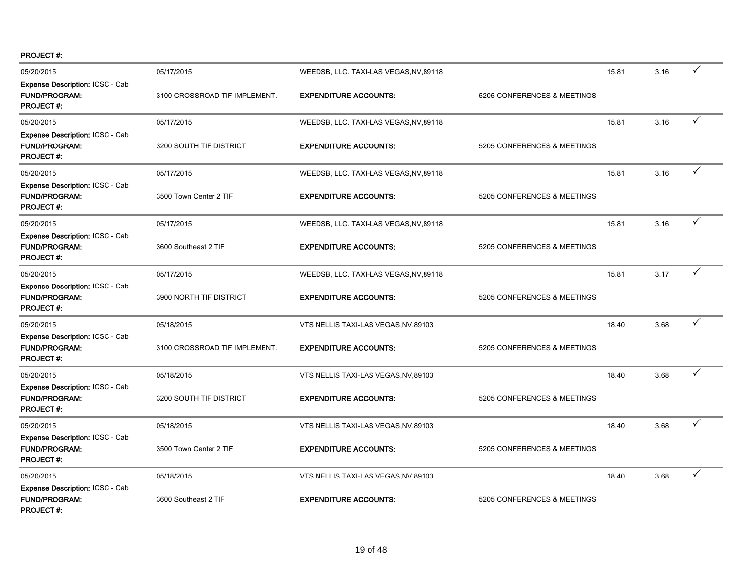**PROJECT #:**

| | | | | | | |
|---|---|---|---|---|---|---|
| 05/20/2015 | 05/17/2015 | WEEDSB, LLC. TAXI-LAS VEGAS,NV,89118 | | 15.81 | 3.16 | ✓ |
| **Expense Description:** ICSC - Cab | | | | | | |
| **FUND/PROGRAM:** | 3100 CROSSROAD TIF IMPLEMENT. | **EXPENDITURE ACCOUNTS:** | 5205 CONFERENCES & MEETINGS | | | |
| **PROJECT #:** | | | | | | |
| 05/20/2015 | 05/17/2015 | WEEDSB, LLC. TAXI-LAS VEGAS,NV,89118 | | 15.81 | 3.16 | ✓ |
| **Expense Description:** ICSC - Cab | | | | | | |
| **FUND/PROGRAM:** | 3200 SOUTH TIF DISTRICT | **EXPENDITURE ACCOUNTS:** | 5205 CONFERENCES & MEETINGS | | | |
| **PROJECT #:** | | | | | | |
| 05/20/2015 | 05/17/2015 | WEEDSB, LLC. TAXI-LAS VEGAS,NV,89118 | | 15.81 | 3.16 | ✓ |
| **Expense Description:** ICSC - Cab | | | | | | |
| **FUND/PROGRAM:** | 3500 Town Center 2 TIF | **EXPENDITURE ACCOUNTS:** | 5205 CONFERENCES & MEETINGS | | | |
| **PROJECT #:** | | | | | | |
| 05/20/2015 | 05/17/2015 | WEEDSB, LLC. TAXI-LAS VEGAS,NV,89118 | | 15.81 | 3.16 | ✓ |
| **Expense Description:** ICSC - Cab | | | | | | |
| **FUND/PROGRAM:** | 3600 Southeast 2 TIF | **EXPENDITURE ACCOUNTS:** | 5205 CONFERENCES & MEETINGS | | | |
| **PROJECT #:** | | | | | | |
| 05/20/2015 | 05/17/2015 | WEEDSB, LLC. TAXI-LAS VEGAS,NV,89118 | | 15.81 | 3.17 | ✓ |
| **Expense Description:** ICSC - Cab | | | | | | |
| **FUND/PROGRAM:** | 3900 NORTH TIF DISTRICT | **EXPENDITURE ACCOUNTS:** | 5205 CONFERENCES & MEETINGS | | | |
| **PROJECT #:** | | | | | | |
| 05/20/2015 | 05/18/2015 | VTS NELLIS TAXI-LAS VEGAS,NV,89103 | | 18.40 | 3.68 | ✓ |
| **Expense Description:** ICSC - Cab | | | | | | |
| **FUND/PROGRAM:** | 3100 CROSSROAD TIF IMPLEMENT. | **EXPENDITURE ACCOUNTS:** | 5205 CONFERENCES & MEETINGS | | | |
| **PROJECT #:** | | | | | | |
| 05/20/2015 | 05/18/2015 | VTS NELLIS TAXI-LAS VEGAS,NV,89103 | | 18.40 | 3.68 | ✓ |
| **Expense Description:** ICSC - Cab | | | | | | |
| **FUND/PROGRAM:** | 3200 SOUTH TIF DISTRICT | **EXPENDITURE ACCOUNTS:** | 5205 CONFERENCES & MEETINGS | | | |
| **PROJECT #:** | | | | | | |
| 05/20/2015 | 05/18/2015 | VTS NELLIS TAXI-LAS VEGAS,NV,89103 | | 18.40 | 3.68 | ✓ |
| **Expense Description:** ICSC - Cab | | | | | | |
| **FUND/PROGRAM:** | 3500 Town Center 2 TIF | **EXPENDITURE ACCOUNTS:** | 5205 CONFERENCES & MEETINGS | | | |
| **PROJECT #:** | | | | | | |
| 05/20/2015 | 05/18/2015 | VTS NELLIS TAXI-LAS VEGAS,NV,89103 | | 18.40 | 3.68 | ✓ |
| **Expense Description:** ICSC - Cab | | | | | | |
| **FUND/PROGRAM:** | 3600 Southeast 2 TIF | **EXPENDITURE ACCOUNTS:** | 5205 CONFERENCES & MEETINGS | | | |
| **PROJECT #:** | | | | | | |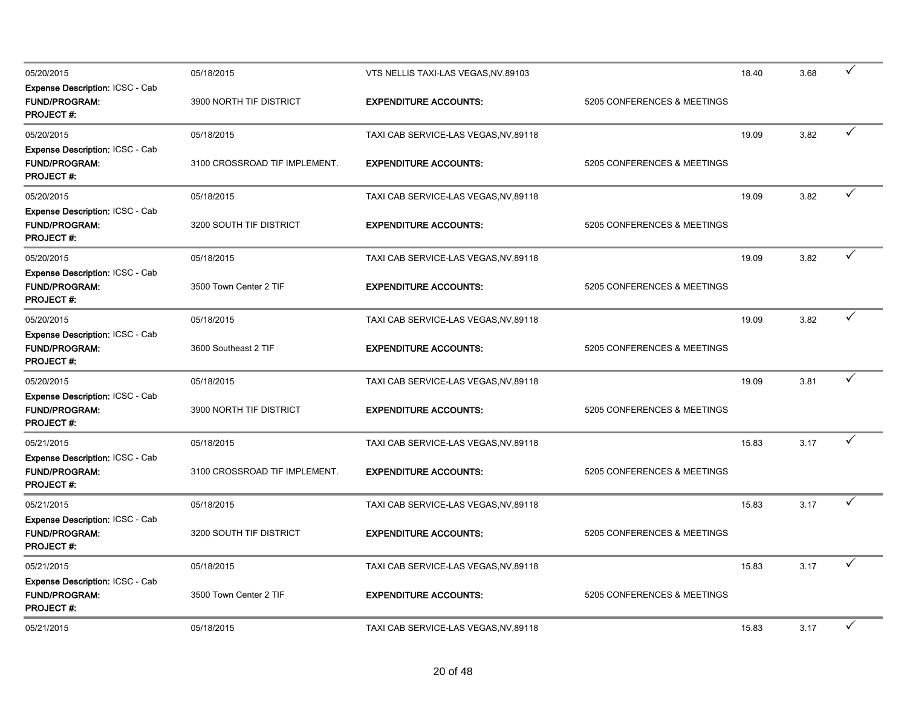| | | | | | | |
|---|---|---|---|---|---|---|
| 05/20/2015 | 05/18/2015 | VTS NELLIS TAXI-LAS VEGAS,NV,89103 | | 18.40 | 3.68 | ✓ |
| **Expense Description:** ICSC - Cab | | | | | | |
| **FUND/PROGRAM:** | 3900 NORTH TIF DISTRICT | **EXPENDITURE ACCOUNTS:** | 5205 CONFERENCES & MEETINGS | | | |
| **PROJECT #:** | | | | | | |
| 05/20/2015 | 05/18/2015 | TAXI CAB SERVICE-LAS VEGAS,NV,89118 | | 19.09 | 3.82 | ✓ |
| **Expense Description:** ICSC - Cab | | | | | | |
| **FUND/PROGRAM:** | 3100 CROSSROAD TIF IMPLEMENT. | **EXPENDITURE ACCOUNTS:** | 5205 CONFERENCES & MEETINGS | | | |
| **PROJECT #:** | | | | | | |
| 05/20/2015 | 05/18/2015 | TAXI CAB SERVICE-LAS VEGAS,NV,89118 | | 19.09 | 3.82 | ✓ |
| **Expense Description:** ICSC - Cab | | | | | | |
| **FUND/PROGRAM:** | 3200 SOUTH TIF DISTRICT | **EXPENDITURE ACCOUNTS:** | 5205 CONFERENCES & MEETINGS | | | |
| **PROJECT #:** | | | | | | |
| 05/20/2015 | 05/18/2015 | TAXI CAB SERVICE-LAS VEGAS,NV,89118 | | 19.09 | 3.82 | ✓ |
| **Expense Description:** ICSC - Cab | | | | | | |
| **FUND/PROGRAM:** | 3500 Town Center 2 TIF | **EXPENDITURE ACCOUNTS:** | 5205 CONFERENCES & MEETINGS | | | |
| **PROJECT #:** | | | | | | |
| 05/20/2015 | 05/18/2015 | TAXI CAB SERVICE-LAS VEGAS,NV,89118 | | 19.09 | 3.82 | ✓ |
| **Expense Description:** ICSC - Cab | | | | | | |
| **FUND/PROGRAM:** | 3600 Southeast 2 TIF | **EXPENDITURE ACCOUNTS:** | 5205 CONFERENCES & MEETINGS | | | |
| **PROJECT #:** | | | | | | |
| 05/20/2015 | 05/18/2015 | TAXI CAB SERVICE-LAS VEGAS,NV,89118 | | 19.09 | 3.81 | ✓ |
| **Expense Description:** ICSC - Cab | | | | | | |
| **FUND/PROGRAM:** | 3900 NORTH TIF DISTRICT | **EXPENDITURE ACCOUNTS:** | 5205 CONFERENCES & MEETINGS | | | |
| **PROJECT #:** | | | | | | |
| 05/21/2015 | 05/18/2015 | TAXI CAB SERVICE-LAS VEGAS,NV,89118 | | 15.83 | 3.17 | ✓ |
| **Expense Description:** ICSC - Cab | | | | | | |
| **FUND/PROGRAM:** | 3100 CROSSROAD TIF IMPLEMENT. | **EXPENDITURE ACCOUNTS:** | 5205 CONFERENCES & MEETINGS | | | |
| **PROJECT #:** | | | | | | |
| 05/21/2015 | 05/18/2015 | TAXI CAB SERVICE-LAS VEGAS,NV,89118 | | 15.83 | 3.17 | ✓ |
| **Expense Description:** ICSC - Cab | | | | | | |
| **FUND/PROGRAM:** | 3200 SOUTH TIF DISTRICT | **EXPENDITURE ACCOUNTS:** | 5205 CONFERENCES & MEETINGS | | | |
| **PROJECT #:** | | | | | | |
| 05/21/2015 | 05/18/2015 | TAXI CAB SERVICE-LAS VEGAS,NV,89118 | | 15.83 | 3.17 | ✓ |
| **Expense Description:** ICSC - Cab | | | | | | |
| **FUND/PROGRAM:** | 3500 Town Center 2 TIF | **EXPENDITURE ACCOUNTS:** | 5205 CONFERENCES & MEETINGS | | | |
| **PROJECT #:** | | | | | | |
| 05/21/2015 | 05/18/2015 | TAXI CAB SERVICE-LAS VEGAS,NV,89118 | | 15.83 | 3.17 | ✓ |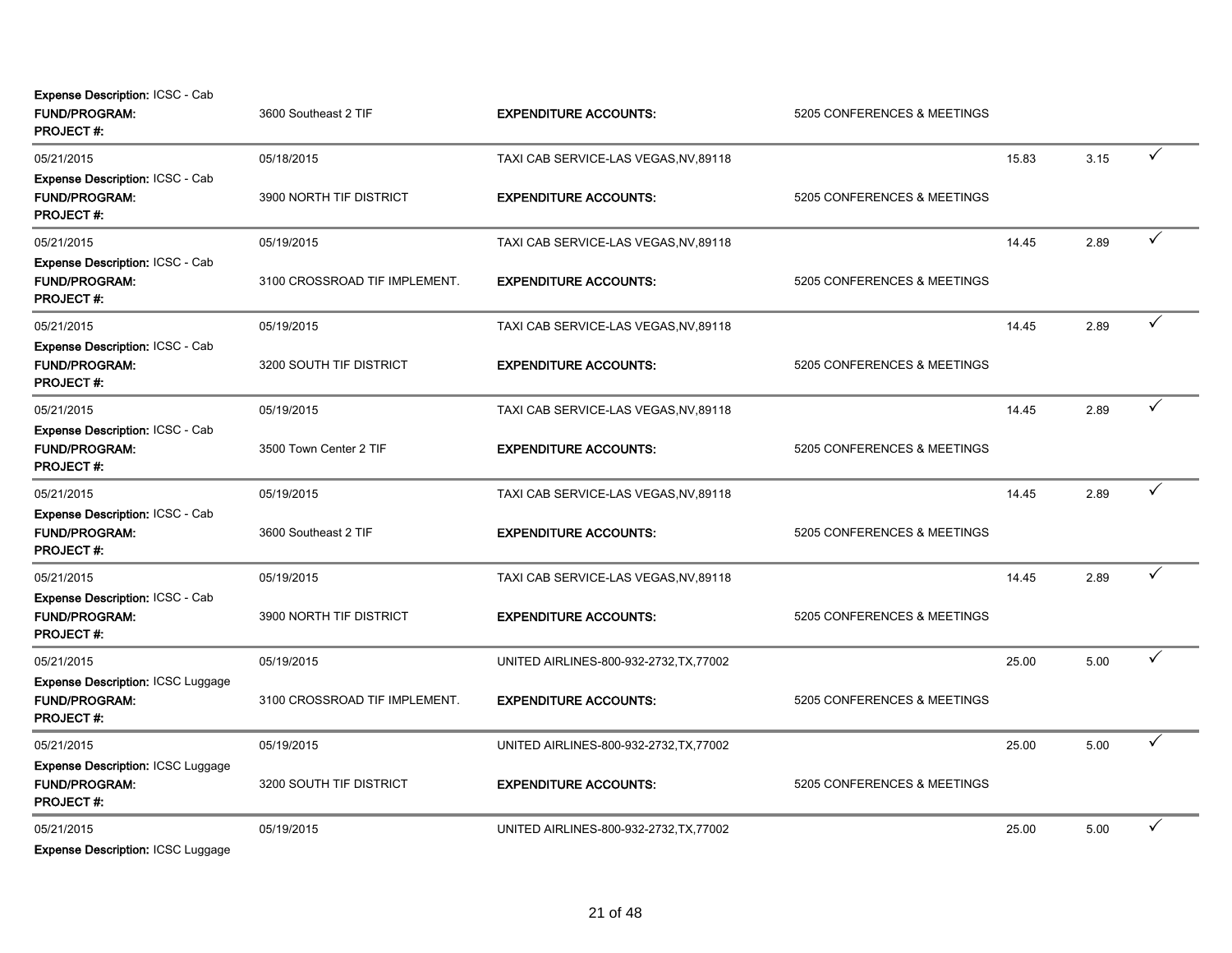Expense Description: ICSC - Cab

| | | | | | | |
|---|---|---|---|---|---|---|
| **FUND/PROGRAM:** | 3600 Southeast 2 TIF | **EXPENDITURE ACCOUNTS:** | 5205 CONFERENCES & MEETINGS | | | |
| **PROJECT #:** | | | | | | |
| 05/21/2015 | 05/18/2015 | TAXI CAB SERVICE-LAS VEGAS,NV,89118 | | 15.83 | 3.15 | ✓ |
| **Expense Description:** ICSC - Cab | | | | | | |
| **FUND/PROGRAM:** | 3900 NORTH TIF DISTRICT | **EXPENDITURE ACCOUNTS:** | 5205 CONFERENCES & MEETINGS | | | |
| **PROJECT #:** | | | | | | |
| 05/21/2015 | 05/19/2015 | TAXI CAB SERVICE-LAS VEGAS,NV,89118 | | 14.45 | 2.89 | ✓ |
| **Expense Description:** ICSC - Cab | | | | | | |
| **FUND/PROGRAM:** | 3100 CROSSROAD TIF IMPLEMENT. | **EXPENDITURE ACCOUNTS:** | 5205 CONFERENCES & MEETINGS | | | |
| **PROJECT #:** | | | | | | |
| 05/21/2015 | 05/19/2015 | TAXI CAB SERVICE-LAS VEGAS,NV,89118 | | 14.45 | 2.89 | ✓ |
| **Expense Description:** ICSC - Cab | | | | | | |
| **FUND/PROGRAM:** | 3200 SOUTH TIF DISTRICT | **EXPENDITURE ACCOUNTS:** | 5205 CONFERENCES & MEETINGS | | | |
| **PROJECT #:** | | | | | | |
| 05/21/2015 | 05/19/2015 | TAXI CAB SERVICE-LAS VEGAS,NV,89118 | | 14.45 | 2.89 | ✓ |
| **Expense Description:** ICSC - Cab | | | | | | |
| **FUND/PROGRAM:** | 3500 Town Center 2 TIF | **EXPENDITURE ACCOUNTS:** | 5205 CONFERENCES & MEETINGS | | | |
| **PROJECT #:** | | | | | | |
| 05/21/2015 | 05/19/2015 | TAXI CAB SERVICE-LAS VEGAS,NV,89118 | | 14.45 | 2.89 | ✓ |
| **Expense Description:** ICSC - Cab | | | | | | |
| **FUND/PROGRAM:** | 3600 Southeast 2 TIF | **EXPENDITURE ACCOUNTS:** | 5205 CONFERENCES & MEETINGS | | | |
| **PROJECT #:** | | | | | | |
| 05/21/2015 | 05/19/2015 | TAXI CAB SERVICE-LAS VEGAS,NV,89118 | | 14.45 | 2.89 | ✓ |
| **Expense Description:** ICSC - Cab | | | | | | |
| **FUND/PROGRAM:** | 3900 NORTH TIF DISTRICT | **EXPENDITURE ACCOUNTS:** | 5205 CONFERENCES & MEETINGS | | | |
| **PROJECT #:** | | | | | | |
| 05/21/2015 | 05/19/2015 | UNITED AIRLINES-800-932-2732,TX,77002 | | 25.00 | 5.00 | ✓ |
| **Expense Description:** ICSC Luggage | | | | | | |
| **FUND/PROGRAM:** | 3100 CROSSROAD TIF IMPLEMENT. | **EXPENDITURE ACCOUNTS:** | 5205 CONFERENCES & MEETINGS | | | |
| **PROJECT #:** | | | | | | |
| 05/21/2015 | 05/19/2015 | UNITED AIRLINES-800-932-2732,TX,77002 | | 25.00 | 5.00 | ✓ |
| **Expense Description:** ICSC Luggage | | | | | | |
| **FUND/PROGRAM:** | 3200 SOUTH TIF DISTRICT | **EXPENDITURE ACCOUNTS:** | 5205 CONFERENCES & MEETINGS | | | |
| **PROJECT #:** | | | | | | |
| 05/21/2015 | 05/19/2015 | UNITED AIRLINES-800-932-2732,TX,77002 | | 25.00 | 5.00 | ✓ |
| **Expense Description:** ICSC Luggage | | | | | | |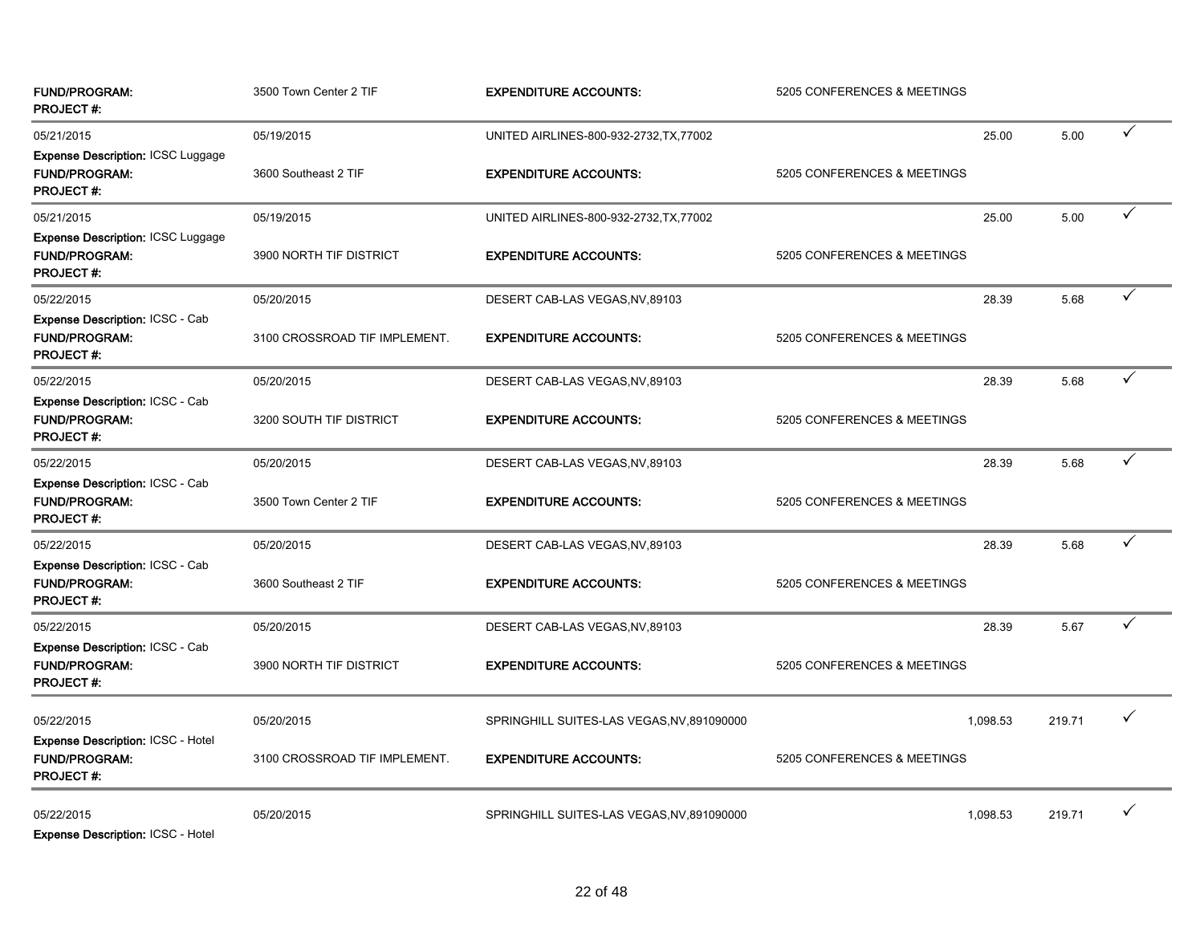| | | | | | | |
|---|---|---|---|---|---|---|
| **FUND/PROGRAM:** **PROJECT #:** | 3500 Town Center 2 TIF | **EXPENDITURE ACCOUNTS:** | 5205 CONFERENCES & MEETINGS | | | |
| 05/21/2015 | 05/19/2015 | UNITED AIRLINES-800-932-2732,TX,77002 | | 25.00 | 5.00 | ✓ |
| **Expense Description:** ICSC Luggage | | | | | | |
| **FUND/PROGRAM:** **PROJECT #:** | 3600 Southeast 2 TIF | **EXPENDITURE ACCOUNTS:** | 5205 CONFERENCES & MEETINGS | | | |
| 05/21/2015 | 05/19/2015 | UNITED AIRLINES-800-932-2732,TX,77002 | | 25.00 | 5.00 | ✓ |
| **Expense Description:** ICSC Luggage | | | | | | |
| **FUND/PROGRAM:** **PROJECT #:** | 3900 NORTH TIF DISTRICT | **EXPENDITURE ACCOUNTS:** | 5205 CONFERENCES & MEETINGS | | | |
| 05/22/2015 | 05/20/2015 | DESERT CAB-LAS VEGAS,NV,89103 | | 28.39 | 5.68 | ✓ |
| **Expense Description:** ICSC - Cab | | | | | | |
| **FUND/PROGRAM:** **PROJECT #:** | 3100 CROSSROAD TIF IMPLEMENT. | **EXPENDITURE ACCOUNTS:** | 5205 CONFERENCES & MEETINGS | | | |
| 05/22/2015 | 05/20/2015 | DESERT CAB-LAS VEGAS,NV,89103 | | 28.39 | 5.68 | ✓ |
| **Expense Description:** ICSC - Cab | | | | | | |
| **FUND/PROGRAM:** **PROJECT #:** | 3200 SOUTH TIF DISTRICT | **EXPENDITURE ACCOUNTS:** | 5205 CONFERENCES & MEETINGS | | | |
| 05/22/2015 | 05/20/2015 | DESERT CAB-LAS VEGAS,NV,89103 | | 28.39 | 5.68 | ✓ |
| **Expense Description:** ICSC - Cab | | | | | | |
| **FUND/PROGRAM:** **PROJECT #:** | 3500 Town Center 2 TIF | **EXPENDITURE ACCOUNTS:** | 5205 CONFERENCES & MEETINGS | | | |
| 05/22/2015 | 05/20/2015 | DESERT CAB-LAS VEGAS,NV,89103 | | 28.39 | 5.68 | ✓ |
| **Expense Description:** ICSC - Cab | | | | | | |
| **FUND/PROGRAM:** **PROJECT #:** | 3600 Southeast 2 TIF | **EXPENDITURE ACCOUNTS:** | 5205 CONFERENCES & MEETINGS | | | |
| 05/22/2015 | 05/20/2015 | DESERT CAB-LAS VEGAS,NV,89103 | | 28.39 | 5.67 | ✓ |
| **Expense Description:** ICSC - Cab | | | | | | |
| **FUND/PROGRAM:** **PROJECT #:** | 3900 NORTH TIF DISTRICT | **EXPENDITURE ACCOUNTS:** | 5205 CONFERENCES & MEETINGS | | | |
| 05/22/2015 | 05/20/2015 | SPRINGHILL SUITES-LAS VEGAS,NV,891090000 | | 1,098.53 | 219.71 | ✓ |
| **Expense Description:** ICSC - Hotel | | | | | | |
| **FUND/PROGRAM:** **PROJECT #:** | 3100 CROSSROAD TIF IMPLEMENT. | **EXPENDITURE ACCOUNTS:** | 5205 CONFERENCES & MEETINGS | | | |
| 05/22/2015 | 05/20/2015 | SPRINGHILL SUITES-LAS VEGAS,NV,891090000 | | 1,098.53 | 219.71 | ✓ |
| **Expense Description:** ICSC - Hotel | | | | | | |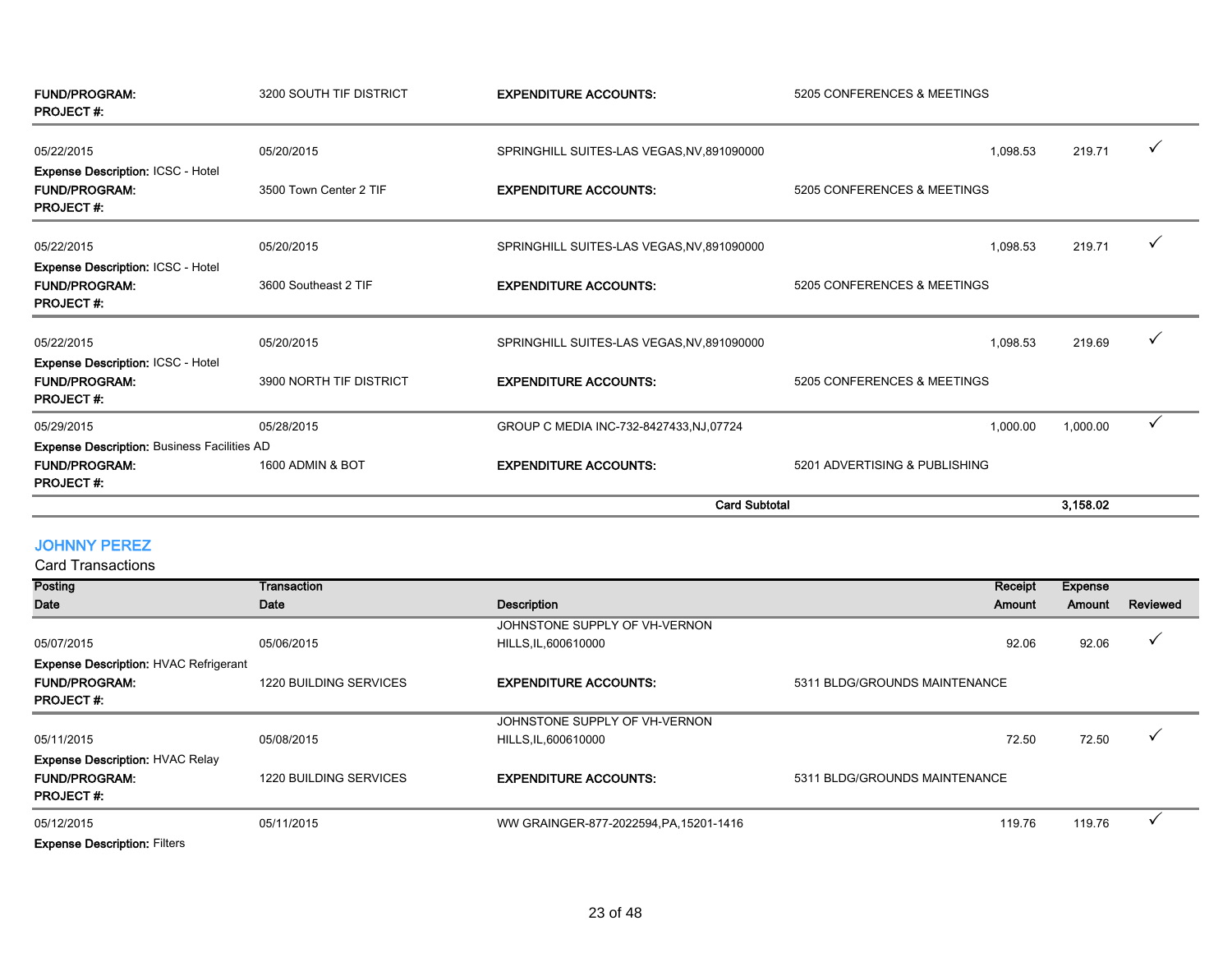| | | | | | | |
|---|---|---|---|---|---|---|
| **FUND/PROGRAM:** | 3200 SOUTH TIF DISTRICT | **EXPENDITURE ACCOUNTS:** | 5205 CONFERENCES & MEETINGS | | | |
| **PROJECT #:** | | | | | | |
| 05/22/2015 | 05/20/2015 | SPRINGHILL SUITES-LAS VEGAS,NV,891090000 | | 1,098.53 | 219.71 | ✓ |
| **Expense Description:** ICSC - Hotel | | | | | | |
| **FUND/PROGRAM:** | 3500 Town Center 2 TIF | **EXPENDITURE ACCOUNTS:** | 5205 CONFERENCES & MEETINGS | | | |
| **PROJECT #:** | | | | | | |
| 05/22/2015 | 05/20/2015 | SPRINGHILL SUITES-LAS VEGAS,NV,891090000 | | 1,098.53 | 219.71 | ✓ |
| **Expense Description:** ICSC - Hotel | | | | | | |
| **FUND/PROGRAM:** | 3600 Southeast 2 TIF | **EXPENDITURE ACCOUNTS:** | 5205 CONFERENCES & MEETINGS | | | |
| **PROJECT #:** | | | | | | |
| 05/22/2015 | 05/20/2015 | SPRINGHILL SUITES-LAS VEGAS,NV,891090000 | | 1,098.53 | 219.69 | ✓ |
| **Expense Description:** ICSC - Hotel | | | | | | |
| **FUND/PROGRAM:** | 3900 NORTH TIF DISTRICT | **EXPENDITURE ACCOUNTS:** | 5205 CONFERENCES & MEETINGS | | | |
| **PROJECT #:** | | | | | | |
| 05/29/2015 | 05/28/2015 | GROUP C MEDIA INC-732-8427433,NJ,07724 | | 1,000.00 | 1,000.00 | ✓ |
| **Expense Description:** Business Facilities AD | | | | | | |
| **FUND/PROGRAM:** | 1600 ADMIN & BOT | **EXPENDITURE ACCOUNTS:** | 5201 ADVERTISING & PUBLISHING | | | |
| **PROJECT #:** | | | | | | |
| | | | **Card Subtotal** | | **3,158.02** | |

## JOHNNY PEREZ

Card Transactions

| Posting Date | Transaction Date | Description | | Receipt Amount | Expense Amount | Reviewed |
|---|---|---|---|---|---|---|
| 05/07/2015 | 05/06/2015 | JOHNSTONE SUPPLY OF VH-VERNON HILLS,IL,600610000 | | 92.06 | 92.06 | ✓ |
| **Expense Description:** HVAC Refrigerant | | | | | | |
| **FUND/PROGRAM:** | 1220 BUILDING SERVICES | **EXPENDITURE ACCOUNTS:** | 5311 BLDG/GROUNDS MAINTENANCE | | | |
| **PROJECT #:** | | | | | | |
| 05/11/2015 | 05/08/2015 | JOHNSTONE SUPPLY OF VH-VERNON HILLS,IL,600610000 | | 72.50 | 72.50 | ✓ |
| **Expense Description:** HVAC Relay | | | | | | |
| **FUND/PROGRAM:** | 1220 BUILDING SERVICES | **EXPENDITURE ACCOUNTS:** | 5311 BLDG/GROUNDS MAINTENANCE | | | |
| **PROJECT #:** | | | | | | |
| 05/12/2015 | 05/11/2015 | WW GRAINGER-877-2022594,PA,15201-1416 | | 119.76 | 119.76 | ✓ |
| **Expense Description:** Filters | | | | | | |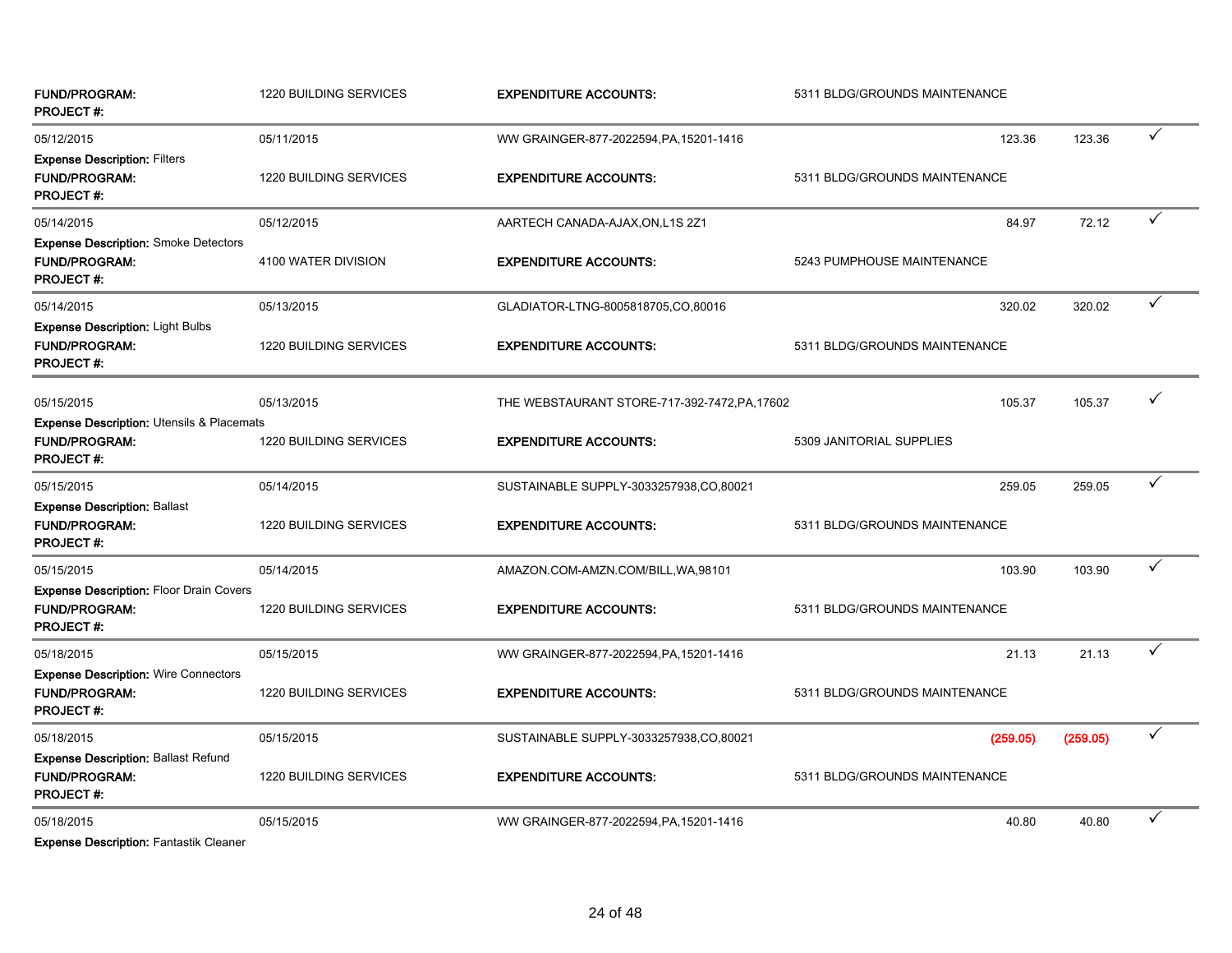**FUND/PROGRAM:** 1220 BUILDING SERVICES **EXPENDITURE ACCOUNTS:** 5311 BLDG/GROUNDS MAINTENANCE
**PROJECT #:**

---

| | | | | | |
|---|---|---|---|---|---|
| 05/12/2015 | 05/11/2015 | WW GRAINGER-877-2022594,PA,15201-1416 | 123.36 | 123.36 | ✓ |

**Expense Description:** Filters
**FUND/PROGRAM:** 1220 BUILDING SERVICES **EXPENDITURE ACCOUNTS:** 5311 BLDG/GROUNDS MAINTENANCE
**PROJECT #:**

---

| | | | | | |
|---|---|---|---|---|---|
| 05/14/2015 | 05/12/2015 | AARTECH CANADA-AJAX,ON,L1S 2Z1 | 84.97 | 72.12 | ✓ |

**Expense Description:** Smoke Detectors
**FUND/PROGRAM:** 4100 WATER DIVISION **EXPENDITURE ACCOUNTS:** 5243 PUMPHOUSE MAINTENANCE
**PROJECT #:**

---

| | | | | | |
|---|---|---|---|---|---|
| 05/14/2015 | 05/13/2015 | GLADIATOR-LTNG-8005818705,CO,80016 | 320.02 | 320.02 | ✓ |

**Expense Description:** Light Bulbs
**FUND/PROGRAM:** 1220 BUILDING SERVICES **EXPENDITURE ACCOUNTS:** 5311 BLDG/GROUNDS MAINTENANCE
**PROJECT #:**

---

| | | | | | |
|---|---|---|---|---|---|
| 05/15/2015 | 05/13/2015 | THE WEBSTAURANT STORE-717-392-7472,PA,17602 | 105.37 | 105.37 | ✓ |

**Expense Description:** Utensils & Placemats
**FUND/PROGRAM:** 1220 BUILDING SERVICES **EXPENDITURE ACCOUNTS:** 5309 JANITORIAL SUPPLIES
**PROJECT #:**

---

| | | | | | |
|---|---|---|---|---|---|
| 05/15/2015 | 05/14/2015 | SUSTAINABLE SUPPLY-3033257938,CO,80021 | 259.05 | 259.05 | ✓ |

**Expense Description:** Ballast
**FUND/PROGRAM:** 1220 BUILDING SERVICES **EXPENDITURE ACCOUNTS:** 5311 BLDG/GROUNDS MAINTENANCE
**PROJECT #:**

---

| | | | | | |
|---|---|---|---|---|---|
| 05/15/2015 | 05/14/2015 | AMAZON.COM-AMZN.COM/BILL,WA,98101 | 103.90 | 103.90 | ✓ |

**Expense Description:** Floor Drain Covers
**FUND/PROGRAM:** 1220 BUILDING SERVICES **EXPENDITURE ACCOUNTS:** 5311 BLDG/GROUNDS MAINTENANCE
**PROJECT #:**

---

| | | | | | |
|---|---|---|---|---|---|
| 05/18/2015 | 05/15/2015 | WW GRAINGER-877-2022594,PA,15201-1416 | 21.13 | 21.13 | ✓ |

**Expense Description:** Wire Connectors
**FUND/PROGRAM:** 1220 BUILDING SERVICES **EXPENDITURE ACCOUNTS:** 5311 BLDG/GROUNDS MAINTENANCE
**PROJECT #:**

---

| | | | | | |
|---|---|---|---|---|---|
| 05/18/2015 | 05/15/2015 | SUSTAINABLE SUPPLY-3033257938,CO,80021 | (259.05) | (259.05) | ✓ |

**Expense Description:** Ballast Refund
**FUND/PROGRAM:** 1220 BUILDING SERVICES **EXPENDITURE ACCOUNTS:** 5311 BLDG/GROUNDS MAINTENANCE
**PROJECT #:**

---

| | | | | | |
|---|---|---|---|---|---|
| 05/18/2015 | 05/15/2015 | WW GRAINGER-877-2022594,PA,15201-1416 | 40.80 | 40.80 | ✓ |

**Expense Description:** Fantastik Cleaner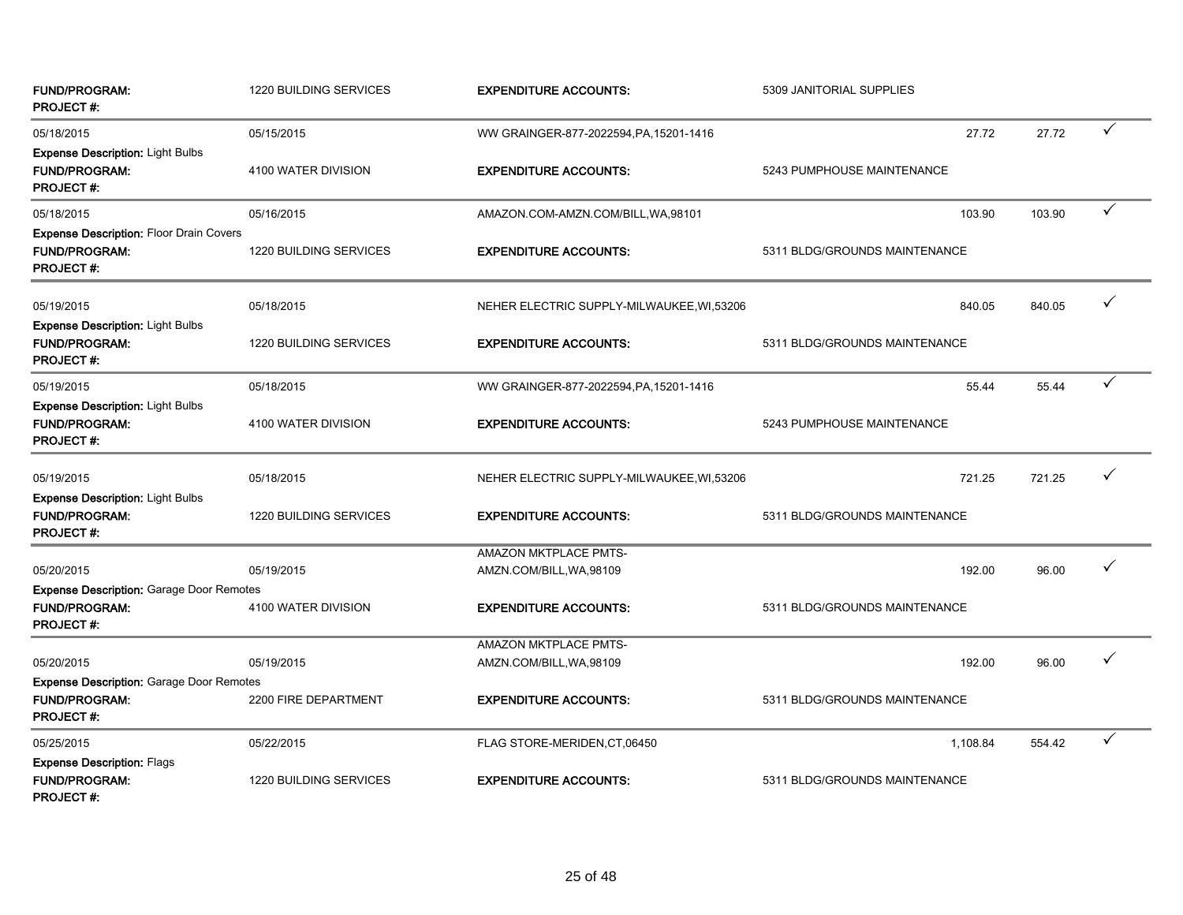| | | | | | | |
|---|---|---|---|---|---|---|
| **FUND/PROGRAM:** | 1220 BUILDING SERVICES | **EXPENDITURE ACCOUNTS:** | 5309 JANITORIAL SUPPLIES | | | |
| **PROJECT #:** | | | | | | |
| 05/18/2015 | 05/15/2015 | WW GRAINGER-877-2022594,PA,15201-1416 | | 27.72 | 27.72 | ✓ |
| **Expense Description:** Light Bulbs | | | | | | |
| **FUND/PROGRAM:** | 4100 WATER DIVISION | **EXPENDITURE ACCOUNTS:** | 5243 PUMPHOUSE MAINTENANCE | | | |
| **PROJECT #:** | | | | | | |
| 05/18/2015 | 05/16/2015 | AMAZON.COM-AMZN.COM/BILL,WA,98101 | | 103.90 | 103.90 | ✓ |
| **Expense Description:** Floor Drain Covers | | | | | | |
| **FUND/PROGRAM:** | 1220 BUILDING SERVICES | **EXPENDITURE ACCOUNTS:** | 5311 BLDG/GROUNDS MAINTENANCE | | | |
| **PROJECT #:** | | | | | | |
| 05/19/2015 | 05/18/2015 | NEHER ELECTRIC SUPPLY-MILWAUKEE,WI,53206 | | 840.05 | 840.05 | ✓ |
| **Expense Description:** Light Bulbs | | | | | | |
| **FUND/PROGRAM:** | 1220 BUILDING SERVICES | **EXPENDITURE ACCOUNTS:** | 5311 BLDG/GROUNDS MAINTENANCE | | | |
| **PROJECT #:** | | | | | | |
| 05/19/2015 | 05/18/2015 | WW GRAINGER-877-2022594,PA,15201-1416 | | 55.44 | 55.44 | ✓ |
| **Expense Description:** Light Bulbs | | | | | | |
| **FUND/PROGRAM:** | 4100 WATER DIVISION | **EXPENDITURE ACCOUNTS:** | 5243 PUMPHOUSE MAINTENANCE | | | |
| **PROJECT #:** | | | | | | |
| 05/19/2015 | 05/18/2015 | NEHER ELECTRIC SUPPLY-MILWAUKEE,WI,53206 | | 721.25 | 721.25 | ✓ |
| **Expense Description:** Light Bulbs | | | | | | |
| **FUND/PROGRAM:** | 1220 BUILDING SERVICES | **EXPENDITURE ACCOUNTS:** | 5311 BLDG/GROUNDS MAINTENANCE | | | |
| **PROJECT #:** | | | | | | |
| 05/20/2015 | 05/19/2015 | AMAZON MKTPLACE PMTS-AMZN.COM/BILL,WA,98109 | | 192.00 | 96.00 | ✓ |
| **Expense Description:** Garage Door Remotes | | | | | | |
| **FUND/PROGRAM:** | 4100 WATER DIVISION | **EXPENDITURE ACCOUNTS:** | 5311 BLDG/GROUNDS MAINTENANCE | | | |
| **PROJECT #:** | | | | | | |
| 05/20/2015 | 05/19/2015 | AMAZON MKTPLACE PMTS-AMZN.COM/BILL,WA,98109 | | 192.00 | 96.00 | ✓ |
| **Expense Description:** Garage Door Remotes | | | | | | |
| **FUND/PROGRAM:** | 2200 FIRE DEPARTMENT | **EXPENDITURE ACCOUNTS:** | 5311 BLDG/GROUNDS MAINTENANCE | | | |
| **PROJECT #:** | | | | | | |
| 05/25/2015 | 05/22/2015 | FLAG STORE-MERIDEN,CT,06450 | | 1,108.84 | 554.42 | ✓ |
| **Expense Description:** Flags | | | | | | |
| **FUND/PROGRAM:** | 1220 BUILDING SERVICES | **EXPENDITURE ACCOUNTS:** | 5311 BLDG/GROUNDS MAINTENANCE | | | |
| **PROJECT #:** | | | | | | |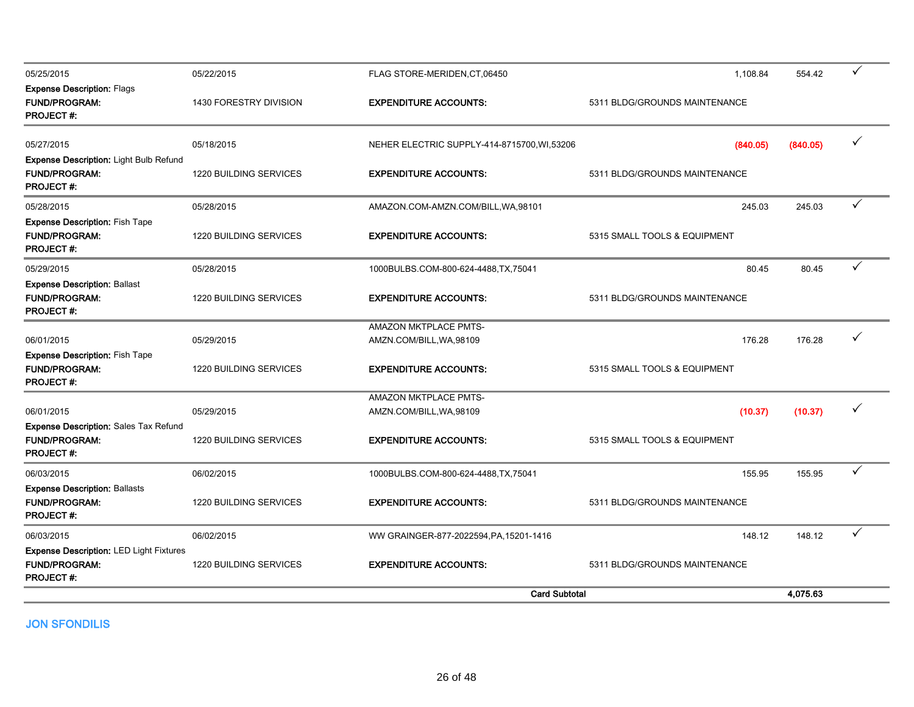| | | | | | | |
|---|---|---|---|---|---|---|
| 05/25/2015 | 05/22/2015 | FLAG STORE-MERIDEN,CT,06450 | | 1,108.84 | 554.42 | ✓ |
| **Expense Description:** Flags | | | | | | |
| **FUND/PROGRAM:** | 1430 FORESTRY DIVISION | **EXPENDITURE ACCOUNTS:** | 5311 BLDG/GROUNDS MAINTENANCE | | | |
| **PROJECT #:** | | | | | | |
| 05/27/2015 | 05/18/2015 | NEHER ELECTRIC SUPPLY-414-8715700,WI,53206 | | (840.05) | (840.05) | ✓ |
| **Expense Description:** Light Bulb Refund | | | | | | |
| **FUND/PROGRAM:** | 1220 BUILDING SERVICES | **EXPENDITURE ACCOUNTS:** | 5311 BLDG/GROUNDS MAINTENANCE | | | |
| **PROJECT #:** | | | | | | |
| 05/28/2015 | 05/28/2015 | AMAZON.COM-AMZN.COM/BILL,WA,98101 | | 245.03 | 245.03 | ✓ |
| **Expense Description:** Fish Tape | | | | | | |
| **FUND/PROGRAM:** | 1220 BUILDING SERVICES | **EXPENDITURE ACCOUNTS:** | 5315 SMALL TOOLS & EQUIPMENT | | | |
| **PROJECT #:** | | | | | | |
| 05/29/2015 | 05/28/2015 | 1000BULBS.COM-800-624-4488,TX,75041 | | 80.45 | 80.45 | ✓ |
| **Expense Description:** Ballast | | | | | | |
| **FUND/PROGRAM:** | 1220 BUILDING SERVICES | **EXPENDITURE ACCOUNTS:** | 5311 BLDG/GROUNDS MAINTENANCE | | | |
| **PROJECT #:** | | | | | | |
| 06/01/2015 | 05/29/2015 | AMAZON MKTPLACE PMTS-AMZN.COM/BILL,WA,98109 | | 176.28 | 176.28 | ✓ |
| **Expense Description:** Fish Tape | | | | | | |
| **FUND/PROGRAM:** | 1220 BUILDING SERVICES | **EXPENDITURE ACCOUNTS:** | 5315 SMALL TOOLS & EQUIPMENT | | | |
| **PROJECT #:** | | | | | | |
| 06/01/2015 | 05/29/2015 | AMAZON MKTPLACE PMTS-AMZN.COM/BILL,WA,98109 | | (10.37) | (10.37) | ✓ |
| **Expense Description:** Sales Tax Refund | | | | | | |
| **FUND/PROGRAM:** | 1220 BUILDING SERVICES | **EXPENDITURE ACCOUNTS:** | 5315 SMALL TOOLS & EQUIPMENT | | | |
| **PROJECT #:** | | | | | | |
| 06/03/2015 | 06/02/2015 | 1000BULBS.COM-800-624-4488,TX,75041 | | 155.95 | 155.95 | ✓ |
| **Expense Description:** Ballasts | | | | | | |
| **FUND/PROGRAM:** | 1220 BUILDING SERVICES | **EXPENDITURE ACCOUNTS:** | 5311 BLDG/GROUNDS MAINTENANCE | | | |
| **PROJECT #:** | | | | | | |
| 06/03/2015 | 06/02/2015 | WW GRAINGER-877-2022594,PA,15201-1416 | | 148.12 | 148.12 | ✓ |
| **Expense Description:** LED Light Fixtures | | | | | | |
| **FUND/PROGRAM:** | 1220 BUILDING SERVICES | **EXPENDITURE ACCOUNTS:** | 5311 BLDG/GROUNDS MAINTENANCE | | | |
| **PROJECT #:** | | | | | | |
| | | **Card Subtotal** | | | **4,075.63** | |

**JON SFONDILIS**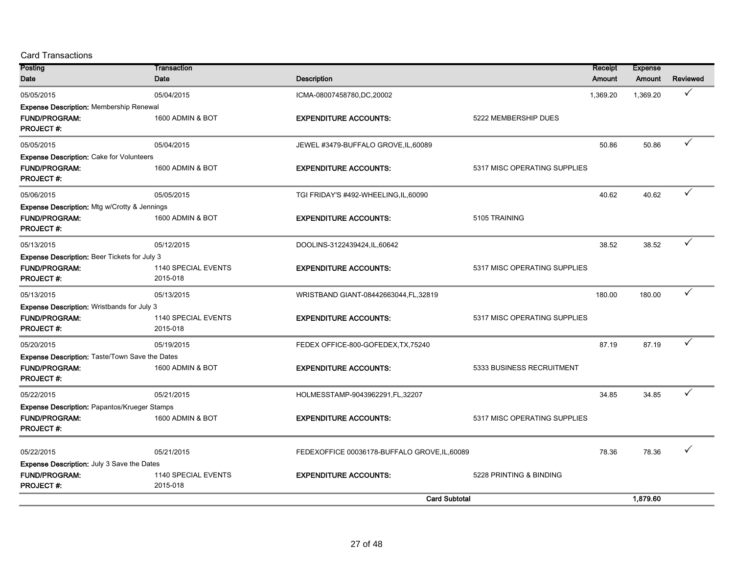Card Transactions

| Posting Date | Transaction Date | Description | | Receipt Amount | Expense Amount | Reviewed |
|---|---|---|---|---|---|---|
| 05/05/2015 | 05/04/2015 | ICMA-08007458780,DC,20002 | | 1,369.20 | 1,369.20 | ✓ |
| **Expense Description:** Membership Renewal | | | | | | |
| **FUND/PROGRAM:** | 1600 ADMIN & BOT | **EXPENDITURE ACCOUNTS:** | 5222 MEMBERSHIP DUES | | | |
| **PROJECT #:** | | | | | | |
| 05/05/2015 | 05/04/2015 | JEWEL #3479-BUFFALO GROVE,IL,60089 | | 50.86 | 50.86 | ✓ |
| **Expense Description:** Cake for Volunteers | | | | | | |
| **FUND/PROGRAM:** | 1600 ADMIN & BOT | **EXPENDITURE ACCOUNTS:** | 5317 MISC OPERATING SUPPLIES | | | |
| **PROJECT #:** | | | | | | |
| 05/06/2015 | 05/05/2015 | TGI FRIDAY'S #492-WHEELING,IL,60090 | | 40.62 | 40.62 | ✓ |
| **Expense Description:** Mtg w/Crotty & Jennings | | | | | | |
| **FUND/PROGRAM:** | 1600 ADMIN & BOT | **EXPENDITURE ACCOUNTS:** | 5105 TRAINING | | | |
| **PROJECT #:** | | | | | | |
| 05/13/2015 | 05/12/2015 | DOOLINS-3122439424,IL,60642 | | 38.52 | 38.52 | ✓ |
| **Expense Description:** Beer Tickets for July 3 | | | | | | |
| **FUND/PROGRAM:** | 1140 SPECIAL EVENTS | **EXPENDITURE ACCOUNTS:** | 5317 MISC OPERATING SUPPLIES | | | |
| **PROJECT #:** | 2015-018 | | | | | |
| 05/13/2015 | 05/13/2015 | WRISTBAND GIANT-08442663044,FL,32819 | | 180.00 | 180.00 | ✓ |
| **Expense Description:** Wristbands for July 3 | | | | | | |
| **FUND/PROGRAM:** | 1140 SPECIAL EVENTS | **EXPENDITURE ACCOUNTS:** | 5317 MISC OPERATING SUPPLIES | | | |
| **PROJECT #:** | 2015-018 | | | | | |
| 05/20/2015 | 05/19/2015 | FEDEX OFFICE-800-GOFEDEX,TX,75240 | | 87.19 | 87.19 | ✓ |
| **Expense Description:** Taste/Town Save the Dates | | | | | | |
| **FUND/PROGRAM:** | 1600 ADMIN & BOT | **EXPENDITURE ACCOUNTS:** | 5333 BUSINESS RECRUITMENT | | | |
| **PROJECT #:** | | | | | | |
| 05/22/2015 | 05/21/2015 | HOLMESSTAMP-9043962291,FL,32207 | | 34.85 | 34.85 | ✓ |
| **Expense Description:** Papantos/Krueger Stamps | | | | | | |
| **FUND/PROGRAM:** | 1600 ADMIN & BOT | **EXPENDITURE ACCOUNTS:** | 5317 MISC OPERATING SUPPLIES | | | |
| **PROJECT #:** | | | | | | |
| 05/22/2015 | 05/21/2015 | FEDEXOFFICE 00036178-BUFFALO GROVE,IL,60089 | | 78.36 | 78.36 | ✓ |
| **Expense Description:** July 3 Save the Dates | | | | | | |
| **FUND/PROGRAM:** | 1140 SPECIAL EVENTS | **EXPENDITURE ACCOUNTS:** | 5228 PRINTING & BINDING | | | |
| **PROJECT #:** | 2015-018 | | | | | |
| | | | **Card Subtotal** | | **1,879.60** | |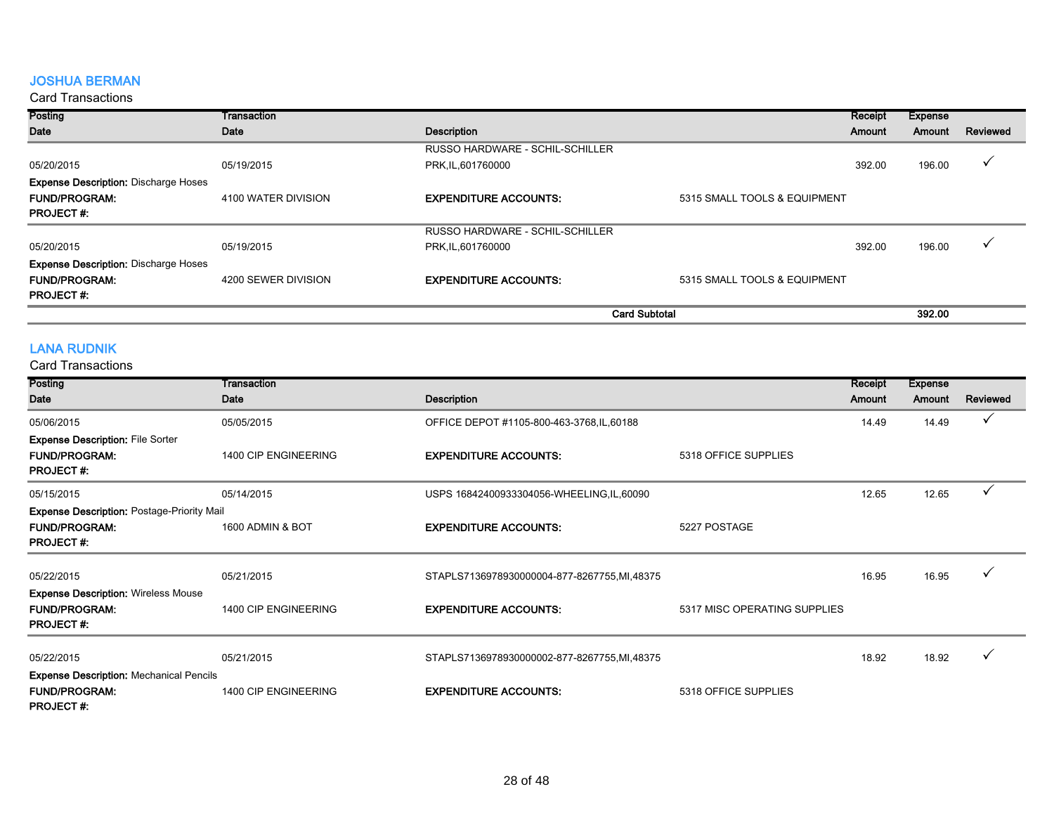## JOSHUA BERMAN

Card Transactions

| Posting Date | Transaction Date | Description | | Receipt Amount | Expense Amount | Reviewed |
|---|---|---|---|---|---|---|
| 05/20/2015 | 05/19/2015 | RUSSO HARDWARE - SCHIL-SCHILLER PRK,IL,601760000 | | 392.00 | 196.00 | ✓ |
| **Expense Description:** Discharge Hoses | | | | | | |
| **FUND/PROGRAM:** | 4100 WATER DIVISION | **EXPENDITURE ACCOUNTS:** | 5315 SMALL TOOLS & EQUIPMENT | | | |
| **PROJECT #:** | | | | | | |
| 05/20/2015 | 05/19/2015 | RUSSO HARDWARE - SCHIL-SCHILLER PRK,IL,601760000 | | 392.00 | 196.00 | ✓ |
| **Expense Description:** Discharge Hoses | | | | | | |
| **FUND/PROGRAM:** | 4200 SEWER DIVISION | **EXPENDITURE ACCOUNTS:** | 5315 SMALL TOOLS & EQUIPMENT | | | |
| **PROJECT #:** | | | | | | |
| | | | **Card Subtotal** | | **392.00** | |

## LANA RUDNIK

Card Transactions

| Posting Date | Transaction Date | Description | | Receipt Amount | Expense Amount | Reviewed |
|---|---|---|---|---|---|---|
| 05/06/2015 | 05/05/2015 | OFFICE DEPOT #1105-800-463-3768,IL,60188 | | 14.49 | 14.49 | ✓ |
| **Expense Description:** File Sorter | | | | | | |
| **FUND/PROGRAM:** | 1400 CIP ENGINEERING | **EXPENDITURE ACCOUNTS:** | 5318 OFFICE SUPPLIES | | | |
| **PROJECT #:** | | | | | | |
| 05/15/2015 | 05/14/2015 | USPS 16842400933304056-WHEELING,IL,60090 | | 12.65 | 12.65 | ✓ |
| **Expense Description:** Postage-Priority Mail | | | | | | |
| **FUND/PROGRAM:** | 1600 ADMIN & BOT | **EXPENDITURE ACCOUNTS:** | 5227 POSTAGE | | | |
| **PROJECT #:** | | | | | | |
| 05/22/2015 | 05/21/2015 | STAPLS7136978930000004-877-8267755,MI,48375 | | 16.95 | 16.95 | ✓ |
| **Expense Description:** Wireless Mouse | | | | | | |
| **FUND/PROGRAM:** | 1400 CIP ENGINEERING | **EXPENDITURE ACCOUNTS:** | 5317 MISC OPERATING SUPPLIES | | | |
| **PROJECT #:** | | | | | | |
| 05/22/2015 | 05/21/2015 | STAPLS7136978930000002-877-8267755,MI,48375 | | 18.92 | 18.92 | ✓ |
| **Expense Description:** Mechanical Pencils | | | | | | |
| **FUND/PROGRAM:** | 1400 CIP ENGINEERING | **EXPENDITURE ACCOUNTS:** | 5318 OFFICE SUPPLIES | | | |
| **PROJECT #:** | | | | | | |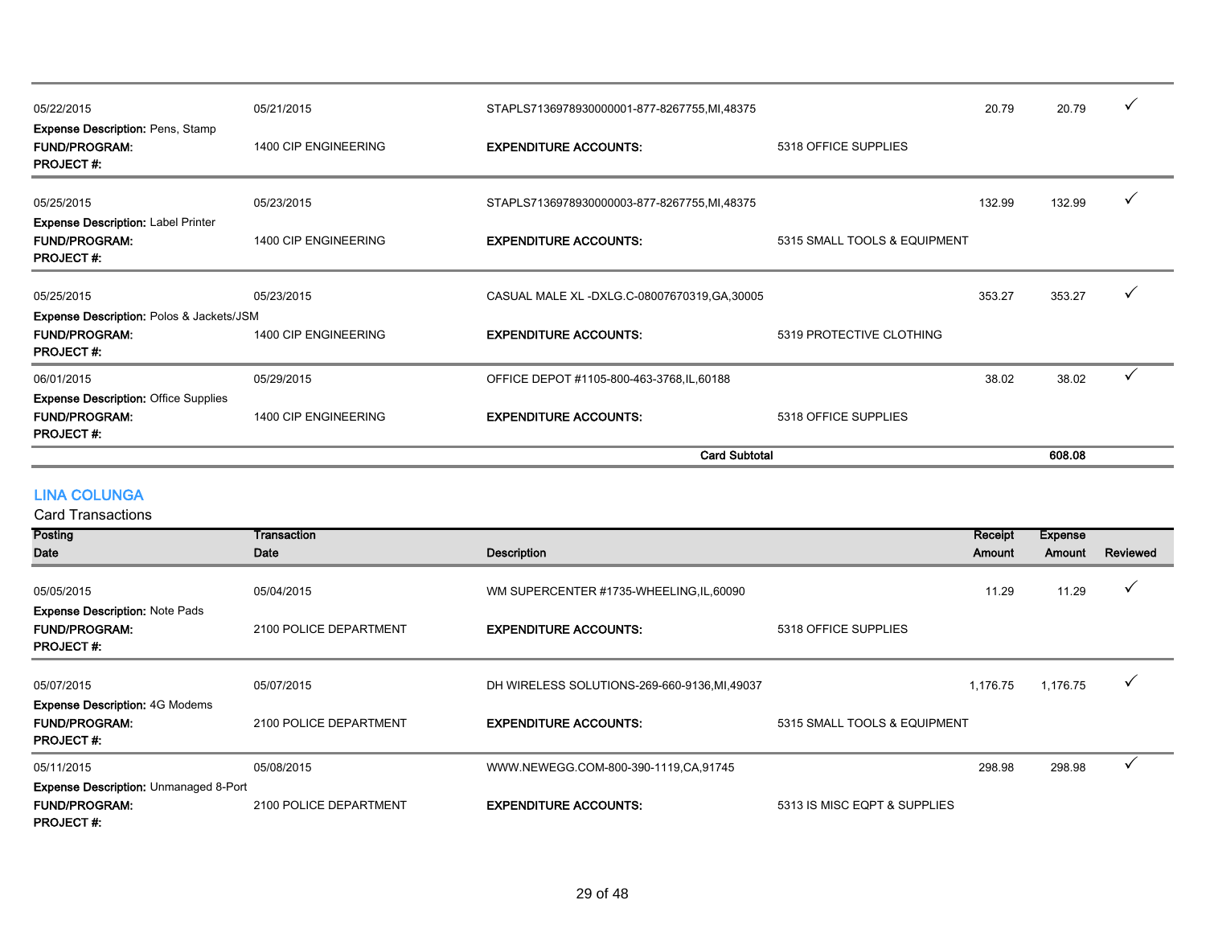| Posting Date | Transaction Date | Description | | Receipt Amount | Expense Amount | Reviewed |
|---|---|---|---|---|---|---|
| 05/22/2015 | 05/21/2015 | STAPLS7136978930000001-877-8267755,MI,48375 | | 20.79 | 20.79 | ✓ |
| **Expense Description:** Pens, Stamp | | | | | | |
| **FUND/PROGRAM:** | 1400 CIP ENGINEERING | **EXPENDITURE ACCOUNTS:** | 5318 OFFICE SUPPLIES | | | |
| **PROJECT #:** | | | | | | |
| 05/25/2015 | 05/23/2015 | STAPLS7136978930000003-877-8267755,MI,48375 | | 132.99 | 132.99 | ✓ |
| **Expense Description:** Label Printer | | | | | | |
| **FUND/PROGRAM:** | 1400 CIP ENGINEERING | **EXPENDITURE ACCOUNTS:** | 5315 SMALL TOOLS & EQUIPMENT | | | |
| **PROJECT #:** | | | | | | |
| 05/25/2015 | 05/23/2015 | CASUAL MALE XL -DXLG.C-08007670319,GA,30005 | | 353.27 | 353.27 | ✓ |
| **Expense Description:** Polos & Jackets/JSM | | | | | | |
| **FUND/PROGRAM:** | 1400 CIP ENGINEERING | **EXPENDITURE ACCOUNTS:** | 5319 PROTECTIVE CLOTHING | | | |
| **PROJECT #:** | | | | | | |
| 06/01/2015 | 05/29/2015 | OFFICE DEPOT #1105-800-463-3768,IL,60188 | | 38.02 | 38.02 | ✓ |
| **Expense Description:** Office Supplies | | | | | | |
| **FUND/PROGRAM:** | 1400 CIP ENGINEERING | **EXPENDITURE ACCOUNTS:** | 5318 OFFICE SUPPLIES | | | |
| **PROJECT #:** | | | | | | |
| | | **Card Subtotal** | | | **608.08** | |

## LINA COLUNGA

Card Transactions

| Posting Date | Transaction Date | Description | | Receipt Amount | Expense Amount | Reviewed |
|---|---|---|---|---|---|---|
| 05/05/2015 | 05/04/2015 | WM SUPERCENTER #1735-WHEELING,IL,60090 | | 11.29 | 11.29 | ✓ |
| **Expense Description:** Note Pads | | | | | | |
| **FUND/PROGRAM:** | 2100 POLICE DEPARTMENT | **EXPENDITURE ACCOUNTS:** | 5318 OFFICE SUPPLIES | | | |
| **PROJECT #:** | | | | | | |
| 05/07/2015 | 05/07/2015 | DH WIRELESS SOLUTIONS-269-660-9136,MI,49037 | | 1,176.75 | 1,176.75 | ✓ |
| **Expense Description:** 4G Modems | | | | | | |
| **FUND/PROGRAM:** | 2100 POLICE DEPARTMENT | **EXPENDITURE ACCOUNTS:** | 5315 SMALL TOOLS & EQUIPMENT | | | |
| **PROJECT #:** | | | | | | |
| 05/11/2015 | 05/08/2015 | WWW.NEWEGG.COM-800-390-1119,CA,91745 | | 298.98 | 298.98 | ✓ |
| **Expense Description:** Unmanaged 8-Port | | | | | | |
| **FUND/PROGRAM:** | 2100 POLICE DEPARTMENT | **EXPENDITURE ACCOUNTS:** | 5313 IS MISC EQPT & SUPPLIES | | | |
| **PROJECT #:** | | | | | | |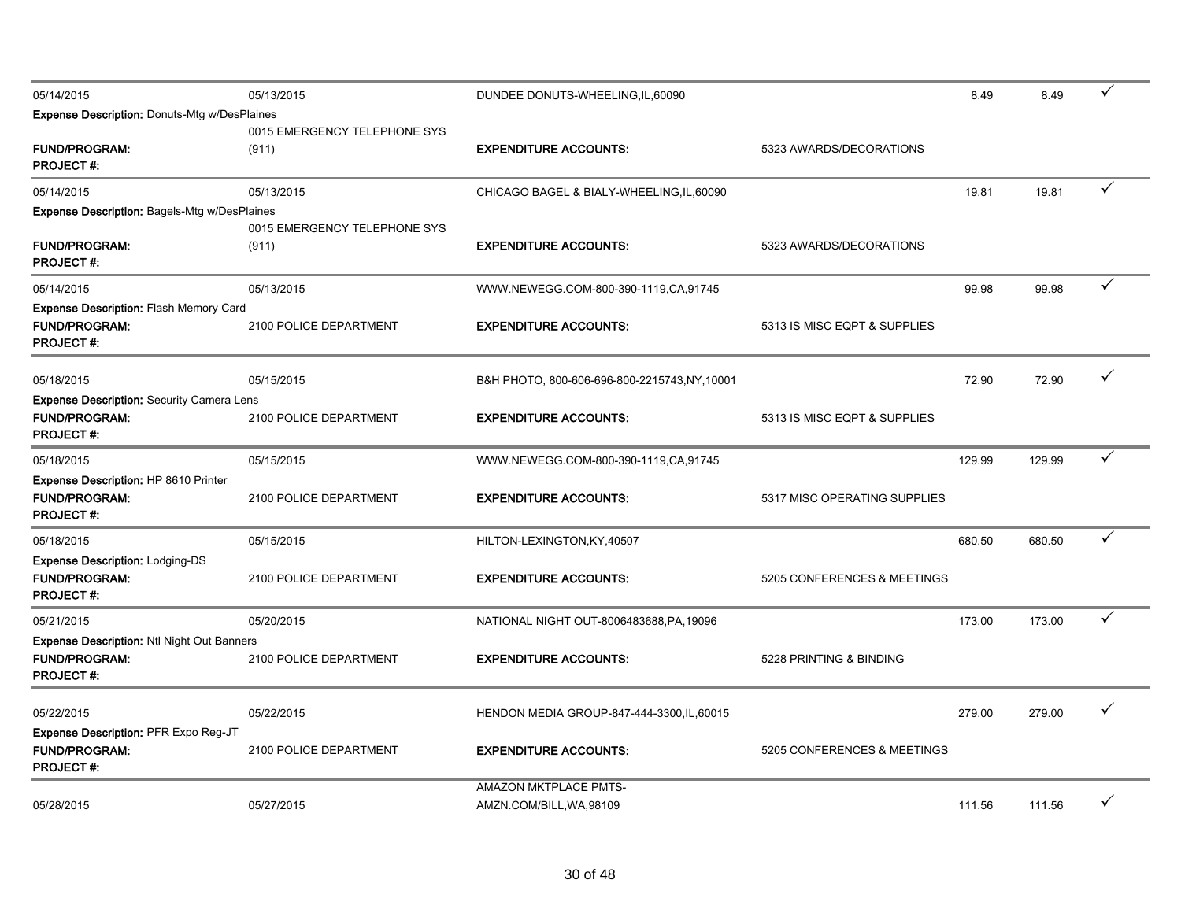| | | | | | | |
|---|---|---|---|---|---|---|
| 05/14/2015 | 05/13/2015 | DUNDEE DONUTS-WHEELING,IL,60090 | | 8.49 | 8.49 | ✓ |
| **Expense Description:** Donuts-Mtg w/DesPlaines | | | | | | |
| **FUND/PROGRAM:** | 0015 EMERGENCY TELEPHONE SYS (911) | **EXPENDITURE ACCOUNTS:** | 5323 AWARDS/DECORATIONS | | | |
| **PROJECT #:** | | | | | | |
| 05/14/2015 | 05/13/2015 | CHICAGO BAGEL & BIALY-WHEELING,IL,60090 | | 19.81 | 19.81 | ✓ |
| **Expense Description:** Bagels-Mtg w/DesPlaines | | | | | | |
| **FUND/PROGRAM:** | 0015 EMERGENCY TELEPHONE SYS (911) | **EXPENDITURE ACCOUNTS:** | 5323 AWARDS/DECORATIONS | | | |
| **PROJECT #:** | | | | | | |
| 05/14/2015 | 05/13/2015 | WWW.NEWEGG.COM-800-390-1119,CA,91745 | | 99.98 | 99.98 | ✓ |
| **Expense Description:** Flash Memory Card | | | | | | |
| **FUND/PROGRAM:** | 2100 POLICE DEPARTMENT | **EXPENDITURE ACCOUNTS:** | 5313 IS MISC EQPT & SUPPLIES | | | |
| **PROJECT #:** | | | | | | |
| 05/18/2015 | 05/15/2015 | B&H PHOTO, 800-606-696-800-2215743,NY,10001 | | 72.90 | 72.90 | ✓ |
| **Expense Description:** Security Camera Lens | | | | | | |
| **FUND/PROGRAM:** | 2100 POLICE DEPARTMENT | **EXPENDITURE ACCOUNTS:** | 5313 IS MISC EQPT & SUPPLIES | | | |
| **PROJECT #:** | | | | | | |
| 05/18/2015 | 05/15/2015 | WWW.NEWEGG.COM-800-390-1119,CA,91745 | | 129.99 | 129.99 | ✓ |
| **Expense Description:** HP 8610 Printer | | | | | | |
| **FUND/PROGRAM:** | 2100 POLICE DEPARTMENT | **EXPENDITURE ACCOUNTS:** | 5317 MISC OPERATING SUPPLIES | | | |
| **PROJECT #:** | | | | | | |
| 05/18/2015 | 05/15/2015 | HILTON-LEXINGTON,KY,40507 | | 680.50 | 680.50 | ✓ |
| **Expense Description:** Lodging-DS | | | | | | |
| **FUND/PROGRAM:** | 2100 POLICE DEPARTMENT | **EXPENDITURE ACCOUNTS:** | 5205 CONFERENCES & MEETINGS | | | |
| **PROJECT #:** | | | | | | |
| 05/21/2015 | 05/20/2015 | NATIONAL NIGHT OUT-8006483688,PA,19096 | | 173.00 | 173.00 | ✓ |
| **Expense Description:** Ntl Night Out Banners | | | | | | |
| **FUND/PROGRAM:** | 2100 POLICE DEPARTMENT | **EXPENDITURE ACCOUNTS:** | 5228 PRINTING & BINDING | | | |
| **PROJECT #:** | | | | | | |
| 05/22/2015 | 05/22/2015 | HENDON MEDIA GROUP-847-444-3300,IL,60015 | | 279.00 | 279.00 | ✓ |
| **Expense Description:** PFR Expo Reg-JT | | | | | | |
| **FUND/PROGRAM:** | 2100 POLICE DEPARTMENT | **EXPENDITURE ACCOUNTS:** | 5205 CONFERENCES & MEETINGS | | | |
| **PROJECT #:** | | | | | | |
| 05/28/2015 | 05/27/2015 | AMAZON MKTPLACE PMTS-AMZN.COM/BILL,WA,98109 | | 111.56 | 111.56 | ✓ |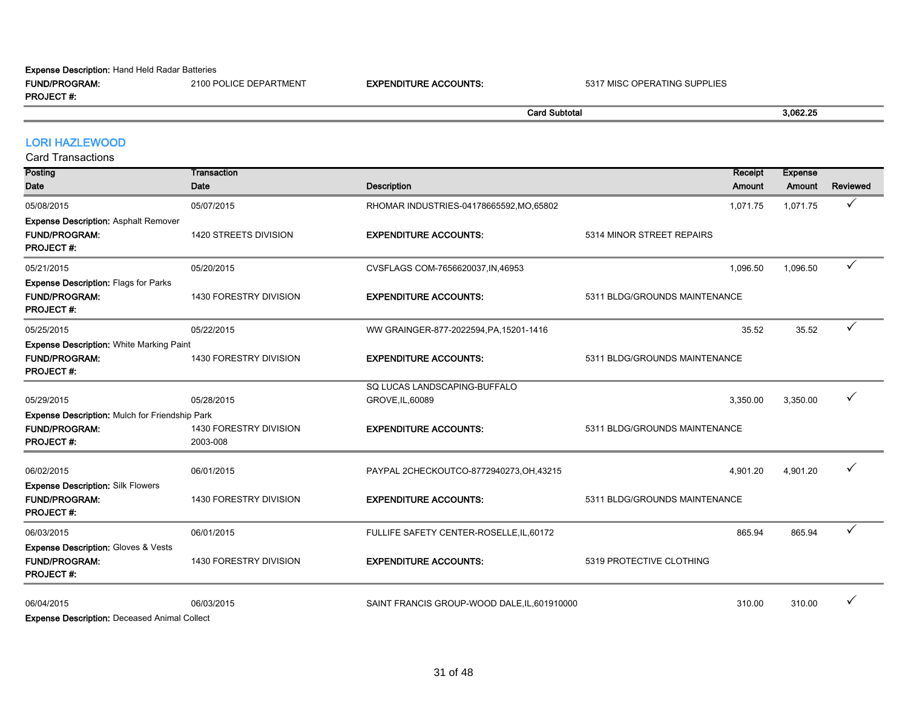**Expense Description:** Hand Held Radar Batteries

**FUND/PROGRAM:** 2100 POLICE DEPARTMENT **EXPENDITURE ACCOUNTS:** 5317 MISC OPERATING SUPPLIES

**PROJECT #:**

| | | **Card Subtotal** | | **3,062.25** | |
|---|---|---|---|---|---|

## LORI HAZLEWOOD

Card Transactions

| Posting Date | Transaction Date | Description | | Receipt Amount | Expense Amount | Reviewed |
|---|---|---|---|---|---|---|
| 05/08/2015 | 05/07/2015 | RHOMAR INDUSTRIES-04178665592,MO,65802 | | 1,071.75 | 1,071.75 | ✓ |
| **Expense Description:** Asphalt Remover | | | | | | |
| **FUND/PROGRAM:** | 1420 STREETS DIVISION | **EXPENDITURE ACCOUNTS:** | 5314 MINOR STREET REPAIRS | | | |
| **PROJECT #:** | | | | | | |
| 05/21/2015 | 05/20/2015 | CVSFLAGS COM-7656620037,IN,46953 | | 1,096.50 | 1,096.50 | ✓ |
| **Expense Description:** Flags for Parks | | | | | | |
| **FUND/PROGRAM:** | 1430 FORESTRY DIVISION | **EXPENDITURE ACCOUNTS:** | 5311 BLDG/GROUNDS MAINTENANCE | | | |
| **PROJECT #:** | | | | | | |
| 05/25/2015 | 05/22/2015 | WW GRAINGER-877-2022594,PA,15201-1416 | | 35.52 | 35.52 | ✓ |
| **Expense Description:** White Marking Paint | | | | | | |
| **FUND/PROGRAM:** | 1430 FORESTRY DIVISION | **EXPENDITURE ACCOUNTS:** | 5311 BLDG/GROUNDS MAINTENANCE | | | |
| **PROJECT #:** | | | | | | |
| 05/29/2015 | 05/28/2015 | SQ LUCAS LANDSCAPING-BUFFALO GROVE,IL,60089 | | 3,350.00 | 3,350.00 | ✓ |
| **Expense Description:** Mulch for Friendship Park | | | | | | |
| **FUND/PROGRAM:** | 1430 FORESTRY DIVISION | **EXPENDITURE ACCOUNTS:** | 5311 BLDG/GROUNDS MAINTENANCE | | | |
| **PROJECT #:** | 2003-008 | | | | | |
| 06/02/2015 | 06/01/2015 | PAYPAL 2CHECKOUTCO-8772940273,OH,43215 | | 4,901.20 | 4,901.20 | ✓ |
| **Expense Description:** Silk Flowers | | | | | | |
| **FUND/PROGRAM:** | 1430 FORESTRY DIVISION | **EXPENDITURE ACCOUNTS:** | 5311 BLDG/GROUNDS MAINTENANCE | | | |
| **PROJECT #:** | | | | | | |
| 06/03/2015 | 06/01/2015 | FULLIFE SAFETY CENTER-ROSELLE,IL,60172 | | 865.94 | 865.94 | ✓ |
| **Expense Description:** Gloves & Vests | | | | | | |
| **FUND/PROGRAM:** | 1430 FORESTRY DIVISION | **EXPENDITURE ACCOUNTS:** | 5319 PROTECTIVE CLOTHING | | | |
| **PROJECT #:** | | | | | | |
| 06/04/2015 | 06/03/2015 | SAINT FRANCIS GROUP-WOOD DALE,IL,601910000 | | 310.00 | 310.00 | ✓ |
| **Expense Description:** Deceased Animal Collect | | | | | | |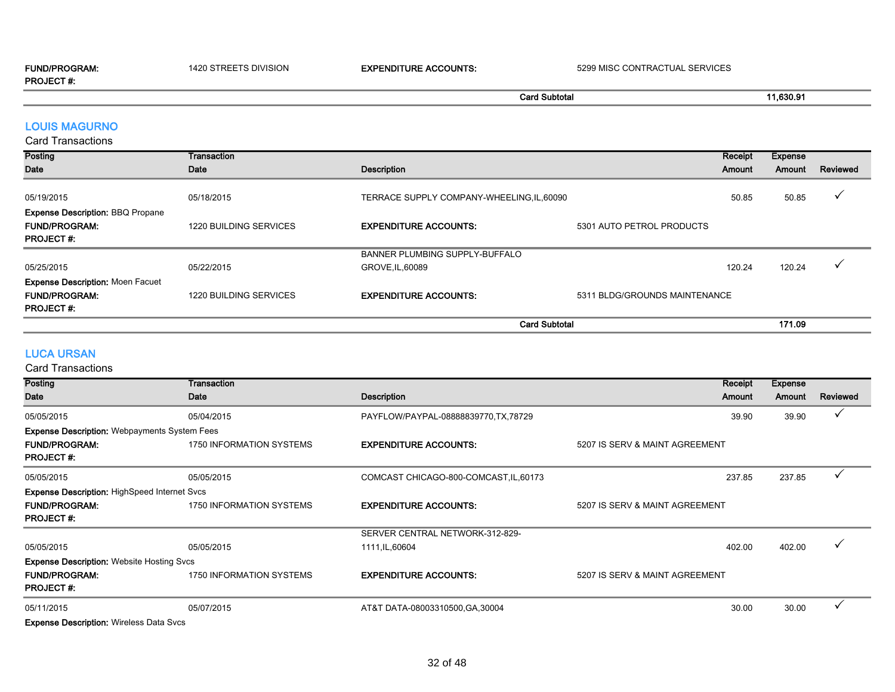| | | | | | |
|---|---|---|---|---|---|
| **FUND/PROGRAM:** | 1420 STREETS DIVISION | **EXPENDITURE ACCOUNTS:** | 5299 MISC CONTRACTUAL SERVICES | | |
| **PROJECT #:** | | | | | |
| | | **Card Subtotal** | | 11,630.91 | |

## LOUIS MAGURNO

Card Transactions

| Posting Date | Transaction Date | Description | | Receipt Amount | Expense Amount | Reviewed |
|---|---|---|---|---|---|---|
| 05/19/2015 | 05/18/2015 | TERRACE SUPPLY COMPANY-WHEELING,IL,60090 | | 50.85 | 50.85 | ✓ |
| **Expense Description:** BBQ Propane | | | | | | |
| **FUND/PROGRAM:** | 1220 BUILDING SERVICES | **EXPENDITURE ACCOUNTS:** | 5301 AUTO PETROL PRODUCTS | | | |
| **PROJECT #:** | | | | | | |
| 05/25/2015 | 05/22/2015 | BANNER PLUMBING SUPPLY-BUFFALO GROVE,IL,60089 | | 120.24 | 120.24 | ✓ |
| **Expense Description:** Moen Facuet | | | | | | |
| **FUND/PROGRAM:** | 1220 BUILDING SERVICES | **EXPENDITURE ACCOUNTS:** | 5311 BLDG/GROUNDS MAINTENANCE | | | |
| **PROJECT #:** | | | | | | |
| | | **Card Subtotal** | | | 171.09 | |

## LUCA URSAN

Card Transactions

| Posting Date | Transaction Date | Description | | Receipt Amount | Expense Amount | Reviewed |
|---|---|---|---|---|---|---|
| 05/05/2015 | 05/04/2015 | PAYFLOW/PAYPAL-08888839770,TX,78729 | | 39.90 | 39.90 | ✓ |
| **Expense Description:** Webpayments System Fees | | | | | | |
| **FUND/PROGRAM:** | 1750 INFORMATION SYSTEMS | **EXPENDITURE ACCOUNTS:** | 5207 IS SERV & MAINT AGREEMENT | | | |
| **PROJECT #:** | | | | | | |
| 05/05/2015 | 05/05/2015 | COMCAST CHICAGO-800-COMCAST,IL,60173 | | 237.85 | 237.85 | ✓ |
| **Expense Description:** HighSpeed Internet Svcs | | | | | | |
| **FUND/PROGRAM:** | 1750 INFORMATION SYSTEMS | **EXPENDITURE ACCOUNTS:** | 5207 IS SERV & MAINT AGREEMENT | | | |
| **PROJECT #:** | | | | | | |
| 05/05/2015 | 05/05/2015 | SERVER CENTRAL NETWORK-312-829-1111,IL,60604 | | 402.00 | 402.00 | ✓ |
| **Expense Description:** Website Hosting Svcs | | | | | | |
| **FUND/PROGRAM:** | 1750 INFORMATION SYSTEMS | **EXPENDITURE ACCOUNTS:** | 5207 IS SERV & MAINT AGREEMENT | | | |
| **PROJECT #:** | | | | | | |
| 05/11/2015 | 05/07/2015 | AT&T DATA-08003310500,GA,30004 | | 30.00 | 30.00 | ✓ |
| **Expense Description:** Wireless Data Svcs | | | | | | |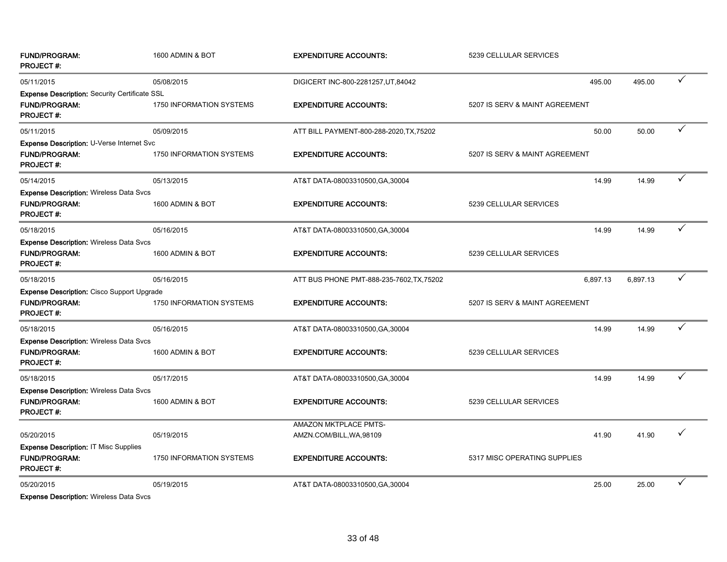| | | | | | | |
|---|---|---|---|---|---|---|
| **FUND/PROGRAM:** **PROJECT #:** | 1600 ADMIN & BOT | **EXPENDITURE ACCOUNTS:** | 5239 CELLULAR SERVICES | | | |
| 05/11/2015 | 05/08/2015 | DIGICERT INC-800-2281257,UT,84042 | | 495.00 | 495.00 | ✓ |
| **Expense Description:** Security Certificate SSL | | | | | | |
| **FUND/PROGRAM:** **PROJECT #:** | 1750 INFORMATION SYSTEMS | **EXPENDITURE ACCOUNTS:** | 5207 IS SERV & MAINT AGREEMENT | | | |
| 05/11/2015 | 05/09/2015 | ATT BILL PAYMENT-800-288-2020,TX,75202 | | 50.00 | 50.00 | ✓ |
| **Expense Description:** U-Verse Internet Svc | | | | | | |
| **FUND/PROGRAM:** **PROJECT #:** | 1750 INFORMATION SYSTEMS | **EXPENDITURE ACCOUNTS:** | 5207 IS SERV & MAINT AGREEMENT | | | |
| 05/14/2015 | 05/13/2015 | AT&T DATA-08003310500,GA,30004 | | 14.99 | 14.99 | ✓ |
| **Expense Description:** Wireless Data Svcs | | | | | | |
| **FUND/PROGRAM:** **PROJECT #:** | 1600 ADMIN & BOT | **EXPENDITURE ACCOUNTS:** | 5239 CELLULAR SERVICES | | | |
| 05/18/2015 | 05/16/2015 | AT&T DATA-08003310500,GA,30004 | | 14.99 | 14.99 | ✓ |
| **Expense Description:** Wireless Data Svcs | | | | | | |
| **FUND/PROGRAM:** **PROJECT #:** | 1600 ADMIN & BOT | **EXPENDITURE ACCOUNTS:** | 5239 CELLULAR SERVICES | | | |
| 05/18/2015 | 05/16/2015 | ATT BUS PHONE PMT-888-235-7602,TX,75202 | | 6,897.13 | 6,897.13 | ✓ |
| **Expense Description:** Cisco Support Upgrade | | | | | | |
| **FUND/PROGRAM:** **PROJECT #:** | 1750 INFORMATION SYSTEMS | **EXPENDITURE ACCOUNTS:** | 5207 IS SERV & MAINT AGREEMENT | | | |
| 05/18/2015 | 05/16/2015 | AT&T DATA-08003310500,GA,30004 | | 14.99 | 14.99 | ✓ |
| **Expense Description:** Wireless Data Svcs | | | | | | |
| **FUND/PROGRAM:** **PROJECT #:** | 1600 ADMIN & BOT | **EXPENDITURE ACCOUNTS:** | 5239 CELLULAR SERVICES | | | |
| 05/18/2015 | 05/17/2015 | AT&T DATA-08003310500,GA,30004 | | 14.99 | 14.99 | ✓ |
| **Expense Description:** Wireless Data Svcs | | | | | | |
| **FUND/PROGRAM:** **PROJECT #:** | 1600 ADMIN & BOT | **EXPENDITURE ACCOUNTS:** | 5239 CELLULAR SERVICES | | | |
| 05/20/2015 | 05/19/2015 | AMAZON MKTPLACE PMTS-AMZN.COM/BILL,WA,98109 | | 41.90 | 41.90 | ✓ |
| **Expense Description:** IT Misc Supplies | | | | | | |
| **FUND/PROGRAM:** **PROJECT #:** | 1750 INFORMATION SYSTEMS | **EXPENDITURE ACCOUNTS:** | 5317 MISC OPERATING SUPPLIES | | | |
| 05/20/2015 | 05/19/2015 | AT&T DATA-08003310500,GA,30004 | | 25.00 | 25.00 | ✓ |
| **Expense Description:** Wireless Data Svcs | | | | | | |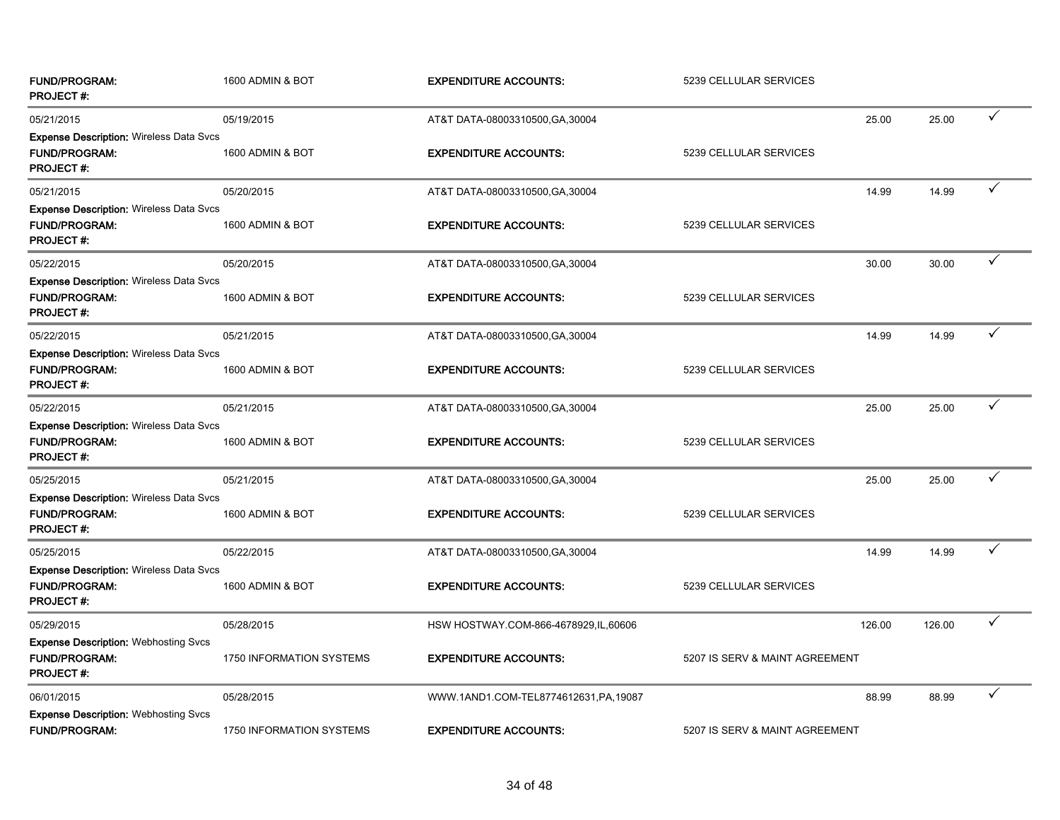| | | | | | | |
|---|---|---|---|---|---|---|
| **FUND/PROGRAM:** | 1600 ADMIN & BOT | **EXPENDITURE ACCOUNTS:** | 5239 CELLULAR SERVICES | | | |
| **PROJECT #:** | | | | | | |
| 05/21/2015 | 05/19/2015 | AT&T DATA-08003310500,GA,30004 | | 25.00 | 25.00 | ✓ |
| **Expense Description:** Wireless Data Svcs | | | | | | |
| **FUND/PROGRAM:** | 1600 ADMIN & BOT | **EXPENDITURE ACCOUNTS:** | 5239 CELLULAR SERVICES | | | |
| **PROJECT #:** | | | | | | |
| 05/21/2015 | 05/20/2015 | AT&T DATA-08003310500,GA,30004 | | 14.99 | 14.99 | ✓ |
| **Expense Description:** Wireless Data Svcs | | | | | | |
| **FUND/PROGRAM:** | 1600 ADMIN & BOT | **EXPENDITURE ACCOUNTS:** | 5239 CELLULAR SERVICES | | | |
| **PROJECT #:** | | | | | | |
| 05/22/2015 | 05/20/2015 | AT&T DATA-08003310500,GA,30004 | | 30.00 | 30.00 | ✓ |
| **Expense Description:** Wireless Data Svcs | | | | | | |
| **FUND/PROGRAM:** | 1600 ADMIN & BOT | **EXPENDITURE ACCOUNTS:** | 5239 CELLULAR SERVICES | | | |
| **PROJECT #:** | | | | | | |
| 05/22/2015 | 05/21/2015 | AT&T DATA-08003310500,GA,30004 | | 14.99 | 14.99 | ✓ |
| **Expense Description:** Wireless Data Svcs | | | | | | |
| **FUND/PROGRAM:** | 1600 ADMIN & BOT | **EXPENDITURE ACCOUNTS:** | 5239 CELLULAR SERVICES | | | |
| **PROJECT #:** | | | | | | |
| 05/22/2015 | 05/21/2015 | AT&T DATA-08003310500,GA,30004 | | 25.00 | 25.00 | ✓ |
| **Expense Description:** Wireless Data Svcs | | | | | | |
| **FUND/PROGRAM:** | 1600 ADMIN & BOT | **EXPENDITURE ACCOUNTS:** | 5239 CELLULAR SERVICES | | | |
| **PROJECT #:** | | | | | | |
| 05/25/2015 | 05/21/2015 | AT&T DATA-08003310500,GA,30004 | | 25.00 | 25.00 | ✓ |
| **Expense Description:** Wireless Data Svcs | | | | | | |
| **FUND/PROGRAM:** | 1600 ADMIN & BOT | **EXPENDITURE ACCOUNTS:** | 5239 CELLULAR SERVICES | | | |
| **PROJECT #:** | | | | | | |
| 05/25/2015 | 05/22/2015 | AT&T DATA-08003310500,GA,30004 | | 14.99 | 14.99 | ✓ |
| **Expense Description:** Wireless Data Svcs | | | | | | |
| **FUND/PROGRAM:** | 1600 ADMIN & BOT | **EXPENDITURE ACCOUNTS:** | 5239 CELLULAR SERVICES | | | |
| **PROJECT #:** | | | | | | |
| 05/29/2015 | 05/28/2015 | HSW HOSTWAY.COM-866-4678929,IL,60606 | | 126.00 | 126.00 | ✓ |
| **Expense Description:** Webhosting Svcs | | | | | | |
| **FUND/PROGRAM:** | 1750 INFORMATION SYSTEMS | **EXPENDITURE ACCOUNTS:** | 5207 IS SERV & MAINT AGREEMENT | | | |
| **PROJECT #:** | | | | | | |
| 06/01/2015 | 05/28/2015 | WWW.1AND1.COM-TEL8774612631,PA,19087 | | 88.99 | 88.99 | ✓ |
| **Expense Description:** Webhosting Svcs | | | | | | |
| **FUND/PROGRAM:** | 1750 INFORMATION SYSTEMS | **EXPENDITURE ACCOUNTS:** | 5207 IS SERV & MAINT AGREEMENT | | | |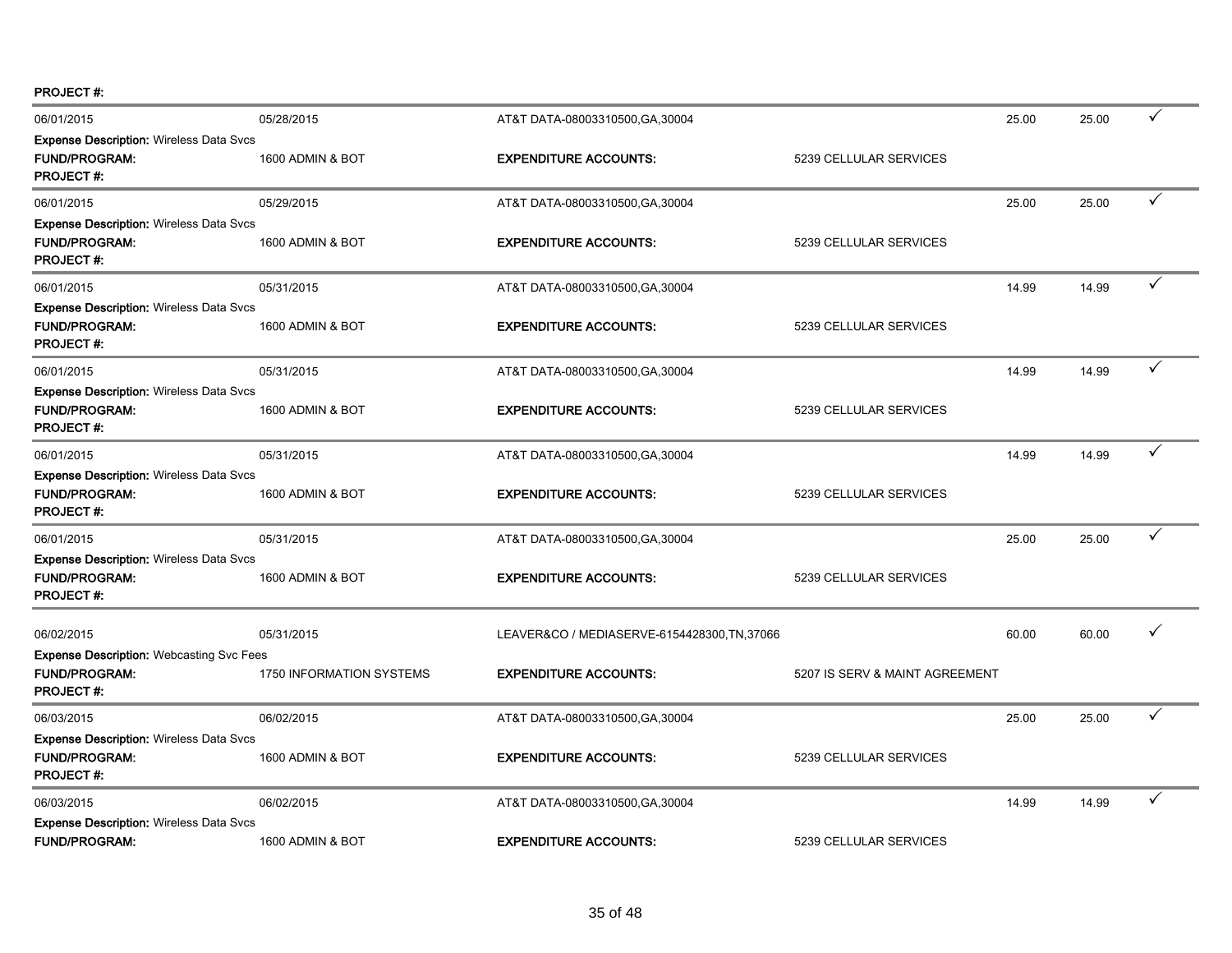**PROJECT #:**

| | | | | | | |
|---|---|---|---|---|---|---|
| 06/01/2015 | 05/28/2015 | AT&T DATA-08003310500,GA,30004 | | 25.00 | 25.00 | ✓ |
| **Expense Description:** Wireless Data Svcs | | | | | | |
| **FUND/PROGRAM:** | 1600 ADMIN & BOT | **EXPENDITURE ACCOUNTS:** | 5239 CELLULAR SERVICES | | | |
| **PROJECT #:** | | | | | | |
| 06/01/2015 | 05/29/2015 | AT&T DATA-08003310500,GA,30004 | | 25.00 | 25.00 | ✓ |
| **Expense Description:** Wireless Data Svcs | | | | | | |
| **FUND/PROGRAM:** | 1600 ADMIN & BOT | **EXPENDITURE ACCOUNTS:** | 5239 CELLULAR SERVICES | | | |
| **PROJECT #:** | | | | | | |
| 06/01/2015 | 05/31/2015 | AT&T DATA-08003310500,GA,30004 | | 14.99 | 14.99 | ✓ |
| **Expense Description:** Wireless Data Svcs | | | | | | |
| **FUND/PROGRAM:** | 1600 ADMIN & BOT | **EXPENDITURE ACCOUNTS:** | 5239 CELLULAR SERVICES | | | |
| **PROJECT #:** | | | | | | |
| 06/01/2015 | 05/31/2015 | AT&T DATA-08003310500,GA,30004 | | 14.99 | 14.99 | ✓ |
| **Expense Description:** Wireless Data Svcs | | | | | | |
| **FUND/PROGRAM:** | 1600 ADMIN & BOT | **EXPENDITURE ACCOUNTS:** | 5239 CELLULAR SERVICES | | | |
| **PROJECT #:** | | | | | | |
| 06/01/2015 | 05/31/2015 | AT&T DATA-08003310500,GA,30004 | | 14.99 | 14.99 | ✓ |
| **Expense Description:** Wireless Data Svcs | | | | | | |
| **FUND/PROGRAM:** | 1600 ADMIN & BOT | **EXPENDITURE ACCOUNTS:** | 5239 CELLULAR SERVICES | | | |
| **PROJECT #:** | | | | | | |
| 06/01/2015 | 05/31/2015 | AT&T DATA-08003310500,GA,30004 | | 25.00 | 25.00 | ✓ |
| **Expense Description:** Wireless Data Svcs | | | | | | |
| **FUND/PROGRAM:** | 1600 ADMIN & BOT | **EXPENDITURE ACCOUNTS:** | 5239 CELLULAR SERVICES | | | |
| **PROJECT #:** | | | | | | |
| 06/02/2015 | 05/31/2015 | LEAVER&CO / MEDIASERVE-6154428300,TN,37066 | | 60.00 | 60.00 | ✓ |
| **Expense Description:** Webcasting Svc Fees | | | | | | |
| **FUND/PROGRAM:** | 1750 INFORMATION SYSTEMS | **EXPENDITURE ACCOUNTS:** | 5207 IS SERV & MAINT AGREEMENT | | | |
| **PROJECT #:** | | | | | | |
| 06/03/2015 | 06/02/2015 | AT&T DATA-08003310500,GA,30004 | | 25.00 | 25.00 | ✓ |
| **Expense Description:** Wireless Data Svcs | | | | | | |
| **FUND/PROGRAM:** | 1600 ADMIN & BOT | **EXPENDITURE ACCOUNTS:** | 5239 CELLULAR SERVICES | | | |
| **PROJECT #:** | | | | | | |
| 06/03/2015 | 06/02/2015 | AT&T DATA-08003310500,GA,30004 | | 14.99 | 14.99 | ✓ |
| **Expense Description:** Wireless Data Svcs | | | | | | |
| **FUND/PROGRAM:** | 1600 ADMIN & BOT | **EXPENDITURE ACCOUNTS:** | 5239 CELLULAR SERVICES | | | |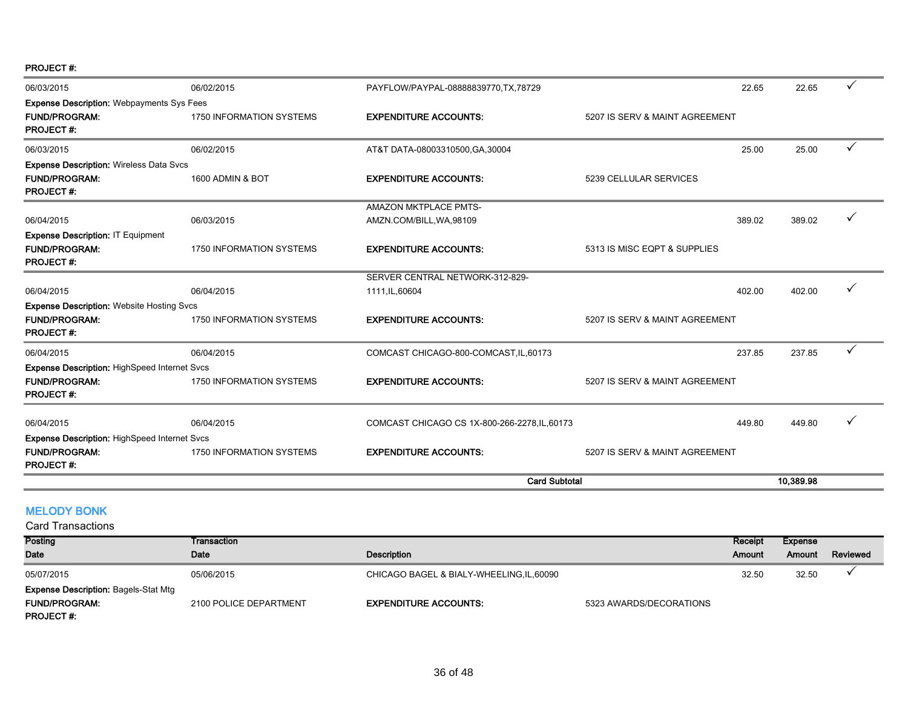**PROJECT #:**

| Posting Date | Transaction Date | Description | | Receipt Amount | Expense Amount | Reviewed |
|---|---|---|---|---|---|---|
| 06/03/2015 | 06/02/2015 | PAYFLOW/PAYPAL-08888839770,TX,78729 | | 22.65 | 22.65 | ✓ |
| **Expense Description:** Webpayments Sys Fees | | | | | | |
| **FUND/PROGRAM:** | 1750 INFORMATION SYSTEMS | **EXPENDITURE ACCOUNTS:** | 5207 IS SERV & MAINT AGREEMENT | | | |
| **PROJECT #:** | | | | | | |
| 06/03/2015 | 06/02/2015 | AT&T DATA-08003310500,GA,30004 | | 25.00 | 25.00 | ✓ |
| **Expense Description:** Wireless Data Svcs | | | | | | |
| **FUND/PROGRAM:** | 1600 ADMIN & BOT | **EXPENDITURE ACCOUNTS:** | 5239 CELLULAR SERVICES | | | |
| **PROJECT #:** | | | | | | |
| 06/04/2015 | 06/03/2015 | AMAZON MKTPLACE PMTS-AMZN.COM/BILL,WA,98109 | | 389.02 | 389.02 | ✓ |
| **Expense Description:** IT Equipment | | | | | | |
| **FUND/PROGRAM:** | 1750 INFORMATION SYSTEMS | **EXPENDITURE ACCOUNTS:** | 5313 IS MISC EQPT & SUPPLIES | | | |
| **PROJECT #:** | | | | | | |
| 06/04/2015 | 06/04/2015 | SERVER CENTRAL NETWORK-312-829-1111,IL,60604 | | 402.00 | 402.00 | ✓ |
| **Expense Description:** Website Hosting Svcs | | | | | | |
| **FUND/PROGRAM:** | 1750 INFORMATION SYSTEMS | **EXPENDITURE ACCOUNTS:** | 5207 IS SERV & MAINT AGREEMENT | | | |
| **PROJECT #:** | | | | | | |
| 06/04/2015 | 06/04/2015 | COMCAST CHICAGO-800-COMCAST,IL,60173 | | 237.85 | 237.85 | ✓ |
| **Expense Description:** HighSpeed Internet Svcs | | | | | | |
| **FUND/PROGRAM:** | 1750 INFORMATION SYSTEMS | **EXPENDITURE ACCOUNTS:** | 5207 IS SERV & MAINT AGREEMENT | | | |
| **PROJECT #:** | | | | | | |
| 06/04/2015 | 06/04/2015 | COMCAST CHICAGO CS 1X-800-266-2278,IL,60173 | | 449.80 | 449.80 | ✓ |
| **Expense Description:** HighSpeed Internet Svcs | | | | | | |
| **FUND/PROGRAM:** | 1750 INFORMATION SYSTEMS | **EXPENDITURE ACCOUNTS:** | 5207 IS SERV & MAINT AGREEMENT | | | |
| **PROJECT #:** | | | | | | |
| | | | **Card Subtotal** | | **10,389.98** | |

## MELODY BONK

Card Transactions

| Posting Date | Transaction Date | Description | | Receipt Amount | Expense Amount | Reviewed |
|---|---|---|---|---|---|---|
| 05/07/2015 | 05/06/2015 | CHICAGO BAGEL & BIALY-WHEELING,IL,60090 | | 32.50 | 32.50 | ✓ |
| **Expense Description:** Bagels-Stat Mtg | | | | | | |
| **FUND/PROGRAM:** | 2100 POLICE DEPARTMENT | **EXPENDITURE ACCOUNTS:** | 5323 AWARDS/DECORATIONS | | | |
| **PROJECT #:** | | | | | | |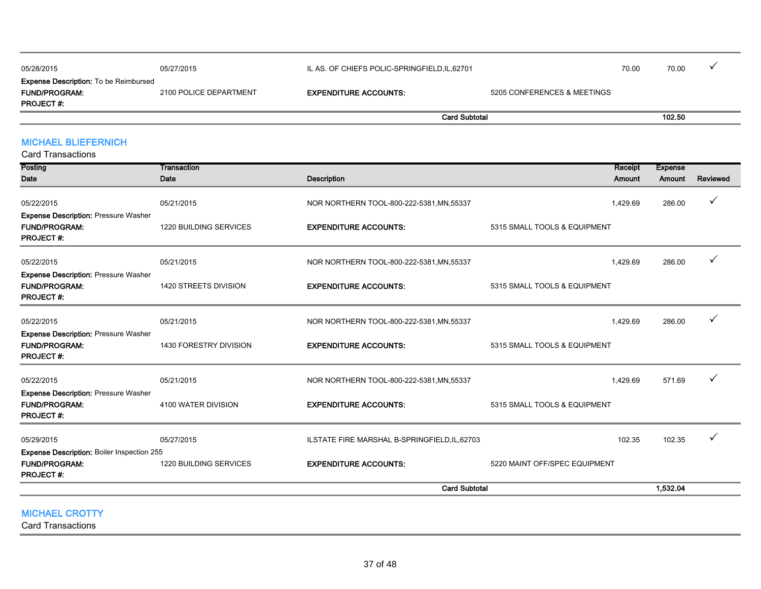| | | | | | | |
|---|---|---|---|---|---|---|
| 05/28/2015 | 05/27/2015 | IL AS. OF CHIEFS POLIC-SPRINGFIELD,IL,62701 | | 70.00 | 70.00 | ✓ |
| **Expense Description:** To be Reimbursed | | | | | | |
| **FUND/PROGRAM:** | 2100 POLICE DEPARTMENT | **EXPENDITURE ACCOUNTS:** | 5205 CONFERENCES & MEETINGS | | | |
| **PROJECT #:** | | | | | | |
| | | **Card Subtotal** | | | **102.50** | |

## MICHAEL BLIEFERNICH

Card Transactions

| Posting Date | Transaction Date | Description | | Receipt Amount | Expense Amount | Reviewed |
|---|---|---|---|---|---|---|
| 05/22/2015 | 05/21/2015 | NOR NORTHERN TOOL-800-222-5381,MN,55337 | | 1,429.69 | 286.00 | ✓ |
| **Expense Description:** Pressure Washer | | | | | | |
| **FUND/PROGRAM:** | 1220 BUILDING SERVICES | **EXPENDITURE ACCOUNTS:** | 5315 SMALL TOOLS & EQUIPMENT | | | |
| **PROJECT #:** | | | | | | |
| 05/22/2015 | 05/21/2015 | NOR NORTHERN TOOL-800-222-5381,MN,55337 | | 1,429.69 | 286.00 | ✓ |
| **Expense Description:** Pressure Washer | | | | | | |
| **FUND/PROGRAM:** | 1420 STREETS DIVISION | **EXPENDITURE ACCOUNTS:** | 5315 SMALL TOOLS & EQUIPMENT | | | |
| **PROJECT #:** | | | | | | |
| 05/22/2015 | 05/21/2015 | NOR NORTHERN TOOL-800-222-5381,MN,55337 | | 1,429.69 | 286.00 | ✓ |
| **Expense Description:** Pressure Washer | | | | | | |
| **FUND/PROGRAM:** | 1430 FORESTRY DIVISION | **EXPENDITURE ACCOUNTS:** | 5315 SMALL TOOLS & EQUIPMENT | | | |
| **PROJECT #:** | | | | | | |
| 05/22/2015 | 05/21/2015 | NOR NORTHERN TOOL-800-222-5381,MN,55337 | | 1,429.69 | 571.69 | ✓ |
| **Expense Description:** Pressure Washer | | | | | | |
| **FUND/PROGRAM:** | 4100 WATER DIVISION | **EXPENDITURE ACCOUNTS:** | 5315 SMALL TOOLS & EQUIPMENT | | | |
| **PROJECT #:** | | | | | | |
| 05/29/2015 | 05/27/2015 | ILSTATE FIRE MARSHAL B-SPRINGFIELD,IL,62703 | | 102.35 | 102.35 | ✓ |
| **Expense Description:** Boiler Inspection 255 | | | | | | |
| **FUND/PROGRAM:** | 1220 BUILDING SERVICES | **EXPENDITURE ACCOUNTS:** | 5220 MAINT OFF/SPEC EQUIPMENT | | | |
| **PROJECT #:** | | | | | | |
| | | **Card Subtotal** | | | **1,532.04** | |

## MICHAEL CROTTY

Card Transactions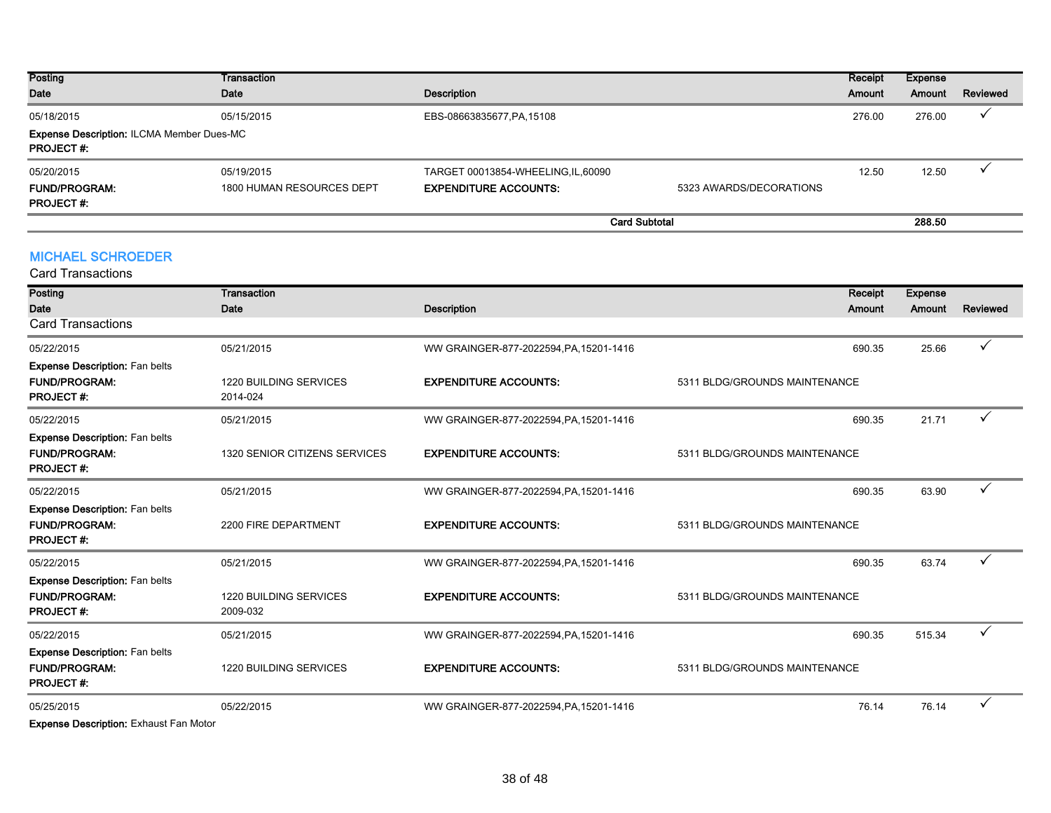| Posting Date | Transaction Date | Description | | Receipt Amount | Expense Amount | Reviewed |
|---|---|---|---|---|---|---|
| 05/18/2015 | 05/15/2015 | EBS-08663835677,PA,15108 | | 276.00 | 276.00 | ✓ |
| **Expense Description:** ILCMA Member Dues-MC | | | | | | |
| **PROJECT #:** | | | | | | |
| 05/20/2015 | 05/19/2015 | TARGET 00013854-WHEELING,IL,60090 | | 12.50 | 12.50 | ✓ |
| **FUND/PROGRAM:** | 1800 HUMAN RESOURCES DEPT | **EXPENDITURE ACCOUNTS:** | 5323 AWARDS/DECORATIONS | | | |
| **PROJECT #:** | | | | | | |
| | | | **Card Subtotal** | | **288.50** | |

## MICHAEL SCHROEDER

Card Transactions

| Posting Date | Transaction Date | Description | | Receipt Amount | Expense Amount | Reviewed |
|---|---|---|---|---|---|---|
| Card Transactions | | | | | | |
| 05/22/2015 | 05/21/2015 | WW GRAINGER-877-2022594,PA,15201-1416 | | 690.35 | 25.66 | ✓ |
| **Expense Description:** Fan belts | | | | | | |
| **FUND/PROGRAM:** | 1220 BUILDING SERVICES | **EXPENDITURE ACCOUNTS:** | 5311 BLDG/GROUNDS MAINTENANCE | | | |
| **PROJECT #:** | 2014-024 | | | | | |
| 05/22/2015 | 05/21/2015 | WW GRAINGER-877-2022594,PA,15201-1416 | | 690.35 | 21.71 | ✓ |
| **Expense Description:** Fan belts | | | | | | |
| **FUND/PROGRAM:** | 1320 SENIOR CITIZENS SERVICES | **EXPENDITURE ACCOUNTS:** | 5311 BLDG/GROUNDS MAINTENANCE | | | |
| **PROJECT #:** | | | | | | |
| 05/22/2015 | 05/21/2015 | WW GRAINGER-877-2022594,PA,15201-1416 | | 690.35 | 63.90 | ✓ |
| **Expense Description:** Fan belts | | | | | | |
| **FUND/PROGRAM:** | 2200 FIRE DEPARTMENT | **EXPENDITURE ACCOUNTS:** | 5311 BLDG/GROUNDS MAINTENANCE | | | |
| **PROJECT #:** | | | | | | |
| 05/22/2015 | 05/21/2015 | WW GRAINGER-877-2022594,PA,15201-1416 | | 690.35 | 63.74 | ✓ |
| **Expense Description:** Fan belts | | | | | | |
| **FUND/PROGRAM:** | 1220 BUILDING SERVICES | **EXPENDITURE ACCOUNTS:** | 5311 BLDG/GROUNDS MAINTENANCE | | | |
| **PROJECT #:** | 2009-032 | | | | | |
| 05/22/2015 | 05/21/2015 | WW GRAINGER-877-2022594,PA,15201-1416 | | 690.35 | 515.34 | ✓ |
| **Expense Description:** Fan belts | | | | | | |
| **FUND/PROGRAM:** | 1220 BUILDING SERVICES | **EXPENDITURE ACCOUNTS:** | 5311 BLDG/GROUNDS MAINTENANCE | | | |
| **PROJECT #:** | | | | | | |
| 05/25/2015 | 05/22/2015 | WW GRAINGER-877-2022594,PA,15201-1416 | | 76.14 | 76.14 | ✓ |
| **Expense Description:** Exhaust Fan Motor | | | | | | |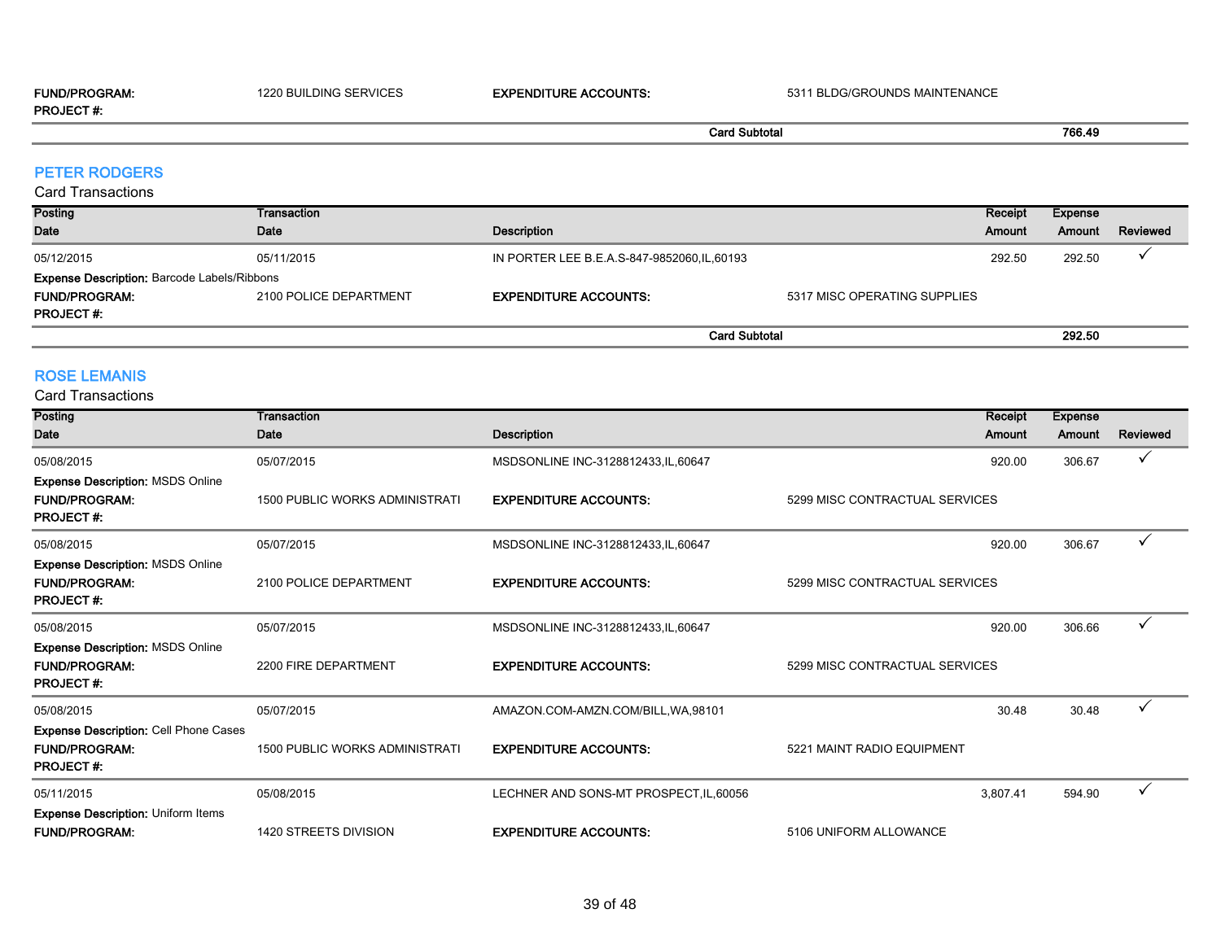| | | | |
|---|---|---|---|
| **FUND/PROGRAM:** | 1220 BUILDING SERVICES | **EXPENDITURE ACCOUNTS:** | 5311 BLDG/GROUNDS MAINTENANCE |
| **PROJECT #:** | | | |

**Card Subtotal** **766.49**

## PETER RODGERS

Card Transactions

| Posting Date | Transaction Date | Description | Receipt Amount | Expense Amount | Reviewed |
|---|---|---|---|---|---|
| 05/12/2015 | 05/11/2015 | IN PORTER LEE B.E.A.S-847-9852060,IL,60193 | 292.50 | 292.50 | ✓ |

**Expense Description:** Barcode Labels/Ribbons

**FUND/PROGRAM:** 2100 POLICE DEPARTMENT **EXPENDITURE ACCOUNTS:** 5317 MISC OPERATING SUPPLIES

**PROJECT #:**

**Card Subtotal** **292.50**

## ROSE LEMANIS

Card Transactions

| Posting Date | Transaction Date | Description | Receipt Amount | Expense Amount | Reviewed |
|---|---|---|---|---|---|
| 05/08/2015 | 05/07/2015 | MSDSONLINE INC-3128812433,IL,60647 | 920.00 | 306.67 | ✓ |

**Expense Description:** MSDS Online

**FUND/PROGRAM:** 1500 PUBLIC WORKS ADMINISTRATI **EXPENDITURE ACCOUNTS:** 5299 MISC CONTRACTUAL SERVICES

**PROJECT #:**

| Posting Date | Transaction Date | Description | Receipt Amount | Expense Amount | Reviewed |
|---|---|---|---|---|---|
| 05/08/2015 | 05/07/2015 | MSDSONLINE INC-3128812433,IL,60647 | 920.00 | 306.67 | ✓ |

**Expense Description:** MSDS Online

**FUND/PROGRAM:** 2100 POLICE DEPARTMENT **EXPENDITURE ACCOUNTS:** 5299 MISC CONTRACTUAL SERVICES

**PROJECT #:**

| Posting Date | Transaction Date | Description | Receipt Amount | Expense Amount | Reviewed |
|---|---|---|---|---|---|
| 05/08/2015 | 05/07/2015 | MSDSONLINE INC-3128812433,IL,60647 | 920.00 | 306.66 | ✓ |

**Expense Description:** MSDS Online

**FUND/PROGRAM:** 2200 FIRE DEPARTMENT **EXPENDITURE ACCOUNTS:** 5299 MISC CONTRACTUAL SERVICES

**PROJECT #:**

| Posting Date | Transaction Date | Description | Receipt Amount | Expense Amount | Reviewed |
|---|---|---|---|---|---|
| 05/08/2015 | 05/07/2015 | AMAZON.COM-AMZN.COM/BILL,WA,98101 | 30.48 | 30.48 | ✓ |

**Expense Description:** Cell Phone Cases

**FUND/PROGRAM:** 1500 PUBLIC WORKS ADMINISTRATI **EXPENDITURE ACCOUNTS:** 5221 MAINT RADIO EQUIPMENT

**PROJECT #:**

| Posting Date | Transaction Date | Description | Receipt Amount | Expense Amount | Reviewed |
|---|---|---|---|---|---|
| 05/11/2015 | 05/08/2015 | LECHNER AND SONS-MT PROSPECT,IL,60056 | 3,807.41 | 594.90 | ✓ |

**Expense Description:** Uniform Items

**FUND/PROGRAM:** 1420 STREETS DIVISION **EXPENDITURE ACCOUNTS:** 5106 UNIFORM ALLOWANCE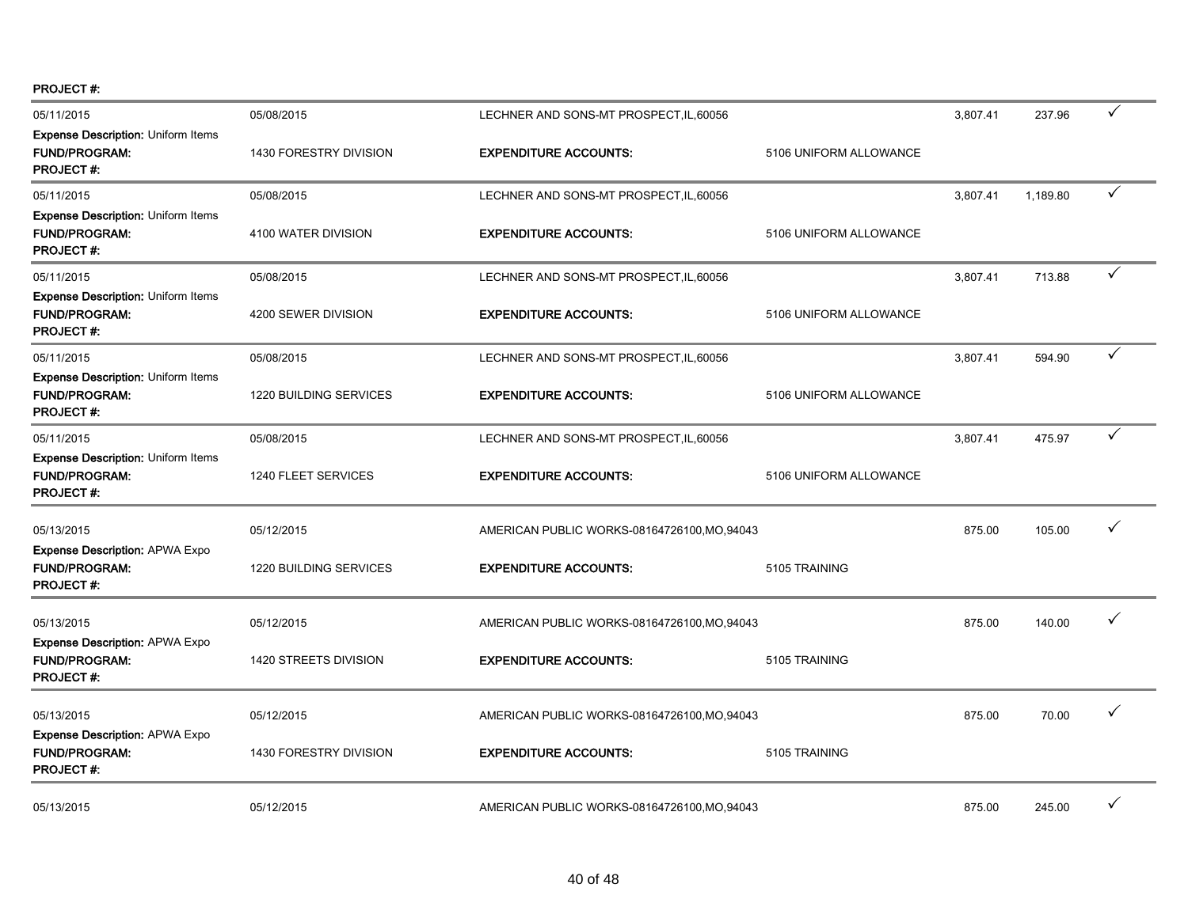**PROJECT #:**

| | | | | | | |
|---|---|---|---|---|---|---|
| 05/11/2015 | 05/08/2015 | LECHNER AND SONS-MT PROSPECT,IL,60056 | | 3,807.41 | 237.96 | ✓ |
| **Expense Description:** Uniform Items | | | | | | |
| **FUND/PROGRAM:** | 1430 FORESTRY DIVISION | **EXPENDITURE ACCOUNTS:** | 5106 UNIFORM ALLOWANCE | | | |
| **PROJECT #:** | | | | | | |
| 05/11/2015 | 05/08/2015 | LECHNER AND SONS-MT PROSPECT,IL,60056 | | 3,807.41 | 1,189.80 | ✓ |
| **Expense Description:** Uniform Items | | | | | | |
| **FUND/PROGRAM:** | 4100 WATER DIVISION | **EXPENDITURE ACCOUNTS:** | 5106 UNIFORM ALLOWANCE | | | |
| **PROJECT #:** | | | | | | |
| 05/11/2015 | 05/08/2015 | LECHNER AND SONS-MT PROSPECT,IL,60056 | | 3,807.41 | 713.88 | ✓ |
| **Expense Description:** Uniform Items | | | | | | |
| **FUND/PROGRAM:** | 4200 SEWER DIVISION | **EXPENDITURE ACCOUNTS:** | 5106 UNIFORM ALLOWANCE | | | |
| **PROJECT #:** | | | | | | |
| 05/11/2015 | 05/08/2015 | LECHNER AND SONS-MT PROSPECT,IL,60056 | | 3,807.41 | 594.90 | ✓ |
| **Expense Description:** Uniform Items | | | | | | |
| **FUND/PROGRAM:** | 1220 BUILDING SERVICES | **EXPENDITURE ACCOUNTS:** | 5106 UNIFORM ALLOWANCE | | | |
| **PROJECT #:** | | | | | | |
| 05/11/2015 | 05/08/2015 | LECHNER AND SONS-MT PROSPECT,IL,60056 | | 3,807.41 | 475.97 | ✓ |
| **Expense Description:** Uniform Items | | | | | | |
| **FUND/PROGRAM:** | 1240 FLEET SERVICES | **EXPENDITURE ACCOUNTS:** | 5106 UNIFORM ALLOWANCE | | | |
| **PROJECT #:** | | | | | | |
| 05/13/2015 | 05/12/2015 | AMERICAN PUBLIC WORKS-08164726100,MO,94043 | | 875.00 | 105.00 | ✓ |
| **Expense Description:** APWA Expo | | | | | | |
| **FUND/PROGRAM:** | 1220 BUILDING SERVICES | **EXPENDITURE ACCOUNTS:** | 5105 TRAINING | | | |
| **PROJECT #:** | | | | | | |
| 05/13/2015 | 05/12/2015 | AMERICAN PUBLIC WORKS-08164726100,MO,94043 | | 875.00 | 140.00 | ✓ |
| **Expense Description:** APWA Expo | | | | | | |
| **FUND/PROGRAM:** | 1420 STREETS DIVISION | **EXPENDITURE ACCOUNTS:** | 5105 TRAINING | | | |
| **PROJECT #:** | | | | | | |
| 05/13/2015 | 05/12/2015 | AMERICAN PUBLIC WORKS-08164726100,MO,94043 | | 875.00 | 70.00 | ✓ |
| **Expense Description:** APWA Expo | | | | | | |
| **FUND/PROGRAM:** | 1430 FORESTRY DIVISION | **EXPENDITURE ACCOUNTS:** | 5105 TRAINING | | | |
| **PROJECT #:** | | | | | | |
| 05/13/2015 | 05/12/2015 | AMERICAN PUBLIC WORKS-08164726100,MO,94043 | | 875.00 | 245.00 | ✓ |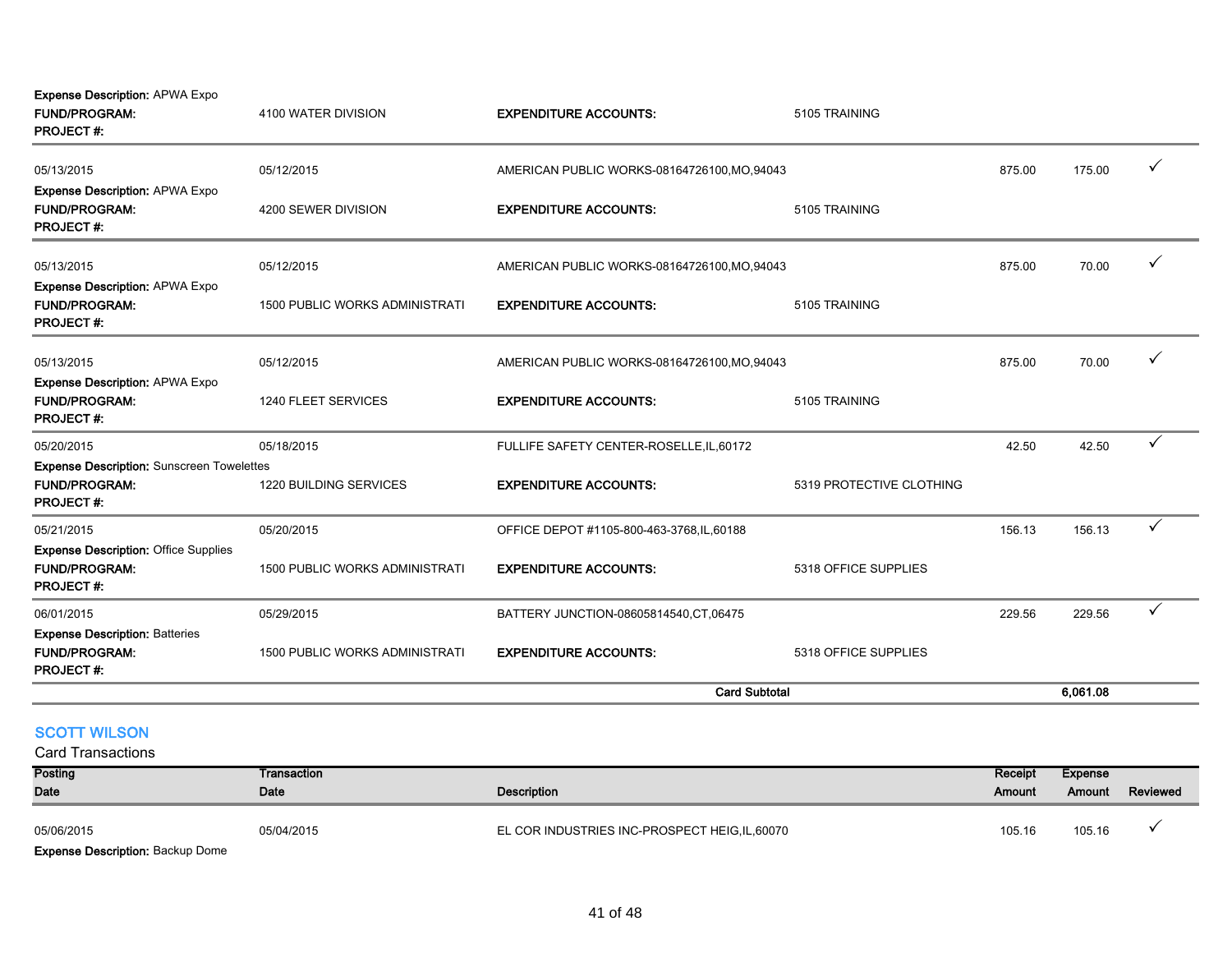Expense Description: APWA Expo

| | | | | | | |
|---|---|---|---|---|---|---|
| **FUND/PROGRAM:** | 4100 WATER DIVISION | **EXPENDITURE ACCOUNTS:** | 5105 TRAINING | | | |
| **PROJECT #:** | | | | | | |
| 05/13/2015 | 05/12/2015 | AMERICAN PUBLIC WORKS-08164726100,MO,94043 | | 875.00 | 175.00 | ✓ |
| **Expense Description:** APWA Expo | | | | | | |
| **FUND/PROGRAM:** | 4200 SEWER DIVISION | **EXPENDITURE ACCOUNTS:** | 5105 TRAINING | | | |
| **PROJECT #:** | | | | | | |
| 05/13/2015 | 05/12/2015 | AMERICAN PUBLIC WORKS-08164726100,MO,94043 | | 875.00 | 70.00 | ✓ |
| **Expense Description:** APWA Expo | | | | | | |
| **FUND/PROGRAM:** | 1500 PUBLIC WORKS ADMINISTRATI | **EXPENDITURE ACCOUNTS:** | 5105 TRAINING | | | |
| **PROJECT #:** | | | | | | |
| 05/13/2015 | 05/12/2015 | AMERICAN PUBLIC WORKS-08164726100,MO,94043 | | 875.00 | 70.00 | ✓ |
| **Expense Description:** APWA Expo | | | | | | |
| **FUND/PROGRAM:** | 1240 FLEET SERVICES | **EXPENDITURE ACCOUNTS:** | 5105 TRAINING | | | |
| **PROJECT #:** | | | | | | |
| 05/20/2015 | 05/18/2015 | FULLIFE SAFETY CENTER-ROSELLE,IL,60172 | | 42.50 | 42.50 | ✓ |
| **Expense Description:** Sunscreen Towelettes | | | | | | |
| **FUND/PROGRAM:** | 1220 BUILDING SERVICES | **EXPENDITURE ACCOUNTS:** | 5319 PROTECTIVE CLOTHING | | | |
| **PROJECT #:** | | | | | | |
| 05/21/2015 | 05/20/2015 | OFFICE DEPOT #1105-800-463-3768,IL,60188 | | 156.13 | 156.13 | ✓ |
| **Expense Description:** Office Supplies | | | | | | |
| **FUND/PROGRAM:** | 1500 PUBLIC WORKS ADMINISTRATI | **EXPENDITURE ACCOUNTS:** | 5318 OFFICE SUPPLIES | | | |
| **PROJECT #:** | | | | | | |
| 06/01/2015 | 05/29/2015 | BATTERY JUNCTION-08605814540,CT,06475 | | 229.56 | 229.56 | ✓ |
| **Expense Description:** Batteries | | | | | | |
| **FUND/PROGRAM:** | 1500 PUBLIC WORKS ADMINISTRATI | **EXPENDITURE ACCOUNTS:** | 5318 OFFICE SUPPLIES | | | |
| **PROJECT #:** | | | | | | |
| | | **Card Subtotal** | | | **6,061.08** | |

## SCOTT WILSON

Card Transactions

| Posting Date | Transaction Date | Description | Receipt Amount | Expense Amount | Reviewed |
|---|---|---|---|---|---|
| 05/06/2015 | 05/04/2015 | EL COR INDUSTRIES INC-PROSPECT HEIG,IL,60070 | 105.16 | 105.16 | ✓ |
| **Expense Description:** Backup Dome | | | | | |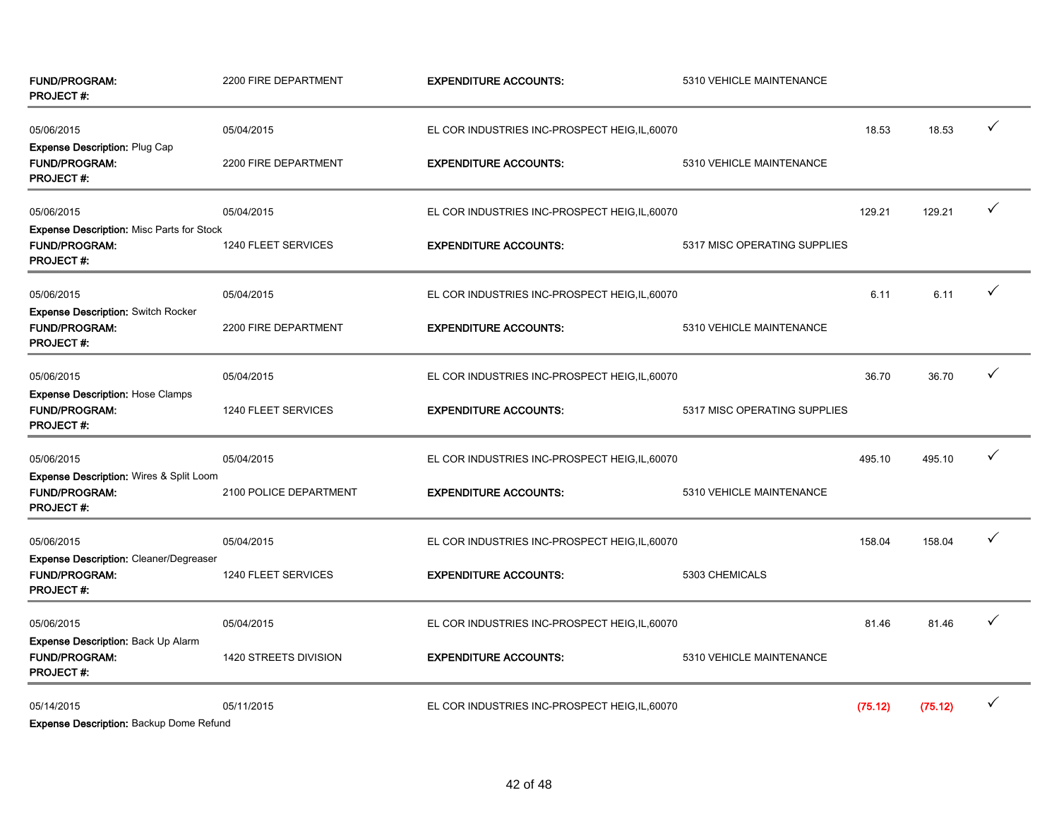**FUND/PROGRAM:** 2200 FIRE DEPARTMENT **EXPENDITURE ACCOUNTS:** 5310 VEHICLE MAINTENANCE
**PROJECT #:**

| | | | | | |
|---|---|---|---|---|---|
| 05/06/2015 | 05/04/2015 | EL COR INDUSTRIES INC-PROSPECT HEIG,IL,60070 | 18.53 | 18.53 | ✓ |

**Expense Description:** Plug Cap
**FUND/PROGRAM:** 2200 FIRE DEPARTMENT **EXPENDITURE ACCOUNTS:** 5310 VEHICLE MAINTENANCE
**PROJECT #:**

| | | | | | |
|---|---|---|---|---|---|
| 05/06/2015 | 05/04/2015 | EL COR INDUSTRIES INC-PROSPECT HEIG,IL,60070 | 129.21 | 129.21 | ✓ |

**Expense Description:** Misc Parts for Stock
**FUND/PROGRAM:** 1240 FLEET SERVICES **EXPENDITURE ACCOUNTS:** 5317 MISC OPERATING SUPPLIES
**PROJECT #:**

| | | | | | |
|---|---|---|---|---|---|
| 05/06/2015 | 05/04/2015 | EL COR INDUSTRIES INC-PROSPECT HEIG,IL,60070 | 6.11 | 6.11 | ✓ |

**Expense Description:** Switch Rocker
**FUND/PROGRAM:** 2200 FIRE DEPARTMENT **EXPENDITURE ACCOUNTS:** 5310 VEHICLE MAINTENANCE
**PROJECT #:**

| | | | | | |
|---|---|---|---|---|---|
| 05/06/2015 | 05/04/2015 | EL COR INDUSTRIES INC-PROSPECT HEIG,IL,60070 | 36.70 | 36.70 | ✓ |

**Expense Description:** Hose Clamps
**FUND/PROGRAM:** 1240 FLEET SERVICES **EXPENDITURE ACCOUNTS:** 5317 MISC OPERATING SUPPLIES
**PROJECT #:**

| | | | | | |
|---|---|---|---|---|---|
| 05/06/2015 | 05/04/2015 | EL COR INDUSTRIES INC-PROSPECT HEIG,IL,60070 | 495.10 | 495.10 | ✓ |

**Expense Description:** Wires & Split Loom
**FUND/PROGRAM:** 2100 POLICE DEPARTMENT **EXPENDITURE ACCOUNTS:** 5310 VEHICLE MAINTENANCE
**PROJECT #:**

| | | | | | |
|---|---|---|---|---|---|
| 05/06/2015 | 05/04/2015 | EL COR INDUSTRIES INC-PROSPECT HEIG,IL,60070 | 158.04 | 158.04 | ✓ |

**Expense Description:** Cleaner/Degreaser
**FUND/PROGRAM:** 1240 FLEET SERVICES **EXPENDITURE ACCOUNTS:** 5303 CHEMICALS
**PROJECT #:**

| | | | | | |
|---|---|---|---|---|---|
| 05/06/2015 | 05/04/2015 | EL COR INDUSTRIES INC-PROSPECT HEIG,IL,60070 | 81.46 | 81.46 | ✓ |

**Expense Description:** Back Up Alarm
**FUND/PROGRAM:** 1420 STREETS DIVISION **EXPENDITURE ACCOUNTS:** 5310 VEHICLE MAINTENANCE
**PROJECT #:**

| | | | | | |
|---|---|---|---|---|---|
| 05/14/2015 | 05/11/2015 | EL COR INDUSTRIES INC-PROSPECT HEIG,IL,60070 | (75.12) | (75.12) | ✓ |

**Expense Description:** Backup Dome Refund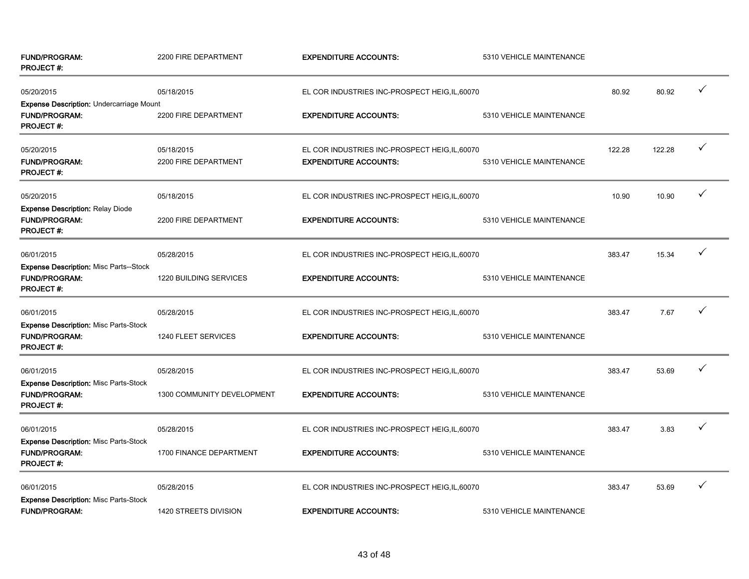| | | | | | | |
|---|---|---|---|---|---|---|
| **FUND/PROGRAM:** | 2200 FIRE DEPARTMENT | **EXPENDITURE ACCOUNTS:** | 5310 VEHICLE MAINTENANCE | | | |
| **PROJECT #:** | | | | | | |
| 05/20/2015 | 05/18/2015 | EL COR INDUSTRIES INC-PROSPECT HEIG,IL,60070 | | 80.92 | 80.92 | ✓ |
| **Expense Description:** Undercarriage Mount | | | | | | |
| **FUND/PROGRAM:** | 2200 FIRE DEPARTMENT | **EXPENDITURE ACCOUNTS:** | 5310 VEHICLE MAINTENANCE | | | |
| **PROJECT #:** | | | | | | |
| 05/20/2015 | 05/18/2015 | EL COR INDUSTRIES INC-PROSPECT HEIG,IL,60070 | | 122.28 | 122.28 | ✓ |
| **FUND/PROGRAM:** | 2200 FIRE DEPARTMENT | **EXPENDITURE ACCOUNTS:** | 5310 VEHICLE MAINTENANCE | | | |
| **PROJECT #:** | | | | | | |
| 05/20/2015 | 05/18/2015 | EL COR INDUSTRIES INC-PROSPECT HEIG,IL,60070 | | 10.90 | 10.90 | ✓ |
| **Expense Description:** Relay Diode | | | | | | |
| **FUND/PROGRAM:** | 2200 FIRE DEPARTMENT | **EXPENDITURE ACCOUNTS:** | 5310 VEHICLE MAINTENANCE | | | |
| **PROJECT #:** | | | | | | |
| 06/01/2015 | 05/28/2015 | EL COR INDUSTRIES INC-PROSPECT HEIG,IL,60070 | | 383.47 | 15.34 | ✓ |
| **Expense Description:** Misc Parts--Stock | | | | | | |
| **FUND/PROGRAM:** | 1220 BUILDING SERVICES | **EXPENDITURE ACCOUNTS:** | 5310 VEHICLE MAINTENANCE | | | |
| **PROJECT #:** | | | | | | |
| 06/01/2015 | 05/28/2015 | EL COR INDUSTRIES INC-PROSPECT HEIG,IL,60070 | | 383.47 | 7.67 | ✓ |
| **Expense Description:** Misc Parts-Stock | | | | | | |
| **FUND/PROGRAM:** | 1240 FLEET SERVICES | **EXPENDITURE ACCOUNTS:** | 5310 VEHICLE MAINTENANCE | | | |
| **PROJECT #:** | | | | | | |
| 06/01/2015 | 05/28/2015 | EL COR INDUSTRIES INC-PROSPECT HEIG,IL,60070 | | 383.47 | 53.69 | ✓ |
| **Expense Description:** Misc Parts-Stock | | | | | | |
| **FUND/PROGRAM:** | 1300 COMMUNITY DEVELOPMENT | **EXPENDITURE ACCOUNTS:** | 5310 VEHICLE MAINTENANCE | | | |
| **PROJECT #:** | | | | | | |
| 06/01/2015 | 05/28/2015 | EL COR INDUSTRIES INC-PROSPECT HEIG,IL,60070 | | 383.47 | 3.83 | ✓ |
| **Expense Description:** Misc Parts-Stock | | | | | | |
| **FUND/PROGRAM:** | 1700 FINANCE DEPARTMENT | **EXPENDITURE ACCOUNTS:** | 5310 VEHICLE MAINTENANCE | | | |
| **PROJECT #:** | | | | | | |
| 06/01/2015 | 05/28/2015 | EL COR INDUSTRIES INC-PROSPECT HEIG,IL,60070 | | 383.47 | 53.69 | ✓ |
| **Expense Description:** Misc Parts-Stock | | | | | | |
| **FUND/PROGRAM:** | 1420 STREETS DIVISION | **EXPENDITURE ACCOUNTS:** | 5310 VEHICLE MAINTENANCE | | | |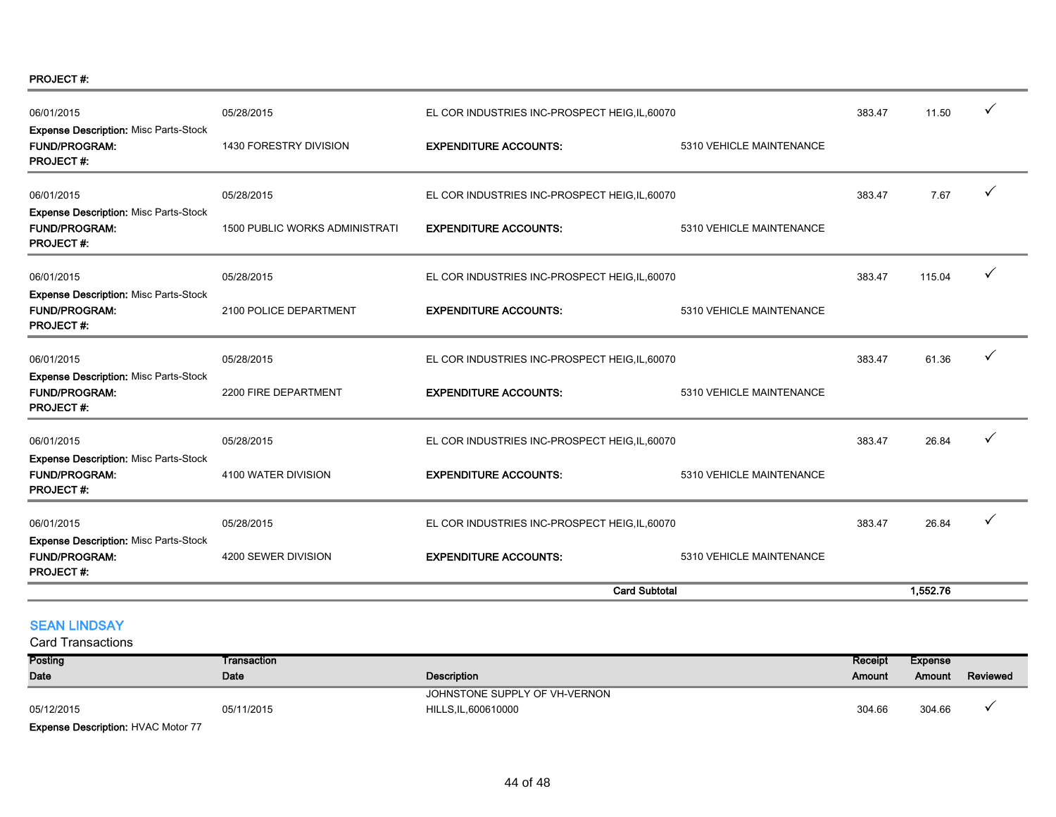**PROJECT #:**

| Posting Date | Transaction Date | Description | | Receipt Amount | Expense Amount | Reviewed |
|---|---|---|---|---|---|---|
| 06/01/2015 | 05/28/2015 | EL COR INDUSTRIES INC-PROSPECT HEIG,IL,60070 | | 383.47 | 11.50 | ✓ |
| **Expense Description:** Misc Parts-Stock | | | | | | |
| **FUND/PROGRAM:** | 1430 FORESTRY DIVISION | **EXPENDITURE ACCOUNTS:** | 5310 VEHICLE MAINTENANCE | | | |
| **PROJECT #:** | | | | | | |
| 06/01/2015 | 05/28/2015 | EL COR INDUSTRIES INC-PROSPECT HEIG,IL,60070 | | 383.47 | 7.67 | ✓ |
| **Expense Description:** Misc Parts-Stock | | | | | | |
| **FUND/PROGRAM:** | 1500 PUBLIC WORKS ADMINISTRATI | **EXPENDITURE ACCOUNTS:** | 5310 VEHICLE MAINTENANCE | | | |
| **PROJECT #:** | | | | | | |
| 06/01/2015 | 05/28/2015 | EL COR INDUSTRIES INC-PROSPECT HEIG,IL,60070 | | 383.47 | 115.04 | ✓ |
| **Expense Description:** Misc Parts-Stock | | | | | | |
| **FUND/PROGRAM:** | 2100 POLICE DEPARTMENT | **EXPENDITURE ACCOUNTS:** | 5310 VEHICLE MAINTENANCE | | | |
| **PROJECT #:** | | | | | | |
| 06/01/2015 | 05/28/2015 | EL COR INDUSTRIES INC-PROSPECT HEIG,IL,60070 | | 383.47 | 61.36 | ✓ |
| **Expense Description:** Misc Parts-Stock | | | | | | |
| **FUND/PROGRAM:** | 2200 FIRE DEPARTMENT | **EXPENDITURE ACCOUNTS:** | 5310 VEHICLE MAINTENANCE | | | |
| **PROJECT #:** | | | | | | |
| 06/01/2015 | 05/28/2015 | EL COR INDUSTRIES INC-PROSPECT HEIG,IL,60070 | | 383.47 | 26.84 | ✓ |
| **Expense Description:** Misc Parts-Stock | | | | | | |
| **FUND/PROGRAM:** | 4100 WATER DIVISION | **EXPENDITURE ACCOUNTS:** | 5310 VEHICLE MAINTENANCE | | | |
| **PROJECT #:** | | | | | | |
| 06/01/2015 | 05/28/2015 | EL COR INDUSTRIES INC-PROSPECT HEIG,IL,60070 | | 383.47 | 26.84 | ✓ |
| **Expense Description:** Misc Parts-Stock | | | | | | |
| **FUND/PROGRAM:** | 4200 SEWER DIVISION | **EXPENDITURE ACCOUNTS:** | 5310 VEHICLE MAINTENANCE | | | |
| **PROJECT #:** | | | | | | |
| | | **Card Subtotal** | | | **1,552.76** | |

## SEAN LINDSAY

Card Transactions

| Posting Date | Transaction Date | Description | Receipt Amount | Expense Amount | Reviewed |
|---|---|---|---|---|---|
| 05/12/2015 | 05/11/2015 | JOHNSTONE SUPPLY OF VH-VERNON HILLS,IL,600610000 | 304.66 | 304.66 | ✓ |
| **Expense Description:** HVAC Motor 77 | | | | | |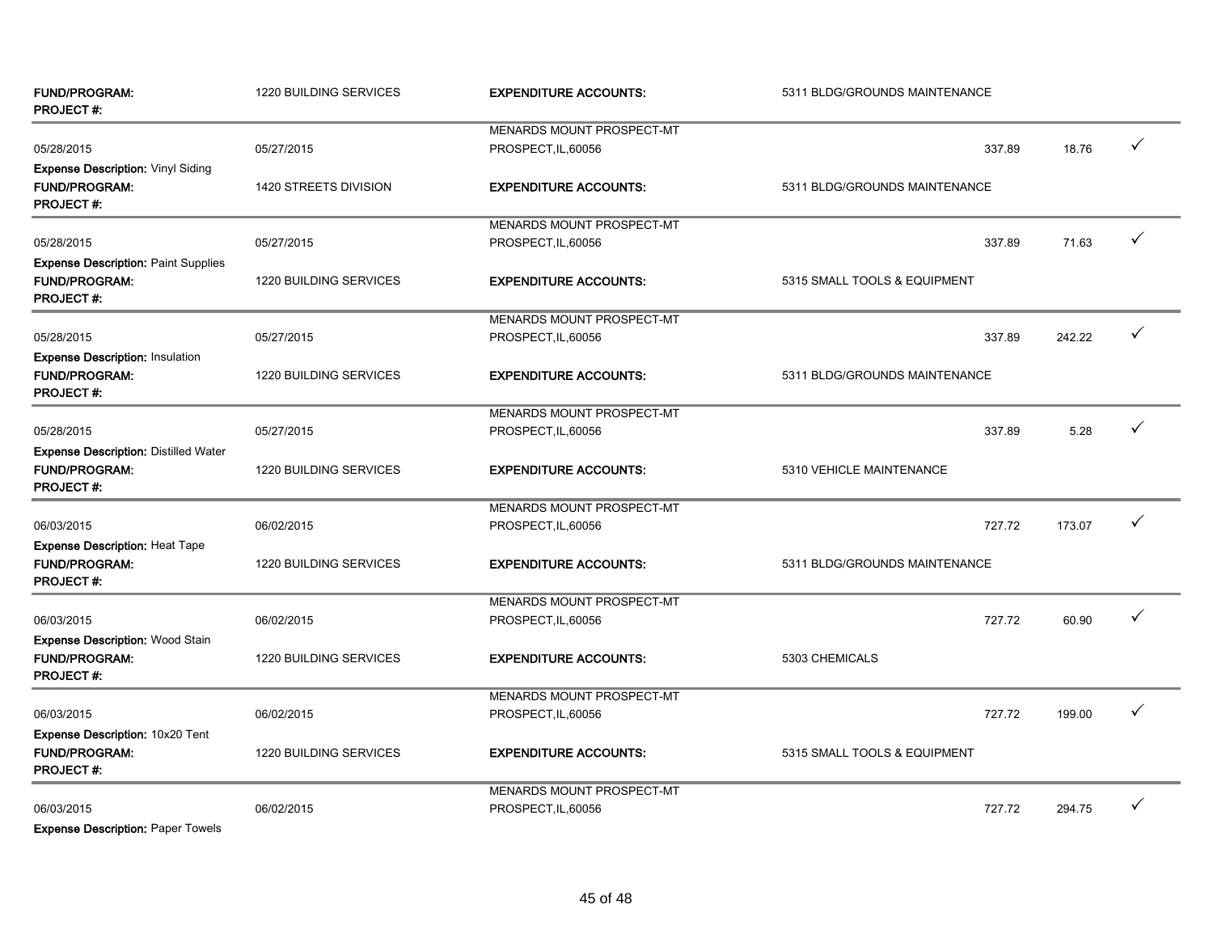| FUND/PROGRAM: PROJECT #: | 1220 BUILDING SERVICES | EXPENDITURE ACCOUNTS: | 5311 BLDG/GROUNDS MAINTENANCE | | | |
|---|---|---|---|---|---|---|
| 05/28/2015 | 05/27/2015 | MENARDS MOUNT PROSPECT-MT PROSPECT,IL,60056 | | 337.89 | 18.76 | ✓ |
| **Expense Description:** Vinyl Siding | | | | | | |
| **FUND/PROGRAM:** **PROJECT #:** | 1420 STREETS DIVISION | **EXPENDITURE ACCOUNTS:** | 5311 BLDG/GROUNDS MAINTENANCE | | | |
| 05/28/2015 | 05/27/2015 | MENARDS MOUNT PROSPECT-MT PROSPECT,IL,60056 | | 337.89 | 71.63 | ✓ |
| **Expense Description:** Paint Supplies | | | | | | |
| **FUND/PROGRAM:** **PROJECT #:** | 1220 BUILDING SERVICES | **EXPENDITURE ACCOUNTS:** | 5315 SMALL TOOLS & EQUIPMENT | | | |
| 05/28/2015 | 05/27/2015 | MENARDS MOUNT PROSPECT-MT PROSPECT,IL,60056 | | 337.89 | 242.22 | ✓ |
| **Expense Description:** Insulation | | | | | | |
| **FUND/PROGRAM:** **PROJECT #:** | 1220 BUILDING SERVICES | **EXPENDITURE ACCOUNTS:** | 5311 BLDG/GROUNDS MAINTENANCE | | | |
| 05/28/2015 | 05/27/2015 | MENARDS MOUNT PROSPECT-MT PROSPECT,IL,60056 | | 337.89 | 5.28 | ✓ |
| **Expense Description:** Distilled Water | | | | | | |
| **FUND/PROGRAM:** **PROJECT #:** | 1220 BUILDING SERVICES | **EXPENDITURE ACCOUNTS:** | 5310 VEHICLE MAINTENANCE | | | |
| 06/03/2015 | 06/02/2015 | MENARDS MOUNT PROSPECT-MT PROSPECT,IL,60056 | | 727.72 | 173.07 | ✓ |
| **Expense Description:** Heat Tape | | | | | | |
| **FUND/PROGRAM:** **PROJECT #:** | 1220 BUILDING SERVICES | **EXPENDITURE ACCOUNTS:** | 5311 BLDG/GROUNDS MAINTENANCE | | | |
| 06/03/2015 | 06/02/2015 | MENARDS MOUNT PROSPECT-MT PROSPECT,IL,60056 | | 727.72 | 60.90 | ✓ |
| **Expense Description:** Wood Stain | | | | | | |
| **FUND/PROGRAM:** **PROJECT #:** | 1220 BUILDING SERVICES | **EXPENDITURE ACCOUNTS:** | 5303 CHEMICALS | | | |
| 06/03/2015 | 06/02/2015 | MENARDS MOUNT PROSPECT-MT PROSPECT,IL,60056 | | 727.72 | 199.00 | ✓ |
| **Expense Description:** 10x20 Tent | | | | | | |
| **FUND/PROGRAM:** **PROJECT #:** | 1220 BUILDING SERVICES | **EXPENDITURE ACCOUNTS:** | 5315 SMALL TOOLS & EQUIPMENT | | | |
| 06/03/2015 | 06/02/2015 | MENARDS MOUNT PROSPECT-MT PROSPECT,IL,60056 | | 727.72 | 294.75 | ✓ |
| **Expense Description:** Paper Towels | | | | | | |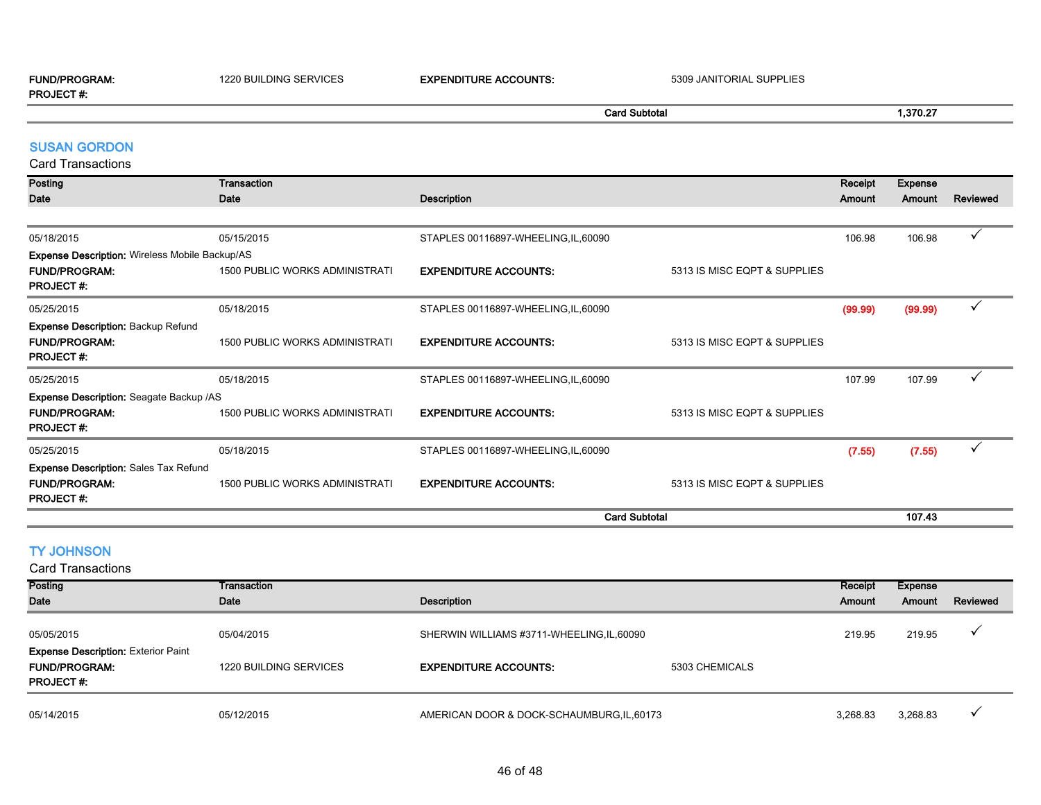| | | | | | |
|---|---|---|---|---|---|
| **FUND/PROGRAM:** | 1220 BUILDING SERVICES | **EXPENDITURE ACCOUNTS:** | 5309 JANITORIAL SUPPLIES | | |
| **PROJECT #:** | | | | | |
| | | **Card Subtotal** | | **1,370.27** | |

## SUSAN GORDON

Card Transactions

| Posting Date | Transaction Date | Description | | Receipt Amount | Expense Amount | Reviewed |
|---|---|---|---|---|---|---|
| 05/18/2015 | 05/15/2015 | STAPLES 00116897-WHEELING,IL,60090 | | 106.98 | 106.98 | ✓ |
| **Expense Description:** Wireless Mobile Backup/AS | | | | | | |
| **FUND/PROGRAM:** | 1500 PUBLIC WORKS ADMINISTRATI | **EXPENDITURE ACCOUNTS:** | 5313 IS MISC EQPT & SUPPLIES | | | |
| **PROJECT #:** | | | | | | |
| 05/25/2015 | 05/18/2015 | STAPLES 00116897-WHEELING,IL,60090 | | (99.99) | (99.99) | ✓ |
| **Expense Description:** Backup Refund | | | | | | |
| **FUND/PROGRAM:** | 1500 PUBLIC WORKS ADMINISTRATI | **EXPENDITURE ACCOUNTS:** | 5313 IS MISC EQPT & SUPPLIES | | | |
| **PROJECT #:** | | | | | | |
| 05/25/2015 | 05/18/2015 | STAPLES 00116897-WHEELING,IL,60090 | | 107.99 | 107.99 | ✓ |
| **Expense Description:** Seagate Backup /AS | | | | | | |
| **FUND/PROGRAM:** | 1500 PUBLIC WORKS ADMINISTRATI | **EXPENDITURE ACCOUNTS:** | 5313 IS MISC EQPT & SUPPLIES | | | |
| **PROJECT #:** | | | | | | |
| 05/25/2015 | 05/18/2015 | STAPLES 00116897-WHEELING,IL,60090 | | (7.55) | (7.55) | ✓ |
| **Expense Description:** Sales Tax Refund | | | | | | |
| **FUND/PROGRAM:** | 1500 PUBLIC WORKS ADMINISTRATI | **EXPENDITURE ACCOUNTS:** | 5313 IS MISC EQPT & SUPPLIES | | | |
| **PROJECT #:** | | | | | | |
| | | **Card Subtotal** | | | **107.43** | |

## TY JOHNSON

Card Transactions

| Posting Date | Transaction Date | Description | | Receipt Amount | Expense Amount | Reviewed |
|---|---|---|---|---|---|---|
| 05/05/2015 | 05/04/2015 | SHERWIN WILLIAMS #3711-WHEELING,IL,60090 | | 219.95 | 219.95 | ✓ |
| **Expense Description:** Exterior Paint | | | | | | |
| **FUND/PROGRAM:** | 1220 BUILDING SERVICES | **EXPENDITURE ACCOUNTS:** | 5303 CHEMICALS | | | |
| **PROJECT #:** | | | | | | |
| 05/14/2015 | 05/12/2015 | AMERICAN DOOR & DOCK-SCHAUMBURG,IL,60173 | | 3,268.83 | 3,268.83 | ✓ |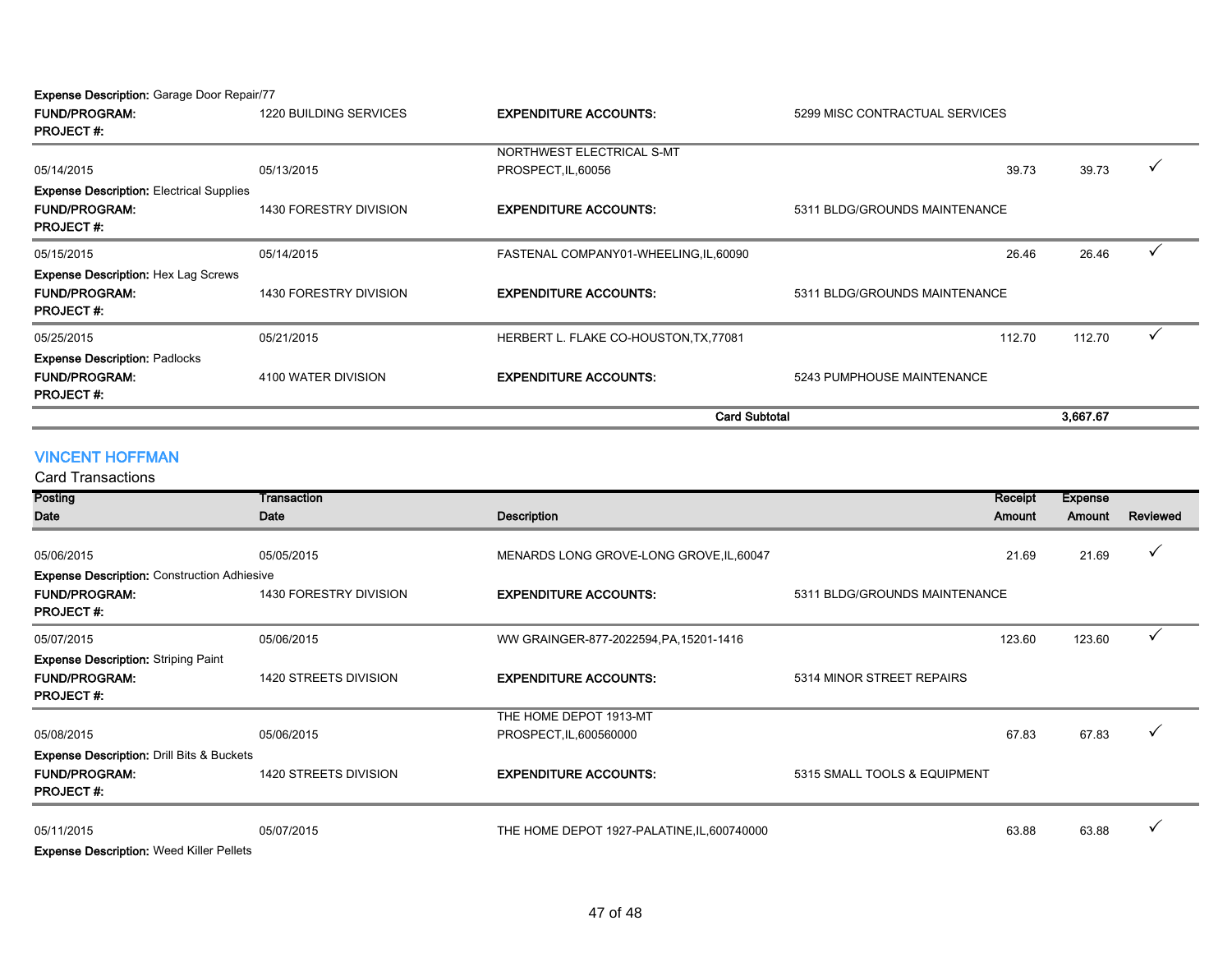**Expense Description:** Garage Door Repair/77

| | | | | | | |
|---|---|---|---|---|---|---|
| **FUND/PROGRAM:** | 1220 BUILDING SERVICES | **EXPENDITURE ACCOUNTS:** | 5299 MISC CONTRACTUAL SERVICES | | | |
| **PROJECT #:** | | | | | | |
| 05/14/2015 | 05/13/2015 | NORTHWEST ELECTRICAL S-MT PROSPECT,IL,60056 | | 39.73 | 39.73 | ✓ |
| **Expense Description:** Electrical Supplies | | | | | | |
| **FUND/PROGRAM:** | 1430 FORESTRY DIVISION | **EXPENDITURE ACCOUNTS:** | 5311 BLDG/GROUNDS MAINTENANCE | | | |
| **PROJECT #:** | | | | | | |
| 05/15/2015 | 05/14/2015 | FASTENAL COMPANY01-WHEELING,IL,60090 | | 26.46 | 26.46 | ✓ |
| **Expense Description:** Hex Lag Screws | | | | | | |
| **FUND/PROGRAM:** | 1430 FORESTRY DIVISION | **EXPENDITURE ACCOUNTS:** | 5311 BLDG/GROUNDS MAINTENANCE | | | |
| **PROJECT #:** | | | | | | |
| 05/25/2015 | 05/21/2015 | HERBERT L. FLAKE CO-HOUSTON,TX,77081 | | 112.70 | 112.70 | ✓ |
| **Expense Description:** Padlocks | | | | | | |
| **FUND/PROGRAM:** | 4100 WATER DIVISION | **EXPENDITURE ACCOUNTS:** | 5243 PUMPHOUSE MAINTENANCE | | | |
| **PROJECT #:** | | | | | | |
| | | **Card Subtotal** | | | **3,667.67** | |

## VINCENT HOFFMAN

Card Transactions

| Posting Date | Transaction Date | Description | | Receipt Amount | Expense Amount | Reviewed |
|---|---|---|---|---|---|---|
| 05/06/2015 | 05/05/2015 | MENARDS LONG GROVE-LONG GROVE,IL,60047 | | 21.69 | 21.69 | ✓ |
| **Expense Description:** Construction Adhesive | | | | | | |
| **FUND/PROGRAM:** | 1430 FORESTRY DIVISION | **EXPENDITURE ACCOUNTS:** | 5311 BLDG/GROUNDS MAINTENANCE | | | |
| **PROJECT #:** | | | | | | |
| 05/07/2015 | 05/06/2015 | WW GRAINGER-877-2022594,PA,15201-1416 | | 123.60 | 123.60 | ✓ |
| **Expense Description:** Striping Paint | | | | | | |
| **FUND/PROGRAM:** | 1420 STREETS DIVISION | **EXPENDITURE ACCOUNTS:** | 5314 MINOR STREET REPAIRS | | | |
| **PROJECT #:** | | | | | | |
| 05/08/2015 | 05/06/2015 | THE HOME DEPOT 1913-MT PROSPECT,IL,600560000 | | 67.83 | 67.83 | ✓ |
| **Expense Description:** Drill Bits & Buckets | | | | | | |
| **FUND/PROGRAM:** | 1420 STREETS DIVISION | **EXPENDITURE ACCOUNTS:** | 5315 SMALL TOOLS & EQUIPMENT | | | |
| **PROJECT #:** | | | | | | |
| 05/11/2015 | 05/07/2015 | THE HOME DEPOT 1927-PALATINE,IL,600740000 | | 63.88 | 63.88 | ✓ |
| **Expense Description:** Weed Killer Pellets | | | | | | |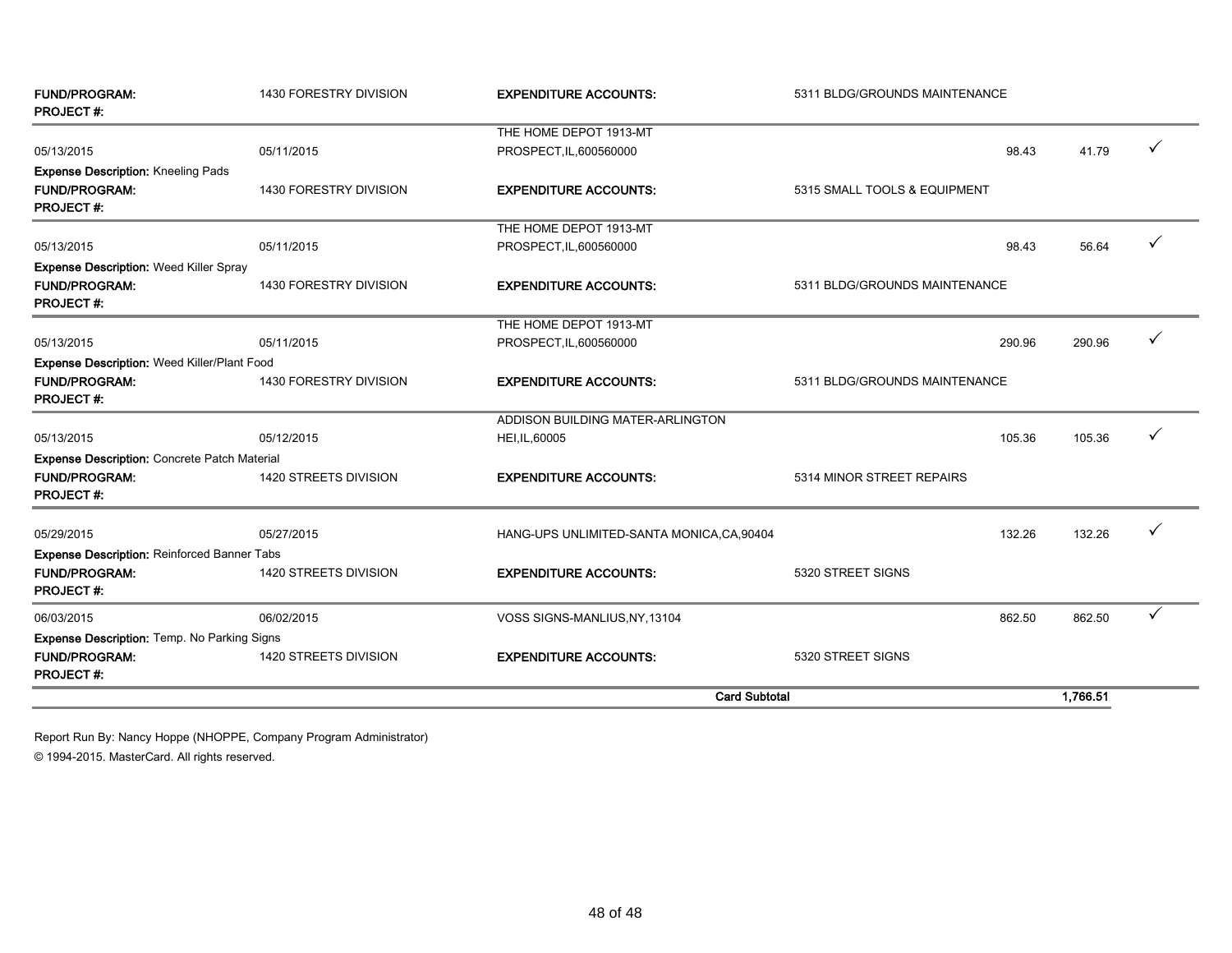| | | | | | | |
|---|---|---|---|---|---|---|
| **FUND/PROGRAM:** | 1430 FORESTRY DIVISION | **EXPENDITURE ACCOUNTS:** | 5311 BLDG/GROUNDS MAINTENANCE | | | |
| **PROJECT #:** | | | | | | |
| 05/13/2015 | 05/11/2015 | THE HOME DEPOT 1913-MT PROSPECT,IL,600560000 | | 98.43 | 41.79 | ✓ |
| **Expense Description:** Kneeling Pads | | | | | | |
| **FUND/PROGRAM:** | 1430 FORESTRY DIVISION | **EXPENDITURE ACCOUNTS:** | 5315 SMALL TOOLS & EQUIPMENT | | | |
| **PROJECT #:** | | | | | | |
| 05/13/2015 | 05/11/2015 | THE HOME DEPOT 1913-MT PROSPECT,IL,600560000 | | 98.43 | 56.64 | ✓ |
| **Expense Description:** Weed Killer Spray | | | | | | |
| **FUND/PROGRAM:** | 1430 FORESTRY DIVISION | **EXPENDITURE ACCOUNTS:** | 5311 BLDG/GROUNDS MAINTENANCE | | | |
| **PROJECT #:** | | | | | | |
| 05/13/2015 | 05/11/2015 | THE HOME DEPOT 1913-MT PROSPECT,IL,600560000 | | 290.96 | 290.96 | ✓ |
| **Expense Description:** Weed Killer/Plant Food | | | | | | |
| **FUND/PROGRAM:** | 1430 FORESTRY DIVISION | **EXPENDITURE ACCOUNTS:** | 5311 BLDG/GROUNDS MAINTENANCE | | | |
| **PROJECT #:** | | | | | | |
| 05/13/2015 | 05/12/2015 | ADDISON BUILDING MATER-ARLINGTON HEI,IL,60005 | | 105.36 | 105.36 | ✓ |
| **Expense Description:** Concrete Patch Material | | | | | | |
| **FUND/PROGRAM:** | 1420 STREETS DIVISION | **EXPENDITURE ACCOUNTS:** | 5314 MINOR STREET REPAIRS | | | |
| **PROJECT #:** | | | | | | |
| 05/29/2015 | 05/27/2015 | HANG-UPS UNLIMITED-SANTA MONICA,CA,90404 | | 132.26 | 132.26 | ✓ |
| **Expense Description:** Reinforced Banner Tabs | | | | | | |
| **FUND/PROGRAM:** | 1420 STREETS DIVISION | **EXPENDITURE ACCOUNTS:** | 5320 STREET SIGNS | | | |
| **PROJECT #:** | | | | | | |
| 06/03/2015 | 06/02/2015 | VOSS SIGNS-MANLIUS,NY,13104 | | 862.50 | 862.50 | ✓ |
| **Expense Description:** Temp. No Parking Signs | | | | | | |
| **FUND/PROGRAM:** | 1420 STREETS DIVISION | **EXPENDITURE ACCOUNTS:** | 5320 STREET SIGNS | | | |
| **PROJECT #:** | | | | | | |
| | | | **Card Subtotal** | | **1,766.51** | |

Report Run By: Nancy Hoppe (NHOPPE, Company Program Administrator)

© 1994-2015. MasterCard. All rights reserved.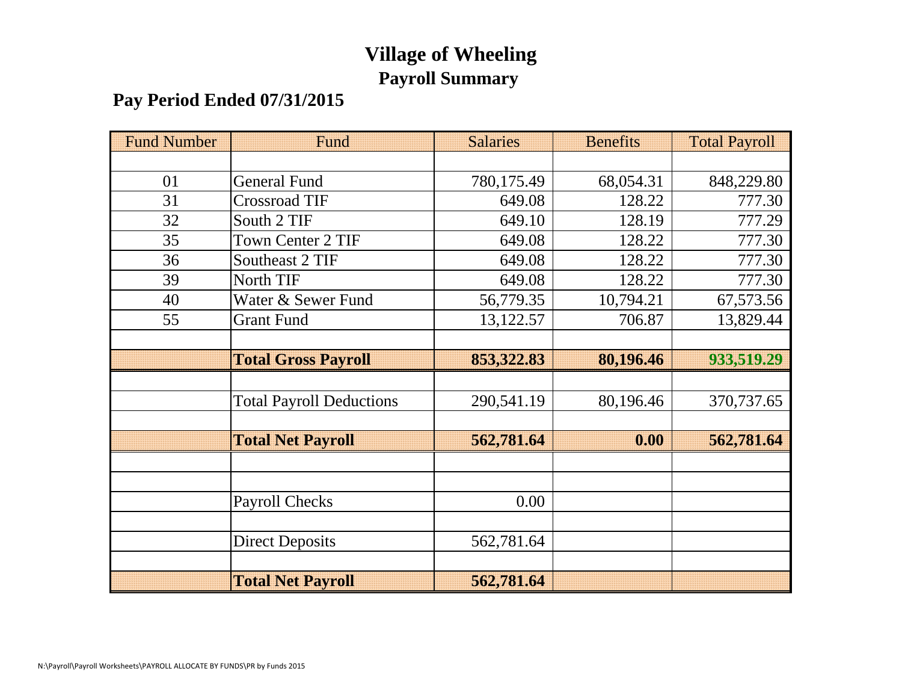# Village of Wheeling

## Payroll Summary

### Pay Period Ended 07/31/2015

| Fund Number | Fund | Salaries | Benefits | Total Payroll |
|---|---|---|---|---|
| | | | | |
| 01 | General Fund | 780,175.49 | 68,054.31 | 848,229.80 |
| 31 | Crossroad TIF | 649.08 | 128.22 | 777.30 |
| 32 | South 2 TIF | 649.10 | 128.19 | 777.29 |
| 35 | Town Center 2 TIF | 649.08 | 128.22 | 777.30 |
| 36 | Southeast 2 TIF | 649.08 | 128.22 | 777.30 |
| 39 | North TIF | 649.08 | 128.22 | 777.30 |
| 40 | Water & Sewer Fund | 56,779.35 | 10,794.21 | 67,573.56 |
| 55 | Grant Fund | 13,122.57 | 706.87 | 13,829.44 |
| | | | | |
| | **Total Gross Payroll** | **853,322.83** | **80,196.46** | **933,519.29** |
| | | | | |
| | Total Payroll Deductions | 290,541.19 | 80,196.46 | 370,737.65 |
| | | | | |
| | **Total Net Payroll** | **562,781.64** | **0.00** | **562,781.64** |
| | | | | |
| | | | | |
| | Payroll Checks | 0.00 | | |
| | | | | |
| | Direct Deposits | 562,781.64 | | |
| | | | | |
| | **Total Net Payroll** | **562,781.64** | | |

N:\Payroll\Payroll Worksheets\PAYROLL ALLOCATE BY FUNDS\PR by Funds 2015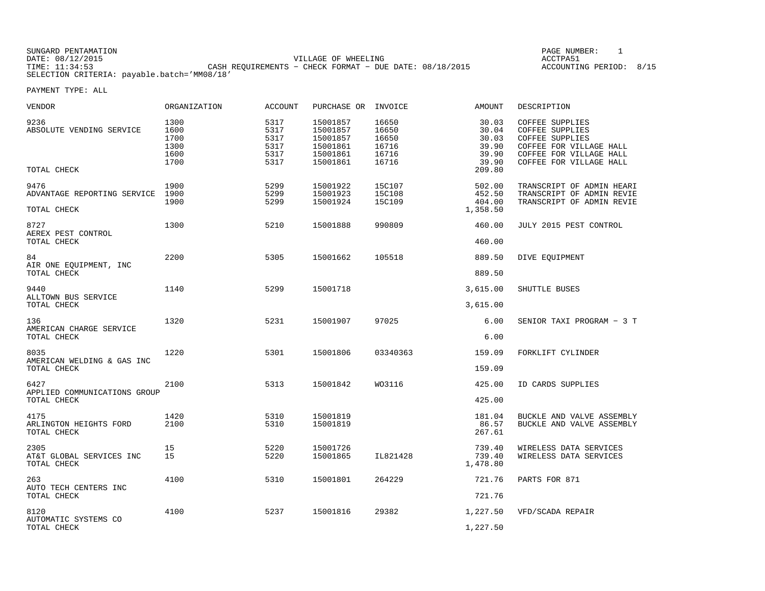SUNGARD PENTAMATION
DATE: 08/12/2015
TIME: 11:34:53
SELECTION CRITERIA: payable.batch='MM08/18'

VILLAGE OF WHEELING
CASH REQUIREMENTS - CHECK FORMAT - DUE DATE: 08/18/2015

PAGE NUMBER: 1
ACCTPA51
ACCOUNTING PERIOD: 8/15

PAYMENT TYPE: ALL

| VENDOR | ORGANIZATION | ACCOUNT | PURCHASE OR | INVOICE | AMOUNT | DESCRIPTION |
|---|---|---|---|---|---|---|
| 9236 | 1300 | 5317 | 15001857 | 16650 | 30.03 | COFFEE SUPPLIES |
| ABSOLUTE VENDING SERVICE | 1600 | 5317 | 15001857 | 16650 | 30.04 | COFFEE SUPPLIES |
| | 1700 | 5317 | 15001857 | 16650 | 30.03 | COFFEE SUPPLIES |
| | 1300 | 5317 | 15001861 | 16716 | 39.90 | COFFEE FOR VILLAGE HALL |
| | 1600 | 5317 | 15001861 | 16716 | 39.90 | COFFEE FOR VILLAGE HALL |
| | 1700 | 5317 | 15001861 | 16716 | 39.90 | COFFEE FOR VILLAGE HALL |
| TOTAL CHECK | | | | | 209.80 | |
| 9476 | 1900 | 5299 | 15001922 | 15C107 | 502.00 | TRANSCRIPT OF ADMIN HEARI |
| ADVANTAGE REPORTING SERVICE | 1900 | 5299 | 15001923 | 15C108 | 452.50 | TRANSCRIPT OF ADMIN REVIE |
| | 1900 | 5299 | 15001924 | 15C109 | 404.00 | TRANSCRIPT OF ADMIN REVIE |
| TOTAL CHECK | | | | | 1,358.50 | |
| 8727 | 1300 | 5210 | 15001888 | 990809 | 460.00 | JULY 2015 PEST CONTROL |
| AEREX PEST CONTROL | | | | | | |
| TOTAL CHECK | | | | | 460.00 | |
| 84 | 2200 | 5305 | 15001662 | 105518 | 889.50 | DIVE EQUIPMENT |
| AIR ONE EQUIPMENT, INC | | | | | | |
| TOTAL CHECK | | | | | 889.50 | |
| 9440 | 1140 | 5299 | 15001718 | | 3,615.00 | SHUTTLE BUSES |
| ALLTOWN BUS SERVICE | | | | | | |
| TOTAL CHECK | | | | | 3,615.00 | |
| 136 | 1320 | 5231 | 15001907 | 97025 | 6.00 | SENIOR TAXI PROGRAM - 3 T |
| AMERICAN CHARGE SERVICE | | | | | | |
| TOTAL CHECK | | | | | 6.00 | |
| 8035 | 1220 | 5301 | 15001806 | 03340363 | 159.09 | FORKLIFT CYLINDER |
| AMERICAN WELDING & GAS INC | | | | | | |
| TOTAL CHECK | | | | | 159.09 | |
| 6427 | 2100 | 5313 | 15001842 | WO3116 | 425.00 | ID CARDS SUPPLIES |
| APPLIED COMMUNICATIONS GROUP | | | | | | |
| TOTAL CHECK | | | | | 425.00 | |
| 4175 | 1420 | 5310 | 15001819 | | 181.04 | BUCKLE AND VALVE ASSEMBLY |
| ARLINGTON HEIGHTS FORD | 2100 | 5310 | 15001819 | | 86.57 | BUCKLE AND VALVE ASSEMBLY |
| TOTAL CHECK | | | | | 267.61 | |
| 2305 | 15 | 5220 | 15001726 | | 739.40 | WIRELESS DATA SERVICES |
| AT&T GLOBAL SERVICES INC | 15 | 5220 | 15001865 | IL821428 | 739.40 | WIRELESS DATA SERVICES |
| TOTAL CHECK | | | | | 1,478.80 | |
| 263 | 4100 | 5310 | 15001801 | 264229 | 721.76 | PARTS FOR 871 |
| AUTO TECH CENTERS INC | | | | | | |
| TOTAL CHECK | | | | | 721.76 | |
| 8120 | 4100 | 5237 | 15001816 | 29382 | 1,227.50 | VFD/SCADA REPAIR |
| AUTOMATIC SYSTEMS CO | | | | | | |
| TOTAL CHECK | | | | | 1,227.50 | |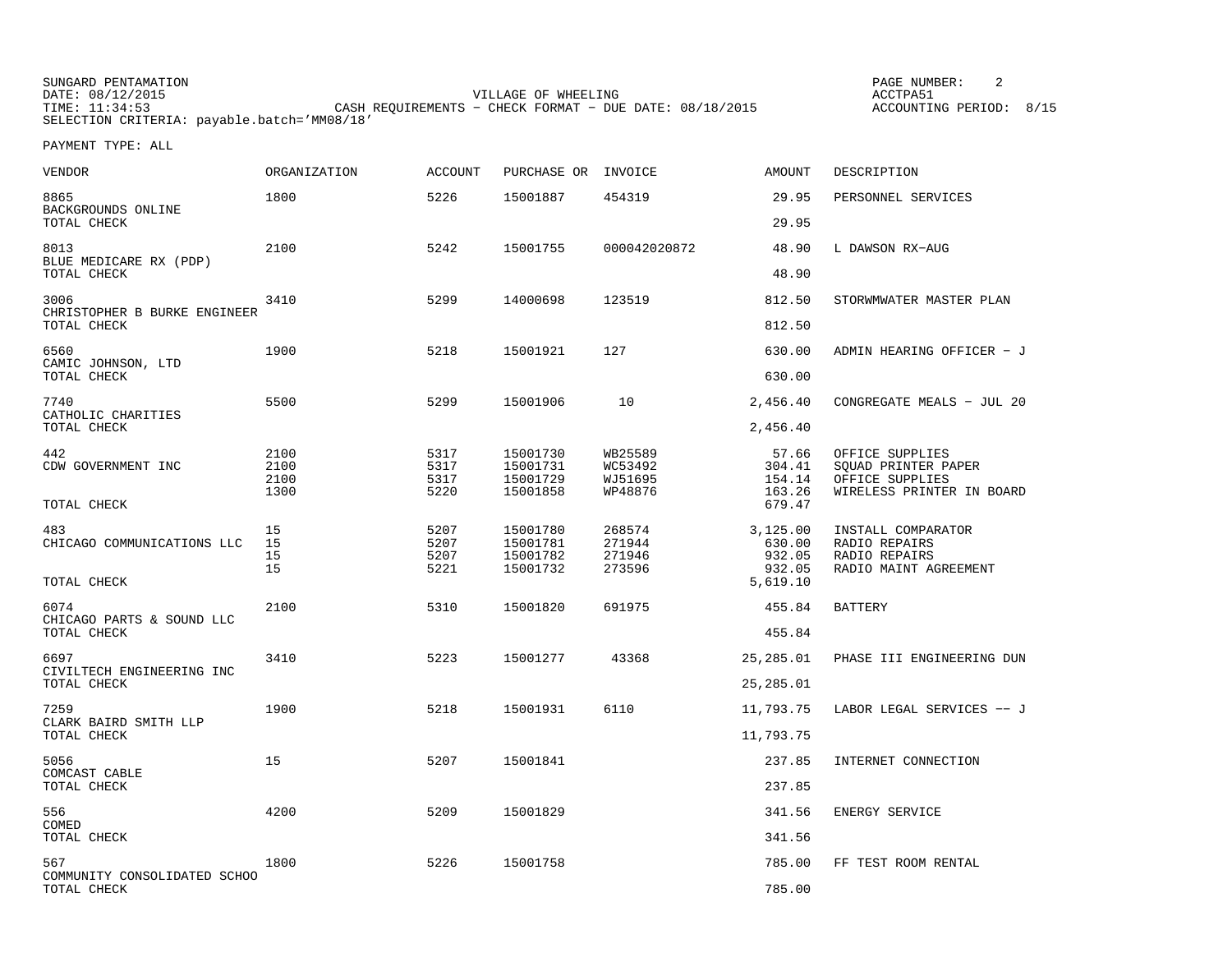SUNGARD PENTAMATION
DATE: 08/12/2015
TIME: 11:34:53
SELECTION CRITERIA: payable.batch='MM08/18'

VILLAGE OF WHEELING
CASH REQUIREMENTS - CHECK FORMAT - DUE DATE: 08/18/2015

PAGE NUMBER: 2
ACCTPA51
ACCOUNTING PERIOD: 8/15

PAYMENT TYPE: ALL

| VENDOR | ORGANIZATION | ACCOUNT | PURCHASE OR | INVOICE | AMOUNT | DESCRIPTION |
|---|---|---|---|---|---|---|
| 8865 BACKGROUNDS ONLINE | 1800 | 5226 | 15001887 | 454319 | 29.95 | PERSONNEL SERVICES |
| TOTAL CHECK | | | | | 29.95 | |
| 8013 BLUE MEDICARE RX (PDP) | 2100 | 5242 | 15001755 | 000042020872 | 48.90 | L DAWSON RX-AUG |
| TOTAL CHECK | | | | | 48.90 | |
| 3006 CHRISTOPHER B BURKE ENGINEER | 3410 | 5299 | 14000698 | 123519 | 812.50 | STORWMWATER MASTER PLAN |
| TOTAL CHECK | | | | | 812.50 | |
| 6560 CAMIC JOHNSON, LTD | 1900 | 5218 | 15001921 | 127 | 630.00 | ADMIN HEARING OFFICER - J |
| TOTAL CHECK | | | | | 630.00 | |
| 7740 CATHOLIC CHARITIES | 5500 | 5299 | 15001906 | 10 | 2,456.40 | CONGREGATE MEALS - JUL 20 |
| TOTAL CHECK | | | | | 2,456.40 | |
| 442 CDW GOVERNMENT INC | 2100 | 5317 | 15001730 | WB25589 | 57.66 | OFFICE SUPPLIES |
| | 2100 | 5317 | 15001731 | WC53492 | 304.41 | SQUAD PRINTER PAPER |
| | 2100 | 5317 | 15001729 | WJ51695 | 154.14 | OFFICE SUPPLIES |
| | 1300 | 5220 | 15001858 | WP48876 | 163.26 | WIRELESS PRINTER IN BOARD |
| TOTAL CHECK | | | | | 679.47 | |
| 483 CHICAGO COMMUNICATIONS LLC | 15 | 5207 | 15001780 | 268574 | 3,125.00 | INSTALL COMPARATOR |
| | 15 | 5207 | 15001781 | 271944 | 630.00 | RADIO REPAIRS |
| | 15 | 5207 | 15001782 | 271946 | 932.05 | RADIO REPAIRS |
| | 15 | 5221 | 15001732 | 273596 | 932.05 | RADIO MAINT AGREEMENT |
| TOTAL CHECK | | | | | 5,619.10 | |
| 6074 CHICAGO PARTS & SOUND LLC | 2100 | 5310 | 15001820 | 691975 | 455.84 | BATTERY |
| TOTAL CHECK | | | | | 455.84 | |
| 6697 CIVILTECH ENGINEERING INC | 3410 | 5223 | 15001277 | 43368 | 25,285.01 | PHASE III ENGINEERING DUN |
| TOTAL CHECK | | | | | 25,285.01 | |
| 7259 CLARK BAIRD SMITH LLP | 1900 | 5218 | 15001931 | 6110 | 11,793.75 | LABOR LEGAL SERVICES -- J |
| TOTAL CHECK | | | | | 11,793.75 | |
| 5056 COMCAST CABLE | 15 | 5207 | 15001841 | | 237.85 | INTERNET CONNECTION |
| TOTAL CHECK | | | | | 237.85 | |
| 556 COMED | 4200 | 5209 | 15001829 | | 341.56 | ENERGY SERVICE |
| TOTAL CHECK | | | | | 341.56 | |
| 567 COMMUNITY CONSOLIDATED SCHOO | 1800 | 5226 | 15001758 | | 785.00 | FF TEST ROOM RENTAL |
| TOTAL CHECK | | | | | 785.00 | |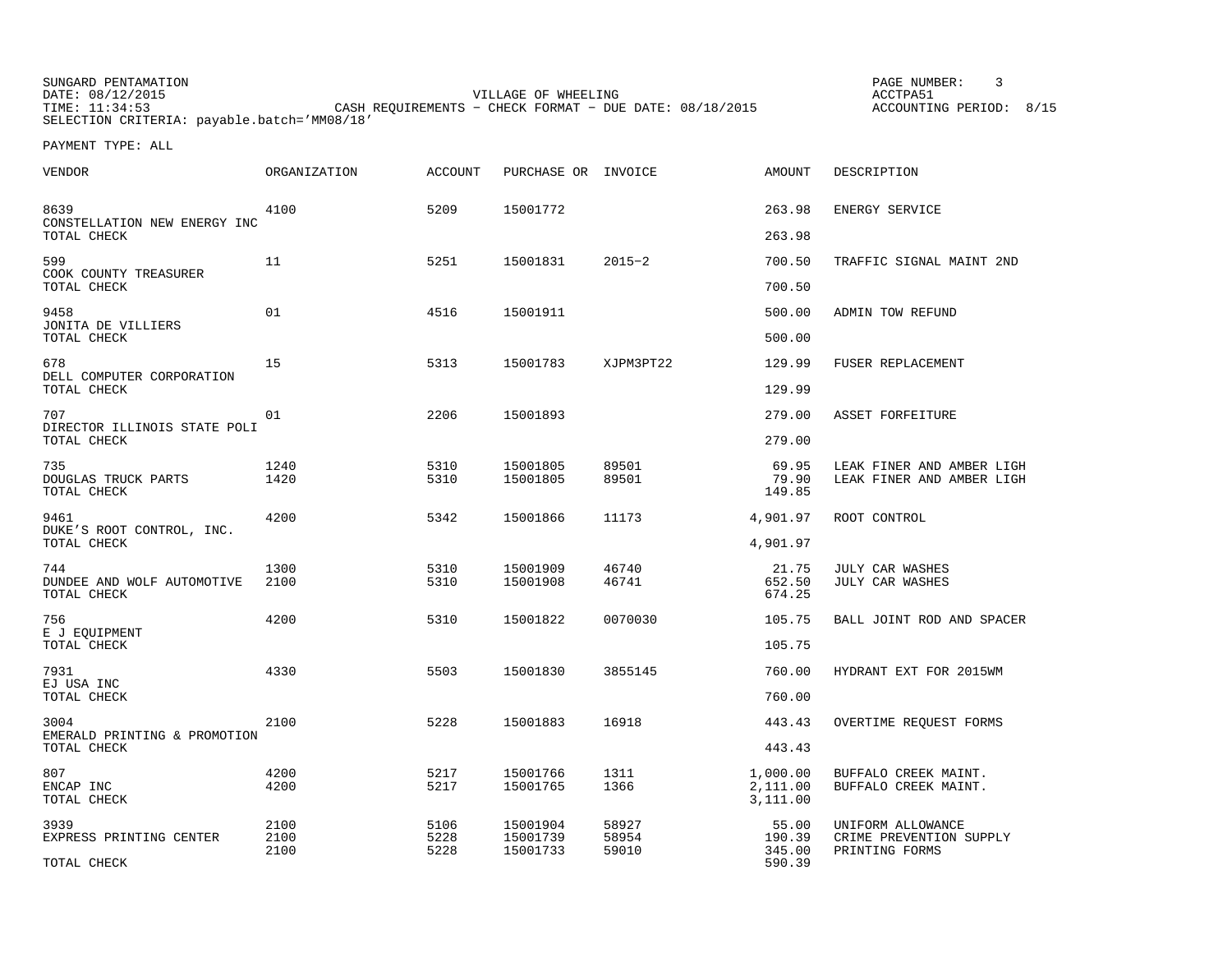SUNGARD PENTAMATION
DATE: 08/12/2015
TIME: 11:34:53
SELECTION CRITERIA: payable.batch='MM08/18'

VILLAGE OF WHEELING
CASH REQUIREMENTS - CHECK FORMAT - DUE DATE: 08/18/2015

ACCTPA51
ACCOUNTING PERIOD: 8/15

PAYMENT TYPE: ALL

| VENDOR | ORGANIZATION | ACCOUNT | PURCHASE OR | INVOICE | AMOUNT | DESCRIPTION |
|---|---|---|---|---|---|---|
| 8639 CONSTELLATION NEW ENERGY INC | 4100 | 5209 | 15001772 | | 263.98 | ENERGY SERVICE |
| TOTAL CHECK | | | | | 263.98 | |
| 599 COOK COUNTY TREASURER | 11 | 5251 | 15001831 | 2015-2 | 700.50 | TRAFFIC SIGNAL MAINT 2ND |
| TOTAL CHECK | | | | | 700.50 | |
| 9458 JONITA DE VILLIERS | 01 | 4516 | 15001911 | | 500.00 | ADMIN TOW REFUND |
| TOTAL CHECK | | | | | 500.00 | |
| 678 DELL COMPUTER CORPORATION | 15 | 5313 | 15001783 | XJPM3PT22 | 129.99 | FUSER REPLACEMENT |
| TOTAL CHECK | | | | | 129.99 | |
| 707 DIRECTOR ILLINOIS STATE POLI | 01 | 2206 | 15001893 | | 279.00 | ASSET FORFEITURE |
| TOTAL CHECK | | | | | 279.00 | |
| 735 DOUGLAS TRUCK PARTS | 1240 | 5310 | 15001805 | 89501 | 69.95 | LEAK FINER AND AMBER LIGH |
| | 1420 | 5310 | 15001805 | 89501 | 79.90 | LEAK FINER AND AMBER LIGH |
| TOTAL CHECK | | | | | 149.85 | |
| 9461 DUKE'S ROOT CONTROL, INC. | 4200 | 5342 | 15001866 | 11173 | 4,901.97 | ROOT CONTROL |
| TOTAL CHECK | | | | | 4,901.97 | |
| 744 DUNDEE AND WOLF AUTOMOTIVE | 1300 | 5310 | 15001909 | 46740 | 21.75 | JULY CAR WASHES |
| | 2100 | 5310 | 15001908 | 46741 | 652.50 | JULY CAR WASHES |
| TOTAL CHECK | | | | | 674.25 | |
| 756 E J EQUIPMENT | 4200 | 5310 | 15001822 | 0070030 | 105.75 | BALL JOINT ROD AND SPACER |
| TOTAL CHECK | | | | | 105.75 | |
| 7931 EJ USA INC | 4330 | 5503 | 15001830 | 3855145 | 760.00 | HYDRANT EXT FOR 2015WM |
| TOTAL CHECK | | | | | 760.00 | |
| 3004 EMERALD PRINTING & PROMOTION | 2100 | 5228 | 15001883 | 16918 | 443.43 | OVERTIME REQUEST FORMS |
| TOTAL CHECK | | | | | 443.43 | |
| 807 ENCAP INC | 4200 | 5217 | 15001766 | 1311 | 1,000.00 | BUFFALO CREEK MAINT. |
| | 4200 | 5217 | 15001765 | 1366 | 2,111.00 | BUFFALO CREEK MAINT. |
| TOTAL CHECK | | | | | 3,111.00 | |
| 3939 EXPRESS PRINTING CENTER | 2100 | 5106 | 15001904 | 58927 | 55.00 | UNIFORM ALLOWANCE |
| | 2100 | 5228 | 15001739 | 58954 | 190.39 | CRIME PREVENTION SUPPLY |
| | 2100 | 5228 | 15001733 | 59010 | 345.00 | PRINTING FORMS |
| TOTAL CHECK | | | | | 590.39 | |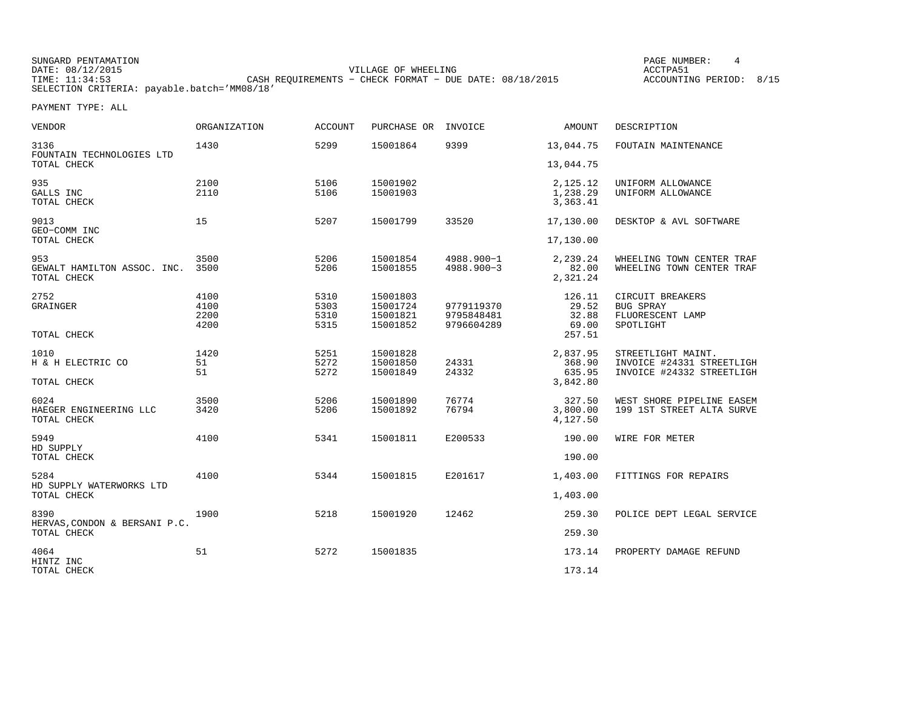SUNGARD PENTAMATION
DATE: 08/12/2015
TIME: 11:34:53
SELECTION CRITERIA: payable.batch='MM08/18'

VILLAGE OF WHEELING
CASH REQUIREMENTS - CHECK FORMAT - DUE DATE: 08/18/2015

PAGE NUMBER: 4
ACCTPA51
ACCOUNTING PERIOD: 8/15

PAYMENT TYPE: ALL

| VENDOR | ORGANIZATION | ACCOUNT | PURCHASE OR | INVOICE | AMOUNT | DESCRIPTION |
|---|---|---|---|---|---|---|
| 3136 | 1430 | 5299 | 15001864 | 9399 | 13,044.75 | FOUTAIN MAINTENANCE |
| FOUNTAIN TECHNOLOGIES LTD | | | | | | |
| TOTAL CHECK | | | | | 13,044.75 | |
| 935 | 2100 | 5106 | 15001902 | | 2,125.12 | UNIFORM ALLOWANCE |
| GALLS INC | 2110 | 5106 | 15001903 | | 1,238.29 | UNIFORM ALLOWANCE |
| TOTAL CHECK | | | | | 3,363.41 | |
| 9013 | 15 | 5207 | 15001799 | 33520 | 17,130.00 | DESKTOP & AVL SOFTWARE |
| GEO-COMM INC | | | | | | |
| TOTAL CHECK | | | | | 17,130.00 | |
| 953 | 3500 | 5206 | 15001854 | 4988.900-1 | 2,239.24 | WHEELING TOWN CENTER TRAF |
| GEWALT HAMILTON ASSOC. INC. | 3500 | 5206 | 15001855 | 4988.900-3 | 82.00 | WHEELING TOWN CENTER TRAF |
| TOTAL CHECK | | | | | 2,321.24 | |
| 2752 | 4100 | 5310 | 15001803 | | 126.11 | CIRCUIT BREAKERS |
| GRAINGER | 4100 | 5303 | 15001724 | 9779119370 | 29.52 | BUG SPRAY |
| | 2200 | 5310 | 15001821 | 9795848481 | 32.88 | FLUORESCENT LAMP |
| | 4200 | 5315 | 15001852 | 9796604289 | 69.00 | SPOTLIGHT |
| TOTAL CHECK | | | | | 257.51 | |
| 1010 | 1420 | 5251 | 15001828 | | 2,837.95 | STREETLIGHT MAINT. |
| H & H ELECTRIC CO | 51 | 5272 | 15001850 | 24331 | 368.90 | INVOICE #24331 STREETLIGH |
| | 51 | 5272 | 15001849 | 24332 | 635.95 | INVOICE #24332 STREETLIGH |
| TOTAL CHECK | | | | | 3,842.80 | |
| 6024 | 3500 | 5206 | 15001890 | 76774 | 327.50 | WEST SHORE PIPELINE EASEM |
| HAEGER ENGINEERING LLC | 3420 | 5206 | 15001892 | 76794 | 3,800.00 | 199 1ST STREET ALTA SURVE |
| TOTAL CHECK | | | | | 4,127.50 | |
| 5949 | 4100 | 5341 | 15001811 | E200533 | 190.00 | WIRE FOR METER |
| HD SUPPLY | | | | | | |
| TOTAL CHECK | | | | | 190.00 | |
| 5284 | 4100 | 5344 | 15001815 | E201617 | 1,403.00 | FITTINGS FOR REPAIRS |
| HD SUPPLY WATERWORKS LTD | | | | | | |
| TOTAL CHECK | | | | | 1,403.00 | |
| 8390 | 1900 | 5218 | 15001920 | 12462 | 259.30 | POLICE DEPT LEGAL SERVICE |
| HERVAS,CONDON & BERSANI P.C. | | | | | | |
| TOTAL CHECK | | | | | 259.30 | |
| 4064 | 51 | 5272 | 15001835 | | 173.14 | PROPERTY DAMAGE REFUND |
| HINTZ INC | | | | | | |
| TOTAL CHECK | | | | | 173.14 | |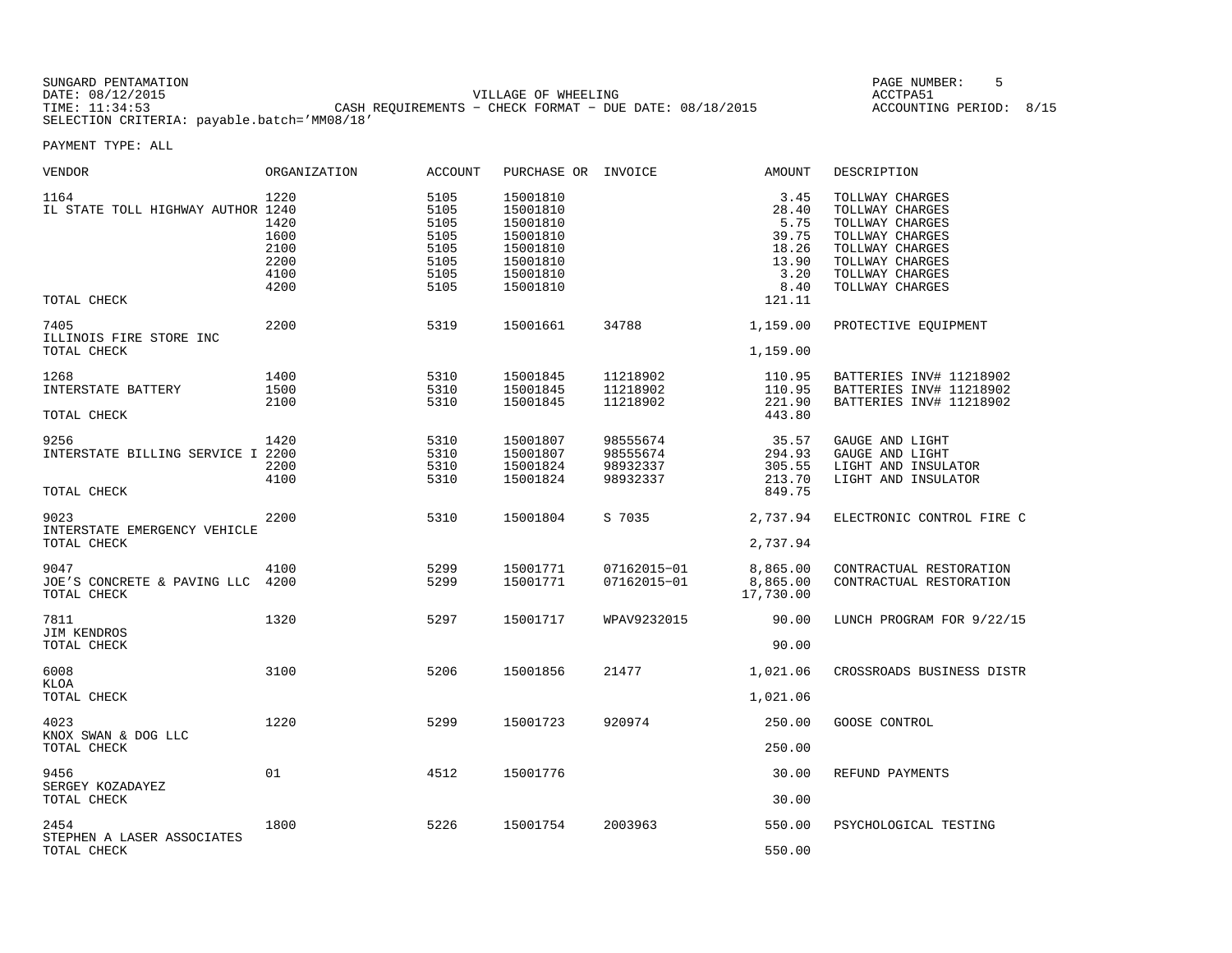SUNGARD PENTAMATION
DATE: 08/12/2015
TIME: 11:34:53
SELECTION CRITERIA: payable.batch='MM08/18'

VILLAGE OF WHEELING
CASH REQUIREMENTS - CHECK FORMAT - DUE DATE: 08/18/2015

PAGE NUMBER: 5
ACCTPA51
ACCOUNTING PERIOD: 8/15

PAYMENT TYPE: ALL

| VENDOR | ORGANIZATION | ACCOUNT | PURCHASE OR | INVOICE | AMOUNT | DESCRIPTION |
|---|---|---|---|---|---|---|
| 1164 | 1220 | 5105 | 15001810 | | 3.45 | TOLLWAY CHARGES |
| IL STATE TOLL HIGHWAY AUTHOR | 1240 | 5105 | 15001810 | | 28.40 | TOLLWAY CHARGES |
| | 1420 | 5105 | 15001810 | | 5.75 | TOLLWAY CHARGES |
| | 1600 | 5105 | 15001810 | | 39.75 | TOLLWAY CHARGES |
| | 2100 | 5105 | 15001810 | | 18.26 | TOLLWAY CHARGES |
| | 2200 | 5105 | 15001810 | | 13.90 | TOLLWAY CHARGES |
| | 4100 | 5105 | 15001810 | | 3.20 | TOLLWAY CHARGES |
| | 4200 | 5105 | 15001810 | | 8.40 | TOLLWAY CHARGES |
| TOTAL CHECK | | | | | 121.11 | |
| 7405 | 2200 | 5319 | 15001661 | 34788 | 1,159.00 | PROTECTIVE EQUIPMENT |
| ILLINOIS FIRE STORE INC | | | | | | |
| TOTAL CHECK | | | | | 1,159.00 | |
| 1268 | 1400 | 5310 | 15001845 | 11218902 | 110.95 | BATTERIES INV# 11218902 |
| INTERSTATE BATTERY | 1500 | 5310 | 15001845 | 11218902 | 110.95 | BATTERIES INV# 11218902 |
| | 2100 | 5310 | 15001845 | 11218902 | 221.90 | BATTERIES INV# 11218902 |
| TOTAL CHECK | | | | | 443.80 | |
| 9256 | 1420 | 5310 | 15001807 | 98555674 | 35.57 | GAUGE AND LIGHT |
| INTERSTATE BILLING SERVICE I | 2200 | 5310 | 15001807 | 98555674 | 294.93 | GAUGE AND LIGHT |
| | 2200 | 5310 | 15001824 | 98932337 | 305.55 | LIGHT AND INSULATOR |
| | 4100 | 5310 | 15001824 | 98932337 | 213.70 | LIGHT AND INSULATOR |
| TOTAL CHECK | | | | | 849.75 | |
| 9023 | 2200 | 5310 | 15001804 | S 7035 | 2,737.94 | ELECTRONIC CONTROL FIRE C |
| INTERSTATE EMERGENCY VEHICLE | | | | | | |
| TOTAL CHECK | | | | | 2,737.94 | |
| 9047 | 4100 | 5299 | 15001771 | 07162015-01 | 8,865.00 | CONTRACTUAL RESTORATION |
| JOE'S CONCRETE & PAVING LLC | 4200 | 5299 | 15001771 | 07162015-01 | 8,865.00 | CONTRACTUAL RESTORATION |
| TOTAL CHECK | | | | | 17,730.00 | |
| 7811 | 1320 | 5297 | 15001717 | WPAV9232015 | 90.00 | LUNCH PROGRAM FOR 9/22/15 |
| JIM KENDROS | | | | | | |
| TOTAL CHECK | | | | | 90.00 | |
| 6008 | 3100 | 5206 | 15001856 | 21477 | 1,021.06 | CROSSROADS BUSINESS DISTR |
| KLOA | | | | | | |
| TOTAL CHECK | | | | | 1,021.06 | |
| 4023 | 1220 | 5299 | 15001723 | 920974 | 250.00 | GOOSE CONTROL |
| KNOX SWAN & DOG LLC | | | | | | |
| TOTAL CHECK | | | | | 250.00 | |
| 9456 | 01 | 4512 | 15001776 | | 30.00 | REFUND PAYMENTS |
| SERGEY KOZADAYEZ | | | | | | |
| TOTAL CHECK | | | | | 30.00 | |
| 2454 | 1800 | 5226 | 15001754 | 2003963 | 550.00 | PSYCHOLOGICAL TESTING |
| STEPHEN A LASER ASSOCIATES | | | | | | |
| TOTAL CHECK | | | | | 550.00 | |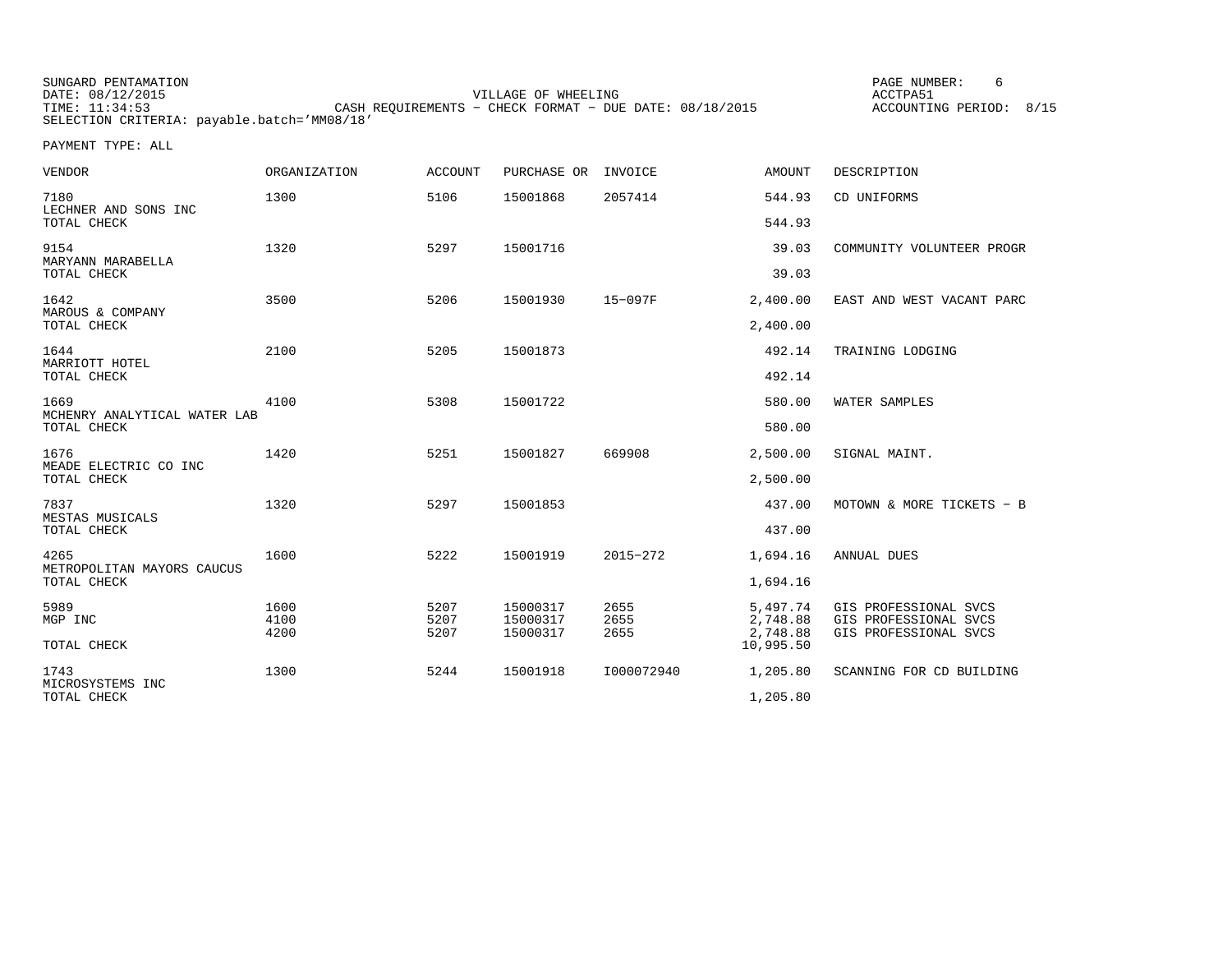SUNGARD PENTAMATION
DATE: 08/12/2015
TIME: 11:34:53
SELECTION CRITERIA: payable.batch='MM08/18'

VILLAGE OF WHEELING
CASH REQUIREMENTS - CHECK FORMAT - DUE DATE: 08/18/2015

PAGE NUMBER: 6
ACCTPA51
ACCOUNTING PERIOD: 8/15

PAYMENT TYPE: ALL

| VENDOR | ORGANIZATION | ACCOUNT | PURCHASE OR | INVOICE | AMOUNT | DESCRIPTION |
|---|---|---|---|---|---|---|
| 7180 LECHNER AND SONS INC | 1300 | 5106 | 15001868 | 2057414 | 544.93 | CD UNIFORMS |
| TOTAL CHECK | | | | | 544.93 | |
| 9154 MARYANN MARABELLA | 1320 | 5297 | 15001716 | | 39.03 | COMMUNITY VOLUNTEER PROGR |
| TOTAL CHECK | | | | | 39.03 | |
| 1642 MAROUS & COMPANY | 3500 | 5206 | 15001930 | 15-097F | 2,400.00 | EAST AND WEST VACANT PARC |
| TOTAL CHECK | | | | | 2,400.00 | |
| 1644 MARRIOTT HOTEL | 2100 | 5205 | 15001873 | | 492.14 | TRAINING LODGING |
| TOTAL CHECK | | | | | 492.14 | |
| 1669 MCHENRY ANALYTICAL WATER LAB | 4100 | 5308 | 15001722 | | 580.00 | WATER SAMPLES |
| TOTAL CHECK | | | | | 580.00 | |
| 1676 MEADE ELECTRIC CO INC | 1420 | 5251 | 15001827 | 669908 | 2,500.00 | SIGNAL MAINT. |
| TOTAL CHECK | | | | | 2,500.00 | |
| 7837 MESTAS MUSICALS | 1320 | 5297 | 15001853 | | 437.00 | MOTOWN & MORE TICKETS - B |
| TOTAL CHECK | | | | | 437.00 | |
| 4265 METROPOLITAN MAYORS CAUCUS | 1600 | 5222 | 15001919 | 2015-272 | 1,694.16 | ANNUAL DUES |
| TOTAL CHECK | | | | | 1,694.16 | |
| 5989 MGP INC | 1600 | 5207 | 15000317 | 2655 | 5,497.74 | GIS PROFESSIONAL SVCS |
| | 4100 | 5207 | 15000317 | 2655 | 2,748.88 | GIS PROFESSIONAL SVCS |
| | 4200 | 5207 | 15000317 | 2655 | 2,748.88 | GIS PROFESSIONAL SVCS |
| TOTAL CHECK | | | | | 10,995.50 | |
| 1743 MICROSYSTEMS INC | 1300 | 5244 | 15001918 | I000072940 | 1,205.80 | SCANNING FOR CD BUILDING |
| TOTAL CHECK | | | | | 1,205.80 | |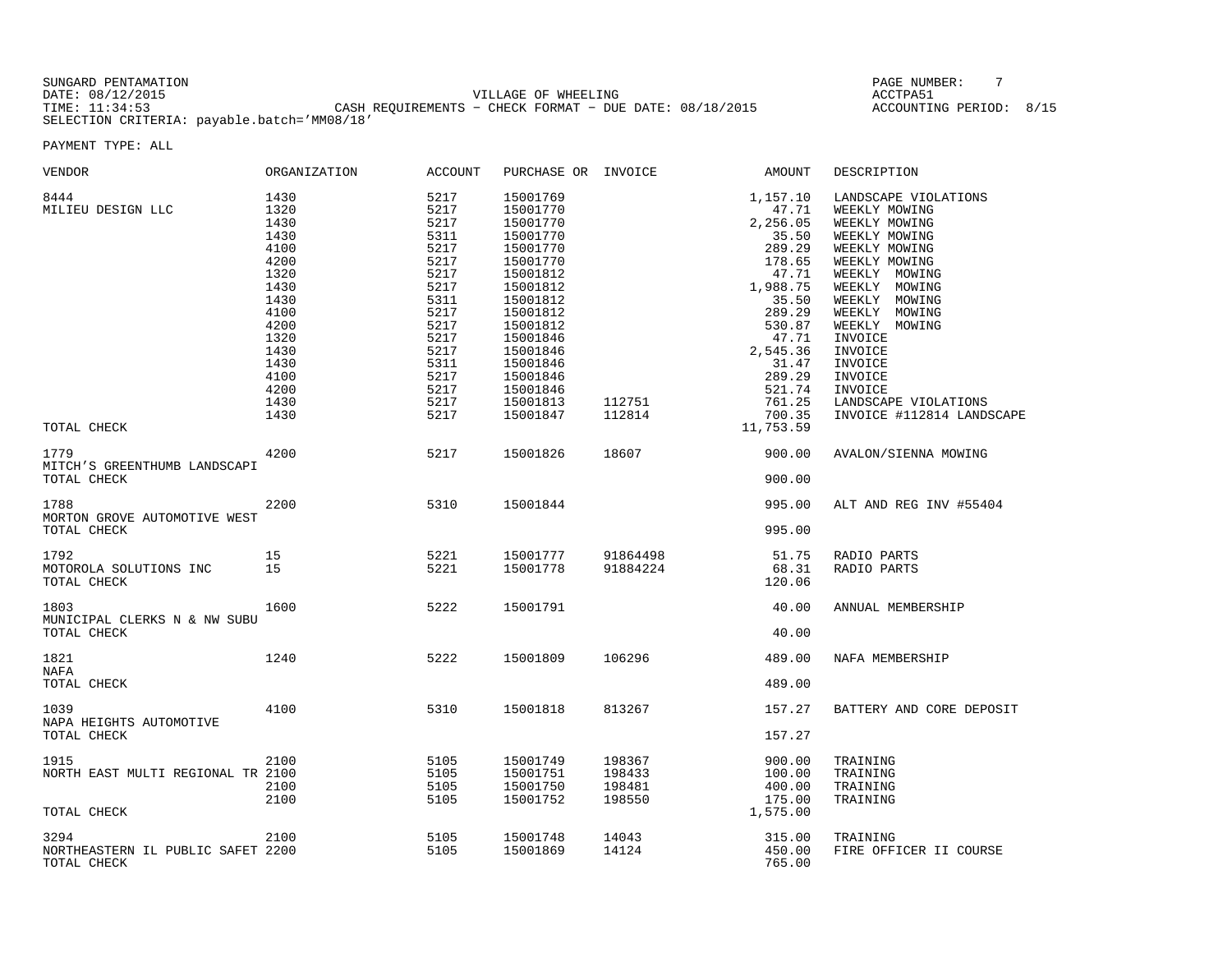SUNGARD PENTAMATION
DATE: 08/12/2015
TIME: 11:34:53

VILLAGE OF WHEELING
CASH REQUIREMENTS - CHECK FORMAT - DUE DATE: 08/18/2015

ACCTPA51
ACCOUNTING PERIOD: 8/15

SELECTION CRITERIA: payable.batch='MM08/18'

PAYMENT TYPE: ALL

| VENDOR | ORGANIZATION | ACCOUNT | PURCHASE OR | INVOICE | AMOUNT | DESCRIPTION |
|---|---|---|---|---|---|---|
| 8444 | 1430 | 5217 | 15001769 | | 1,157.10 | LANDSCAPE VIOLATIONS |
| MILIEU DESIGN LLC | 1320 | 5217 | 15001770 | | 47.71 | WEEKLY MOWING |
| | 1430 | 5217 | 15001770 | | 2,256.05 | WEEKLY MOWING |
| | 1430 | 5311 | 15001770 | | 35.50 | WEEKLY MOWING |
| | 4100 | 5217 | 15001770 | | 289.29 | WEEKLY MOWING |
| | 4200 | 5217 | 15001770 | | 178.65 | WEEKLY MOWING |
| | 1320 | 5217 | 15001812 | | 47.71 | WEEKLY MOWING |
| | 1430 | 5217 | 15001812 | | 1,988.75 | WEEKLY MOWING |
| | 1430 | 5311 | 15001812 | | 35.50 | WEEKLY MOWING |
| | 4100 | 5217 | 15001812 | | 289.29 | WEEKLY MOWING |
| | 4200 | 5217 | 15001812 | | 530.87 | WEEKLY MOWING |
| | 1320 | 5217 | 15001846 | | 47.71 | INVOICE |
| | 1430 | 5217 | 15001846 | | 2,545.36 | INVOICE |
| | 1430 | 5311 | 15001846 | | 31.47 | INVOICE |
| | 4100 | 5217 | 15001846 | | 289.29 | INVOICE |
| | 4200 | 5217 | 15001846 | | 521.74 | INVOICE |
| | 1430 | 5217 | 15001813 | 112751 | 761.25 | LANDSCAPE VIOLATIONS |
| | 1430 | 5217 | 15001847 | 112814 | 700.35 | INVOICE #112814 LANDSCAPE |
| TOTAL CHECK | | | | | 11,753.59 | |
| 1779 | 4200 | 5217 | 15001826 | 18607 | 900.00 | AVALON/SIENNA MOWING |
| MITCH'S GREENTHUMB LANDSCAPI | | | | | | |
| TOTAL CHECK | | | | | 900.00 | |
| 1788 | 2200 | 5310 | 15001844 | | 995.00 | ALT AND REG INV #55404 |
| MORTON GROVE AUTOMOTIVE WEST | | | | | | |
| TOTAL CHECK | | | | | 995.00 | |
| 1792 | 15 | 5221 | 15001777 | 91864498 | 51.75 | RADIO PARTS |
| MOTOROLA SOLUTIONS INC | 15 | 5221 | 15001778 | 91884224 | 68.31 | RADIO PARTS |
| TOTAL CHECK | | | | | 120.06 | |
| 1803 | 1600 | 5222 | 15001791 | | 40.00 | ANNUAL MEMBERSHIP |
| MUNICIPAL CLERKS N & NW SUBU | | | | | | |
| TOTAL CHECK | | | | | 40.00 | |
| 1821 | 1240 | 5222 | 15001809 | 106296 | 489.00 | NAFA MEMBERSHIP |
| NAFA | | | | | | |
| TOTAL CHECK | | | | | 489.00 | |
| 1039 | 4100 | 5310 | 15001818 | 813267 | 157.27 | BATTERY AND CORE DEPOSIT |
| NAPA HEIGHTS AUTOMOTIVE | | | | | | |
| TOTAL CHECK | | | | | 157.27 | |
| 1915 | 2100 | 5105 | 15001749 | 198367 | 900.00 | TRAINING |
| NORTH EAST MULTI REGIONAL TR | 2100 | 5105 | 15001751 | 198433 | 100.00 | TRAINING |
| | 2100 | 5105 | 15001750 | 198481 | 400.00 | TRAINING |
| | 2100 | 5105 | 15001752 | 198550 | 175.00 | TRAINING |
| TOTAL CHECK | | | | | 1,575.00 | |
| 3294 | 2100 | 5105 | 15001748 | 14043 | 315.00 | TRAINING |
| NORTHEASTERN IL PUBLIC SAFET | 2200 | 5105 | 15001869 | 14124 | 450.00 | FIRE OFFICER II COURSE |
| TOTAL CHECK | | | | | 765.00 | |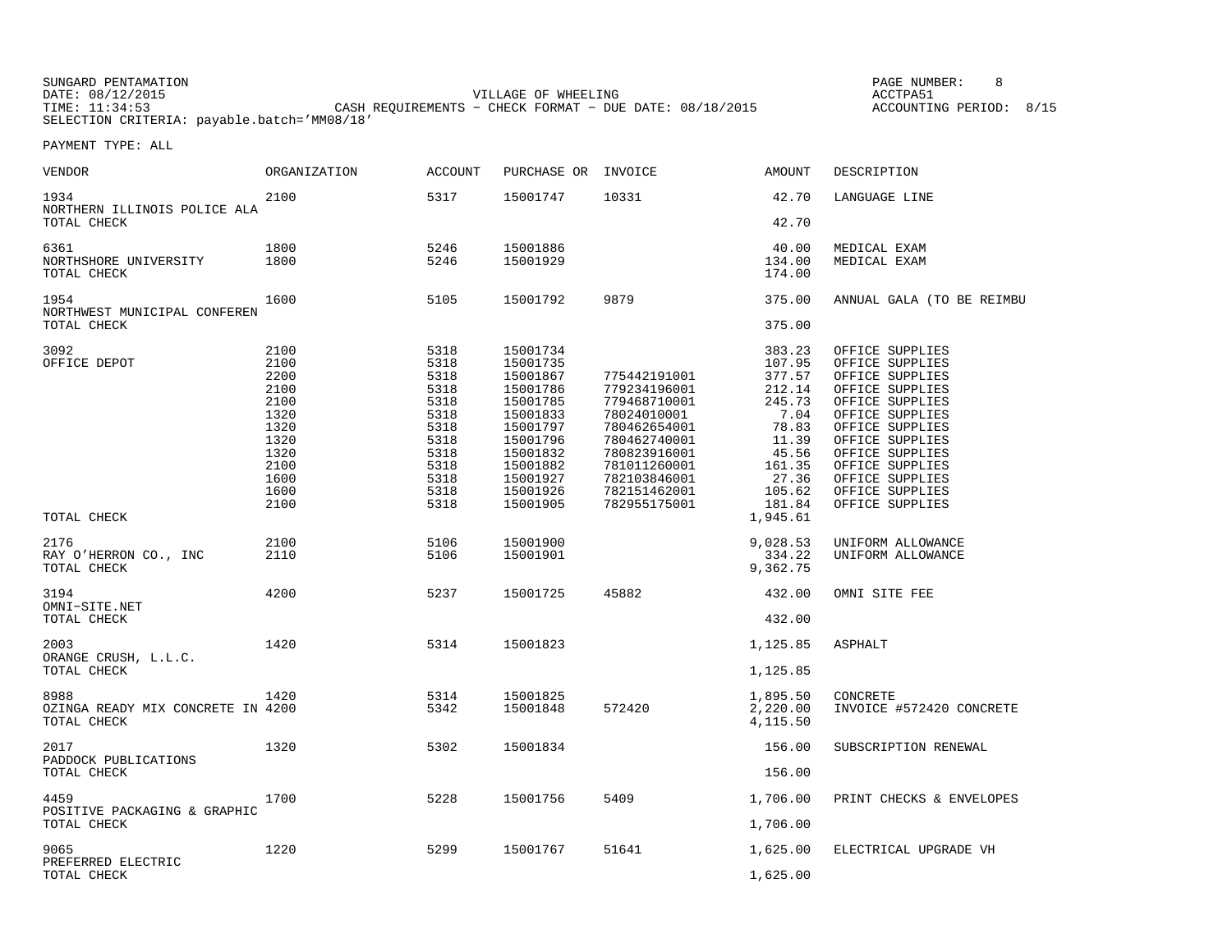SUNGARD PENTAMATION
DATE: 08/12/2015
TIME: 11:34:53
SELECTION CRITERIA: payable.batch='MM08/18'

VILLAGE OF WHEELING
CASH REQUIREMENTS - CHECK FORMAT - DUE DATE: 08/18/2015

PAGE NUMBER: 8
ACCTPA51
ACCOUNTING PERIOD: 8/15

PAYMENT TYPE: ALL

| VENDOR | ORGANIZATION | ACCOUNT | PURCHASE OR | INVOICE | AMOUNT | DESCRIPTION |
|---|---|---|---|---|---|---|
| 1934 | 2100 | 5317 | 15001747 | 10331 | 42.70 | LANGUAGE LINE |
| NORTHERN ILLINOIS POLICE ALA | | | | | | |
| TOTAL CHECK | | | | | 42.70 | |
| 6361 | 1800 | 5246 | 15001886 | | 40.00 | MEDICAL EXAM |
| NORTHSHORE UNIVERSITY | 1800 | 5246 | 15001929 | | 134.00 | MEDICAL EXAM |
| TOTAL CHECK | | | | | 174.00 | |
| 1954 | 1600 | 5105 | 15001792 | 9879 | 375.00 | ANNUAL GALA (TO BE REIMBU |
| NORTHWEST MUNICIPAL CONFEREN | | | | | | |
| TOTAL CHECK | | | | | 375.00 | |
| 3092 | 2100 | 5318 | 15001734 | | 383.23 | OFFICE SUPPLIES |
| OFFICE DEPOT | 2100 | 5318 | 15001735 | | 107.95 | OFFICE SUPPLIES |
| | 2200 | 5318 | 15001867 | 775442191001 | 377.57 | OFFICE SUPPLIES |
| | 2100 | 5318 | 15001786 | 779234196001 | 212.14 | OFFICE SUPPLIES |
| | 2100 | 5318 | 15001785 | 779468710001 | 245.73 | OFFICE SUPPLIES |
| | 1320 | 5318 | 15001833 | 78024010001 | 7.04 | OFFICE SUPPLIES |
| | 1320 | 5318 | 15001797 | 780462654001 | 78.83 | OFFICE SUPPLIES |
| | 1320 | 5318 | 15001796 | 780462740001 | 11.39 | OFFICE SUPPLIES |
| | 1320 | 5318 | 15001832 | 780823916001 | 45.56 | OFFICE SUPPLIES |
| | 2100 | 5318 | 15001882 | 781011260001 | 161.35 | OFFICE SUPPLIES |
| | 1600 | 5318 | 15001927 | 782103846001 | 27.36 | OFFICE SUPPLIES |
| | 1600 | 5318 | 15001926 | 782151462001 | 105.62 | OFFICE SUPPLIES |
| | 2100 | 5318 | 15001905 | 782955175001 | 181.84 | OFFICE SUPPLIES |
| TOTAL CHECK | | | | | 1,945.61 | |
| 2176 | 2100 | 5106 | 15001900 | | 9,028.53 | UNIFORM ALLOWANCE |
| RAY O'HERRON CO., INC | 2110 | 5106 | 15001901 | | 334.22 | UNIFORM ALLOWANCE |
| TOTAL CHECK | | | | | 9,362.75 | |
| 3194 | 4200 | 5237 | 15001725 | 45882 | 432.00 | OMNI SITE FEE |
| OMNI-SITE.NET | | | | | | |
| TOTAL CHECK | | | | | 432.00 | |
| 2003 | 1420 | 5314 | 15001823 | | 1,125.85 | ASPHALT |
| ORANGE CRUSH, L.L.C. | | | | | | |
| TOTAL CHECK | | | | | 1,125.85 | |
| 8988 | 1420 | 5314 | 15001825 | | 1,895.50 | CONCRETE |
| OZINGA READY MIX CONCRETE IN | 4200 | 5342 | 15001848 | 572420 | 2,220.00 | INVOICE #572420 CONCRETE |
| TOTAL CHECK | | | | | 4,115.50 | |
| 2017 | 1320 | 5302 | 15001834 | | 156.00 | SUBSCRIPTION RENEWAL |
| PADDOCK PUBLICATIONS | | | | | | |
| TOTAL CHECK | | | | | 156.00 | |
| 4459 | 1700 | 5228 | 15001756 | 5409 | 1,706.00 | PRINT CHECKS & ENVELOPES |
| POSITIVE PACKAGING & GRAPHIC | | | | | | |
| TOTAL CHECK | | | | | 1,706.00 | |
| 9065 | 1220 | 5299 | 15001767 | 51641 | 1,625.00 | ELECTRICAL UPGRADE VH |
| PREFERRED ELECTRIC | | | | | | |
| TOTAL CHECK | | | | | 1,625.00 | |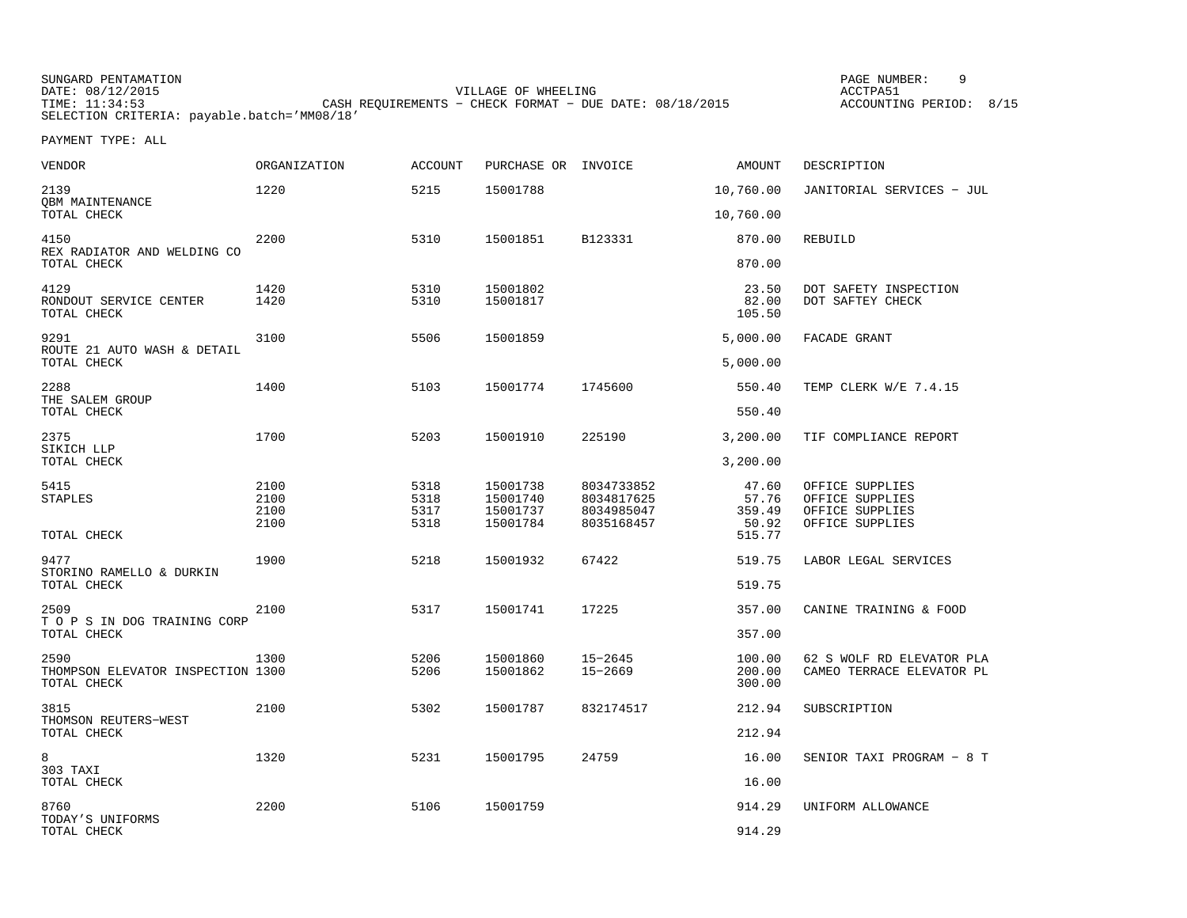SUNGARD PENTAMATION
DATE: 08/12/2015
TIME: 11:34:53
SELECTION CRITERIA: payable.batch='MM08/18'

VILLAGE OF WHEELING
CASH REQUIREMENTS - CHECK FORMAT - DUE DATE: 08/18/2015

ACCTPA51
ACCOUNTING PERIOD: 8/15

PAYMENT TYPE: ALL

| VENDOR | ORGANIZATION | ACCOUNT | PURCHASE OR | INVOICE | AMOUNT | DESCRIPTION |
|---|---|---|---|---|---|---|
| 2139 | 1220 | 5215 | 15001788 | | 10,760.00 | JANITORIAL SERVICES - JUL |
| QBM MAINTENANCE | | | | | | |
| TOTAL CHECK | | | | | 10,760.00 | |
| 4150 | 2200 | 5310 | 15001851 | B123331 | 870.00 | REBUILD |
| REX RADIATOR AND WELDING CO | | | | | | |
| TOTAL CHECK | | | | | 870.00 | |
| 4129 | 1420 | 5310 | 15001802 | | 23.50 | DOT SAFETY INSPECTION |
| RONDOUT SERVICE CENTER | 1420 | 5310 | 15001817 | | 82.00 | DOT SAFTEY CHECK |
| TOTAL CHECK | | | | | 105.50 | |
| 9291 | 3100 | 5506 | 15001859 | | 5,000.00 | FACADE GRANT |
| ROUTE 21 AUTO WASH & DETAIL | | | | | | |
| TOTAL CHECK | | | | | 5,000.00 | |
| 2288 | 1400 | 5103 | 15001774 | 1745600 | 550.40 | TEMP CLERK W/E 7.4.15 |
| THE SALEM GROUP | | | | | | |
| TOTAL CHECK | | | | | 550.40 | |
| 2375 | 1700 | 5203 | 15001910 | 225190 | 3,200.00 | TIF COMPLIANCE REPORT |
| SIKICH LLP | | | | | | |
| TOTAL CHECK | | | | | 3,200.00 | |
| 5415 | 2100 | 5318 | 15001738 | 8034733852 | 47.60 | OFFICE SUPPLIES |
| STAPLES | 2100 | 5318 | 15001740 | 8034817625 | 57.76 | OFFICE SUPPLIES |
| | 2100 | 5317 | 15001737 | 8034985047 | 359.49 | OFFICE SUPPLIES |
| | 2100 | 5318 | 15001784 | 8035168457 | 50.92 | OFFICE SUPPLIES |
| TOTAL CHECK | | | | | 515.77 | |
| 9477 | 1900 | 5218 | 15001932 | 67422 | 519.75 | LABOR LEGAL SERVICES |
| STORINO RAMELLO & DURKIN | | | | | | |
| TOTAL CHECK | | | | | 519.75 | |
| 2509 | 2100 | 5317 | 15001741 | 17225 | 357.00 | CANINE TRAINING & FOOD |
| T O P S IN DOG TRAINING CORP | | | | | | |
| TOTAL CHECK | | | | | 357.00 | |
| 2590 | 1300 | 5206 | 15001860 | 15-2645 | 100.00 | 62 S WOLF RD ELEVATOR PLA |
| THOMPSON ELEVATOR INSPECTION | 1300 | 5206 | 15001862 | 15-2669 | 200.00 | CAMEO TERRACE ELEVATOR PL |
| TOTAL CHECK | | | | | 300.00 | |
| 3815 | 2100 | 5302 | 15001787 | 832174517 | 212.94 | SUBSCRIPTION |
| THOMSON REUTERS-WEST | | | | | | |
| TOTAL CHECK | | | | | 212.94 | |
| 8 | 1320 | 5231 | 15001795 | 24759 | 16.00 | SENIOR TAXI PROGRAM - 8 T |
| 303 TAXI | | | | | | |
| TOTAL CHECK | | | | | 16.00 | |
| 8760 | 2200 | 5106 | 15001759 | | 914.29 | UNIFORM ALLOWANCE |
| TODAY'S UNIFORMS | | | | | | |
| TOTAL CHECK | | | | | 914.29 | |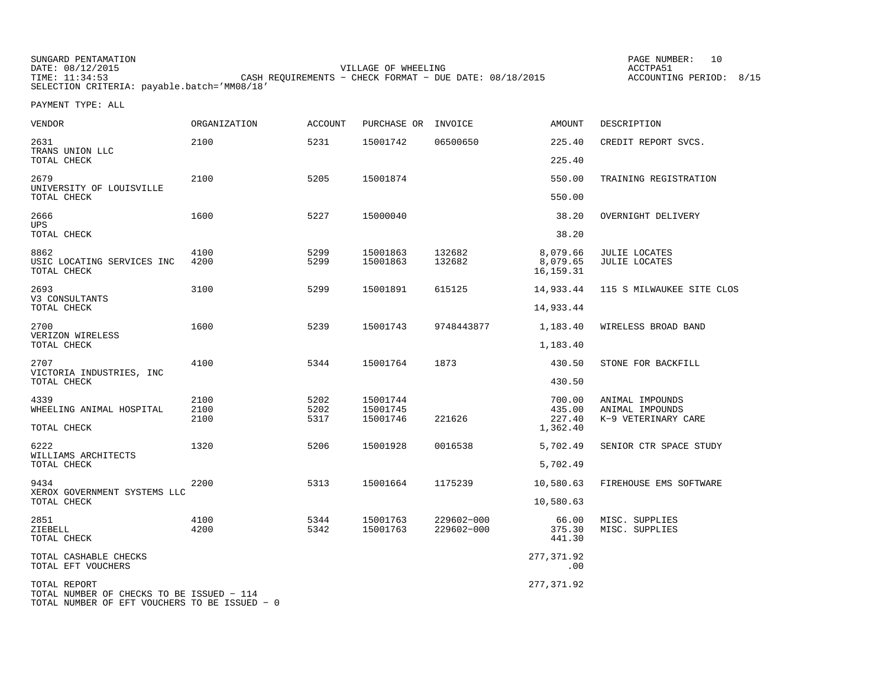SUNGARD PENTAMATION
DATE: 08/12/2015
TIME: 11:34:53
SELECTION CRITERIA: payable.batch='MM08/18'

VILLAGE OF WHEELING
CASH REQUIREMENTS - CHECK FORMAT - DUE DATE: 08/18/2015

PAGE NUMBER: 10
ACCTPA51
ACCOUNTING PERIOD: 8/15

PAYMENT TYPE: ALL

| VENDOR | ORGANIZATION | ACCOUNT | PURCHASE OR | INVOICE | AMOUNT | DESCRIPTION |
|---|---|---|---|---|---|---|
| 2631 | 2100 | 5231 | 15001742 | 06500650 | 225.40 | CREDIT REPORT SVCS. |
| TRANS UNION LLC | | | | | | |
| TOTAL CHECK | | | | | 225.40 | |
| 2679 | 2100 | 5205 | 15001874 | | 550.00 | TRAINING REGISTRATION |
| UNIVERSITY OF LOUISVILLE | | | | | | |
| TOTAL CHECK | | | | | 550.00 | |
| 2666 | 1600 | 5227 | 15000040 | | 38.20 | OVERNIGHT DELIVERY |
| UPS | | | | | | |
| TOTAL CHECK | | | | | 38.20 | |
| 8862 | 4100 | 5299 | 15001863 | 132682 | 8,079.66 | JULIE LOCATES |
| USIC LOCATING SERVICES INC | 4200 | 5299 | 15001863 | 132682 | 8,079.65 | JULIE LOCATES |
| TOTAL CHECK | | | | | 16,159.31 | |
| 2693 | 3100 | 5299 | 15001891 | 615125 | 14,933.44 | 115 S MILWAUKEE SITE CLOS |
| V3 CONSULTANTS | | | | | | |
| TOTAL CHECK | | | | | 14,933.44 | |
| 2700 | 1600 | 5239 | 15001743 | 9748443877 | 1,183.40 | WIRELESS BROAD BAND |
| VERIZON WIRELESS | | | | | | |
| TOTAL CHECK | | | | | 1,183.40 | |
| 2707 | 4100 | 5344 | 15001764 | 1873 | 430.50 | STONE FOR BACKFILL |
| VICTORIA INDUSTRIES, INC | | | | | | |
| TOTAL CHECK | | | | | 430.50 | |
| 4339 | 2100 | 5202 | 15001744 | | 700.00 | ANIMAL IMPOUNDS |
| WHEELING ANIMAL HOSPITAL | 2100 | 5202 | 15001745 | | 435.00 | ANIMAL IMPOUNDS |
| | 2100 | 5317 | 15001746 | 221626 | 227.40 | K-9 VETERINARY CARE |
| TOTAL CHECK | | | | | 1,362.40 | |
| 6222 | 1320 | 5206 | 15001928 | 0016538 | 5,702.49 | SENIOR CTR SPACE STUDY |
| WILLIAMS ARCHITECTS | | | | | | |
| TOTAL CHECK | | | | | 5,702.49 | |
| 9434 | 2200 | 5313 | 15001664 | 1175239 | 10,580.63 | FIREHOUSE EMS SOFTWARE |
| XEROX GOVERNMENT SYSTEMS LLC | | | | | | |
| TOTAL CHECK | | | | | 10,580.63 | |
| 2851 | 4100 | 5344 | 15001763 | 229602-000 | 66.00 | MISC. SUPPLIES |
| ZIEBELL | 4200 | 5342 | 15001763 | 229602-000 | 375.30 | MISC. SUPPLIES |
| TOTAL CHECK | | | | | 441.30 | |
| TOTAL CASHABLE CHECKS | | | | | 277,371.92 | |
| TOTAL EFT VOUCHERS | | | | | .00 | |
| TOTAL REPORT | | | | | 277,371.92 | |

TOTAL NUMBER OF CHECKS TO BE ISSUED - 114
TOTAL NUMBER OF EFT VOUCHERS TO BE ISSUED - 0